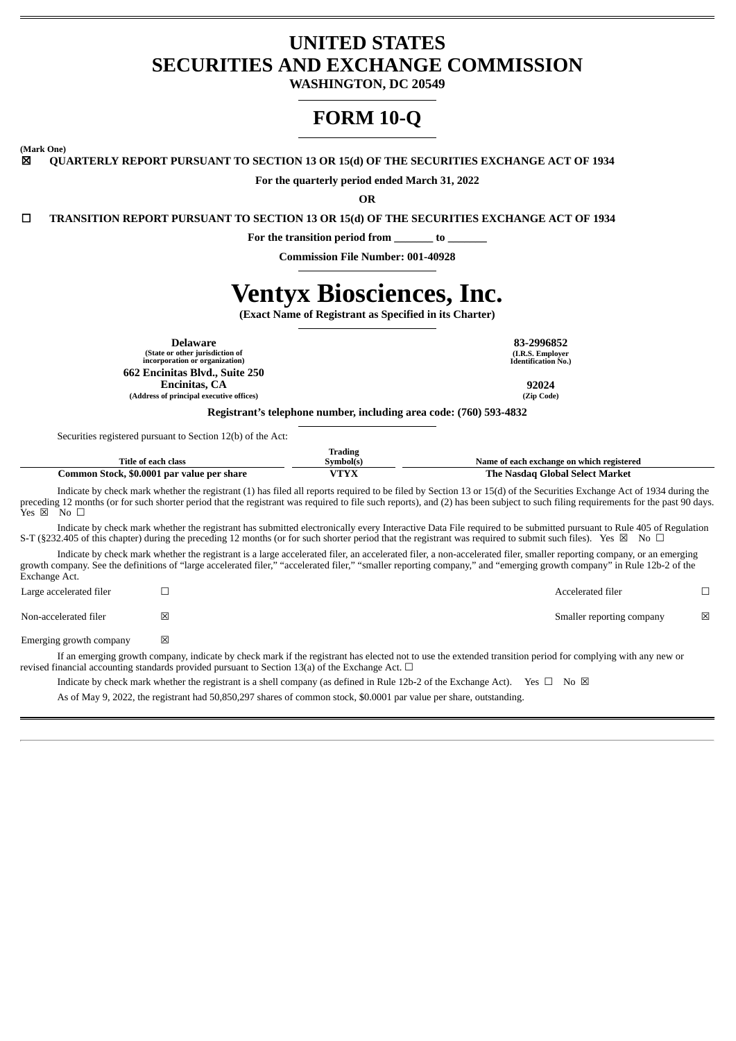# UNITED STATES
# SECURITIES AND EXCHANGE COMMISSION

**WASHINGTON, DC 20549**

# FORM 10-Q

**(Mark One)**

☒ **QUARTERLY REPORT PURSUANT TO SECTION 13 OR 15(d) OF THE SECURITIES EXCHANGE ACT OF 1934**

**For the quarterly period ended March 31, 2022**

**OR**

☐ **TRANSITION REPORT PURSUANT TO SECTION 13 OR 15(d) OF THE SECURITIES EXCHANGE ACT OF 1934**

**For the transition period from _______ to _______**

**Commission File Number: 001-40928**

# Ventyx Biosciences, Inc.

**(Exact Name of Registrant as Specified in its Charter)**

| | |
|---|---|
| **Delaware**<br>(State or other jurisdiction of incorporation or organization) | **83-2996852**<br>(I.R.S. Employer Identification No.) |
| **662 Encinitas Blvd., Suite 250**<br>**Encinitas, CA**<br>(Address of principal executive offices) | **92024**<br>(Zip Code) |

**Registrant's telephone number, including area code: (760) 593-4832**

Securities registered pursuant to Section 12(b) of the Act:

| Title of each class | Trading Symbol(s) | Name of each exchange on which registered |
|---|---|---|
| **Common Stock, $0.0001 par value per share** | **VTYX** | **The Nasdaq Global Select Market** |

Indicate by check mark whether the registrant (1) has filed all reports required to be filed by Section 13 or 15(d) of the Securities Exchange Act of 1934 during the preceding 12 months (or for such shorter period that the registrant was required to file such reports), and (2) has been subject to such filing requirements for the past 90 days. Yes ☒ No ☐

Indicate by check mark whether the registrant has submitted electronically every Interactive Data File required to be submitted pursuant to Rule 405 of Regulation S-T (§232.405 of this chapter) during the preceding 12 months (or for such shorter period that the registrant was required to submit such files). Yes ☒ No ☐

Indicate by check mark whether the registrant is a large accelerated filer, an accelerated filer, a non-accelerated filer, smaller reporting company, or an emerging growth company. See the definitions of "large accelerated filer," "accelerated filer," "smaller reporting company," and "emerging growth company" in Rule 12b-2 of the Exchange Act.

| | | | |
|---|---|---|---|
| Large accelerated filer | ☐ | Accelerated filer | ☐ |
| Non-accelerated filer | ☒ | Smaller reporting company | ☒ |
| Emerging growth company | ☒ | | |

If an emerging growth company, indicate by check mark if the registrant has elected not to use the extended transition period for complying with any new or revised financial accounting standards provided pursuant to Section 13(a) of the Exchange Act. ☐

Indicate by check mark whether the registrant is a shell company (as defined in Rule 12b-2 of the Exchange Act). Yes ☐ No ☒

As of May 9, 2022, the registrant had 50,850,297 shares of common stock, $0.0001 par value per share, outstanding.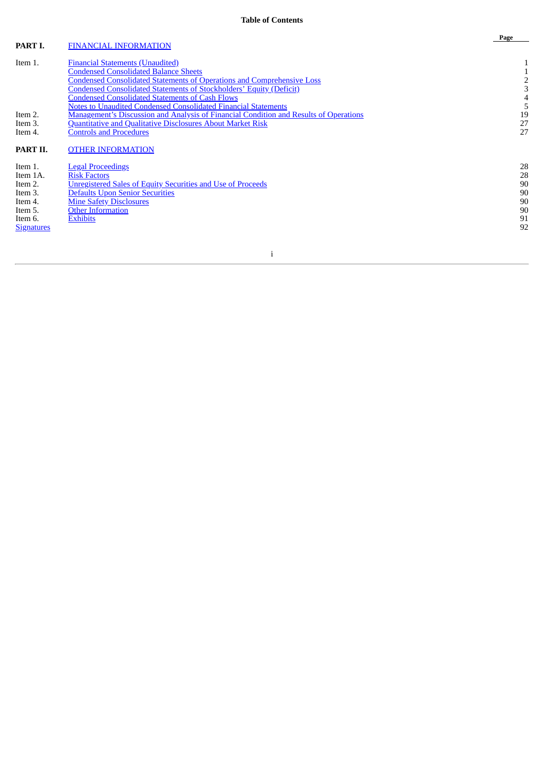# Table of Contents

| | | Page |
|---|---|---|
| **PART I.** | FINANCIAL INFORMATION | |
| Item 1. | Financial Statements (Unaudited) | 1 |
| | Condensed Consolidated Balance Sheets | 1 |
| | Condensed Consolidated Statements of Operations and Comprehensive Loss | 2 |
| | Condensed Consolidated Statements of Stockholders' Equity (Deficit) | 3 |
| | Condensed Consolidated Statements of Cash Flows | 4 |
| | Notes to Unaudited Condensed Consolidated Financial Statements | 5 |
| Item 2. | Management's Discussion and Analysis of Financial Condition and Results of Operations | 19 |
| Item 3. | Quantitative and Qualitative Disclosures About Market Risk | 27 |
| Item 4. | Controls and Procedures | 27 |
| **PART II.** | OTHER INFORMATION | |
| Item 1. | Legal Proceedings | 28 |
| Item 1A. | Risk Factors | 28 |
| Item 2. | Unregistered Sales of Equity Securities and Use of Proceeds | 90 |
| Item 3. | Defaults Upon Senior Securities | 90 |
| Item 4. | Mine Safety Disclosures | 90 |
| Item 5. | Other Information | 90 |
| Item 6. | Exhibits | 91 |
| Signatures | | 92 |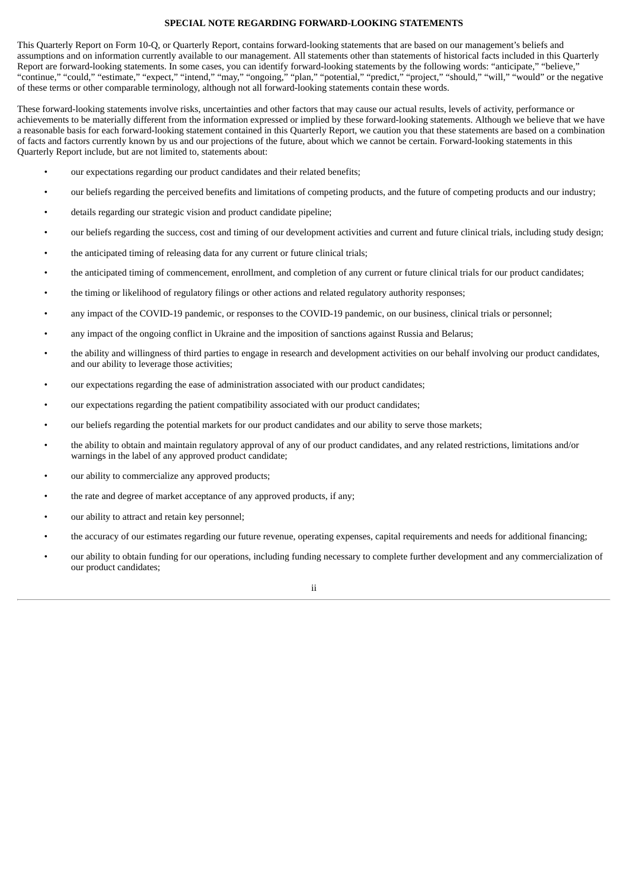**SPECIAL NOTE REGARDING FORWARD-LOOKING STATEMENTS**

This Quarterly Report on Form 10-Q, or Quarterly Report, contains forward-looking statements that are based on our management's beliefs and assumptions and on information currently available to our management. All statements other than statements of historical facts included in this Quarterly Report are forward-looking statements. In some cases, you can identify forward-looking statements by the following words: "anticipate," "believe," "continue," "could," "estimate," "expect," "intend," "may," "ongoing," "plan," "potential," "predict," "project," "should," "will," "would" or the negative of these terms or other comparable terminology, although not all forward-looking statements contain these words.

These forward-looking statements involve risks, uncertainties and other factors that may cause our actual results, levels of activity, performance or achievements to be materially different from the information expressed or implied by these forward-looking statements. Although we believe that we have a reasonable basis for each forward-looking statement contained in this Quarterly Report, we caution you that these statements are based on a combination of facts and factors currently known by us and our projections of the future, about which we cannot be certain. Forward-looking statements in this Quarterly Report include, but are not limited to, statements about:

- our expectations regarding our product candidates and their related benefits;
- our beliefs regarding the perceived benefits and limitations of competing products, and the future of competing products and our industry;
- details regarding our strategic vision and product candidate pipeline;
- our beliefs regarding the success, cost and timing of our development activities and current and future clinical trials, including study design;
- the anticipated timing of releasing data for any current or future clinical trials;
- the anticipated timing of commencement, enrollment, and completion of any current or future clinical trials for our product candidates;
- the timing or likelihood of regulatory filings or other actions and related regulatory authority responses;
- any impact of the COVID-19 pandemic, or responses to the COVID-19 pandemic, on our business, clinical trials or personnel;
- any impact of the ongoing conflict in Ukraine and the imposition of sanctions against Russia and Belarus;
- the ability and willingness of third parties to engage in research and development activities on our behalf involving our product candidates, and our ability to leverage those activities;
- our expectations regarding the ease of administration associated with our product candidates;
- our expectations regarding the patient compatibility associated with our product candidates;
- our beliefs regarding the potential markets for our product candidates and our ability to serve those markets;
- the ability to obtain and maintain regulatory approval of any of our product candidates, and any related restrictions, limitations and/or warnings in the label of any approved product candidate;
- our ability to commercialize any approved products;
- the rate and degree of market acceptance of any approved products, if any;
- our ability to attract and retain key personnel;
- the accuracy of our estimates regarding our future revenue, operating expenses, capital requirements and needs for additional financing;
- our ability to obtain funding for our operations, including funding necessary to complete further development and any commercialization of our product candidates;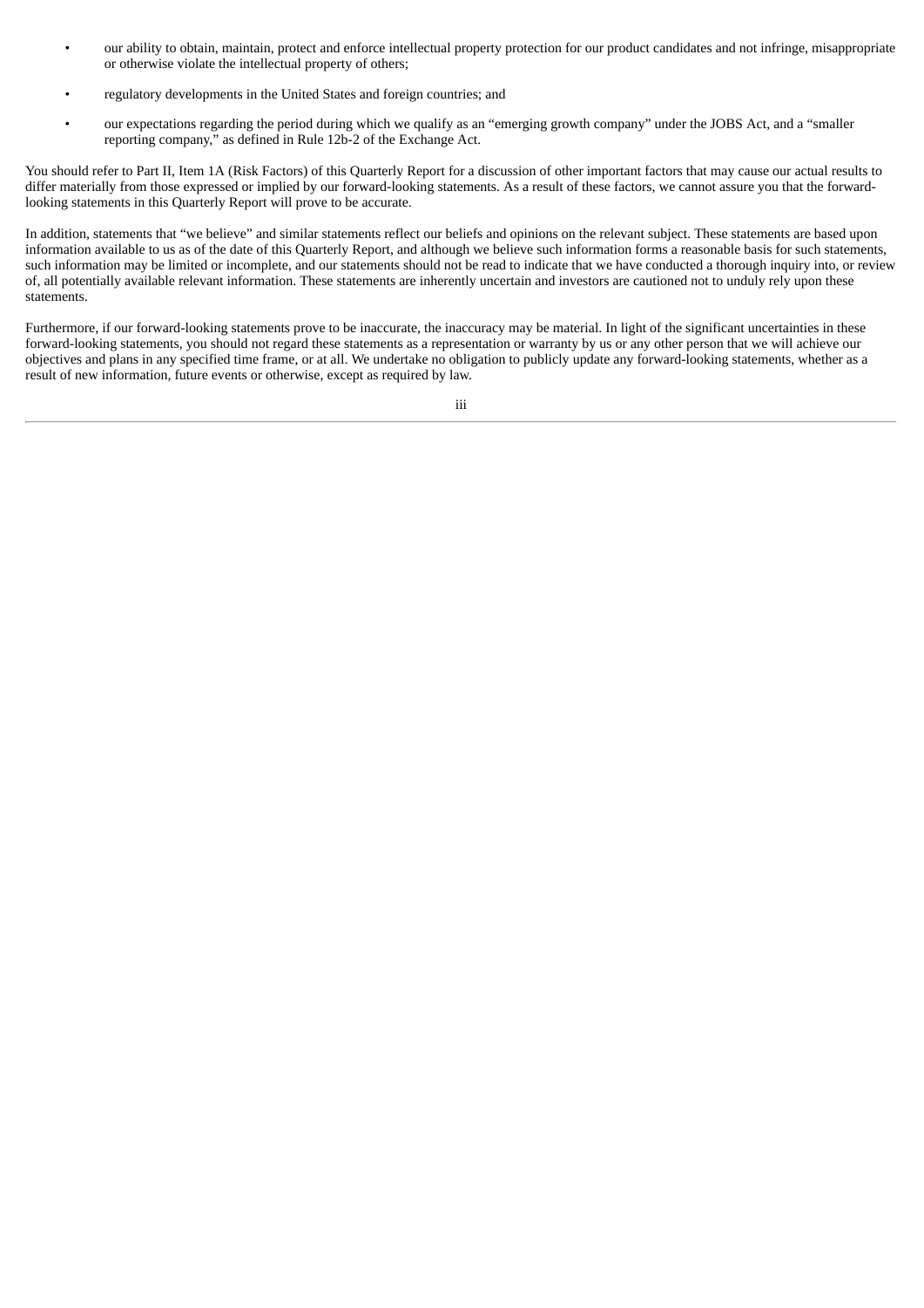- our ability to obtain, maintain, protect and enforce intellectual property protection for our product candidates and not infringe, misappropriate or otherwise violate the intellectual property of others;
- regulatory developments in the United States and foreign countries; and
- our expectations regarding the period during which we qualify as an "emerging growth company" under the JOBS Act, and a "smaller reporting company," as defined in Rule 12b-2 of the Exchange Act.

You should refer to Part II, Item 1A (Risk Factors) of this Quarterly Report for a discussion of other important factors that may cause our actual results to differ materially from those expressed or implied by our forward-looking statements. As a result of these factors, we cannot assure you that the forward-looking statements in this Quarterly Report will prove to be accurate.

In addition, statements that "we believe" and similar statements reflect our beliefs and opinions on the relevant subject. These statements are based upon information available to us as of the date of this Quarterly Report, and although we believe such information forms a reasonable basis for such statements, such information may be limited or incomplete, and our statements should not be read to indicate that we have conducted a thorough inquiry into, or review of, all potentially available relevant information. These statements are inherently uncertain and investors are cautioned not to unduly rely upon these statements.

Furthermore, if our forward-looking statements prove to be inaccurate, the inaccuracy may be material. In light of the significant uncertainties in these forward-looking statements, you should not regard these statements as a representation or warranty by us or any other person that we will achieve our objectives and plans in any specified time frame, or at all. We undertake no obligation to publicly update any forward-looking statements, whether as a result of new information, future events or otherwise, except as required by law.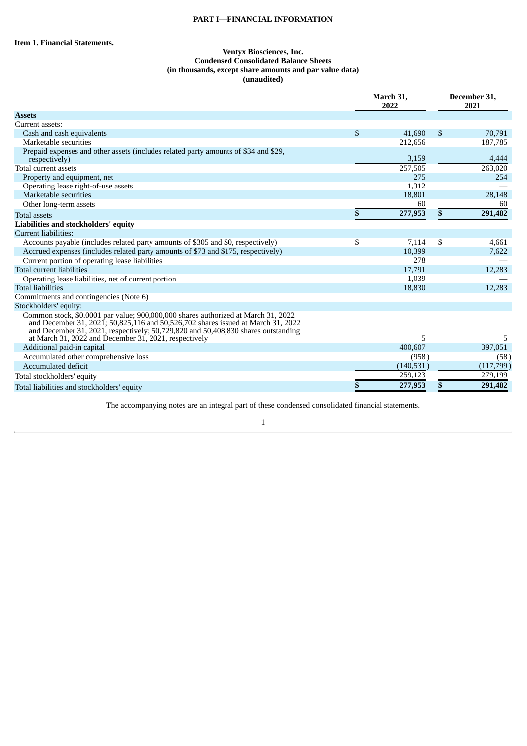# PART I—FINANCIAL INFORMATION

## Item 1. Financial Statements.

**Ventyx Biosciences, Inc.**
**Condensed Consolidated Balance Sheets**
**(in thousands, except share amounts and par value data)**
**(unaudited)**

| | March 31, 2022 | December 31, 2021 |
|---|---|---|
| **Assets** | | |
| Current assets: | | |
| Cash and cash equivalents | $ 41,690 | $ 70,791 |
| Marketable securities | 212,656 | 187,785 |
| Prepaid expenses and other assets (includes related party amounts of $34 and $29, respectively) | 3,159 | 4,444 |
| Total current assets | 257,505 | 263,020 |
| Property and equipment, net | 275 | 254 |
| Operating lease right-of-use assets | 1,312 | — |
| Marketable securities | 18,801 | 28,148 |
| Other long-term assets | 60 | 60 |
| Total assets | $ 277,953 | $ 291,482 |
| **Liabilities and stockholders' equity** | | |
| Current liabilities: | | |
| Accounts payable (includes related party amounts of $305 and $0, respectively) | $ 7,114 | $ 4,661 |
| Accrued expenses (includes related party amounts of $73 and $175, respectively) | 10,399 | 7,622 |
| Current portion of operating lease liabilities | 278 | — |
| Total current liabilities | 17,791 | 12,283 |
| Operating lease liabilities, net of current portion | 1,039 | — |
| Total liabilities | 18,830 | 12,283 |
| Commitments and contingencies (Note 6) | | |
| Stockholders' equity: | | |
| Common stock, $0.0001 par value; 900,000,000 shares authorized at March 31, 2022 and December 31, 2021; 50,825,116 and 50,526,702 shares issued at March 31, 2022 and December 31, 2021, respectively; 50,729,820 and 50,408,830 shares outstanding at March 31, 2022 and December 31, 2021, respectively | 5 | 5 |
| Additional paid-in capital | 400,607 | 397,051 |
| Accumulated other comprehensive loss | (958) | (58) |
| Accumulated deficit | (140,531) | (117,799) |
| Total stockholders' equity | 259,123 | 279,199 |
| Total liabilities and stockholders' equity | $ 277,953 | $ 291,482 |

The accompanying notes are an integral part of these condensed consolidated financial statements.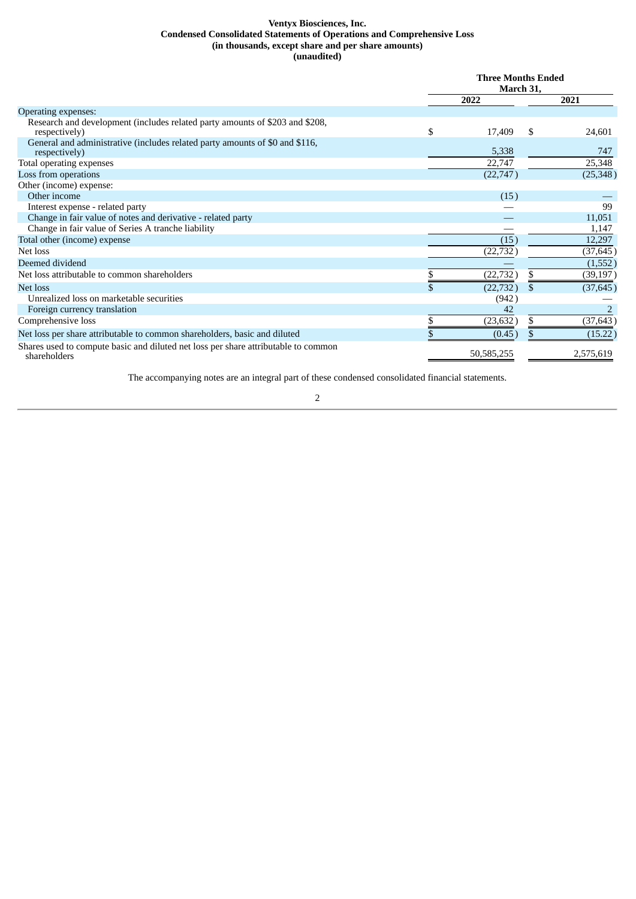**Ventyx Biosciences, Inc.**
**Condensed Consolidated Statements of Operations and Comprehensive Loss**
**(in thousands, except share and per share amounts)**
**(unaudited)**

| | Three Months Ended March 31, | |
|---|---|---|
| | 2022 | 2021 |
| Operating expenses: | | |
| Research and development (includes related party amounts of $203 and $208, respectively) | $ 17,409 | $ 24,601 |
| General and administrative (includes related party amounts of $0 and $116, respectively) | 5,338 | 747 |
| Total operating expenses | 22,747 | 25,348 |
| Loss from operations | (22,747) | (25,348) |
| Other (income) expense: | | |
| Other income | (15) | — |
| Interest expense - related party | — | 99 |
| Change in fair value of notes and derivative - related party | — | 11,051 |
| Change in fair value of Series A tranche liability | — | 1,147 |
| Total other (income) expense | (15) | 12,297 |
| Net loss | (22,732) | (37,645) |
| Deemed dividend | — | (1,552) |
| Net loss attributable to common shareholders | $ (22,732) | $ (39,197) |
| Net loss | $ (22,732) | $ (37,645) |
| Unrealized loss on marketable securities | (942) | — |
| Foreign currency translation | 42 | 2 |
| Comprehensive loss | $ (23,632) | $ (37,643) |
| Net loss per share attributable to common shareholders, basic and diluted | $ (0.45) | $ (15.22) |
| Shares used to compute basic and diluted net loss per share attributable to common shareholders | 50,585,255 | 2,575,619 |

The accompanying notes are an integral part of these condensed consolidated financial statements.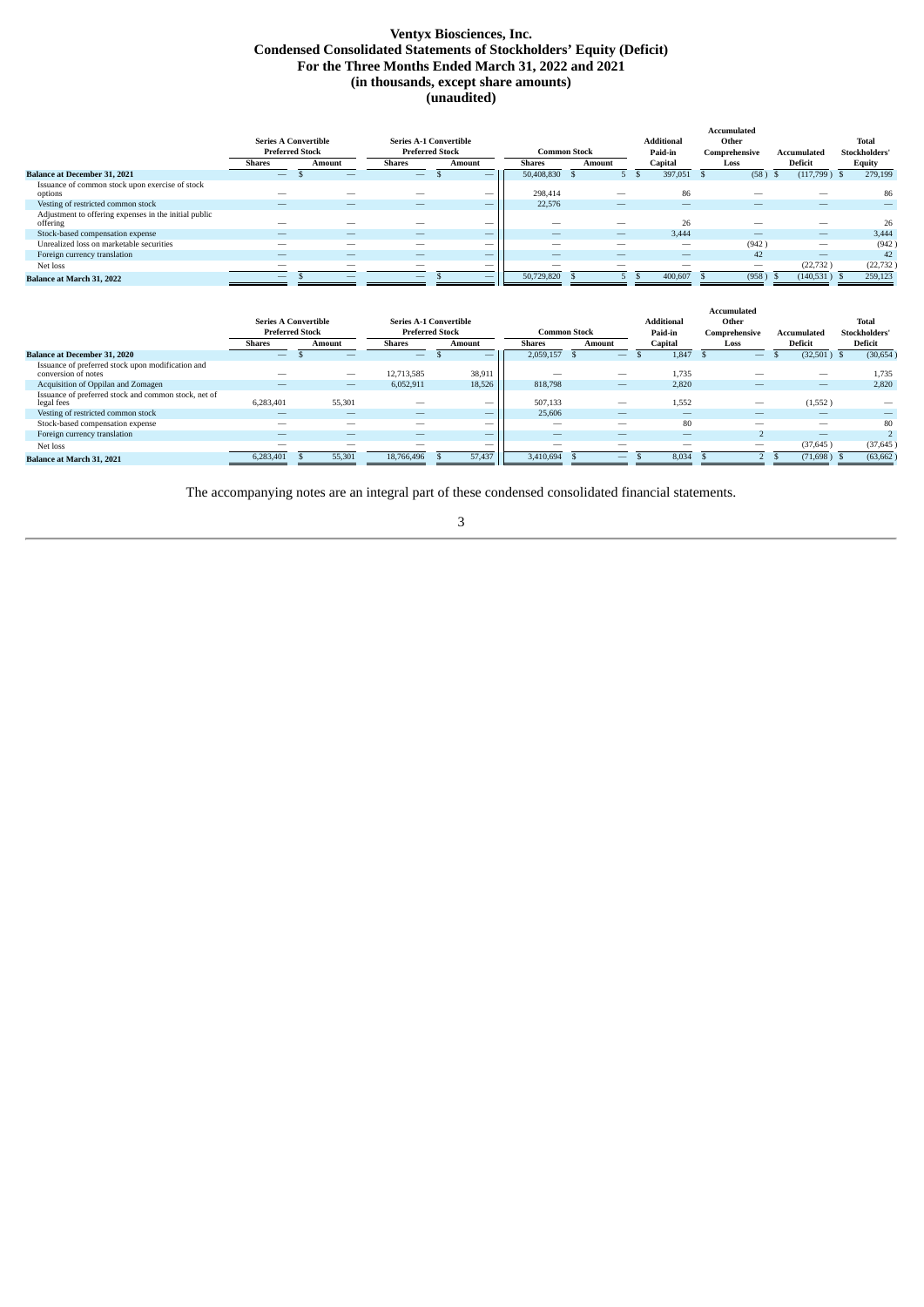# Ventyx Biosciences, Inc.
## Condensed Consolidated Statements of Stockholders' Equity (Deficit)
## For the Three Months Ended March 31, 2022 and 2021
## (in thousands, except share amounts)
## (unaudited)

| | Series A Convertible Preferred Stock | | Series A-1 Convertible Preferred Stock | | Common Stock | | Additional Paid-in Capital | Accumulated Other Comprehensive Loss | Accumulated Deficit | Total Stockholders' Equity |
|---|---|---|---|---|---|---|---|---|---|---|
| | Shares | Amount | Shares | Amount | Shares | Amount | | | | |
| **Balance at December 31, 2021** | — | $ — | — | $ — | 50,408,830 | $ 5 | $ 397,051 | $ (58) | $ (117,799) | $ 279,199 |
| Issuance of common stock upon exercise of stock options | — | — | — | — | 298,414 | — | 86 | — | — | 86 |
| Vesting of restricted common stock | — | — | — | — | 22,576 | — | — | — | — | — |
| Adjustment to offering expenses in the initial public offering | — | — | — | — | — | — | 26 | — | — | 26 |
| Stock-based compensation expense | — | — | — | — | — | — | 3,444 | — | — | 3,444 |
| Unrealized loss on marketable securities | — | — | — | — | — | — | — | (942) | — | (942) |
| Foreign currency translation | — | — | — | — | — | — | — | 42 | — | 42 |
| Net loss | — | — | — | — | — | — | — | — | (22,732) | (22,732) |
| **Balance at March 31, 2022** | — | $ — | — | $ — | 50,729,820 | $ 5 | $ 400,607 | $ (958) | $ (140,531) | $ 259,123 |

| | Series A Convertible Preferred Stock | | Series A-1 Convertible Preferred Stock | | Common Stock | | Additional Paid-in Capital | Accumulated Other Comprehensive Loss | Accumulated Deficit | Total Stockholders' Deficit |
|---|---|---|---|---|---|---|---|---|---|---|
| | Shares | Amount | Shares | Amount | Shares | Amount | | | | |
| **Balance at December 31, 2020** | — | $ — | — | $ — | 2,059,157 | $ — | $ 1,847 | $ — | $ (32,501) | $ (30,654) |
| Issuance of preferred stock upon modification and conversion of notes | — | — | 12,713,585 | 38,911 | — | — | 1,735 | — | — | 1,735 |
| Acquisition of Oppilan and Zomagen | — | — | 6,052,911 | 18,526 | 818,798 | — | 2,820 | — | — | 2,820 |
| Issuance of preferred stock and common stock, net of legal fees | 6,283,401 | 55,301 | — | — | 507,133 | — | 1,552 | — | (1,552) | — |
| Vesting of restricted common stock | — | — | — | — | 25,606 | — | — | — | — | — |
| Stock-based compensation expense | — | — | — | — | — | — | 80 | — | — | 80 |
| Foreign currency translation | — | — | — | — | — | — | — | 2 | — | 2 |
| Net loss | — | — | — | — | — | — | — | — | (37,645) | (37,645) |
| **Balance at March 31, 2021** | 6,283,401 | $ 55,301 | 18,766,496 | $ 57,437 | 3,410,694 | $ — | $ 8,034 | $ 2 | $ (71,698) | $ (63,662) |

The accompanying notes are an integral part of these condensed consolidated financial statements.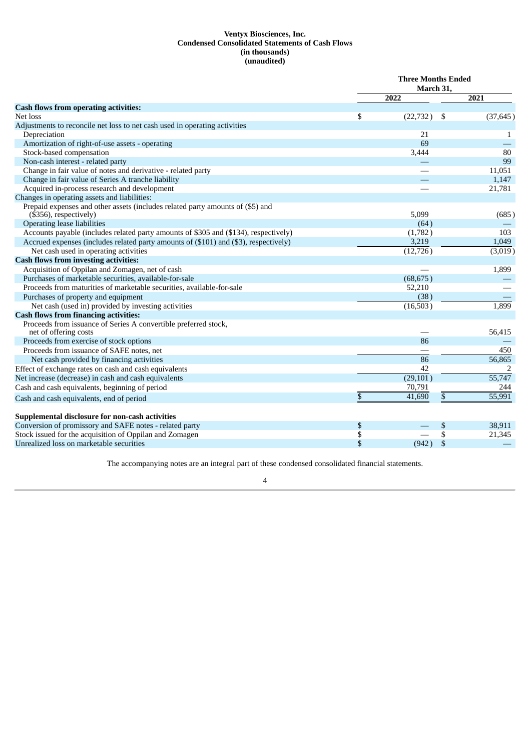**Ventyx Biosciences, Inc.**
**Condensed Consolidated Statements of Cash Flows**
**(in thousands)**
**(unaudited)**

| | Three Months Ended March 31, | |
|---|---|---|
| | 2022 | 2021 |
| **Cash flows from operating activities:** | | |
| Net loss | $ (22,732) | $ (37,645) |
| Adjustments to reconcile net loss to net cash used in operating activities | | |
| Depreciation | 21 | 1 |
| Amortization of right-of-use assets - operating | 69 | — |
| Stock-based compensation | 3,444 | 80 |
| Non-cash interest - related party | — | 99 |
| Change in fair value of notes and derivative - related party | — | 11,051 |
| Change in fair value of Series A tranche liability | — | 1,147 |
| Acquired in-process research and development | — | 21,781 |
| Changes in operating assets and liabilities: | | |
| Prepaid expenses and other assets (includes related party amounts of ($5) and ($356), respectively) | 5,099 | (685) |
| Operating lease liabilities | (64) | — |
| Accounts payable (includes related party amounts of $305 and ($134), respectively) | (1,782) | 103 |
| Accrued expenses (includes related party amounts of ($101) and ($3), respectively) | 3,219 | 1,049 |
| Net cash used in operating activities | (12,726) | (3,019) |
| **Cash flows from investing activities:** | | |
| Acquisition of Oppilan and Zomagen, net of cash | — | 1,899 |
| Purchases of marketable securities, available-for-sale | (68,675) | — |
| Proceeds from maturities of marketable securities, available-for-sale | 52,210 | — |
| Purchases of property and equipment | (38) | — |
| Net cash (used in) provided by investing activities | (16,503) | 1,899 |
| **Cash flows from financing activities:** | | |
| Proceeds from issuance of Series A convertible preferred stock, net of offering costs | — | 56,415 |
| Proceeds from exercise of stock options | 86 | — |
| Proceeds from issuance of SAFE notes, net | — | 450 |
| Net cash provided by financing activities | 86 | 56,865 |
| Effect of exchange rates on cash and cash equivalents | 42 | 2 |
| Net increase (decrease) in cash and cash equivalents | (29,101) | 55,747 |
| Cash and cash equivalents, beginning of period | 70,791 | 244 |
| Cash and cash equivalents, end of period | $ 41,690 | $ 55,991 |
| | | |
| **Supplemental disclosure for non-cash activities** | | |
| Conversion of promissory and SAFE notes - related party | $ — | $ 38,911 |
| Stock issued for the acquisition of Oppilan and Zomagen | $ — | $ 21,345 |
| Unrealized loss on marketable securities | $ (942) | $ — |

The accompanying notes are an integral part of these condensed consolidated financial statements.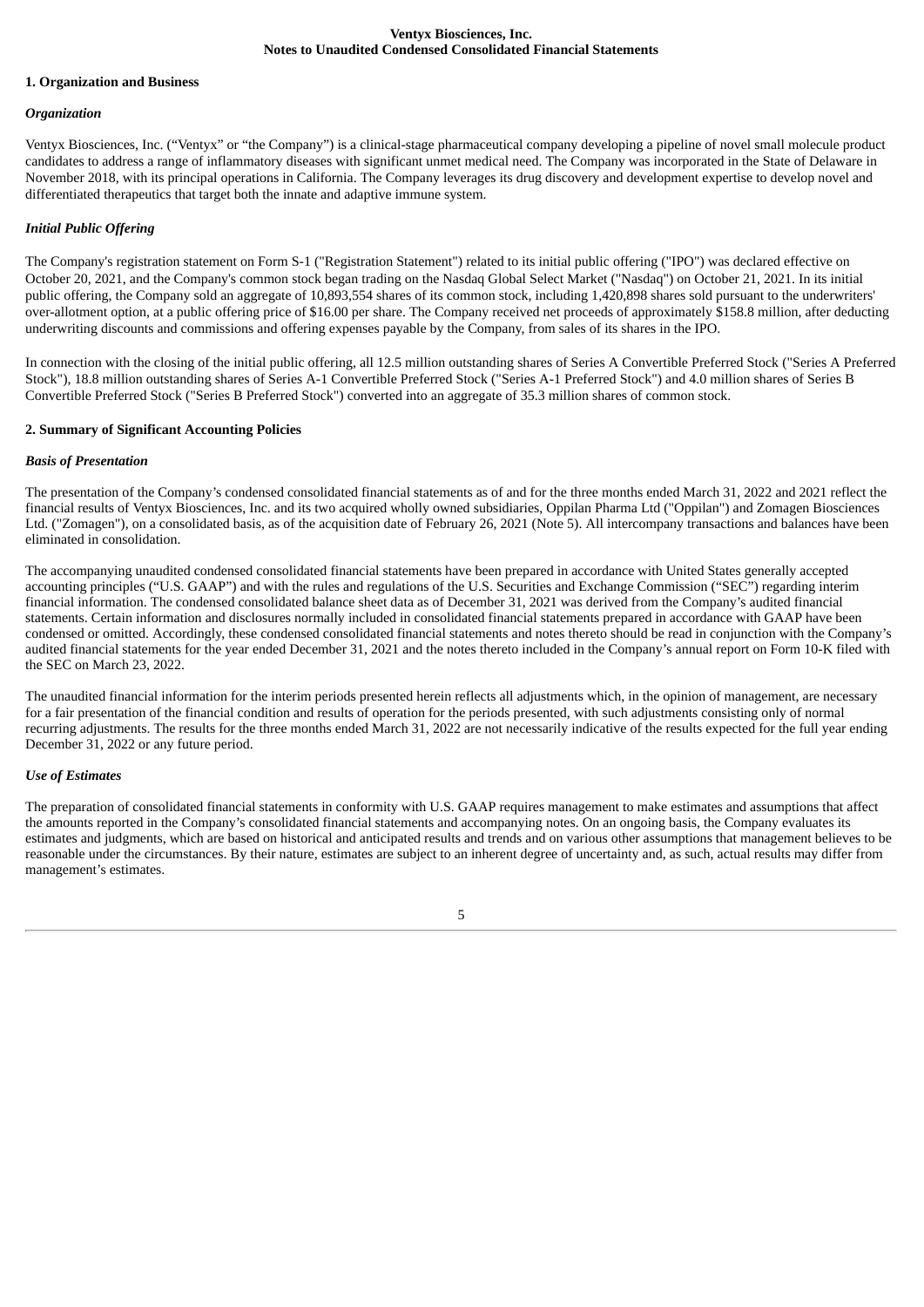# Ventyx Biosciences, Inc.
## Notes to Unaudited Condensed Consolidated Financial Statements

### 1. Organization and Business

*Organization*

Ventyx Biosciences, Inc. ("Ventyx" or "the Company") is a clinical-stage pharmaceutical company developing a pipeline of novel small molecule product candidates to address a range of inflammatory diseases with significant unmet medical need. The Company was incorporated in the State of Delaware in November 2018, with its principal operations in California. The Company leverages its drug discovery and development expertise to develop novel and differentiated therapeutics that target both the innate and adaptive immune system.

*Initial Public Offering*

The Company's registration statement on Form S-1 ("Registration Statement") related to its initial public offering ("IPO") was declared effective on October 20, 2021, and the Company's common stock began trading on the Nasdaq Global Select Market ("Nasdaq") on October 21, 2021. In its initial public offering, the Company sold an aggregate of 10,893,554 shares of its common stock, including 1,420,898 shares sold pursuant to the underwriters' over-allotment option, at a public offering price of $16.00 per share. The Company received net proceeds of approximately $158.8 million, after deducting underwriting discounts and commissions and offering expenses payable by the Company, from sales of its shares in the IPO.

In connection with the closing of the initial public offering, all 12.5 million outstanding shares of Series A Convertible Preferred Stock ("Series A Preferred Stock"), 18.8 million outstanding shares of Series A-1 Convertible Preferred Stock ("Series A-1 Preferred Stock") and 4.0 million shares of Series B Convertible Preferred Stock ("Series B Preferred Stock") converted into an aggregate of 35.3 million shares of common stock.

### 2. Summary of Significant Accounting Policies

*Basis of Presentation*

The presentation of the Company's condensed consolidated financial statements as of and for the three months ended March 31, 2022 and 2021 reflect the financial results of Ventyx Biosciences, Inc. and its two acquired wholly owned subsidiaries, Oppilan Pharma Ltd ("Oppilan") and Zomagen Biosciences Ltd. ("Zomagen"), on a consolidated basis, as of the acquisition date of February 26, 2021 (Note 5). All intercompany transactions and balances have been eliminated in consolidation.

The accompanying unaudited condensed consolidated financial statements have been prepared in accordance with United States generally accepted accounting principles ("U.S. GAAP") and with the rules and regulations of the U.S. Securities and Exchange Commission ("SEC") regarding interim financial information. The condensed consolidated balance sheet data as of December 31, 2021 was derived from the Company's audited financial statements. Certain information and disclosures normally included in consolidated financial statements prepared in accordance with GAAP have been condensed or omitted. Accordingly, these condensed consolidated financial statements and notes thereto should be read in conjunction with the Company's audited financial statements for the year ended December 31, 2021 and the notes thereto included in the Company's annual report on Form 10-K filed with the SEC on March 23, 2022.

The unaudited financial information for the interim periods presented herein reflects all adjustments which, in the opinion of management, are necessary for a fair presentation of the financial condition and results of operation for the periods presented, with such adjustments consisting only of normal recurring adjustments. The results for the three months ended March 31, 2022 are not necessarily indicative of the results expected for the full year ending December 31, 2022 or any future period.

*Use of Estimates*

The preparation of consolidated financial statements in conformity with U.S. GAAP requires management to make estimates and assumptions that affect the amounts reported in the Company's consolidated financial statements and accompanying notes. On an ongoing basis, the Company evaluates its estimates and judgments, which are based on historical and anticipated results and trends and on various other assumptions that management believes to be reasonable under the circumstances. By their nature, estimates are subject to an inherent degree of uncertainty and, as such, actual results may differ from management's estimates.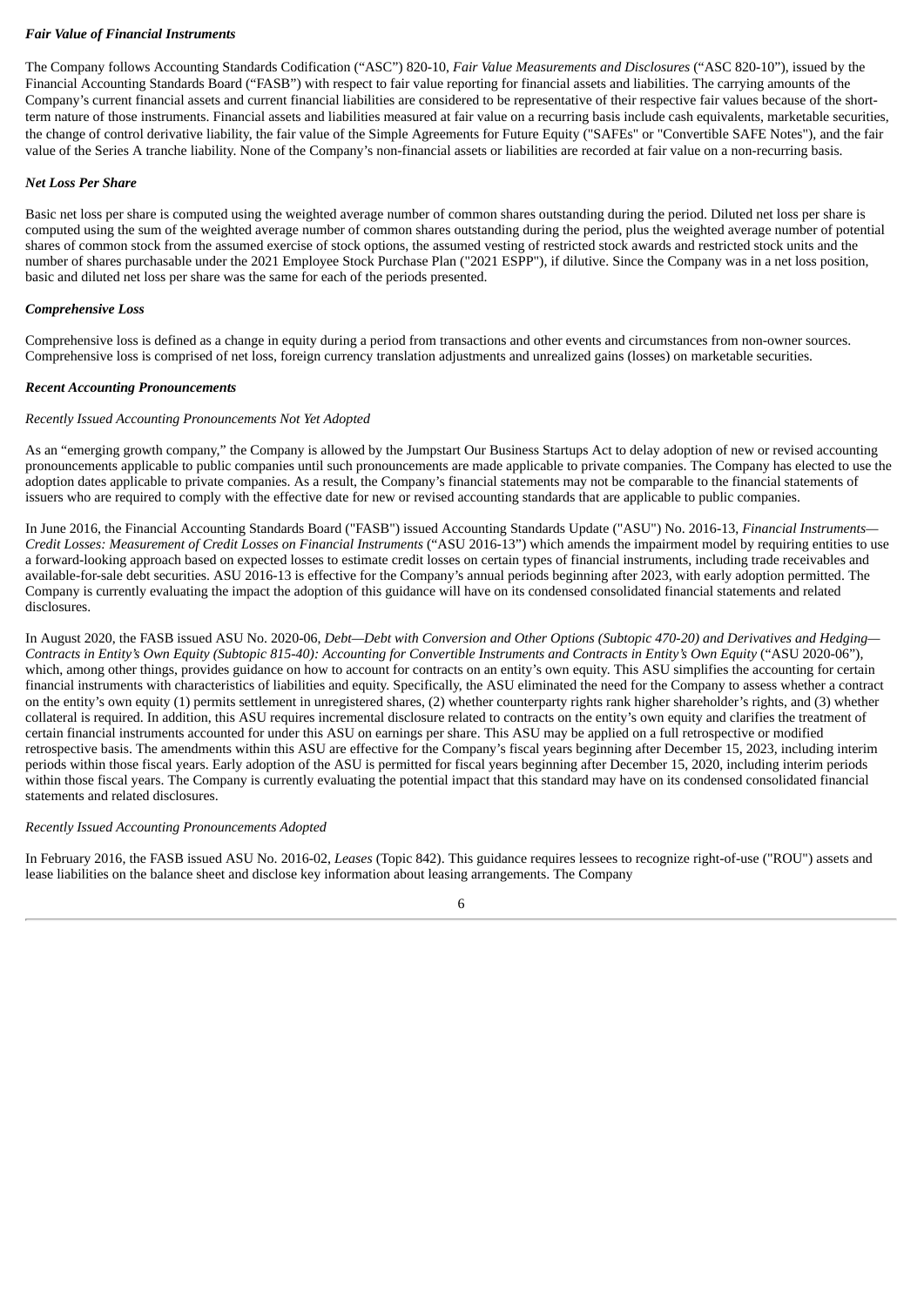***Fair Value of Financial Instruments***

The Company follows Accounting Standards Codification ("ASC") 820-10, *Fair Value Measurements and Disclosures* ("ASC 820-10"), issued by the Financial Accounting Standards Board ("FASB") with respect to fair value reporting for financial assets and liabilities. The carrying amounts of the Company's current financial assets and current financial liabilities are considered to be representative of their respective fair values because of the short-term nature of those instruments. Financial assets and liabilities measured at fair value on a recurring basis include cash equivalents, marketable securities, the change of control derivative liability, the fair value of the Simple Agreements for Future Equity ("SAFEs" or "Convertible SAFE Notes"), and the fair value of the Series A tranche liability. None of the Company's non-financial assets or liabilities are recorded at fair value on a non-recurring basis.

***Net Loss Per Share***

Basic net loss per share is computed using the weighted average number of common shares outstanding during the period. Diluted net loss per share is computed using the sum of the weighted average number of common shares outstanding during the period, plus the weighted average number of potential shares of common stock from the assumed exercise of stock options, the assumed vesting of restricted stock awards and restricted stock units and the number of shares purchasable under the 2021 Employee Stock Purchase Plan ("2021 ESPP"), if dilutive. Since the Company was in a net loss position, basic and diluted net loss per share was the same for each of the periods presented.

***Comprehensive Loss***

Comprehensive loss is defined as a change in equity during a period from transactions and other events and circumstances from non-owner sources. Comprehensive loss is comprised of net loss, foreign currency translation adjustments and unrealized gains (losses) on marketable securities.

***Recent Accounting Pronouncements***

*Recently Issued Accounting Pronouncements Not Yet Adopted*

As an "emerging growth company," the Company is allowed by the Jumpstart Our Business Startups Act to delay adoption of new or revised accounting pronouncements applicable to public companies until such pronouncements are made applicable to private companies. The Company has elected to use the adoption dates applicable to private companies. As a result, the Company's financial statements may not be comparable to the financial statements of issuers who are required to comply with the effective date for new or revised accounting standards that are applicable to public companies.

In June 2016, the Financial Accounting Standards Board ("FASB") issued Accounting Standards Update ("ASU") No. 2016-13, *Financial Instruments—Credit Losses: Measurement of Credit Losses on Financial Instruments* ("ASU 2016-13") which amends the impairment model by requiring entities to use a forward-looking approach based on expected losses to estimate credit losses on certain types of financial instruments, including trade receivables and available-for-sale debt securities. ASU 2016-13 is effective for the Company's annual periods beginning after 2023, with early adoption permitted. The Company is currently evaluating the impact the adoption of this guidance will have on its condensed consolidated financial statements and related disclosures.

In August 2020, the FASB issued ASU No. 2020-06, *Debt—Debt with Conversion and Other Options (Subtopic 470-20) and Derivatives and Hedging—Contracts in Entity's Own Equity (Subtopic 815-40): Accounting for Convertible Instruments and Contracts in Entity's Own Equity* ("ASU 2020-06"), which, among other things, provides guidance on how to account for contracts on an entity's own equity. This ASU simplifies the accounting for certain financial instruments with characteristics of liabilities and equity. Specifically, the ASU eliminated the need for the Company to assess whether a contract on the entity's own equity (1) permits settlement in unregistered shares, (2) whether counterparty rights rank higher shareholder's rights, and (3) whether collateral is required. In addition, this ASU requires incremental disclosure related to contracts on the entity's own equity and clarifies the treatment of certain financial instruments accounted for under this ASU on earnings per share. This ASU may be applied on a full retrospective or modified retrospective basis. The amendments within this ASU are effective for the Company's fiscal years beginning after December 15, 2023, including interim periods within those fiscal years. Early adoption of the ASU is permitted for fiscal years beginning after December 15, 2020, including interim periods within those fiscal years. The Company is currently evaluating the potential impact that this standard may have on its condensed consolidated financial statements and related disclosures.

*Recently Issued Accounting Pronouncements Adopted*

In February 2016, the FASB issued ASU No. 2016-02, *Leases* (Topic 842). This guidance requires lessees to recognize right-of-use ("ROU") assets and lease liabilities on the balance sheet and disclose key information about leasing arrangements. The Company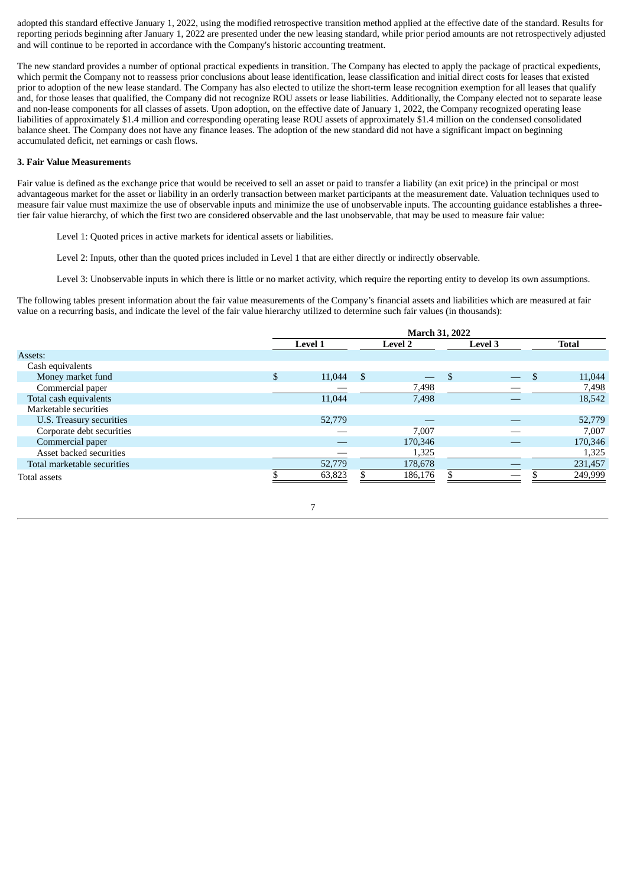adopted this standard effective January 1, 2022, using the modified retrospective transition method applied at the effective date of the standard. Results for reporting periods beginning after January 1, 2022 are presented under the new leasing standard, while prior period amounts are not retrospectively adjusted and will continue to be reported in accordance with the Company's historic accounting treatment.

The new standard provides a number of optional practical expedients in transition. The Company has elected to apply the package of practical expedients, which permit the Company not to reassess prior conclusions about lease identification, lease classification and initial direct costs for leases that existed prior to adoption of the new lease standard. The Company has also elected to utilize the short-term lease recognition exemption for all leases that qualify and, for those leases that qualified, the Company did not recognize ROU assets or lease liabilities. Additionally, the Company elected not to separate lease and non-lease components for all classes of assets. Upon adoption, on the effective date of January 1, 2022, the Company recognized operating lease liabilities of approximately $1.4 million and corresponding operating lease ROU assets of approximately $1.4 million on the condensed consolidated balance sheet. The Company does not have any finance leases. The adoption of the new standard did not have a significant impact on beginning accumulated deficit, net earnings or cash flows.

### 3. Fair Value Measurements

Fair value is defined as the exchange price that would be received to sell an asset or paid to transfer a liability (an exit price) in the principal or most advantageous market for the asset or liability in an orderly transaction between market participants at the measurement date. Valuation techniques used to measure fair value must maximize the use of observable inputs and minimize the use of unobservable inputs. The accounting guidance establishes a three-tier fair value hierarchy, of which the first two are considered observable and the last unobservable, that may be used to measure fair value:

Level 1: Quoted prices in active markets for identical assets or liabilities.

Level 2: Inputs, other than the quoted prices included in Level 1 that are either directly or indirectly observable.

Level 3: Unobservable inputs in which there is little or no market activity, which require the reporting entity to develop its own assumptions.

The following tables present information about the fair value measurements of the Company's financial assets and liabilities which are measured at fair value on a recurring basis, and indicate the level of the fair value hierarchy utilized to determine such fair values (in thousands):

| | March 31, 2022 | | | |
|---|---|---|---|---|
| | Level 1 | Level 2 | Level 3 | Total |
| Assets: | | | | |
| Cash equivalents | | | | |
| Money market fund | $ 11,044 | $ — | $ — | $ 11,044 |
| Commercial paper | — | 7,498 | — | 7,498 |
| Total cash equivalents | 11,044 | 7,498 | — | 18,542 |
| Marketable securities | | | | |
| U.S. Treasury securities | 52,779 | — | — | 52,779 |
| Corporate debt securities | — | 7,007 | — | 7,007 |
| Commercial paper | — | 170,346 | — | 170,346 |
| Asset backed securities | — | 1,325 | — | 1,325 |
| Total marketable securities | 52,779 | 178,678 | — | 231,457 |
| Total assets | $ 63,823 | $ 186,176 | $ — | $ 249,999 |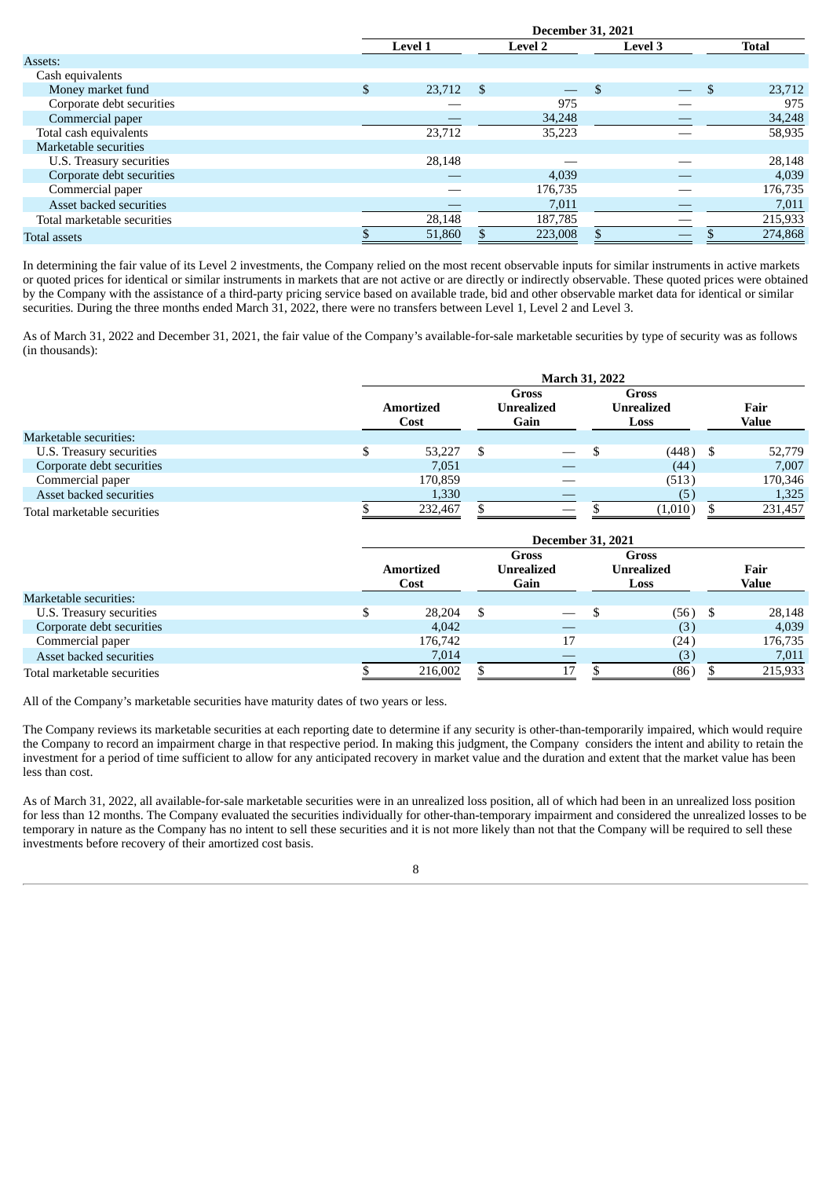| | December 31, 2021 | | | |
|---|---|---|---|---|
| | Level 1 | Level 2 | Level 3 | Total |
| Assets: | | | | |
| Cash equivalents | | | | |
| Money market fund | $ 23,712 | $ — | $ — | $ 23,712 |
| Corporate debt securities | — | 975 | — | 975 |
| Commercial paper | — | 34,248 | — | 34,248 |
| Total cash equivalents | 23,712 | 35,223 | — | 58,935 |
| Marketable securities | | | | |
| U.S. Treasury securities | 28,148 | — | — | 28,148 |
| Corporate debt securities | — | 4,039 | — | 4,039 |
| Commercial paper | — | 176,735 | — | 176,735 |
| Asset backed securities | — | 7,011 | — | 7,011 |
| Total marketable securities | 28,148 | 187,785 | — | 215,933 |
| Total assets | $ 51,860 | $ 223,008 | $ — | $ 274,868 |

In determining the fair value of its Level 2 investments, the Company relied on the most recent observable inputs for similar instruments in active markets or quoted prices for identical or similar instruments in markets that are not active or are directly or indirectly observable. These quoted prices were obtained by the Company with the assistance of a third-party pricing service based on available trade, bid and other observable market data for identical or similar securities. During the three months ended March 31, 2022, there were no transfers between Level 1, Level 2 and Level 3.

As of March 31, 2022 and December 31, 2021, the fair value of the Company's available-for-sale marketable securities by type of security was as follows (in thousands):

| | March 31, 2022 | | | |
|---|---|---|---|---|
| | Amortized Cost | Gross Unrealized Gain | Gross Unrealized Loss | Fair Value |
| Marketable securities: | | | | |
| U.S. Treasury securities | $ 53,227 | $ — | $ (448) | $ 52,779 |
| Corporate debt securities | 7,051 | — | (44) | 7,007 |
| Commercial paper | 170,859 | — | (513) | 170,346 |
| Asset backed securities | 1,330 | — | (5) | 1,325 |
| Total marketable securities | $ 232,467 | $ — | $ (1,010) | $ 231,457 |

| | December 31, 2021 | | | |
|---|---|---|---|---|
| | Amortized Cost | Gross Unrealized Gain | Gross Unrealized Loss | Fair Value |
| Marketable securities: | | | | |
| U.S. Treasury securities | $ 28,204 | $ — | $ (56) | $ 28,148 |
| Corporate debt securities | 4,042 | — | (3) | 4,039 |
| Commercial paper | 176,742 | 17 | (24) | 176,735 |
| Asset backed securities | 7,014 | — | (3) | 7,011 |
| Total marketable securities | $ 216,002 | $ 17 | $ (86) | $ 215,933 |

All of the Company's marketable securities have maturity dates of two years or less.

The Company reviews its marketable securities at each reporting date to determine if any security is other-than-temporarily impaired, which would require the Company to record an impairment charge in that respective period. In making this judgment, the Company considers the intent and ability to retain the investment for a period of time sufficient to allow for any anticipated recovery in market value and the duration and extent that the market value has been less than cost.

As of March 31, 2022, all available-for-sale marketable securities were in an unrealized loss position, all of which had been in an unrealized loss position for less than 12 months. The Company evaluated the securities individually for other-than-temporary impairment and considered the unrealized losses to be temporary in nature as the Company has no intent to sell these securities and it is not more likely than not that the Company will be required to sell these investments before recovery of their amortized cost basis.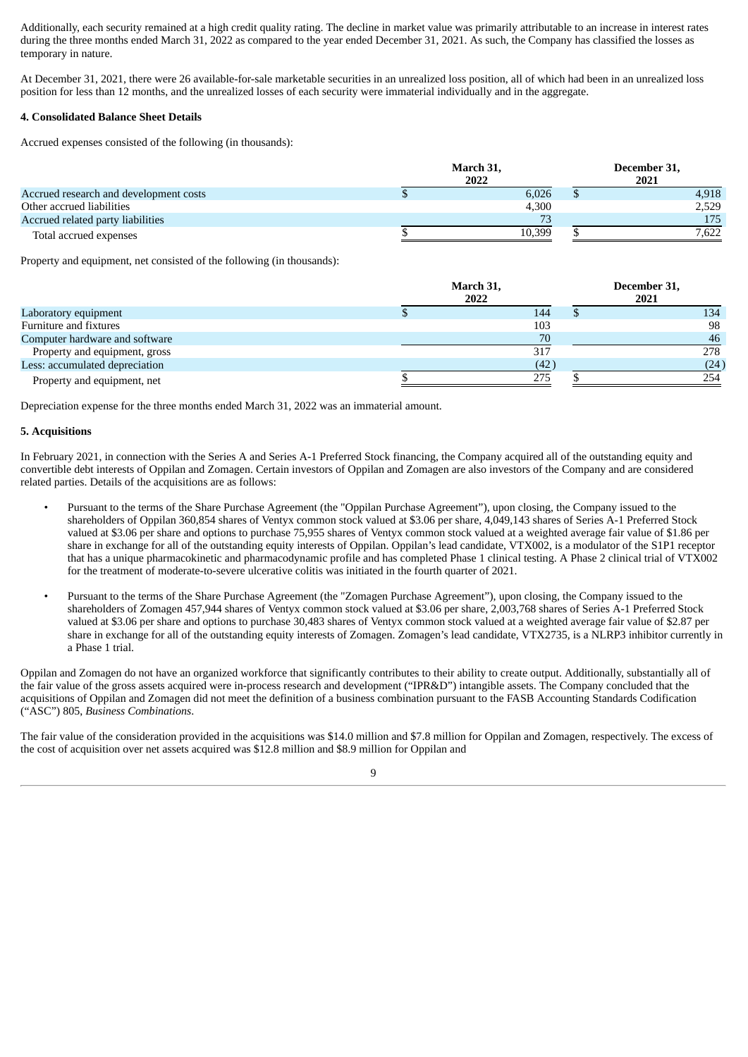Additionally, each security remained at a high credit quality rating. The decline in market value was primarily attributable to an increase in interest rates during the three months ended March 31, 2022 as compared to the year ended December 31, 2021. As such, the Company has classified the losses as temporary in nature.

At December 31, 2021, there were 26 available-for-sale marketable securities in an unrealized loss position, all of which had been in an unrealized loss position for less than 12 months, and the unrealized losses of each security were immaterial individually and in the aggregate.

**4. Consolidated Balance Sheet Details**

Accrued expenses consisted of the following (in thousands):

| | March 31, 2022 | December 31, 2021 |
|---|---|---|
| Accrued research and development costs | $ 6,026 | $ 4,918 |
| Other accrued liabilities | 4,300 | 2,529 |
| Accrued related party liabilities | 73 | 175 |
| Total accrued expenses | $ 10,399 | $ 7,622 |

Property and equipment, net consisted of the following (in thousands):

| | March 31, 2022 | December 31, 2021 |
|---|---|---|
| Laboratory equipment | $ 144 | $ 134 |
| Furniture and fixtures | 103 | 98 |
| Computer hardware and software | 70 | 46 |
| Property and equipment, gross | 317 | 278 |
| Less: accumulated depreciation | (42) | (24) |
| Property and equipment, net | $ 275 | $ 254 |

Depreciation expense for the three months ended March 31, 2022 was an immaterial amount.

**5. Acquisitions**

In February 2021, in connection with the Series A and Series A-1 Preferred Stock financing, the Company acquired all of the outstanding equity and convertible debt interests of Oppilan and Zomagen. Certain investors of Oppilan and Zomagen are also investors of the Company and are considered related parties. Details of the acquisitions are as follows:

- Pursuant to the terms of the Share Purchase Agreement (the "Oppilan Purchase Agreement"), upon closing, the Company issued to the shareholders of Oppilan 360,854 shares of Ventyx common stock valued at $3.06 per share, 4,049,143 shares of Series A-1 Preferred Stock valued at $3.06 per share and options to purchase 75,955 shares of Ventyx common stock valued at a weighted average fair value of $1.86 per share in exchange for all of the outstanding equity interests of Oppilan. Oppilan's lead candidate, VTX002, is a modulator of the S1P1 receptor that has a unique pharmacokinetic and pharmacodynamic profile and has completed Phase 1 clinical testing. A Phase 2 clinical trial of VTX002 for the treatment of moderate-to-severe ulcerative colitis was initiated in the fourth quarter of 2021.
- Pursuant to the terms of the Share Purchase Agreement (the "Zomagen Purchase Agreement"), upon closing, the Company issued to the shareholders of Zomagen 457,944 shares of Ventyx common stock valued at $3.06 per share, 2,003,768 shares of Series A-1 Preferred Stock valued at $3.06 per share and options to purchase 30,483 shares of Ventyx common stock valued at a weighted average fair value of $2.87 per share in exchange for all of the outstanding equity interests of Zomagen. Zomagen's lead candidate, VTX2735, is a NLRP3 inhibitor currently in a Phase 1 trial.

Oppilan and Zomagen do not have an organized workforce that significantly contributes to their ability to create output. Additionally, substantially all of the fair value of the gross assets acquired were in-process research and development ("IPR&D") intangible assets. The Company concluded that the acquisitions of Oppilan and Zomagen did not meet the definition of a business combination pursuant to the FASB Accounting Standards Codification ("ASC") 805, *Business Combinations*.

The fair value of the consideration provided in the acquisitions was $14.0 million and $7.8 million for Oppilan and Zomagen, respectively. The excess of the cost of acquisition over net assets acquired was $12.8 million and $8.9 million for Oppilan and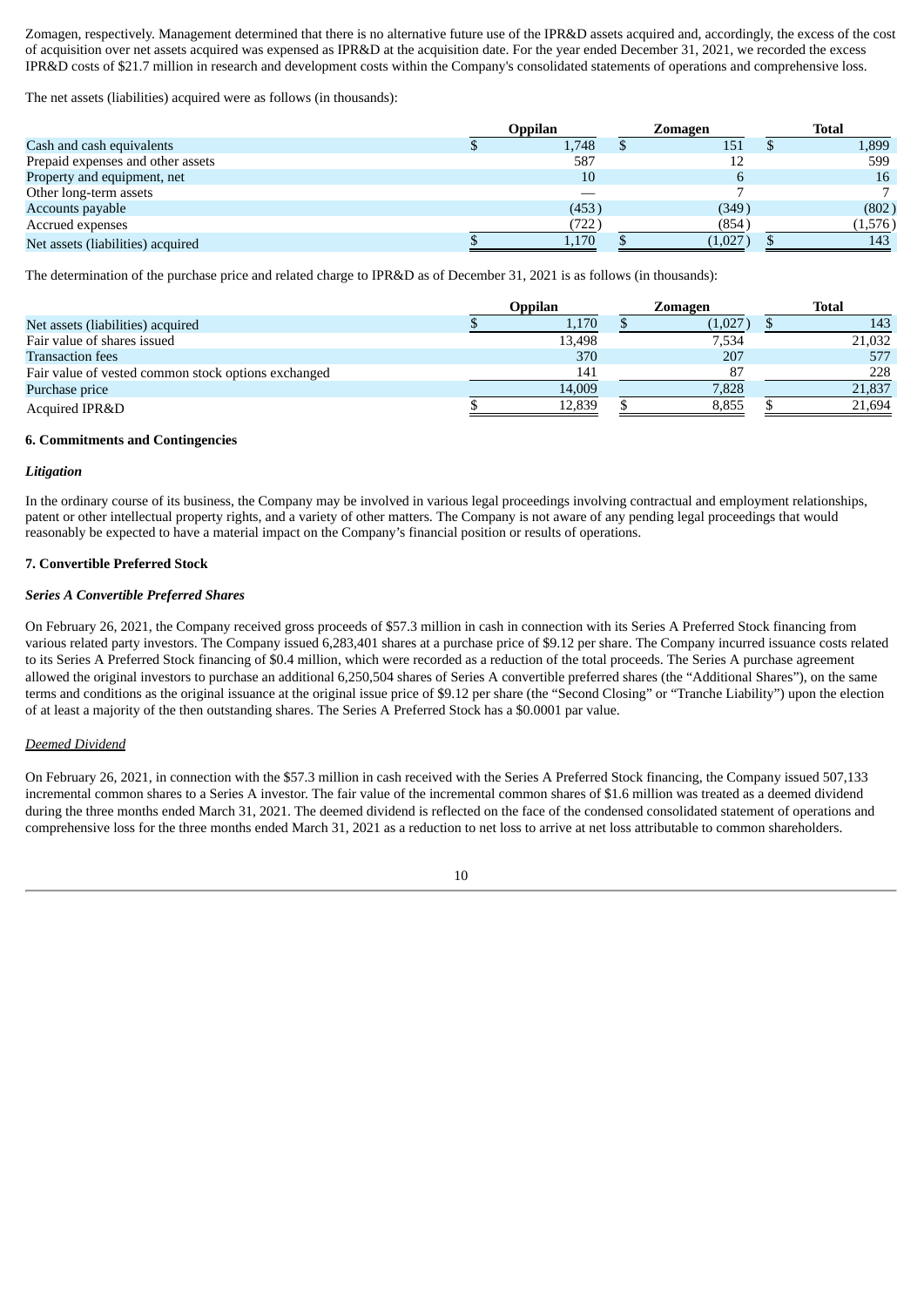Zomagen, respectively. Management determined that there is no alternative future use of the IPR&D assets acquired and, accordingly, the excess of the cost of acquisition over net assets acquired was expensed as IPR&D at the acquisition date. For the year ended December 31, 2021, we recorded the excess IPR&D costs of $21.7 million in research and development costs within the Company's consolidated statements of operations and comprehensive loss.

The net assets (liabilities) acquired were as follows (in thousands):

| | Oppilan | Zomagen | Total |
|---|---|---|---|
| Cash and cash equivalents | $ 1,748 | $ 151 | $ 1,899 |
| Prepaid expenses and other assets | 587 | 12 | 599 |
| Property and equipment, net | 10 | 6 | 16 |
| Other long-term assets | — | 7 | 7 |
| Accounts payable | (453) | (349) | (802) |
| Accrued expenses | (722) | (854) | (1,576) |
| Net assets (liabilities) acquired | $ 1,170 | $ (1,027) | $ 143 |

The determination of the purchase price and related charge to IPR&D as of December 31, 2021 is as follows (in thousands):

| | Oppilan | Zomagen | Total |
|---|---|---|---|
| Net assets (liabilities) acquired | $ 1,170 | $ (1,027) | $ 143 |
| Fair value of shares issued | 13,498 | 7,534 | 21,032 |
| Transaction fees | 370 | 207 | 577 |
| Fair value of vested common stock options exchanged | 141 | 87 | 228 |
| Purchase price | 14,009 | 7,828 | 21,837 |
| Acquired IPR&D | $ 12,839 | $ 8,855 | $ 21,694 |

**6. Commitments and Contingencies**

***Litigation***

In the ordinary course of its business, the Company may be involved in various legal proceedings involving contractual and employment relationships, patent or other intellectual property rights, and a variety of other matters. The Company is not aware of any pending legal proceedings that would reasonably be expected to have a material impact on the Company's financial position or results of operations.

**7. Convertible Preferred Stock**

***Series A Convertible Preferred Shares***

On February 26, 2021, the Company received gross proceeds of $57.3 million in cash in connection with its Series A Preferred Stock financing from various related party investors. The Company issued 6,283,401 shares at a purchase price of $9.12 per share. The Company incurred issuance costs related to its Series A Preferred Stock financing of $0.4 million, which were recorded as a reduction of the total proceeds. The Series A purchase agreement allowed the original investors to purchase an additional 6,250,504 shares of Series A convertible preferred shares (the "Additional Shares"), on the same terms and conditions as the original issuance at the original issue price of $9.12 per share (the "Second Closing" or "Tranche Liability") upon the election of at least a majority of the then outstanding shares. The Series A Preferred Stock has a $0.0001 par value.

<u>Deemed Dividend</u>

On February 26, 2021, in connection with the $57.3 million in cash received with the Series A Preferred Stock financing, the Company issued 507,133 incremental common shares to a Series A investor. The fair value of the incremental common shares of $1.6 million was treated as a deemed dividend during the three months ended March 31, 2021. The deemed dividend is reflected on the face of the condensed consolidated statement of operations and comprehensive loss for the three months ended March 31, 2021 as a reduction to net loss to arrive at net loss attributable to common shareholders.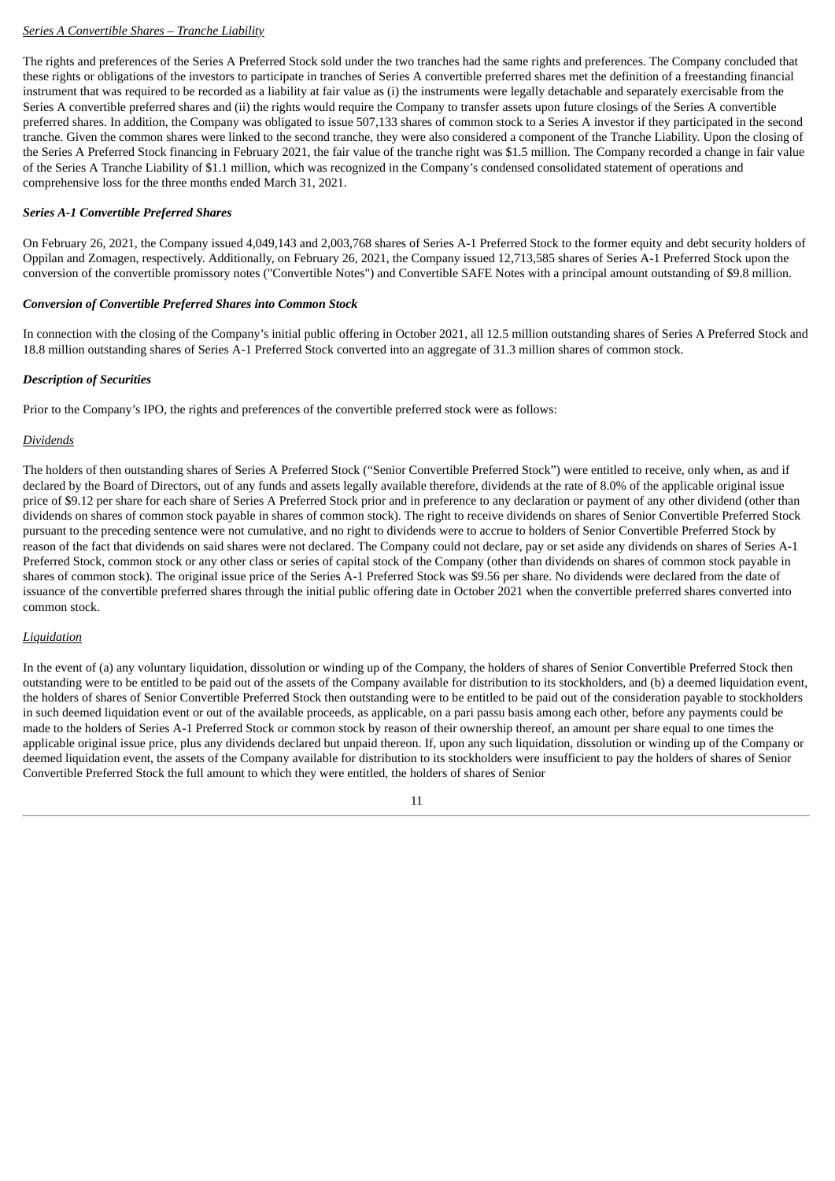*Series A Convertible Shares – Tranche Liability*

The rights and preferences of the Series A Preferred Stock sold under the two tranches had the same rights and preferences. The Company concluded that these rights or obligations of the investors to participate in tranches of Series A convertible preferred shares met the definition of a freestanding financial instrument that was required to be recorded as a liability at fair value as (i) the instruments were legally detachable and separately exercisable from the Series A convertible preferred shares and (ii) the rights would require the Company to transfer assets upon future closings of the Series A convertible preferred shares. In addition, the Company was obligated to issue 507,133 shares of common stock to a Series A investor if they participated in the second tranche. Given the common shares were linked to the second tranche, they were also considered a component of the Tranche Liability. Upon the closing of the Series A Preferred Stock financing in February 2021, the fair value of the tranche right was $1.5 million. The Company recorded a change in fair value of the Series A Tranche Liability of $1.1 million, which was recognized in the Company's condensed consolidated statement of operations and comprehensive loss for the three months ended March 31, 2021.

***Series A-1 Convertible Preferred Shares***

On February 26, 2021, the Company issued 4,049,143 and 2,003,768 shares of Series A-1 Preferred Stock to the former equity and debt security holders of Oppilan and Zomagen, respectively. Additionally, on February 26, 2021, the Company issued 12,713,585 shares of Series A-1 Preferred Stock upon the conversion of the convertible promissory notes ("Convertible Notes") and Convertible SAFE Notes with a principal amount outstanding of $9.8 million.

***Conversion of Convertible Preferred Shares into Common Stock***

In connection with the closing of the Company's initial public offering in October 2021, all 12.5 million outstanding shares of Series A Preferred Stock and 18.8 million outstanding shares of Series A-1 Preferred Stock converted into an aggregate of 31.3 million shares of common stock.

***Description of Securities***

Prior to the Company's IPO, the rights and preferences of the convertible preferred stock were as follows:

*Dividends*

The holders of then outstanding shares of Series A Preferred Stock ("Senior Convertible Preferred Stock") were entitled to receive, only when, as and if declared by the Board of Directors, out of any funds and assets legally available therefore, dividends at the rate of 8.0% of the applicable original issue price of $9.12 per share for each share of Series A Preferred Stock prior and in preference to any declaration or payment of any other dividend (other than dividends on shares of common stock payable in shares of common stock). The right to receive dividends on shares of Senior Convertible Preferred Stock pursuant to the preceding sentence were not cumulative, and no right to dividends were to accrue to holders of Senior Convertible Preferred Stock by reason of the fact that dividends on said shares were not declared. The Company could not declare, pay or set aside any dividends on shares of Series A-1 Preferred Stock, common stock or any other class or series of capital stock of the Company (other than dividends on shares of common stock payable in shares of common stock). The original issue price of the Series A-1 Preferred Stock was $9.56 per share. No dividends were declared from the date of issuance of the convertible preferred shares through the initial public offering date in October 2021 when the convertible preferred shares converted into common stock.

*Liquidation*

In the event of (a) any voluntary liquidation, dissolution or winding up of the Company, the holders of shares of Senior Convertible Preferred Stock then outstanding were to be entitled to be paid out of the assets of the Company available for distribution to its stockholders, and (b) a deemed liquidation event, the holders of shares of Senior Convertible Preferred Stock then outstanding were to be entitled to be paid out of the consideration payable to stockholders in such deemed liquidation event or out of the available proceeds, as applicable, on a pari passu basis among each other, before any payments could be made to the holders of Series A-1 Preferred Stock or common stock by reason of their ownership thereof, an amount per share equal to one times the applicable original issue price, plus any dividends declared but unpaid thereon. If, upon any such liquidation, dissolution or winding up of the Company or deemed liquidation event, the assets of the Company available for distribution to its stockholders were insufficient to pay the holders of shares of Senior Convertible Preferred Stock the full amount to which they were entitled, the holders of shares of Senior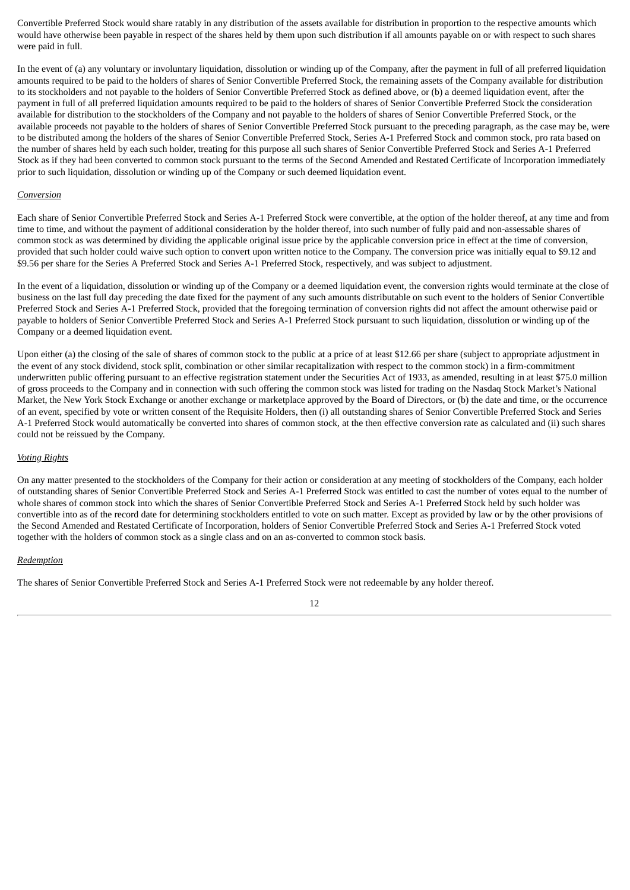Convertible Preferred Stock would share ratably in any distribution of the assets available for distribution in proportion to the respective amounts which would have otherwise been payable in respect of the shares held by them upon such distribution if all amounts payable on or with respect to such shares were paid in full.

In the event of (a) any voluntary or involuntary liquidation, dissolution or winding up of the Company, after the payment in full of all preferred liquidation amounts required to be paid to the holders of shares of Senior Convertible Preferred Stock, the remaining assets of the Company available for distribution to its stockholders and not payable to the holders of Senior Convertible Preferred Stock as defined above, or (b) a deemed liquidation event, after the payment in full of all preferred liquidation amounts required to be paid to the holders of shares of Senior Convertible Preferred Stock the consideration available for distribution to the stockholders of the Company and not payable to the holders of shares of Senior Convertible Preferred Stock, or the available proceeds not payable to the holders of shares of Senior Convertible Preferred Stock pursuant to the preceding paragraph, as the case may be, were to be distributed among the holders of the shares of Senior Convertible Preferred Stock, Series A-1 Preferred Stock and common stock, pro rata based on the number of shares held by each such holder, treating for this purpose all such shares of Senior Convertible Preferred Stock and Series A-1 Preferred Stock as if they had been converted to common stock pursuant to the terms of the Second Amended and Restated Certificate of Incorporation immediately prior to such liquidation, dissolution or winding up of the Company or such deemed liquidation event.

*Conversion*

Each share of Senior Convertible Preferred Stock and Series A-1 Preferred Stock were convertible, at the option of the holder thereof, at any time and from time to time, and without the payment of additional consideration by the holder thereof, into such number of fully paid and non-assessable shares of common stock as was determined by dividing the applicable original issue price by the applicable conversion price in effect at the time of conversion, provided that such holder could waive such option to convert upon written notice to the Company. The conversion price was initially equal to $9.12 and $9.56 per share for the Series A Preferred Stock and Series A-1 Preferred Stock, respectively, and was subject to adjustment.

In the event of a liquidation, dissolution or winding up of the Company or a deemed liquidation event, the conversion rights would terminate at the close of business on the last full day preceding the date fixed for the payment of any such amounts distributable on such event to the holders of Senior Convertible Preferred Stock and Series A-1 Preferred Stock, provided that the foregoing termination of conversion rights did not affect the amount otherwise paid or payable to holders of Senior Convertible Preferred Stock and Series A-1 Preferred Stock pursuant to such liquidation, dissolution or winding up of the Company or a deemed liquidation event.

Upon either (a) the closing of the sale of shares of common stock to the public at a price of at least $12.66 per share (subject to appropriate adjustment in the event of any stock dividend, stock split, combination or other similar recapitalization with respect to the common stock) in a firm-commitment underwritten public offering pursuant to an effective registration statement under the Securities Act of 1933, as amended, resulting in at least $75.0 million of gross proceeds to the Company and in connection with such offering the common stock was listed for trading on the Nasdaq Stock Market's National Market, the New York Stock Exchange or another exchange or marketplace approved by the Board of Directors, or (b) the date and time, or the occurrence of an event, specified by vote or written consent of the Requisite Holders, then (i) all outstanding shares of Senior Convertible Preferred Stock and Series A-1 Preferred Stock would automatically be converted into shares of common stock, at the then effective conversion rate as calculated and (ii) such shares could not be reissued by the Company.

*Voting Rights*

On any matter presented to the stockholders of the Company for their action or consideration at any meeting of stockholders of the Company, each holder of outstanding shares of Senior Convertible Preferred Stock and Series A-1 Preferred Stock was entitled to cast the number of votes equal to the number of whole shares of common stock into which the shares of Senior Convertible Preferred Stock and Series A-1 Preferred Stock held by such holder was convertible into as of the record date for determining stockholders entitled to vote on such matter. Except as provided by law or by the other provisions of the Second Amended and Restated Certificate of Incorporation, holders of Senior Convertible Preferred Stock and Series A-1 Preferred Stock voted together with the holders of common stock as a single class and on an as-converted to common stock basis.

*Redemption*

The shares of Senior Convertible Preferred Stock and Series A-1 Preferred Stock were not redeemable by any holder thereof.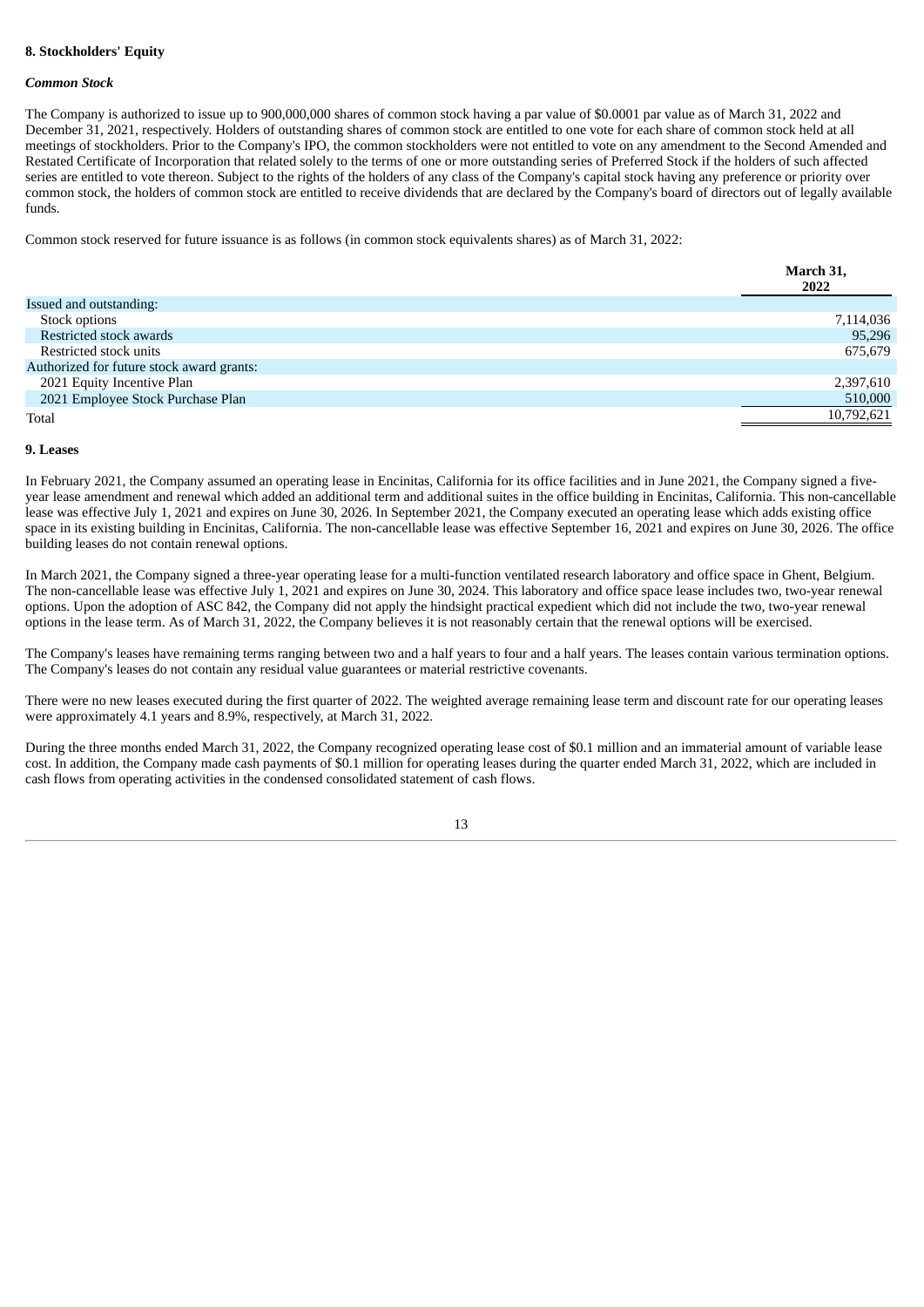**8. Stockholders' Equity**

***Common Stock***

The Company is authorized to issue up to 900,000,000 shares of common stock having a par value of $0.0001 par value as of March 31, 2022 and December 31, 2021, respectively. Holders of outstanding shares of common stock are entitled to one vote for each share of common stock held at all meetings of stockholders. Prior to the Company's IPO, the common stockholders were not entitled to vote on any amendment to the Second Amended and Restated Certificate of Incorporation that related solely to the terms of one or more outstanding series of Preferred Stock if the holders of such affected series are entitled to vote thereon. Subject to the rights of the holders of any class of the Company's capital stock having any preference or priority over common stock, the holders of common stock are entitled to receive dividends that are declared by the Company's board of directors out of legally available funds.

Common stock reserved for future issuance is as follows (in common stock equivalents shares) as of March 31, 2022:

| | March 31, 2022 |
|---|---|
| Issued and outstanding: | |
| Stock options | 7,114,036 |
| Restricted stock awards | 95,296 |
| Restricted stock units | 675,679 |
| Authorized for future stock award grants: | |
| 2021 Equity Incentive Plan | 2,397,610 |
| 2021 Employee Stock Purchase Plan | 510,000 |
| Total | 10,792,621 |

**9. Leases**

In February 2021, the Company assumed an operating lease in Encinitas, California for its office facilities and in June 2021, the Company signed a five-year lease amendment and renewal which added an additional term and additional suites in the office building in Encinitas, California. This non-cancellable lease was effective July 1, 2021 and expires on June 30, 2026. In September 2021, the Company executed an operating lease which adds existing office space in its existing building in Encinitas, California. The non-cancellable lease was effective September 16, 2021 and expires on June 30, 2026. The office building leases do not contain renewal options.

In March 2021, the Company signed a three-year operating lease for a multi-function ventilated research laboratory and office space in Ghent, Belgium. The non-cancellable lease was effective July 1, 2021 and expires on June 30, 2024. This laboratory and office space lease includes two, two-year renewal options. Upon the adoption of ASC 842, the Company did not apply the hindsight practical expedient which did not include the two, two-year renewal options in the lease term. As of March 31, 2022, the Company believes it is not reasonably certain that the renewal options will be exercised.

The Company's leases have remaining terms ranging between two and a half years to four and a half years. The leases contain various termination options. The Company's leases do not contain any residual value guarantees or material restrictive covenants.

There were no new leases executed during the first quarter of 2022. The weighted average remaining lease term and discount rate for our operating leases were approximately 4.1 years and 8.9%, respectively, at March 31, 2022.

During the three months ended March 31, 2022, the Company recognized operating lease cost of $0.1 million and an immaterial amount of variable lease cost. In addition, the Company made cash payments of $0.1 million for operating leases during the quarter ended March 31, 2022, which are included in cash flows from operating activities in the condensed consolidated statement of cash flows.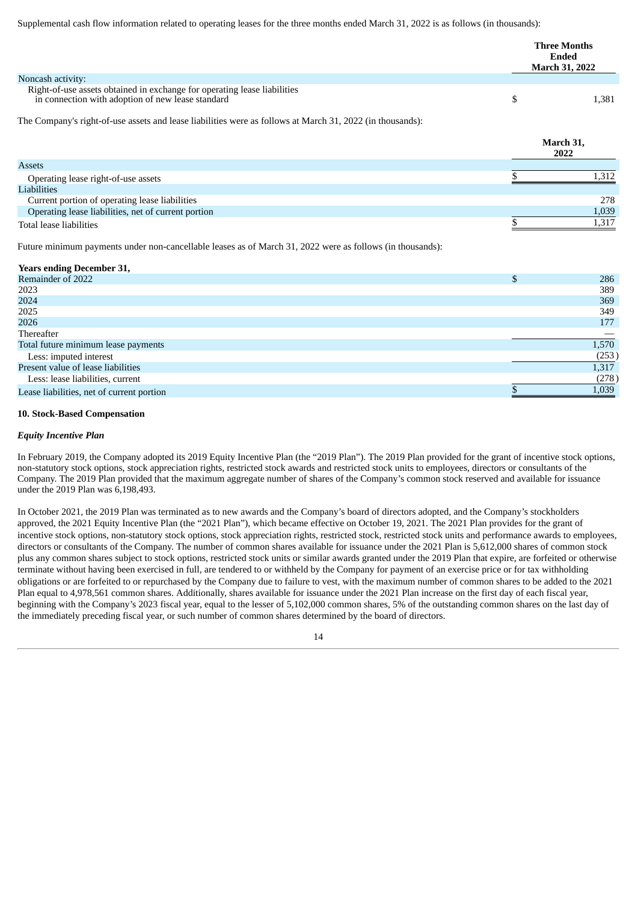Supplemental cash flow information related to operating leases for the three months ended March 31, 2022 is as follows (in thousands):

| | Three Months Ended March 31, 2022 |
|---|---|
| Noncash activity: | |
| Right-of-use assets obtained in exchange for operating lease liabilities in connection with adoption of new lease standard | $ 1,381 |

The Company's right-of-use assets and lease liabilities were as follows at March 31, 2022 (in thousands):

| | March 31, 2022 |
|---|---|
| Assets | |
| Operating lease right-of-use assets | $ 1,312 |
| Liabilities | |
| Current portion of operating lease liabilities | 278 |
| Operating lease liabilities, net of current portion | 1,039 |
| Total lease liabilities | $ 1,317 |

Future minimum payments under non-cancellable leases as of March 31, 2022 were as follows (in thousands):

| Years ending December 31, | |
|---|---|
| Remainder of 2022 | $ 286 |
| 2023 | 389 |
| 2024 | 369 |
| 2025 | 349 |
| 2026 | 177 |
| Thereafter | — |
| Total future minimum lease payments | 1,570 |
| Less: imputed interest | (253) |
| Present value of lease liabilities | 1,317 |
| Less: lease liabilities, current | (278) |
| Lease liabilities, net of current portion | $ 1,039 |

## 10. Stock-Based Compensation

### *Equity Incentive Plan*

In February 2019, the Company adopted its 2019 Equity Incentive Plan (the "2019 Plan"). The 2019 Plan provided for the grant of incentive stock options, non-statutory stock options, stock appreciation rights, restricted stock awards and restricted stock units to employees, directors or consultants of the Company. The 2019 Plan provided that the maximum aggregate number of shares of the Company's common stock reserved and available for issuance under the 2019 Plan was 6,198,493.

In October 2021, the 2019 Plan was terminated as to new awards and the Company's board of directors adopted, and the Company's stockholders approved, the 2021 Equity Incentive Plan (the "2021 Plan"), which became effective on October 19, 2021. The 2021 Plan provides for the grant of incentive stock options, non-statutory stock options, stock appreciation rights, restricted stock, restricted stock units and performance awards to employees, directors or consultants of the Company. The number of common shares available for issuance under the 2021 Plan is 5,612,000 shares of common stock plus any common shares subject to stock options, restricted stock units or similar awards granted under the 2019 Plan that expire, are forfeited or otherwise terminate without having been exercised in full, are tendered to or withheld by the Company for payment of an exercise price or for tax withholding obligations or are forfeited to or repurchased by the Company due to failure to vest, with the maximum number of common shares to be added to the 2021 Plan equal to 4,978,561 common shares. Additionally, shares available for issuance under the 2021 Plan increase on the first day of each fiscal year, beginning with the Company's 2023 fiscal year, equal to the lesser of 5,102,000 common shares, 5% of the outstanding common shares on the last day of the immediately preceding fiscal year, or such number of common shares determined by the board of directors.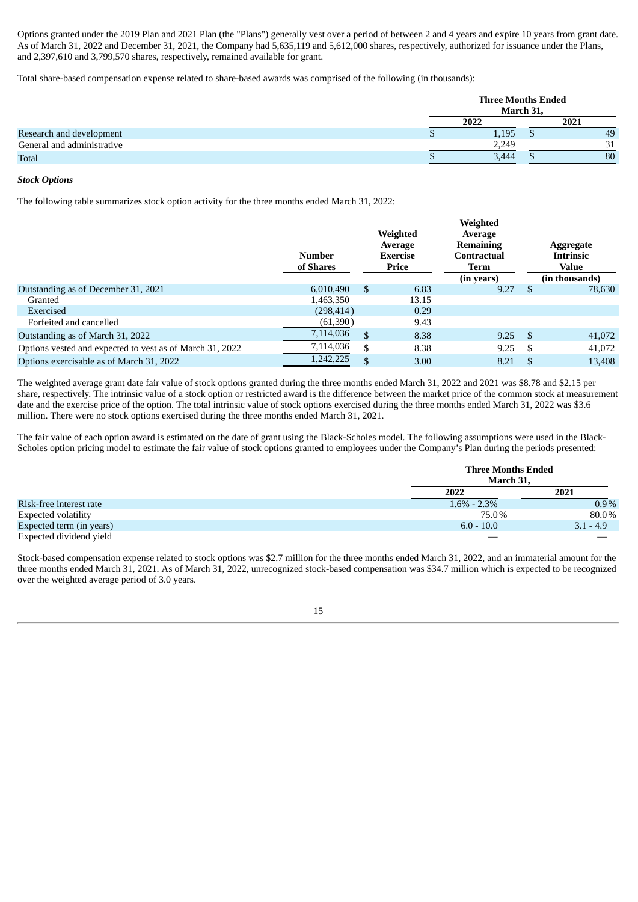Options granted under the 2019 Plan and 2021 Plan (the "Plans") generally vest over a period of between 2 and 4 years and expire 10 years from grant date. As of March 31, 2022 and December 31, 2021, the Company had 5,635,119 and 5,612,000 shares, respectively, authorized for issuance under the Plans, and 2,397,610 and 3,799,570 shares, respectively, remained available for grant.

Total share-based compensation expense related to share-based awards was comprised of the following (in thousands):

| | Three Months Ended March 31, | |
|---|---|---|
| | 2022 | 2021 |
| Research and development | $ 1,195 | $ 49 |
| General and administrative | 2,249 | 31 |
| Total | $ 3,444 | $ 80 |

***Stock Options***

The following table summarizes stock option activity for the three months ended March 31, 2022:

| | Number of Shares | Weighted Average Exercise Price | Weighted Average Remaining Contractual Term (in years) | Aggregate Intrinsic Value (in thousands) |
|---|---|---|---|---|
| Outstanding as of December 31, 2021 | 6,010,490 | $ 6.83 | 9.27 | $ 78,630 |
| Granted | 1,463,350 | 13.15 | | |
| Exercised | (298,414) | 0.29 | | |
| Forfeited and cancelled | (61,390) | 9.43 | | |
| Outstanding as of March 31, 2022 | 7,114,036 | $ 8.38 | 9.25 | $ 41,072 |
| Options vested and expected to vest as of March 31, 2022 | 7,114,036 | $ 8.38 | 9.25 | $ 41,072 |
| Options exercisable as of March 31, 2022 | 1,242,225 | $ 3.00 | 8.21 | $ 13,408 |

The weighted average grant date fair value of stock options granted during the three months ended March 31, 2022 and 2021 was $8.78 and $2.15 per share, respectively. The intrinsic value of a stock option or restricted award is the difference between the market price of the common stock at measurement date and the exercise price of the option. The total intrinsic value of stock options exercised during the three months ended March 31, 2022 was $3.6 million. There were no stock options exercised during the three months ended March 31, 2021.

The fair value of each option award is estimated on the date of grant using the Black-Scholes model. The following assumptions were used in the Black-Scholes option pricing model to estimate the fair value of stock options granted to employees under the Company's Plan during the periods presented:

| | Three Months Ended March 31, | |
|---|---|---|
| | 2022 | 2021 |
| Risk-free interest rate | 1.6% - 2.3% | 0.9% |
| Expected volatility | 75.0% | 80.0% |
| Expected term (in years) | 6.0 - 10.0 | 3.1 - 4.9 |
| Expected dividend yield | — | — |

Stock-based compensation expense related to stock options was $2.7 million for the three months ended March 31, 2022, and an immaterial amount for the three months ended March 31, 2021. As of March 31, 2022, unrecognized stock-based compensation was $34.7 million which is expected to be recognized over the weighted average period of 3.0 years.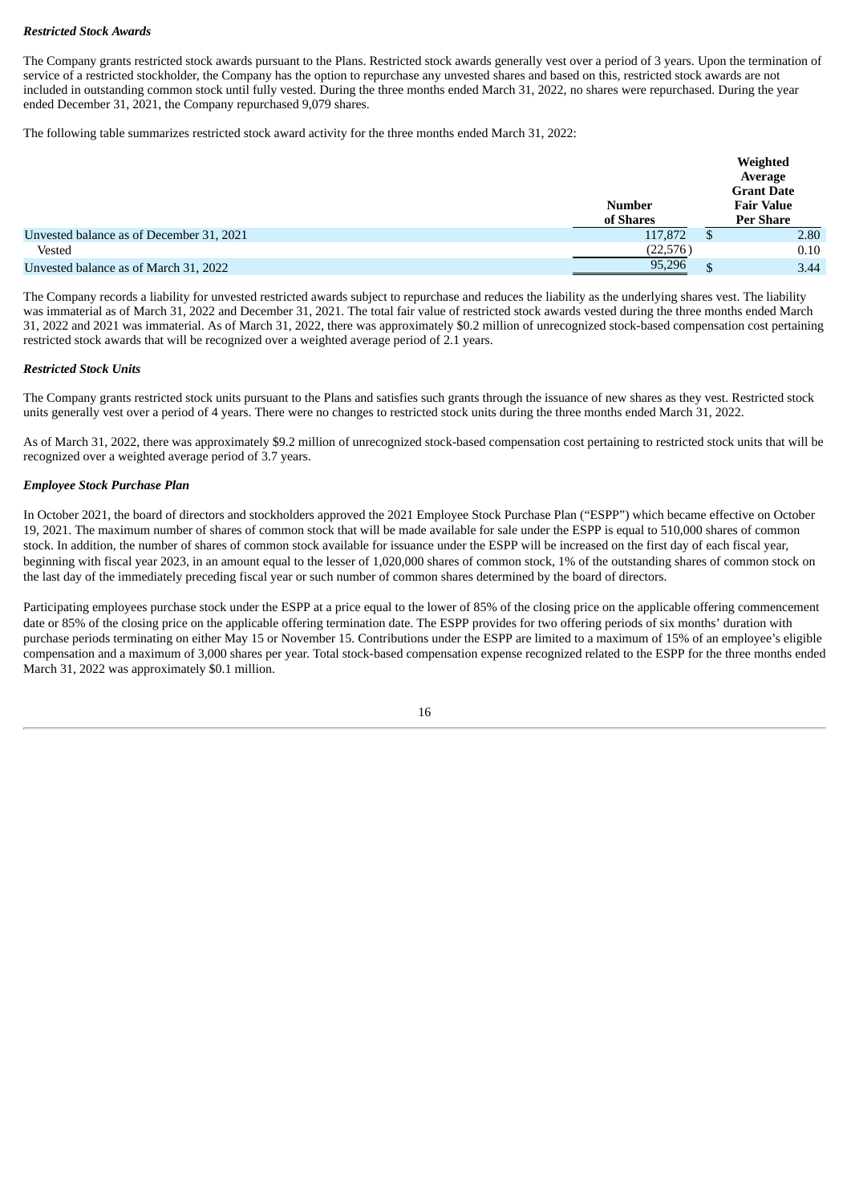***Restricted Stock Awards***

The Company grants restricted stock awards pursuant to the Plans. Restricted stock awards generally vest over a period of 3 years. Upon the termination of service of a restricted stockholder, the Company has the option to repurchase any unvested shares and based on this, restricted stock awards are not included in outstanding common stock until fully vested. During the three months ended March 31, 2022, no shares were repurchased. During the year ended December 31, 2021, the Company repurchased 9,079 shares.

The following table summarizes restricted stock award activity for the three months ended March 31, 2022:

| | Number of Shares | Weighted Average Grant Date Fair Value Per Share |
|---|---|---|
| Unvested balance as of December 31, 2021 | 117,872 | $ 2.80 |
| Vested | (22,576) | 0.10 |
| Unvested balance as of March 31, 2022 | 95,296 | $ 3.44 |

The Company records a liability for unvested restricted awards subject to repurchase and reduces the liability as the underlying shares vest. The liability was immaterial as of March 31, 2022 and December 31, 2021. The total fair value of restricted stock awards vested during the three months ended March 31, 2022 and 2021 was immaterial. As of March 31, 2022, there was approximately $0.2 million of unrecognized stock-based compensation cost pertaining restricted stock awards that will be recognized over a weighted average period of 2.1 years.

***Restricted Stock Units***

The Company grants restricted stock units pursuant to the Plans and satisfies such grants through the issuance of new shares as they vest. Restricted stock units generally vest over a period of 4 years. There were no changes to restricted stock units during the three months ended March 31, 2022.

As of March 31, 2022, there was approximately $9.2 million of unrecognized stock-based compensation cost pertaining to restricted stock units that will be recognized over a weighted average period of 3.7 years.

***Employee Stock Purchase Plan***

In October 2021, the board of directors and stockholders approved the 2021 Employee Stock Purchase Plan ("ESPP") which became effective on October 19, 2021. The maximum number of shares of common stock that will be made available for sale under the ESPP is equal to 510,000 shares of common stock. In addition, the number of shares of common stock available for issuance under the ESPP will be increased on the first day of each fiscal year, beginning with fiscal year 2023, in an amount equal to the lesser of 1,020,000 shares of common stock, 1% of the outstanding shares of common stock on the last day of the immediately preceding fiscal year or such number of common shares determined by the board of directors.

Participating employees purchase stock under the ESPP at a price equal to the lower of 85% of the closing price on the applicable offering commencement date or 85% of the closing price on the applicable offering termination date. The ESPP provides for two offering periods of six months' duration with purchase periods terminating on either May 15 or November 15. Contributions under the ESPP are limited to a maximum of 15% of an employee's eligible compensation and a maximum of 3,000 shares per year. Total stock-based compensation expense recognized related to the ESPP for the three months ended March 31, 2022 was approximately $0.1 million.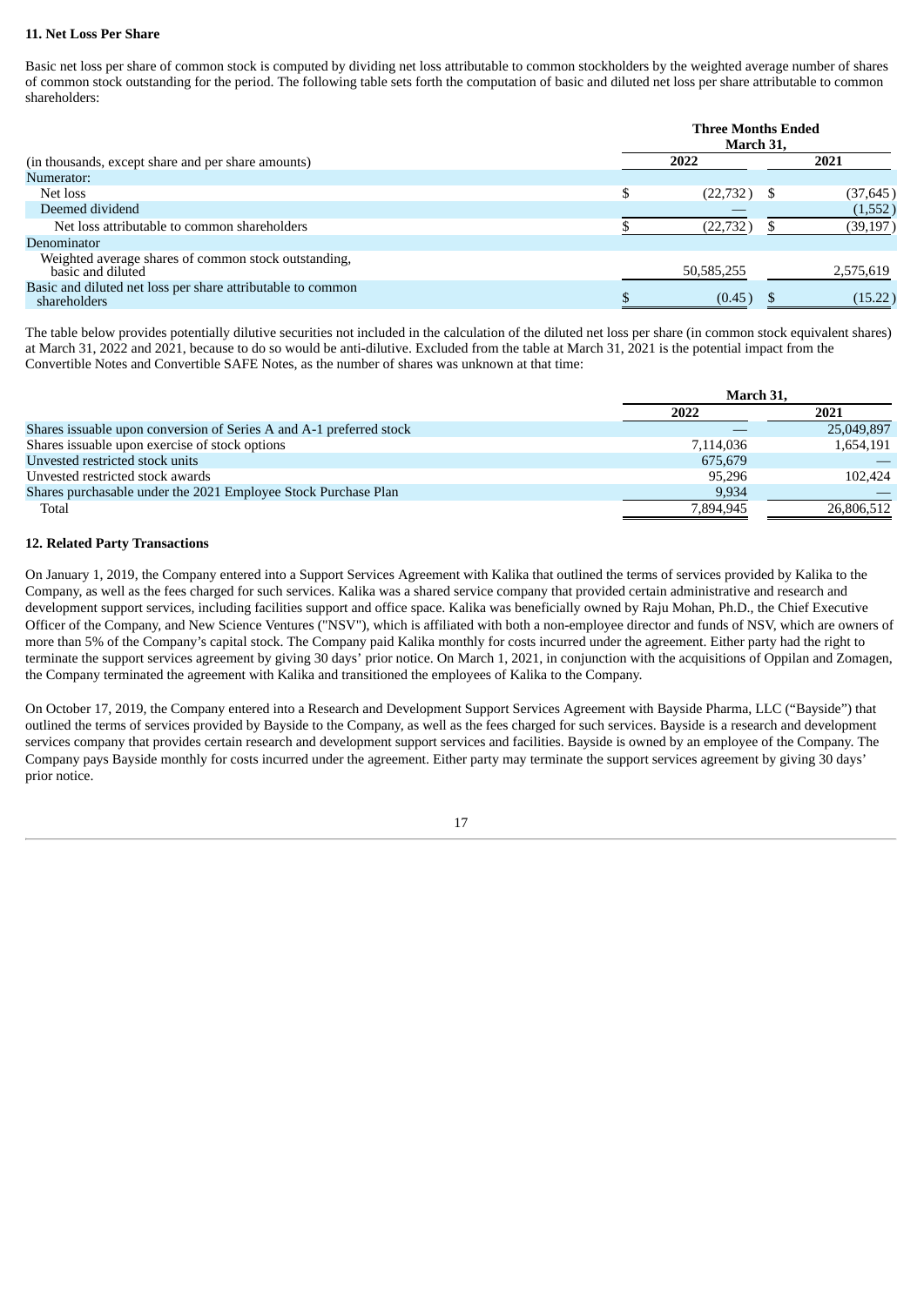**11. Net Loss Per Share**

Basic net loss per share of common stock is computed by dividing net loss attributable to common stockholders by the weighted average number of shares of common stock outstanding for the period. The following table sets forth the computation of basic and diluted net loss per share attributable to common shareholders:

| (in thousands, except share and per share amounts) | Three Months Ended March 31, 2022 | 2021 |
|---|---|---|
| Numerator: | | |
| Net loss | $ (22,732) | $ (37,645) |
| Deemed dividend | — | (1,552) |
| Net loss attributable to common shareholders | $ (22,732) | $ (39,197) |
| Denominator | | |
| Weighted average shares of common stock outstanding, basic and diluted | 50,585,255 | 2,575,619 |
| Basic and diluted net loss per share attributable to common shareholders | $ (0.45) | $ (15.22) |

The table below provides potentially dilutive securities not included in the calculation of the diluted net loss per share (in common stock equivalent shares) at March 31, 2022 and 2021, because to do so would be anti-dilutive. Excluded from the table at March 31, 2021 is the potential impact from the Convertible Notes and Convertible SAFE Notes, as the number of shares was unknown at that time:

| | March 31, 2022 | 2021 |
|---|---|---|
| Shares issuable upon conversion of Series A and A-1 preferred stock | — | 25,049,897 |
| Shares issuable upon exercise of stock options | 7,114,036 | 1,654,191 |
| Unvested restricted stock units | 675,679 | — |
| Unvested restricted stock awards | 95,296 | 102,424 |
| Shares purchasable under the 2021 Employee Stock Purchase Plan | 9,934 | — |
| Total | 7,894,945 | 26,806,512 |

**12. Related Party Transactions**

On January 1, 2019, the Company entered into a Support Services Agreement with Kalika that outlined the terms of services provided by Kalika to the Company, as well as the fees charged for such services. Kalika was a shared service company that provided certain administrative and research and development support services, including facilities support and office space. Kalika was beneficially owned by Raju Mohan, Ph.D., the Chief Executive Officer of the Company, and New Science Ventures ("NSV"), which is affiliated with both a non-employee director and funds of NSV, which are owners of more than 5% of the Company's capital stock. The Company paid Kalika monthly for costs incurred under the agreement. Either party had the right to terminate the support services agreement by giving 30 days' prior notice. On March 1, 2021, in conjunction with the acquisitions of Oppilan and Zomagen, the Company terminated the agreement with Kalika and transitioned the employees of Kalika to the Company.

On October 17, 2019, the Company entered into a Research and Development Support Services Agreement with Bayside Pharma, LLC ("Bayside") that outlined the terms of services provided by Bayside to the Company, as well as the fees charged for such services. Bayside is a research and development services company that provides certain research and development support services and facilities. Bayside is owned by an employee of the Company. The Company pays Bayside monthly for costs incurred under the agreement. Either party may terminate the support services agreement by giving 30 days' prior notice.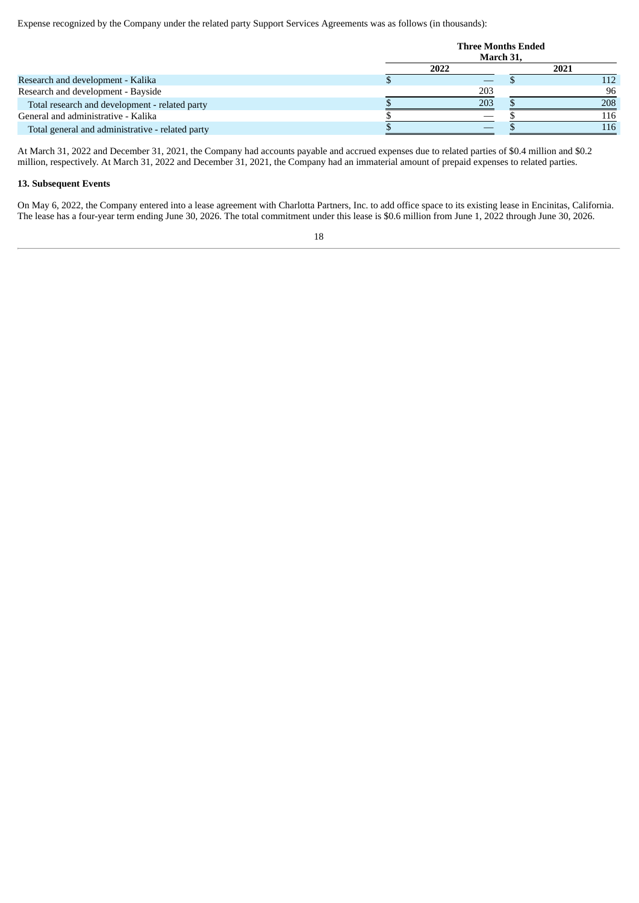Expense recognized by the Company under the related party Support Services Agreements was as follows (in thousands):

| | Three Months Ended March 31, | |
|---|---|---|
| | 2022 | 2021 |
| Research and development - Kalika | $ — | $ 112 |
| Research and development - Bayside | 203 | 96 |
| Total research and development - related party | $ 203 | $ 208 |
| General and administrative - Kalika | $ — | $ 116 |
| Total general and administrative - related party | $ — | $ 116 |

At March 31, 2022 and December 31, 2021, the Company had accounts payable and accrued expenses due to related parties of $0.4 million and $0.2 million, respectively. At March 31, 2022 and December 31, 2021, the Company had an immaterial amount of prepaid expenses to related parties.

**13. Subsequent Events**

On May 6, 2022, the Company entered into a lease agreement with Charlotta Partners, Inc. to add office space to its existing lease in Encinitas, California. The lease has a four-year term ending June 30, 2026. The total commitment under this lease is $0.6 million from June 1, 2022 through June 30, 2026.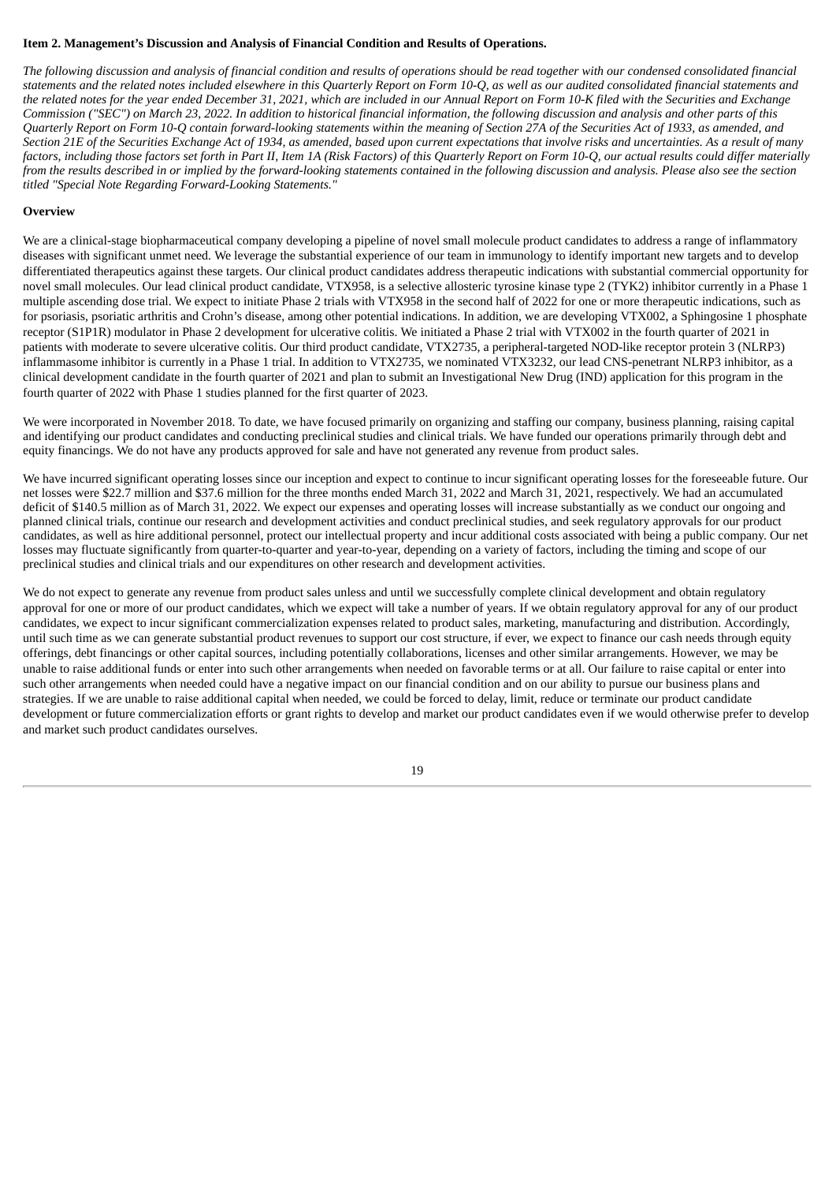**Item 2. Management's Discussion and Analysis of Financial Condition and Results of Operations.**

*The following discussion and analysis of financial condition and results of operations should be read together with our condensed consolidated financial statements and the related notes included elsewhere in this Quarterly Report on Form 10-Q, as well as our audited consolidated financial statements and the related notes for the year ended December 31, 2021, which are included in our Annual Report on Form 10-K filed with the Securities and Exchange Commission ("SEC") on March 23, 2022. In addition to historical financial information, the following discussion and analysis and other parts of this Quarterly Report on Form 10-Q contain forward-looking statements within the meaning of Section 27A of the Securities Act of 1933, as amended, and Section 21E of the Securities Exchange Act of 1934, as amended, based upon current expectations that involve risks and uncertainties. As a result of many factors, including those factors set forth in Part II, Item 1A (Risk Factors) of this Quarterly Report on Form 10-Q, our actual results could differ materially from the results described in or implied by the forward-looking statements contained in the following discussion and analysis. Please also see the section titled "Special Note Regarding Forward-Looking Statements."*

**Overview**

We are a clinical-stage biopharmaceutical company developing a pipeline of novel small molecule product candidates to address a range of inflammatory diseases with significant unmet need. We leverage the substantial experience of our team in immunology to identify important new targets and to develop differentiated therapeutics against these targets. Our clinical product candidates address therapeutic indications with substantial commercial opportunity for novel small molecules. Our lead clinical product candidate, VTX958, is a selective allosteric tyrosine kinase type 2 (TYK2) inhibitor currently in a Phase 1 multiple ascending dose trial. We expect to initiate Phase 2 trials with VTX958 in the second half of 2022 for one or more therapeutic indications, such as for psoriasis, psoriatic arthritis and Crohn's disease, among other potential indications. In addition, we are developing VTX002, a Sphingosine 1 phosphate receptor (S1P1R) modulator in Phase 2 development for ulcerative colitis. We initiated a Phase 2 trial with VTX002 in the fourth quarter of 2021 in patients with moderate to severe ulcerative colitis. Our third product candidate, VTX2735, a peripheral-targeted NOD-like receptor protein 3 (NLRP3) inflammasome inhibitor is currently in a Phase 1 trial. In addition to VTX2735, we nominated VTX3232, our lead CNS-penetrant NLRP3 inhibitor, as a clinical development candidate in the fourth quarter of 2021 and plan to submit an Investigational New Drug (IND) application for this program in the fourth quarter of 2022 with Phase 1 studies planned for the first quarter of 2023.

We were incorporated in November 2018. To date, we have focused primarily on organizing and staffing our company, business planning, raising capital and identifying our product candidates and conducting preclinical studies and clinical trials. We have funded our operations primarily through debt and equity financings. We do not have any products approved for sale and have not generated any revenue from product sales.

We have incurred significant operating losses since our inception and expect to continue to incur significant operating losses for the foreseeable future. Our net losses were $22.7 million and $37.6 million for the three months ended March 31, 2022 and March 31, 2021, respectively. We had an accumulated deficit of $140.5 million as of March 31, 2022. We expect our expenses and operating losses will increase substantially as we conduct our ongoing and planned clinical trials, continue our research and development activities and conduct preclinical studies, and seek regulatory approvals for our product candidates, as well as hire additional personnel, protect our intellectual property and incur additional costs associated with being a public company. Our net losses may fluctuate significantly from quarter-to-quarter and year-to-year, depending on a variety of factors, including the timing and scope of our preclinical studies and clinical trials and our expenditures on other research and development activities.

We do not expect to generate any revenue from product sales unless and until we successfully complete clinical development and obtain regulatory approval for one or more of our product candidates, which we expect will take a number of years. If we obtain regulatory approval for any of our product candidates, we expect to incur significant commercialization expenses related to product sales, marketing, manufacturing and distribution. Accordingly, until such time as we can generate substantial product revenues to support our cost structure, if ever, we expect to finance our cash needs through equity offerings, debt financings or other capital sources, including potentially collaborations, licenses and other similar arrangements. However, we may be unable to raise additional funds or enter into such other arrangements when needed on favorable terms or at all. Our failure to raise capital or enter into such other arrangements when needed could have a negative impact on our financial condition and on our ability to pursue our business plans and strategies. If we are unable to raise additional capital when needed, we could be forced to delay, limit, reduce or terminate our product candidate development or future commercialization efforts or grant rights to develop and market our product candidates even if we would otherwise prefer to develop and market such product candidates ourselves.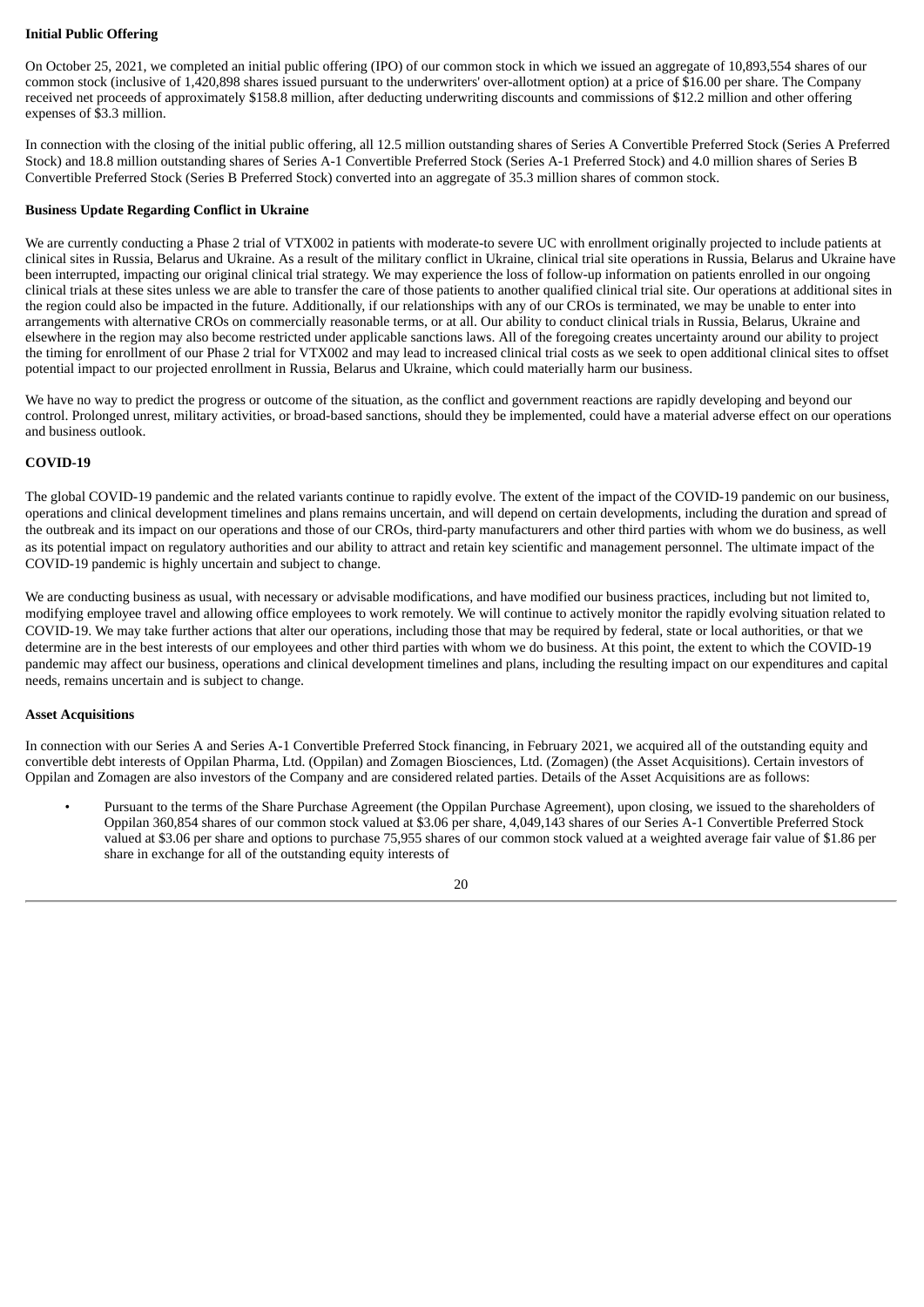**Initial Public Offering**

On October 25, 2021, we completed an initial public offering (IPO) of our common stock in which we issued an aggregate of 10,893,554 shares of our common stock (inclusive of 1,420,898 shares issued pursuant to the underwriters' over-allotment option) at a price of $16.00 per share. The Company received net proceeds of approximately $158.8 million, after deducting underwriting discounts and commissions of $12.2 million and other offering expenses of $3.3 million.

In connection with the closing of the initial public offering, all 12.5 million outstanding shares of Series A Convertible Preferred Stock (Series A Preferred Stock) and 18.8 million outstanding shares of Series A-1 Convertible Preferred Stock (Series A-1 Preferred Stock) and 4.0 million shares of Series B Convertible Preferred Stock (Series B Preferred Stock) converted into an aggregate of 35.3 million shares of common stock.

**Business Update Regarding Conflict in Ukraine**

We are currently conducting a Phase 2 trial of VTX002 in patients with moderate-to severe UC with enrollment originally projected to include patients at clinical sites in Russia, Belarus and Ukraine. As a result of the military conflict in Ukraine, clinical trial site operations in Russia, Belarus and Ukraine have been interrupted, impacting our original clinical trial strategy. We may experience the loss of follow-up information on patients enrolled in our ongoing clinical trials at these sites unless we are able to transfer the care of those patients to another qualified clinical trial site. Our operations at additional sites in the region could also be impacted in the future. Additionally, if our relationships with any of our CROs is terminated, we may be unable to enter into arrangements with alternative CROs on commercially reasonable terms, or at all. Our ability to conduct clinical trials in Russia, Belarus, Ukraine and elsewhere in the region may also become restricted under applicable sanctions laws. All of the foregoing creates uncertainty around our ability to project the timing for enrollment of our Phase 2 trial for VTX002 and may lead to increased clinical trial costs as we seek to open additional clinical sites to offset potential impact to our projected enrollment in Russia, Belarus and Ukraine, which could materially harm our business.

We have no way to predict the progress or outcome of the situation, as the conflict and government reactions are rapidly developing and beyond our control. Prolonged unrest, military activities, or broad-based sanctions, should they be implemented, could have a material adverse effect on our operations and business outlook.

**COVID-19**

The global COVID-19 pandemic and the related variants continue to rapidly evolve. The extent of the impact of the COVID-19 pandemic on our business, operations and clinical development timelines and plans remains uncertain, and will depend on certain developments, including the duration and spread of the outbreak and its impact on our operations and those of our CROs, third-party manufacturers and other third parties with whom we do business, as well as its potential impact on regulatory authorities and our ability to attract and retain key scientific and management personnel. The ultimate impact of the COVID-19 pandemic is highly uncertain and subject to change.

We are conducting business as usual, with necessary or advisable modifications, and have modified our business practices, including but not limited to, modifying employee travel and allowing office employees to work remotely. We will continue to actively monitor the rapidly evolving situation related to COVID-19. We may take further actions that alter our operations, including those that may be required by federal, state or local authorities, or that we determine are in the best interests of our employees and other third parties with whom we do business. At this point, the extent to which the COVID-19 pandemic may affect our business, operations and clinical development timelines and plans, including the resulting impact on our expenditures and capital needs, remains uncertain and is subject to change.

**Asset Acquisitions**

In connection with our Series A and Series A-1 Convertible Preferred Stock financing, in February 2021, we acquired all of the outstanding equity and convertible debt interests of Oppilan Pharma, Ltd. (Oppilan) and Zomagen Biosciences, Ltd. (Zomagen) (the Asset Acquisitions). Certain investors of Oppilan and Zomagen are also investors of the Company and are considered related parties. Details of the Asset Acquisitions are as follows:

- Pursuant to the terms of the Share Purchase Agreement (the Oppilan Purchase Agreement), upon closing, we issued to the shareholders of Oppilan 360,854 shares of our common stock valued at $3.06 per share, 4,049,143 shares of our Series A-1 Convertible Preferred Stock valued at $3.06 per share and options to purchase 75,955 shares of our common stock valued at a weighted average fair value of $1.86 per share in exchange for all of the outstanding equity interests of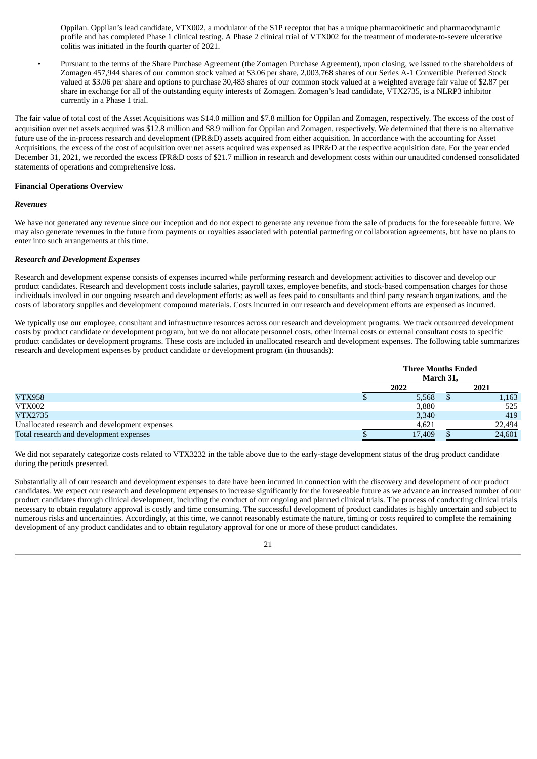Oppilan. Oppilan's lead candidate, VTX002, a modulator of the S1P receptor that has a unique pharmacokinetic and pharmacodynamic profile and has completed Phase 1 clinical testing. A Phase 2 clinical trial of VTX002 for the treatment of moderate-to-severe ulcerative colitis was initiated in the fourth quarter of 2021.

- Pursuant to the terms of the Share Purchase Agreement (the Zomagen Purchase Agreement), upon closing, we issued to the shareholders of Zomagen 457,944 shares of our common stock valued at $3.06 per share, 2,003,768 shares of our Series A-1 Convertible Preferred Stock valued at $3.06 per share and options to purchase 30,483 shares of our common stock valued at a weighted average fair value of $2.87 per share in exchange for all of the outstanding equity interests of Zomagen. Zomagen's lead candidate, VTX2735, is a NLRP3 inhibitor currently in a Phase 1 trial.

The fair value of total cost of the Asset Acquisitions was $14.0 million and $7.8 million for Oppilan and Zomagen, respectively. The excess of the cost of acquisition over net assets acquired was $12.8 million and $8.9 million for Oppilan and Zomagen, respectively. We determined that there is no alternative future use of the in-process research and development (IPR&D) assets acquired from either acquisition. In accordance with the accounting for Asset Acquisitions, the excess of the cost of acquisition over net assets acquired was expensed as IPR&D at the respective acquisition date. For the year ended December 31, 2021, we recorded the excess IPR&D costs of $21.7 million in research and development costs within our unaudited condensed consolidated statements of operations and comprehensive loss.

**Financial Operations Overview**

***Revenues***

We have not generated any revenue since our inception and do not expect to generate any revenue from the sale of products for the foreseeable future. We may also generate revenues in the future from payments or royalties associated with potential partnering or collaboration agreements, but have no plans to enter into such arrangements at this time.

***Research and Development Expenses***

Research and development expense consists of expenses incurred while performing research and development activities to discover and develop our product candidates. Research and development costs include salaries, payroll taxes, employee benefits, and stock-based compensation charges for those individuals involved in our ongoing research and development efforts; as well as fees paid to consultants and third party research organizations, and the costs of laboratory supplies and development compound materials. Costs incurred in our research and development efforts are expensed as incurred.

We typically use our employee, consultant and infrastructure resources across our research and development programs. We track outsourced development costs by product candidate or development program, but we do not allocate personnel costs, other internal costs or external consultant costs to specific product candidates or development programs. These costs are included in unallocated research and development expenses. The following table summarizes research and development expenses by product candidate or development program (in thousands):

| | Three Months Ended March 31, | |
|---|---|---|
| | 2022 | 2021 |
| VTX958 | $ 5,568 | $ 1,163 |
| VTX002 | 3,880 | 525 |
| VTX2735 | 3,340 | 419 |
| Unallocated research and development expenses | 4,621 | 22,494 |
| Total research and development expenses | $ 17,409 | $ 24,601 |

We did not separately categorize costs related to VTX3232 in the table above due to the early-stage development status of the drug product candidate during the periods presented.

Substantially all of our research and development expenses to date have been incurred in connection with the discovery and development of our product candidates. We expect our research and development expenses to increase significantly for the foreseeable future as we advance an increased number of our product candidates through clinical development, including the conduct of our ongoing and planned clinical trials. The process of conducting clinical trials necessary to obtain regulatory approval is costly and time consuming. The successful development of product candidates is highly uncertain and subject to numerous risks and uncertainties. Accordingly, at this time, we cannot reasonably estimate the nature, timing or costs required to complete the remaining development of any product candidates and to obtain regulatory approval for one or more of these product candidates.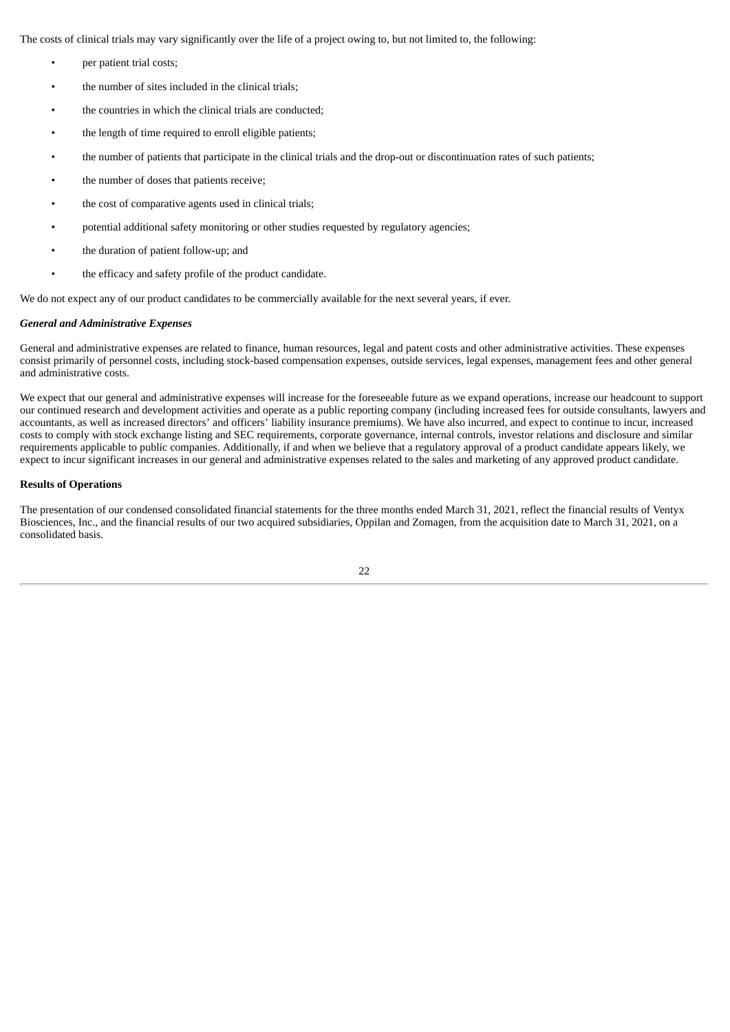The costs of clinical trials may vary significantly over the life of a project owing to, but not limited to, the following:

- per patient trial costs;
- the number of sites included in the clinical trials;
- the countries in which the clinical trials are conducted;
- the length of time required to enroll eligible patients;
- the number of patients that participate in the clinical trials and the drop-out or discontinuation rates of such patients;
- the number of doses that patients receive;
- the cost of comparative agents used in clinical trials;
- potential additional safety monitoring or other studies requested by regulatory agencies;
- the duration of patient follow-up; and
- the efficacy and safety profile of the product candidate.

We do not expect any of our product candidates to be commercially available for the next several years, if ever.

***General and Administrative Expenses***

General and administrative expenses are related to finance, human resources, legal and patent costs and other administrative activities. These expenses consist primarily of personnel costs, including stock-based compensation expenses, outside services, legal expenses, management fees and other general and administrative costs.

We expect that our general and administrative expenses will increase for the foreseeable future as we expand operations, increase our headcount to support our continued research and development activities and operate as a public reporting company (including increased fees for outside consultants, lawyers and accountants, as well as increased directors' and officers' liability insurance premiums). We have also incurred, and expect to continue to incur, increased costs to comply with stock exchange listing and SEC requirements, corporate governance, internal controls, investor relations and disclosure and similar requirements applicable to public companies. Additionally, if and when we believe that a regulatory approval of a product candidate appears likely, we expect to incur significant increases in our general and administrative expenses related to the sales and marketing of any approved product candidate.

**Results of Operations**

The presentation of our condensed consolidated financial statements for the three months ended March 31, 2021, reflect the financial results of Ventyx Biosciences, Inc., and the financial results of our two acquired subsidiaries, Oppilan and Zomagen, from the acquisition date to March 31, 2021, on a consolidated basis.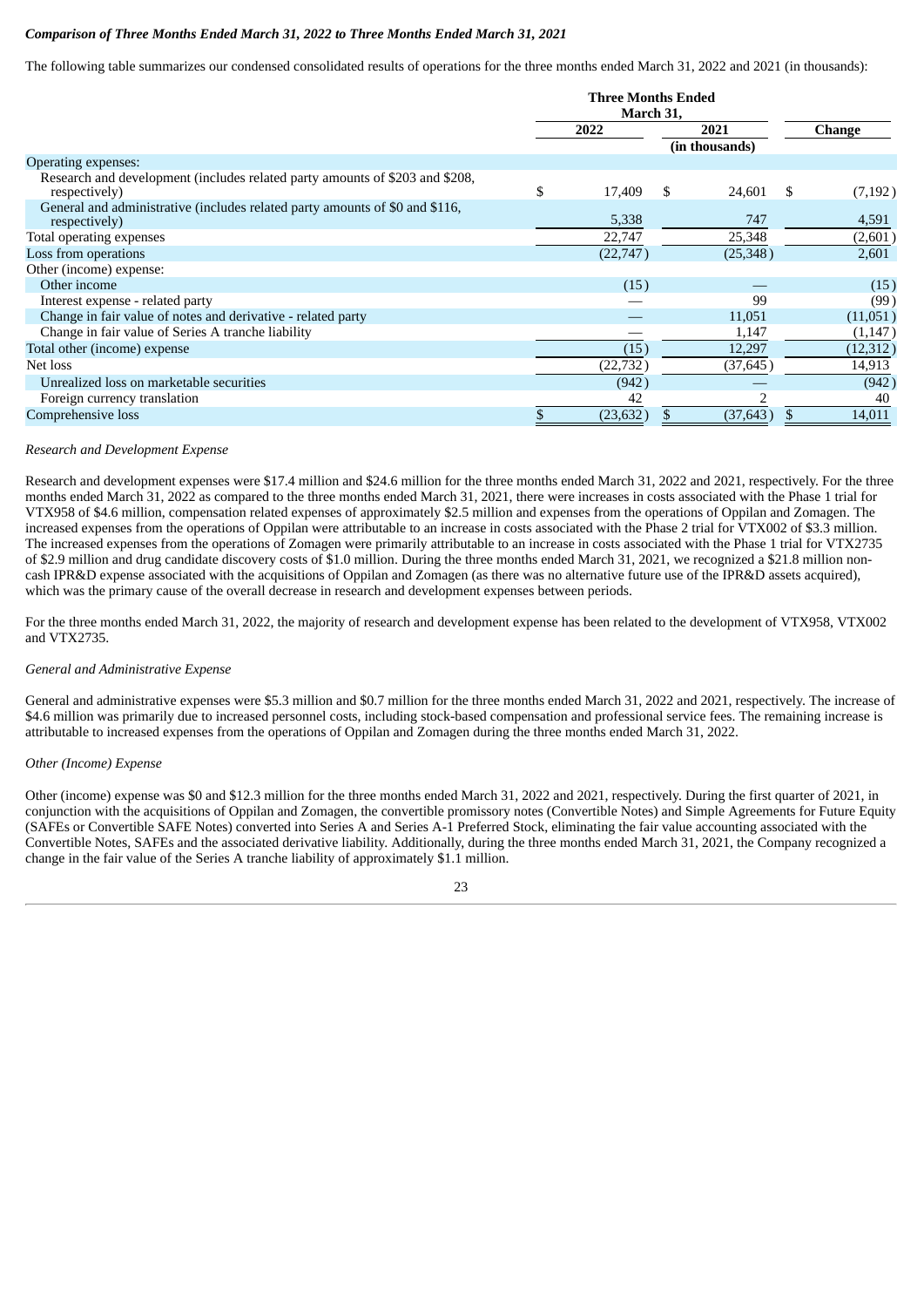*Comparison of Three Months Ended March 31, 2022 to Three Months Ended March 31, 2021*

The following table summarizes our condensed consolidated results of operations for the three months ended March 31, 2022 and 2021 (in thousands):

| | Three Months Ended March 31, | | |
|---|---|---|---|
| | 2022 | 2021 | Change |
| | | (in thousands) | |
| Operating expenses: | | | |
| Research and development (includes related party amounts of $203 and $208, respectively) | $ 17,409 | $ 24,601 | $ (7,192) |
| General and administrative (includes related party amounts of $0 and $116, respectively) | 5,338 | 747 | 4,591 |
| Total operating expenses | 22,747 | 25,348 | (2,601) |
| Loss from operations | (22,747) | (25,348) | 2,601 |
| Other (income) expense: | | | |
| Other income | (15) | — | (15) |
| Interest expense - related party | — | 99 | (99) |
| Change in fair value of notes and derivative - related party | — | 11,051 | (11,051) |
| Change in fair value of Series A tranche liability | — | 1,147 | (1,147) |
| Total other (income) expense | (15) | 12,297 | (12,312) |
| Net loss | (22,732) | (37,645) | 14,913 |
| Unrealized loss on marketable securities | (942) | — | (942) |
| Foreign currency translation | 42 | 2 | 40 |
| Comprehensive loss | $ (23,632) | $ (37,643) | $ 14,011 |

*Research and Development Expense*

Research and development expenses were $17.4 million and $24.6 million for the three months ended March 31, 2022 and 2021, respectively. For the three months ended March 31, 2022 as compared to the three months ended March 31, 2021, there were increases in costs associated with the Phase 1 trial for VTX958 of $4.6 million, compensation related expenses of approximately $2.5 million and expenses from the operations of Oppilan and Zomagen. The increased expenses from the operations of Oppilan were attributable to an increase in costs associated with the Phase 2 trial for VTX002 of $3.3 million. The increased expenses from the operations of Zomagen were primarily attributable to an increase in costs associated with the Phase 1 trial for VTX2735 of $2.9 million and drug candidate discovery costs of $1.0 million. During the three months ended March 31, 2021, we recognized a $21.8 million non-cash IPR&D expense associated with the acquisitions of Oppilan and Zomagen (as there was no alternative future use of the IPR&D assets acquired), which was the primary cause of the overall decrease in research and development expenses between periods.

For the three months ended March 31, 2022, the majority of research and development expense has been related to the development of VTX958, VTX002 and VTX2735.

*General and Administrative Expense*

General and administrative expenses were $5.3 million and $0.7 million for the three months ended March 31, 2022 and 2021, respectively. The increase of $4.6 million was primarily due to increased personnel costs, including stock-based compensation and professional service fees. The remaining increase is attributable to increased expenses from the operations of Oppilan and Zomagen during the three months ended March 31, 2022.

*Other (Income) Expense*

Other (income) expense was $0 and $12.3 million for the three months ended March 31, 2022 and 2021, respectively. During the first quarter of 2021, in conjunction with the acquisitions of Oppilan and Zomagen, the convertible promissory notes (Convertible Notes) and Simple Agreements for Future Equity (SAFEs or Convertible SAFE Notes) converted into Series A and Series A-1 Preferred Stock, eliminating the fair value accounting associated with the Convertible Notes, SAFEs and the associated derivative liability. Additionally, during the three months ended March 31, 2021, the Company recognized a change in the fair value of the Series A tranche liability of approximately $1.1 million.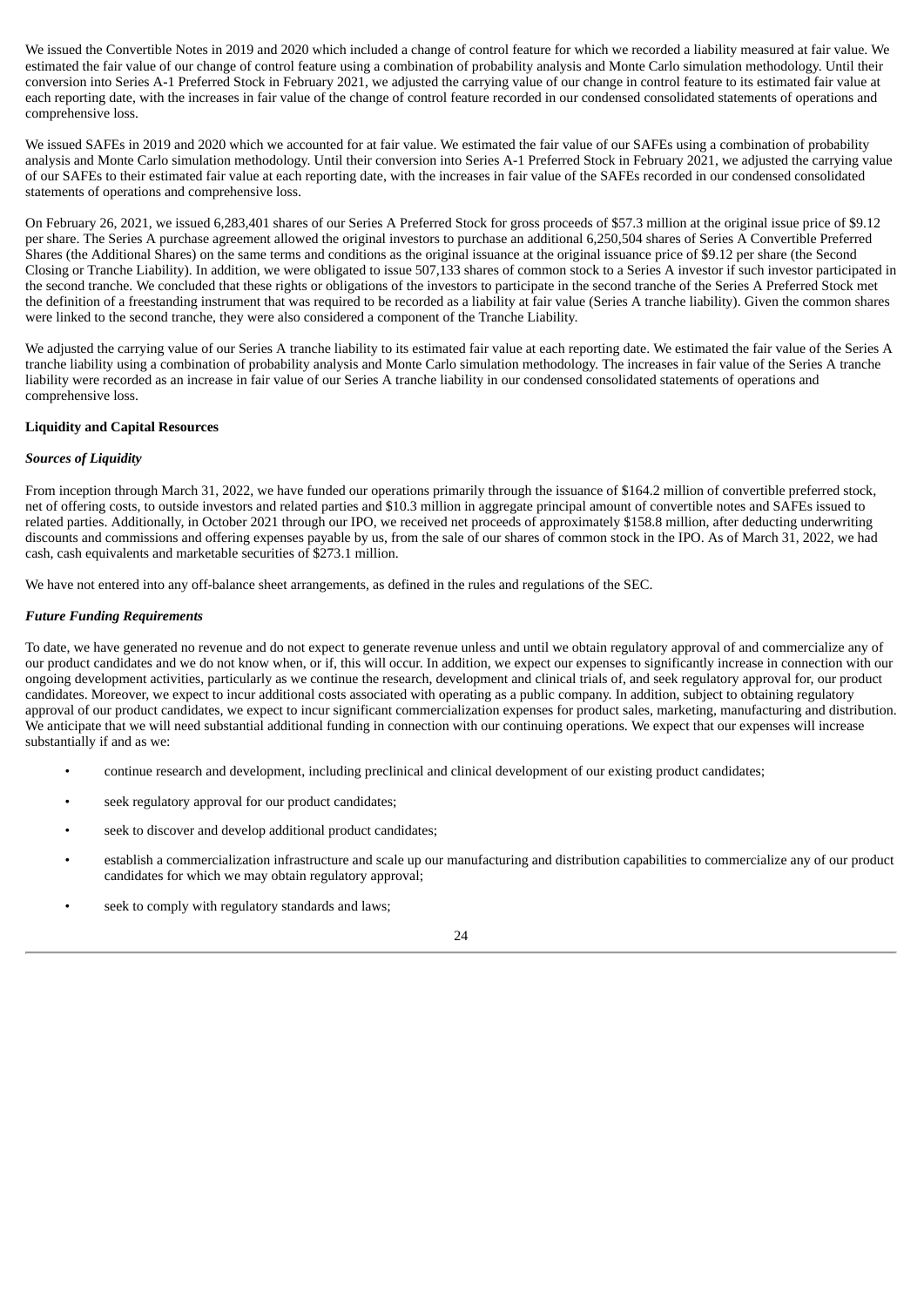We issued the Convertible Notes in 2019 and 2020 which included a change of control feature for which we recorded a liability measured at fair value. We estimated the fair value of our change of control feature using a combination of probability analysis and Monte Carlo simulation methodology. Until their conversion into Series A-1 Preferred Stock in February 2021, we adjusted the carrying value of our change in control feature to its estimated fair value at each reporting date, with the increases in fair value of the change of control feature recorded in our condensed consolidated statements of operations and comprehensive loss.

We issued SAFEs in 2019 and 2020 which we accounted for at fair value. We estimated the fair value of our SAFEs using a combination of probability analysis and Monte Carlo simulation methodology. Until their conversion into Series A-1 Preferred Stock in February 2021, we adjusted the carrying value of our SAFEs to their estimated fair value at each reporting date, with the increases in fair value of the SAFEs recorded in our condensed consolidated statements of operations and comprehensive loss.

On February 26, 2021, we issued 6,283,401 shares of our Series A Preferred Stock for gross proceeds of $57.3 million at the original issue price of $9.12 per share. The Series A purchase agreement allowed the original investors to purchase an additional 6,250,504 shares of Series A Convertible Preferred Shares (the Additional Shares) on the same terms and conditions as the original issuance at the original issuance price of $9.12 per share (the Second Closing or Tranche Liability). In addition, we were obligated to issue 507,133 shares of common stock to a Series A investor if such investor participated in the second tranche. We concluded that these rights or obligations of the investors to participate in the second tranche of the Series A Preferred Stock met the definition of a freestanding instrument that was required to be recorded as a liability at fair value (Series A tranche liability). Given the common shares were linked to the second tranche, they were also considered a component of the Tranche Liability.

We adjusted the carrying value of our Series A tranche liability to its estimated fair value at each reporting date. We estimated the fair value of the Series A tranche liability using a combination of probability analysis and Monte Carlo simulation methodology. The increases in fair value of the Series A tranche liability were recorded as an increase in fair value of our Series A tranche liability in our condensed consolidated statements of operations and comprehensive loss.

**Liquidity and Capital Resources**

***Sources of Liquidity***

From inception through March 31, 2022, we have funded our operations primarily through the issuance of $164.2 million of convertible preferred stock, net of offering costs, to outside investors and related parties and $10.3 million in aggregate principal amount of convertible notes and SAFEs issued to related parties. Additionally, in October 2021 through our IPO, we received net proceeds of approximately $158.8 million, after deducting underwriting discounts and commissions and offering expenses payable by us, from the sale of our shares of common stock in the IPO. As of March 31, 2022, we had cash, cash equivalents and marketable securities of $273.1 million.

We have not entered into any off-balance sheet arrangements, as defined in the rules and regulations of the SEC.

***Future Funding Requirements***

To date, we have generated no revenue and do not expect to generate revenue unless and until we obtain regulatory approval of and commercialize any of our product candidates and we do not know when, or if, this will occur. In addition, we expect our expenses to significantly increase in connection with our ongoing development activities, particularly as we continue the research, development and clinical trials of, and seek regulatory approval for, our product candidates. Moreover, we expect to incur additional costs associated with operating as a public company. In addition, subject to obtaining regulatory approval of our product candidates, we expect to incur significant commercialization expenses for product sales, marketing, manufacturing and distribution. We anticipate that we will need substantial additional funding in connection with our continuing operations. We expect that our expenses will increase substantially if and as we:

- continue research and development, including preclinical and clinical development of our existing product candidates;
- seek regulatory approval for our product candidates;
- seek to discover and develop additional product candidates;
- establish a commercialization infrastructure and scale up our manufacturing and distribution capabilities to commercialize any of our product candidates for which we may obtain regulatory approval;
- seek to comply with regulatory standards and laws;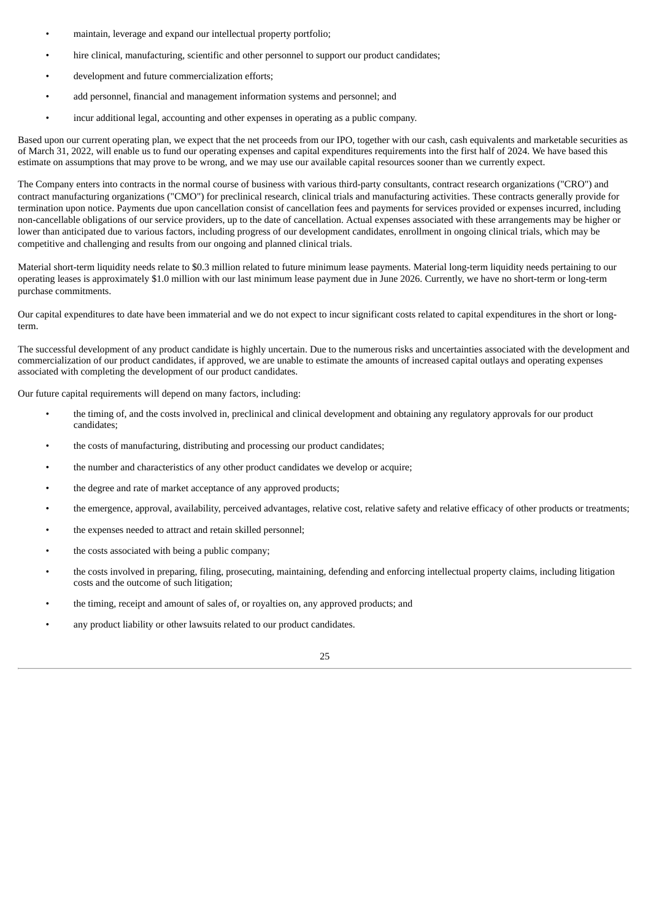- maintain, leverage and expand our intellectual property portfolio;
- hire clinical, manufacturing, scientific and other personnel to support our product candidates;
- development and future commercialization efforts;
- add personnel, financial and management information systems and personnel; and
- incur additional legal, accounting and other expenses in operating as a public company.

Based upon our current operating plan, we expect that the net proceeds from our IPO, together with our cash, cash equivalents and marketable securities as of March 31, 2022, will enable us to fund our operating expenses and capital expenditures requirements into the first half of 2024. We have based this estimate on assumptions that may prove to be wrong, and we may use our available capital resources sooner than we currently expect.

The Company enters into contracts in the normal course of business with various third-party consultants, contract research organizations ("CRO") and contract manufacturing organizations ("CMO") for preclinical research, clinical trials and manufacturing activities. These contracts generally provide for termination upon notice. Payments due upon cancellation consist of cancellation fees and payments for services provided or expenses incurred, including non-cancellable obligations of our service providers, up to the date of cancellation. Actual expenses associated with these arrangements may be higher or lower than anticipated due to various factors, including progress of our development candidates, enrollment in ongoing clinical trials, which may be competitive and challenging and results from our ongoing and planned clinical trials.

Material short-term liquidity needs relate to $0.3 million related to future minimum lease payments. Material long-term liquidity needs pertaining to our operating leases is approximately $1.0 million with our last minimum lease payment due in June 2026. Currently, we have no short-term or long-term purchase commitments.

Our capital expenditures to date have been immaterial and we do not expect to incur significant costs related to capital expenditures in the short or long-term.

The successful development of any product candidate is highly uncertain. Due to the numerous risks and uncertainties associated with the development and commercialization of our product candidates, if approved, we are unable to estimate the amounts of increased capital outlays and operating expenses associated with completing the development of our product candidates.

Our future capital requirements will depend on many factors, including:

- the timing of, and the costs involved in, preclinical and clinical development and obtaining any regulatory approvals for our product candidates;
- the costs of manufacturing, distributing and processing our product candidates;
- the number and characteristics of any other product candidates we develop or acquire;
- the degree and rate of market acceptance of any approved products;
- the emergence, approval, availability, perceived advantages, relative cost, relative safety and relative efficacy of other products or treatments;
- the expenses needed to attract and retain skilled personnel;
- the costs associated with being a public company;
- the costs involved in preparing, filing, prosecuting, maintaining, defending and enforcing intellectual property claims, including litigation costs and the outcome of such litigation;
- the timing, receipt and amount of sales of, or royalties on, any approved products; and
- any product liability or other lawsuits related to our product candidates.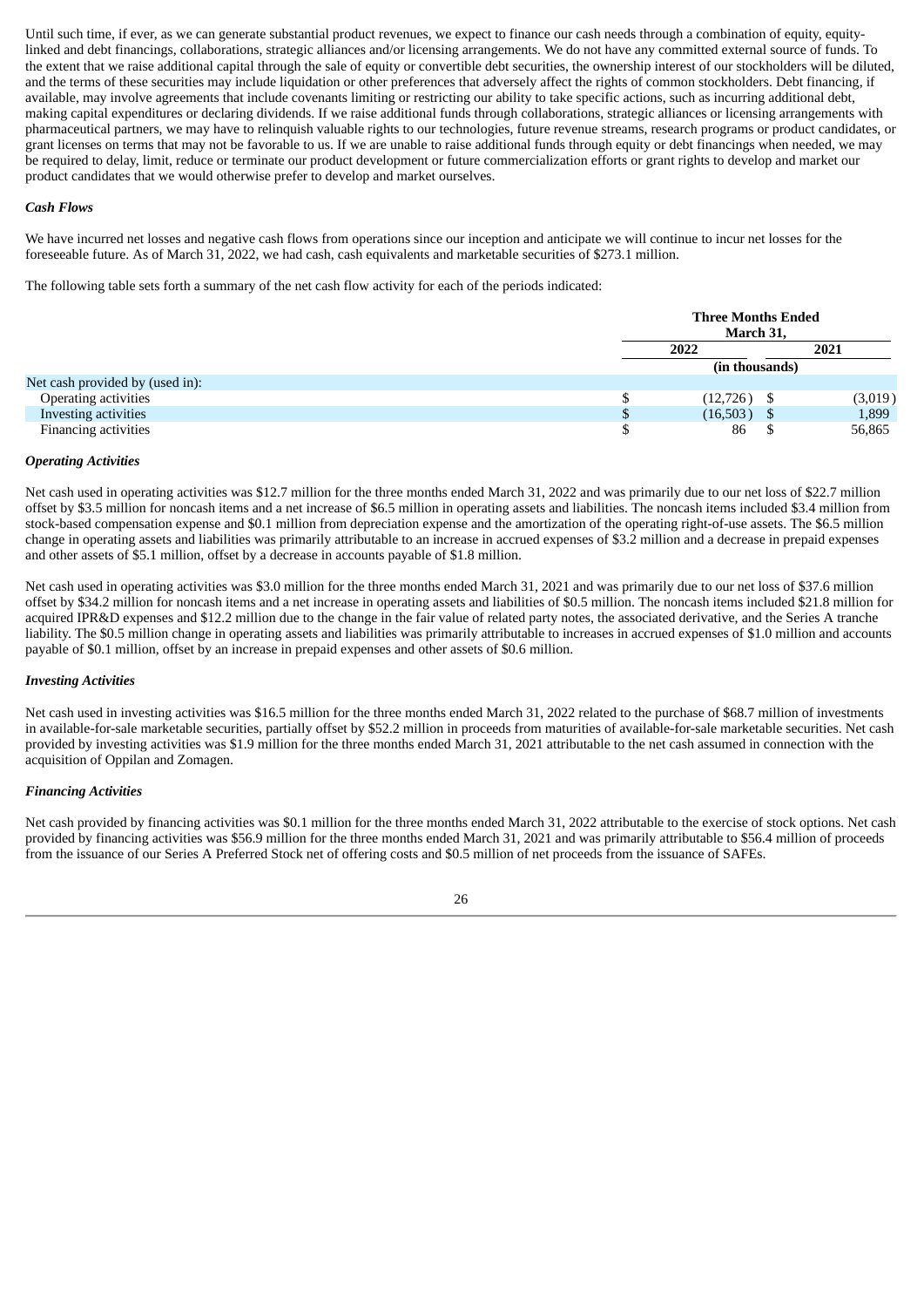Until such time, if ever, as we can generate substantial product revenues, we expect to finance our cash needs through a combination of equity, equity-linked and debt financings, collaborations, strategic alliances and/or licensing arrangements. We do not have any committed external source of funds. To the extent that we raise additional capital through the sale of equity or convertible debt securities, the ownership interest of our stockholders will be diluted, and the terms of these securities may include liquidation or other preferences that adversely affect the rights of common stockholders. Debt financing, if available, may involve agreements that include covenants limiting or restricting our ability to take specific actions, such as incurring additional debt, making capital expenditures or declaring dividends. If we raise additional funds through collaborations, strategic alliances or licensing arrangements with pharmaceutical partners, we may have to relinquish valuable rights to our technologies, future revenue streams, research programs or product candidates, or grant licenses on terms that may not be favorable to us. If we are unable to raise additional funds through equity or debt financings when needed, we may be required to delay, limit, reduce or terminate our product development or future commercialization efforts or grant rights to develop and market our product candidates that we would otherwise prefer to develop and market ourselves.

***Cash Flows***

We have incurred net losses and negative cash flows from operations since our inception and anticipate we will continue to incur net losses for the foreseeable future. As of March 31, 2022, we had cash, cash equivalents and marketable securities of $273.1 million.

The following table sets forth a summary of the net cash flow activity for each of the periods indicated:

| | Three Months Ended March 31, | |
|---|---|---|
| | 2022 | 2021 |
| | (in thousands) | |
| Net cash provided by (used in): | | |
| Operating activities | $ (12,726) | $ (3,019) |
| Investing activities | $ (16,503) | $ 1,899 |
| Financing activities | $ 86 | $ 56,865 |

***Operating Activities***

Net cash used in operating activities was $12.7 million for the three months ended March 31, 2022 and was primarily due to our net loss of $22.7 million offset by $3.5 million for noncash items and a net increase of $6.5 million in operating assets and liabilities. The noncash items included $3.4 million from stock-based compensation expense and $0.1 million from depreciation expense and the amortization of the operating right-of-use assets. The $6.5 million change in operating assets and liabilities was primarily attributable to an increase in accrued expenses of $3.2 million and a decrease in prepaid expenses and other assets of $5.1 million, offset by a decrease in accounts payable of $1.8 million.

Net cash used in operating activities was $3.0 million for the three months ended March 31, 2021 and was primarily due to our net loss of $37.6 million offset by $34.2 million for noncash items and a net increase in operating assets and liabilities of $0.5 million. The noncash items included $21.8 million for acquired IPR&D expenses and $12.2 million due to the change in the fair value of related party notes, the associated derivative, and the Series A tranche liability. The $0.5 million change in operating assets and liabilities was primarily attributable to increases in accrued expenses of $1.0 million and accounts payable of $0.1 million, offset by an increase in prepaid expenses and other assets of $0.6 million.

***Investing Activities***

Net cash used in investing activities was $16.5 million for the three months ended March 31, 2022 related to the purchase of $68.7 million of investments in available-for-sale marketable securities, partially offset by $52.2 million in proceeds from maturities of available-for-sale marketable securities. Net cash provided by investing activities was $1.9 million for the three months ended March 31, 2021 attributable to the net cash assumed in connection with the acquisition of Oppilan and Zomagen.

***Financing Activities***

Net cash provided by financing activities was $0.1 million for the three months ended March 31, 2022 attributable to the exercise of stock options. Net cash provided by financing activities was $56.9 million for the three months ended March 31, 2021 and was primarily attributable to $56.4 million of proceeds from the issuance of our Series A Preferred Stock net of offering costs and $0.5 million of net proceeds from the issuance of SAFEs.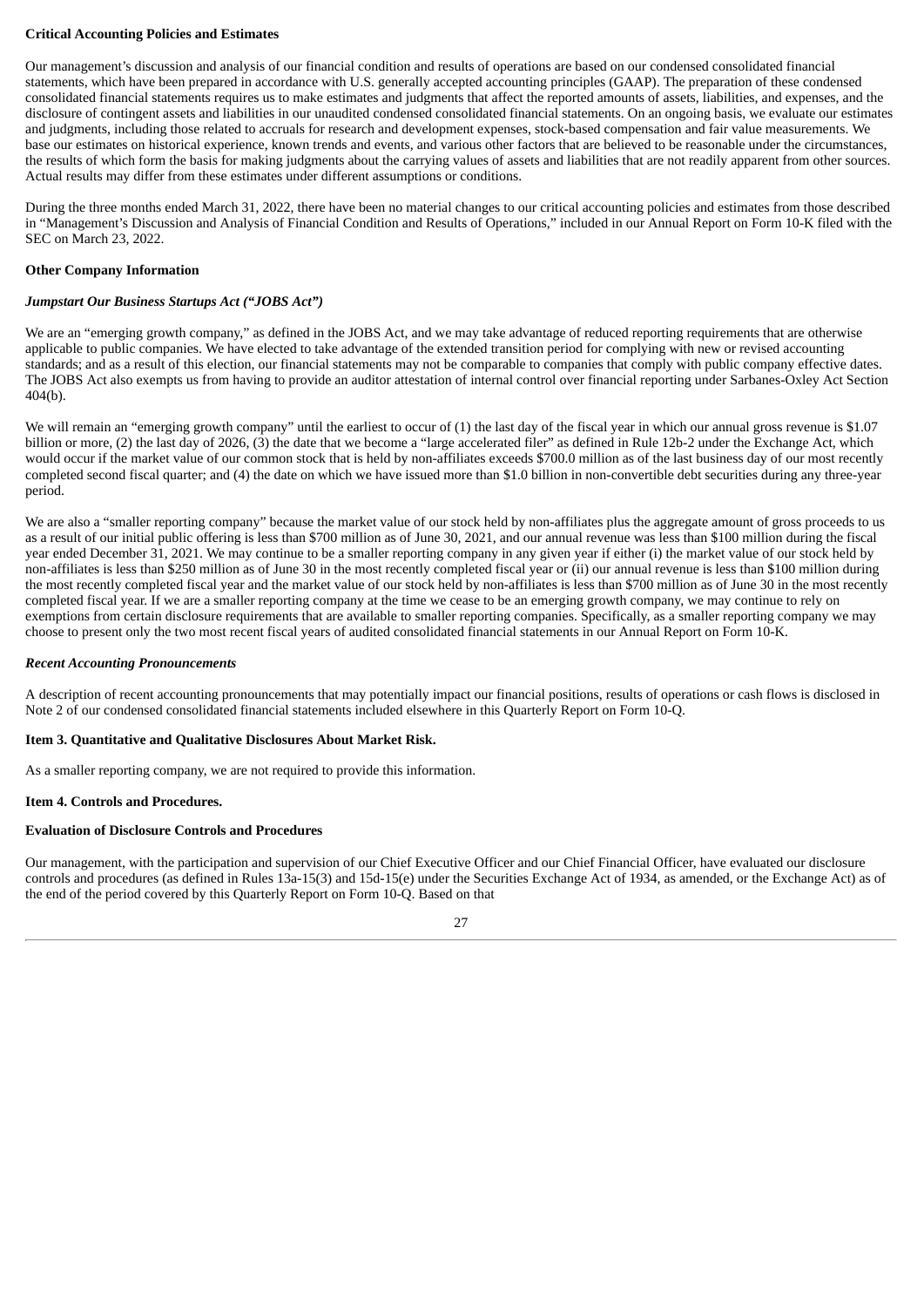**Critical Accounting Policies and Estimates**

Our management's discussion and analysis of our financial condition and results of operations are based on our condensed consolidated financial statements, which have been prepared in accordance with U.S. generally accepted accounting principles (GAAP). The preparation of these condensed consolidated financial statements requires us to make estimates and judgments that affect the reported amounts of assets, liabilities, and expenses, and the disclosure of contingent assets and liabilities in our unaudited condensed consolidated financial statements. On an ongoing basis, we evaluate our estimates and judgments, including those related to accruals for research and development expenses, stock-based compensation and fair value measurements. We base our estimates on historical experience, known trends and events, and various other factors that are believed to be reasonable under the circumstances, the results of which form the basis for making judgments about the carrying values of assets and liabilities that are not readily apparent from other sources. Actual results may differ from these estimates under different assumptions or conditions.

During the three months ended March 31, 2022, there have been no material changes to our critical accounting policies and estimates from those described in "Management's Discussion and Analysis of Financial Condition and Results of Operations," included in our Annual Report on Form 10-K filed with the SEC on March 23, 2022.

**Other Company Information**

***Jumpstart Our Business Startups Act ("JOBS Act")***

We are an "emerging growth company," as defined in the JOBS Act, and we may take advantage of reduced reporting requirements that are otherwise applicable to public companies. We have elected to take advantage of the extended transition period for complying with new or revised accounting standards; and as a result of this election, our financial statements may not be comparable to companies that comply with public company effective dates. The JOBS Act also exempts us from having to provide an auditor attestation of internal control over financial reporting under Sarbanes-Oxley Act Section 404(b).

We will remain an "emerging growth company" until the earliest to occur of (1) the last day of the fiscal year in which our annual gross revenue is $1.07 billion or more, (2) the last day of 2026, (3) the date that we become a "large accelerated filer" as defined in Rule 12b-2 under the Exchange Act, which would occur if the market value of our common stock that is held by non-affiliates exceeds $700.0 million as of the last business day of our most recently completed second fiscal quarter; and (4) the date on which we have issued more than $1.0 billion in non-convertible debt securities during any three-year period.

We are also a "smaller reporting company" because the market value of our stock held by non-affiliates plus the aggregate amount of gross proceeds to us as a result of our initial public offering is less than $700 million as of June 30, 2021, and our annual revenue was less than $100 million during the fiscal year ended December 31, 2021. We may continue to be a smaller reporting company in any given year if either (i) the market value of our stock held by non-affiliates is less than $250 million as of June 30 in the most recently completed fiscal year or (ii) our annual revenue is less than $100 million during the most recently completed fiscal year and the market value of our stock held by non-affiliates is less than $700 million as of June 30 in the most recently completed fiscal year. If we are a smaller reporting company at the time we cease to be an emerging growth company, we may continue to rely on exemptions from certain disclosure requirements that are available to smaller reporting companies. Specifically, as a smaller reporting company we may choose to present only the two most recent fiscal years of audited consolidated financial statements in our Annual Report on Form 10-K.

***Recent Accounting Pronouncements***

A description of recent accounting pronouncements that may potentially impact our financial positions, results of operations or cash flows is disclosed in Note 2 of our condensed consolidated financial statements included elsewhere in this Quarterly Report on Form 10-Q.

**Item 3. Quantitative and Qualitative Disclosures About Market Risk.**

As a smaller reporting company, we are not required to provide this information.

**Item 4. Controls and Procedures.**

**Evaluation of Disclosure Controls and Procedures**

Our management, with the participation and supervision of our Chief Executive Officer and our Chief Financial Officer, have evaluated our disclosure controls and procedures (as defined in Rules 13a-15(3) and 15d-15(e) under the Securities Exchange Act of 1934, as amended, or the Exchange Act) as of the end of the period covered by this Quarterly Report on Form 10-Q. Based on that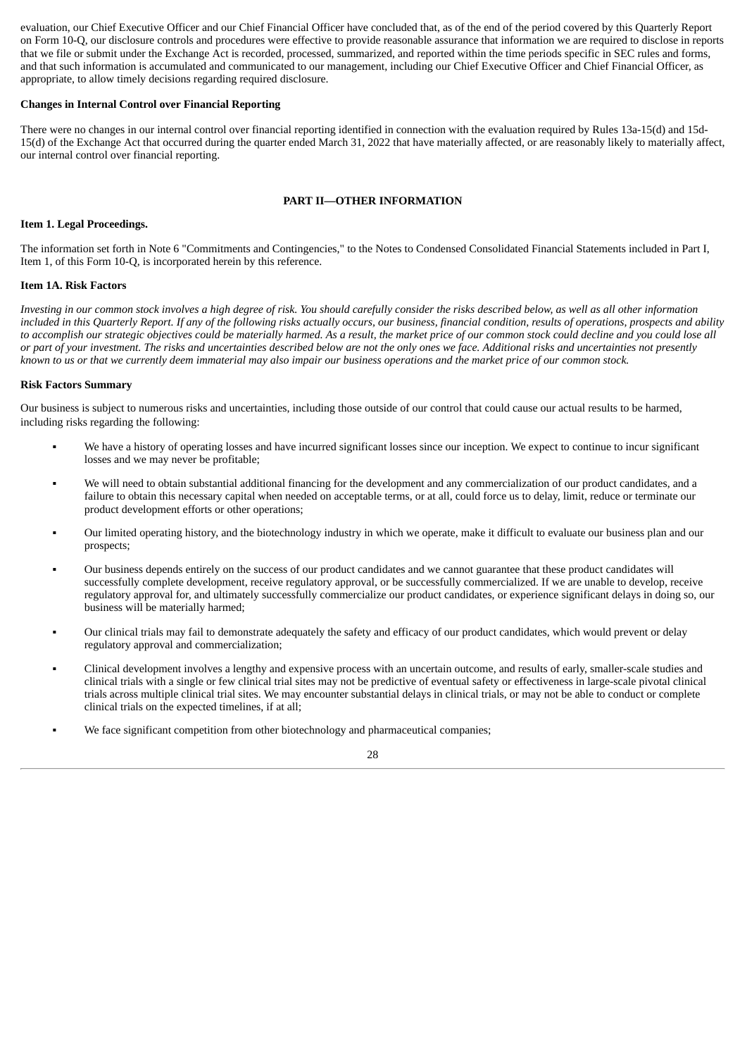evaluation, our Chief Executive Officer and our Chief Financial Officer have concluded that, as of the end of the period covered by this Quarterly Report on Form 10-Q, our disclosure controls and procedures were effective to provide reasonable assurance that information we are required to disclose in reports that we file or submit under the Exchange Act is recorded, processed, summarized, and reported within the time periods specific in SEC rules and forms, and that such information is accumulated and communicated to our management, including our Chief Executive Officer and Chief Financial Officer, as appropriate, to allow timely decisions regarding required disclosure.

**Changes in Internal Control over Financial Reporting**

There were no changes in our internal control over financial reporting identified in connection with the evaluation required by Rules 13a-15(d) and 15d-15(d) of the Exchange Act that occurred during the quarter ended March 31, 2022 that have materially affected, or are reasonably likely to materially affect, our internal control over financial reporting.

## PART II—OTHER INFORMATION

### Item 1. Legal Proceedings.

The information set forth in Note 6 "Commitments and Contingencies," to the Notes to Condensed Consolidated Financial Statements included in Part I, Item 1, of this Form 10-Q, is incorporated herein by this reference.

### Item 1A. Risk Factors

*Investing in our common stock involves a high degree of risk. You should carefully consider the risks described below, as well as all other information included in this Quarterly Report. If any of the following risks actually occurs, our business, financial condition, results of operations, prospects and ability to accomplish our strategic objectives could be materially harmed. As a result, the market price of our common stock could decline and you could lose all or part of your investment. The risks and uncertainties described below are not the only ones we face. Additional risks and uncertainties not presently known to us or that we currently deem immaterial may also impair our business operations and the market price of our common stock.*

**Risk Factors Summary**

Our business is subject to numerous risks and uncertainties, including those outside of our control that could cause our actual results to be harmed, including risks regarding the following:

- We have a history of operating losses and have incurred significant losses since our inception. We expect to continue to incur significant losses and we may never be profitable;
- We will need to obtain substantial additional financing for the development and any commercialization of our product candidates, and a failure to obtain this necessary capital when needed on acceptable terms, or at all, could force us to delay, limit, reduce or terminate our product development efforts or other operations;
- Our limited operating history, and the biotechnology industry in which we operate, make it difficult to evaluate our business plan and our prospects;
- Our business depends entirely on the success of our product candidates and we cannot guarantee that these product candidates will successfully complete development, receive regulatory approval, or be successfully commercialized. If we are unable to develop, receive regulatory approval for, and ultimately successfully commercialize our product candidates, or experience significant delays in doing so, our business will be materially harmed;
- Our clinical trials may fail to demonstrate adequately the safety and efficacy of our product candidates, which would prevent or delay regulatory approval and commercialization;
- Clinical development involves a lengthy and expensive process with an uncertain outcome, and results of early, smaller-scale studies and clinical trials with a single or few clinical trial sites may not be predictive of eventual safety or effectiveness in large-scale pivotal clinical trials across multiple clinical trial sites. We may encounter substantial delays in clinical trials, or may not be able to conduct or complete clinical trials on the expected timelines, if at all;
- We face significant competition from other biotechnology and pharmaceutical companies;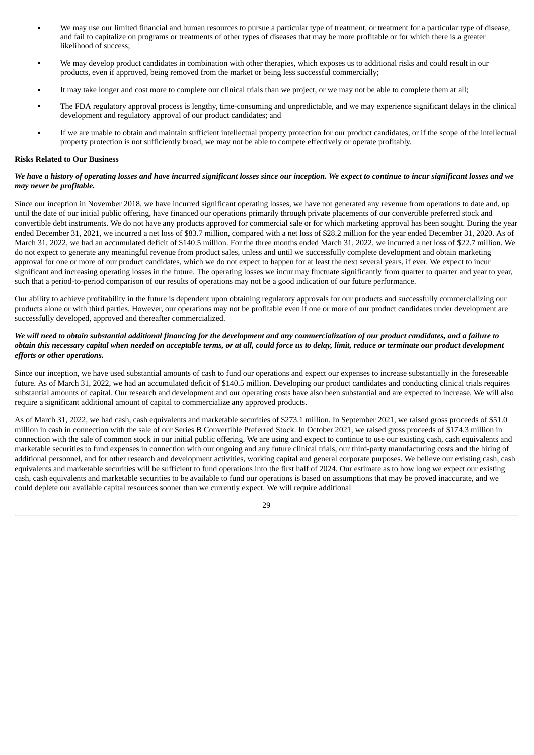- We may use our limited financial and human resources to pursue a particular type of treatment, or treatment for a particular type of disease, and fail to capitalize on programs or treatments of other types of diseases that may be more profitable or for which there is a greater likelihood of success;
- We may develop product candidates in combination with other therapies, which exposes us to additional risks and could result in our products, even if approved, being removed from the market or being less successful commercially;
- It may take longer and cost more to complete our clinical trials than we project, or we may not be able to complete them at all;
- The FDA regulatory approval process is lengthy, time-consuming and unpredictable, and we may experience significant delays in the clinical development and regulatory approval of our product candidates; and
- If we are unable to obtain and maintain sufficient intellectual property protection for our product candidates, or if the scope of the intellectual property protection is not sufficiently broad, we may not be able to compete effectively or operate profitably.

**Risks Related to Our Business**

***We have a history of operating losses and have incurred significant losses since our inception. We expect to continue to incur significant losses and we may never be profitable.***

Since our inception in November 2018, we have incurred significant operating losses, we have not generated any revenue from operations to date and, up until the date of our initial public offering, have financed our operations primarily through private placements of our convertible preferred stock and convertible debt instruments. We do not have any products approved for commercial sale or for which marketing approval has been sought. During the year ended December 31, 2021, we incurred a net loss of $83.7 million, compared with a net loss of $28.2 million for the year ended December 31, 2020. As of March 31, 2022, we had an accumulated deficit of $140.5 million. For the three months ended March 31, 2022, we incurred a net loss of $22.7 million. We do not expect to generate any meaningful revenue from product sales, unless and until we successfully complete development and obtain marketing approval for one or more of our product candidates, which we do not expect to happen for at least the next several years, if ever. We expect to incur significant and increasing operating losses in the future. The operating losses we incur may fluctuate significantly from quarter to quarter and year to year, such that a period-to-period comparison of our results of operations may not be a good indication of our future performance.

Our ability to achieve profitability in the future is dependent upon obtaining regulatory approvals for our products and successfully commercializing our products alone or with third parties. However, our operations may not be profitable even if one or more of our product candidates under development are successfully developed, approved and thereafter commercialized.

***We will need to obtain substantial additional financing for the development and any commercialization of our product candidates, and a failure to obtain this necessary capital when needed on acceptable terms, or at all, could force us to delay, limit, reduce or terminate our product development efforts or other operations.***

Since our inception, we have used substantial amounts of cash to fund our operations and expect our expenses to increase substantially in the foreseeable future. As of March 31, 2022, we had an accumulated deficit of $140.5 million. Developing our product candidates and conducting clinical trials requires substantial amounts of capital. Our research and development and our operating costs have also been substantial and are expected to increase. We will also require a significant additional amount of capital to commercialize any approved products.

As of March 31, 2022, we had cash, cash equivalents and marketable securities of $273.1 million. In September 2021, we raised gross proceeds of $51.0 million in cash in connection with the sale of our Series B Convertible Preferred Stock. In October 2021, we raised gross proceeds of $174.3 million in connection with the sale of common stock in our initial public offering. We are using and expect to continue to use our existing cash, cash equivalents and marketable securities to fund expenses in connection with our ongoing and any future clinical trials, our third-party manufacturing costs and the hiring of additional personnel, and for other research and development activities, working capital and general corporate purposes. We believe our existing cash, cash equivalents and marketable securities will be sufficient to fund operations into the first half of 2024. Our estimate as to how long we expect our existing cash, cash equivalents and marketable securities to be available to fund our operations is based on assumptions that may be proved inaccurate, and we could deplete our available capital resources sooner than we currently expect. We will require additional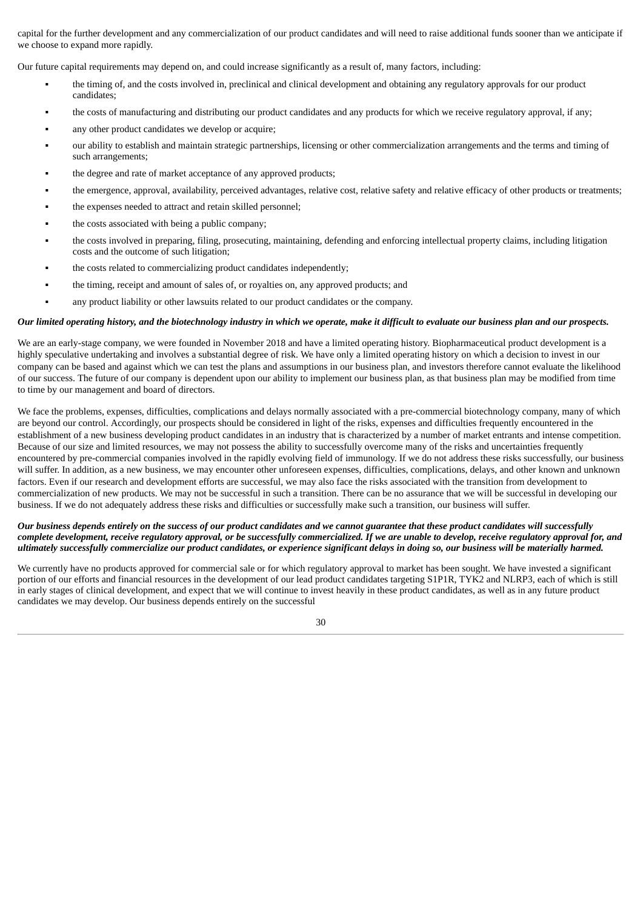capital for the further development and any commercialization of our product candidates and will need to raise additional funds sooner than we anticipate if we choose to expand more rapidly.

Our future capital requirements may depend on, and could increase significantly as a result of, many factors, including:

- the timing of, and the costs involved in, preclinical and clinical development and obtaining any regulatory approvals for our product candidates;
- the costs of manufacturing and distributing our product candidates and any products for which we receive regulatory approval, if any;
- any other product candidates we develop or acquire;
- our ability to establish and maintain strategic partnerships, licensing or other commercialization arrangements and the terms and timing of such arrangements;
- the degree and rate of market acceptance of any approved products;
- the emergence, approval, availability, perceived advantages, relative cost, relative safety and relative efficacy of other products or treatments;
- the expenses needed to attract and retain skilled personnel;
- the costs associated with being a public company;
- the costs involved in preparing, filing, prosecuting, maintaining, defending and enforcing intellectual property claims, including litigation costs and the outcome of such litigation;
- the costs related to commercializing product candidates independently;
- the timing, receipt and amount of sales of, or royalties on, any approved products; and
- any product liability or other lawsuits related to our product candidates or the company.

***Our limited operating history, and the biotechnology industry in which we operate, make it difficult to evaluate our business plan and our prospects.***

We are an early-stage company, we were founded in November 2018 and have a limited operating history. Biopharmaceutical product development is a highly speculative undertaking and involves a substantial degree of risk. We have only a limited operating history on which a decision to invest in our company can be based and against which we can test the plans and assumptions in our business plan, and investors therefore cannot evaluate the likelihood of our success. The future of our company is dependent upon our ability to implement our business plan, as that business plan may be modified from time to time by our management and board of directors.

We face the problems, expenses, difficulties, complications and delays normally associated with a pre-commercial biotechnology company, many of which are beyond our control. Accordingly, our prospects should be considered in light of the risks, expenses and difficulties frequently encountered in the establishment of a new business developing product candidates in an industry that is characterized by a number of market entrants and intense competition. Because of our size and limited resources, we may not possess the ability to successfully overcome many of the risks and uncertainties frequently encountered by pre-commercial companies involved in the rapidly evolving field of immunology. If we do not address these risks successfully, our business will suffer. In addition, as a new business, we may encounter other unforeseen expenses, difficulties, complications, delays, and other known and unknown factors. Even if our research and development efforts are successful, we may also face the risks associated with the transition from development to commercialization of new products. We may not be successful in such a transition. There can be no assurance that we will be successful in developing our business. If we do not adequately address these risks and difficulties or successfully make such a transition, our business will suffer.

***Our business depends entirely on the success of our product candidates and we cannot guarantee that these product candidates will successfully complete development, receive regulatory approval, or be successfully commercialized. If we are unable to develop, receive regulatory approval for, and ultimately successfully commercialize our product candidates, or experience significant delays in doing so, our business will be materially harmed.***

We currently have no products approved for commercial sale or for which regulatory approval to market has been sought. We have invested a significant portion of our efforts and financial resources in the development of our lead product candidates targeting S1P1R, TYK2 and NLRP3, each of which is still in early stages of clinical development, and expect that we will continue to invest heavily in these product candidates, as well as in any future product candidates we may develop. Our business depends entirely on the successful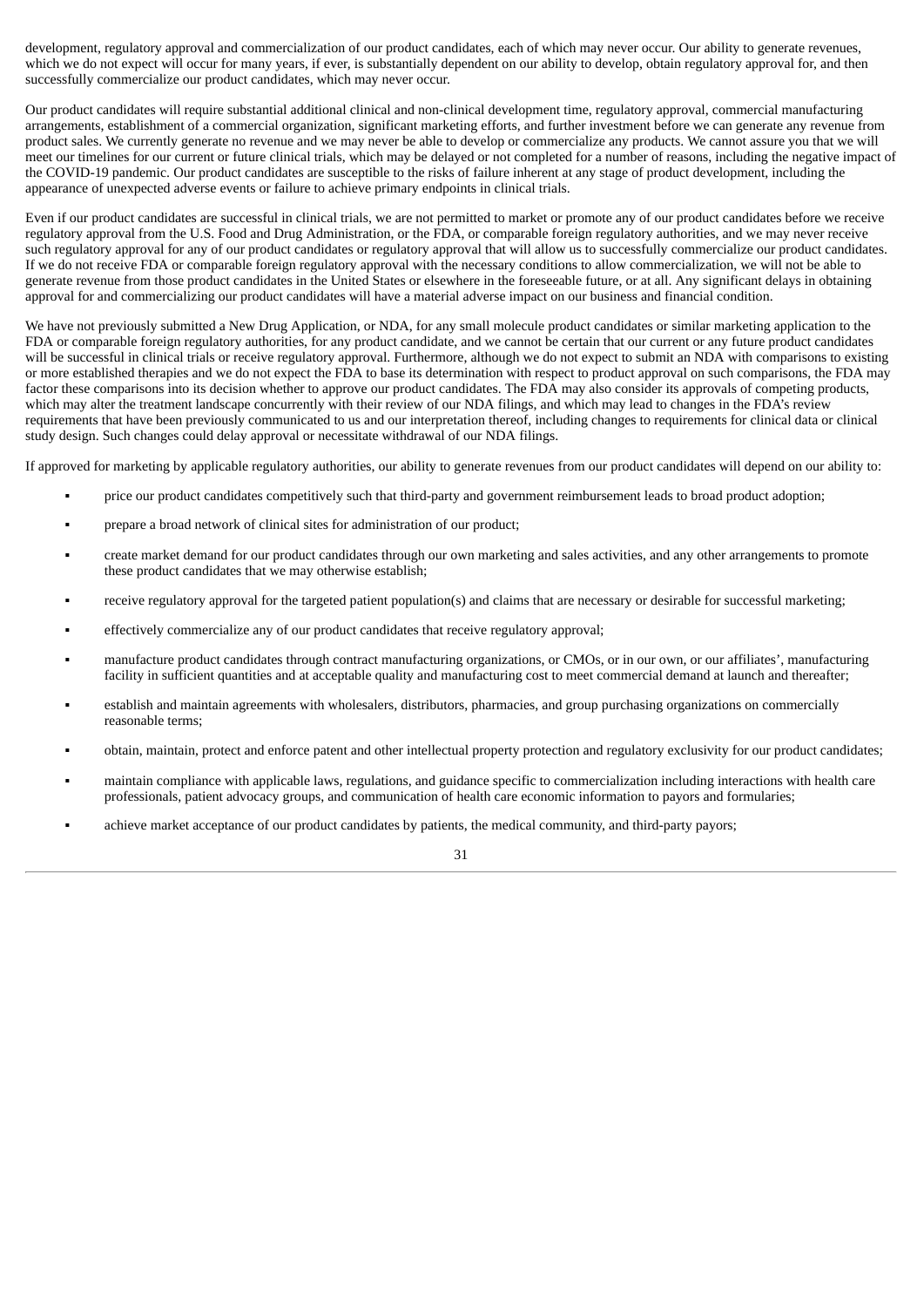development, regulatory approval and commercialization of our product candidates, each of which may never occur. Our ability to generate revenues, which we do not expect will occur for many years, if ever, is substantially dependent on our ability to develop, obtain regulatory approval for, and then successfully commercialize our product candidates, which may never occur.

Our product candidates will require substantial additional clinical and non-clinical development time, regulatory approval, commercial manufacturing arrangements, establishment of a commercial organization, significant marketing efforts, and further investment before we can generate any revenue from product sales. We currently generate no revenue and we may never be able to develop or commercialize any products. We cannot assure you that we will meet our timelines for our current or future clinical trials, which may be delayed or not completed for a number of reasons, including the negative impact of the COVID-19 pandemic. Our product candidates are susceptible to the risks of failure inherent at any stage of product development, including the appearance of unexpected adverse events or failure to achieve primary endpoints in clinical trials.

Even if our product candidates are successful in clinical trials, we are not permitted to market or promote any of our product candidates before we receive regulatory approval from the U.S. Food and Drug Administration, or the FDA, or comparable foreign regulatory authorities, and we may never receive such regulatory approval for any of our product candidates or regulatory approval that will allow us to successfully commercialize our product candidates. If we do not receive FDA or comparable foreign regulatory approval with the necessary conditions to allow commercialization, we will not be able to generate revenue from those product candidates in the United States or elsewhere in the foreseeable future, or at all. Any significant delays in obtaining approval for and commercializing our product candidates will have a material adverse impact on our business and financial condition.

We have not previously submitted a New Drug Application, or NDA, for any small molecule product candidates or similar marketing application to the FDA or comparable foreign regulatory authorities, for any product candidate, and we cannot be certain that our current or any future product candidates will be successful in clinical trials or receive regulatory approval. Furthermore, although we do not expect to submit an NDA with comparisons to existing or more established therapies and we do not expect the FDA to base its determination with respect to product approval on such comparisons, the FDA may factor these comparisons into its decision whether to approve our product candidates. The FDA may also consider its approvals of competing products, which may alter the treatment landscape concurrently with their review of our NDA filings, and which may lead to changes in the FDA's review requirements that have been previously communicated to us and our interpretation thereof, including changes to requirements for clinical data or clinical study design. Such changes could delay approval or necessitate withdrawal of our NDA filings.

If approved for marketing by applicable regulatory authorities, our ability to generate revenues from our product candidates will depend on our ability to:

- price our product candidates competitively such that third-party and government reimbursement leads to broad product adoption;
- prepare a broad network of clinical sites for administration of our product;
- create market demand for our product candidates through our own marketing and sales activities, and any other arrangements to promote these product candidates that we may otherwise establish;
- receive regulatory approval for the targeted patient population(s) and claims that are necessary or desirable for successful marketing;
- effectively commercialize any of our product candidates that receive regulatory approval;
- manufacture product candidates through contract manufacturing organizations, or CMOs, or in our own, or our affiliates', manufacturing facility in sufficient quantities and at acceptable quality and manufacturing cost to meet commercial demand at launch and thereafter;
- establish and maintain agreements with wholesalers, distributors, pharmacies, and group purchasing organizations on commercially reasonable terms;
- obtain, maintain, protect and enforce patent and other intellectual property protection and regulatory exclusivity for our product candidates;
- maintain compliance with applicable laws, regulations, and guidance specific to commercialization including interactions with health care professionals, patient advocacy groups, and communication of health care economic information to payors and formularies;
- achieve market acceptance of our product candidates by patients, the medical community, and third-party payors;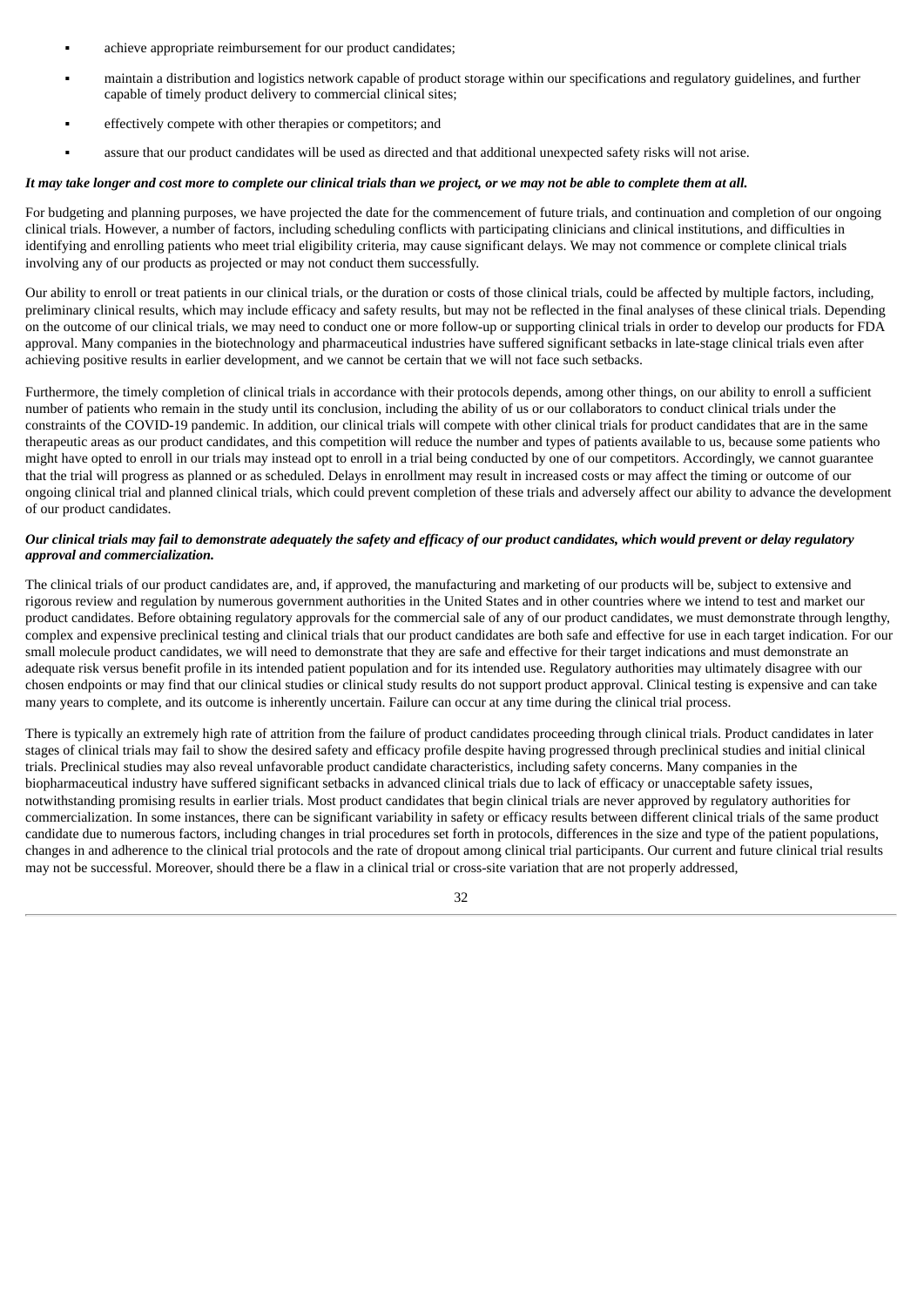- achieve appropriate reimbursement for our product candidates;
- maintain a distribution and logistics network capable of product storage within our specifications and regulatory guidelines, and further capable of timely product delivery to commercial clinical sites;
- effectively compete with other therapies or competitors; and
- assure that our product candidates will be used as directed and that additional unexpected safety risks will not arise.

***It may take longer and cost more to complete our clinical trials than we project, or we may not be able to complete them at all.***

For budgeting and planning purposes, we have projected the date for the commencement of future trials, and continuation and completion of our ongoing clinical trials. However, a number of factors, including scheduling conflicts with participating clinicians and clinical institutions, and difficulties in identifying and enrolling patients who meet trial eligibility criteria, may cause significant delays. We may not commence or complete clinical trials involving any of our products as projected or may not conduct them successfully.

Our ability to enroll or treat patients in our clinical trials, or the duration or costs of those clinical trials, could be affected by multiple factors, including, preliminary clinical results, which may include efficacy and safety results, but may not be reflected in the final analyses of these clinical trials. Depending on the outcome of our clinical trials, we may need to conduct one or more follow-up or supporting clinical trials in order to develop our products for FDA approval. Many companies in the biotechnology and pharmaceutical industries have suffered significant setbacks in late-stage clinical trials even after achieving positive results in earlier development, and we cannot be certain that we will not face such setbacks.

Furthermore, the timely completion of clinical trials in accordance with their protocols depends, among other things, on our ability to enroll a sufficient number of patients who remain in the study until its conclusion, including the ability of us or our collaborators to conduct clinical trials under the constraints of the COVID-19 pandemic. In addition, our clinical trials will compete with other clinical trials for product candidates that are in the same therapeutic areas as our product candidates, and this competition will reduce the number and types of patients available to us, because some patients who might have opted to enroll in our trials may instead opt to enroll in a trial being conducted by one of our competitors. Accordingly, we cannot guarantee that the trial will progress as planned or as scheduled. Delays in enrollment may result in increased costs or may affect the timing or outcome of our ongoing clinical trial and planned clinical trials, which could prevent completion of these trials and adversely affect our ability to advance the development of our product candidates.

***Our clinical trials may fail to demonstrate adequately the safety and efficacy of our product candidates, which would prevent or delay regulatory approval and commercialization.***

The clinical trials of our product candidates are, and, if approved, the manufacturing and marketing of our products will be, subject to extensive and rigorous review and regulation by numerous government authorities in the United States and in other countries where we intend to test and market our product candidates. Before obtaining regulatory approvals for the commercial sale of any of our product candidates, we must demonstrate through lengthy, complex and expensive preclinical testing and clinical trials that our product candidates are both safe and effective for use in each target indication. For our small molecule product candidates, we will need to demonstrate that they are safe and effective for their target indications and must demonstrate an adequate risk versus benefit profile in its intended patient population and for its intended use. Regulatory authorities may ultimately disagree with our chosen endpoints or may find that our clinical studies or clinical study results do not support product approval. Clinical testing is expensive and can take many years to complete, and its outcome is inherently uncertain. Failure can occur at any time during the clinical trial process.

There is typically an extremely high rate of attrition from the failure of product candidates proceeding through clinical trials. Product candidates in later stages of clinical trials may fail to show the desired safety and efficacy profile despite having progressed through preclinical studies and initial clinical trials. Preclinical studies may also reveal unfavorable product candidate characteristics, including safety concerns. Many companies in the biopharmaceutical industry have suffered significant setbacks in advanced clinical trials due to lack of efficacy or unacceptable safety issues, notwithstanding promising results in earlier trials. Most product candidates that begin clinical trials are never approved by regulatory authorities for commercialization. In some instances, there can be significant variability in safety or efficacy results between different clinical trials of the same product candidate due to numerous factors, including changes in trial procedures set forth in protocols, differences in the size and type of the patient populations, changes in and adherence to the clinical trial protocols and the rate of dropout among clinical trial participants. Our current and future clinical trial results may not be successful. Moreover, should there be a flaw in a clinical trial or cross-site variation that are not properly addressed,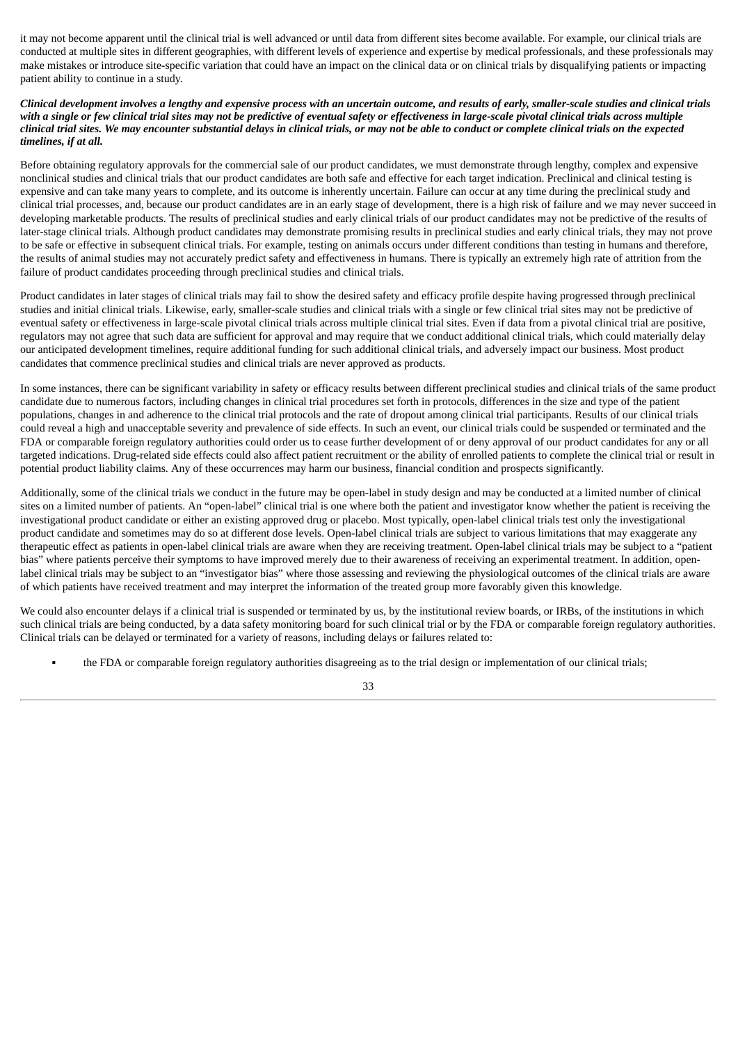it may not become apparent until the clinical trial is well advanced or until data from different sites become available. For example, our clinical trials are conducted at multiple sites in different geographies, with different levels of experience and expertise by medical professionals, and these professionals may make mistakes or introduce site-specific variation that could have an impact on the clinical data or on clinical trials by disqualifying patients or impacting patient ability to continue in a study.

***Clinical development involves a lengthy and expensive process with an uncertain outcome, and results of early, smaller-scale studies and clinical trials with a single or few clinical trial sites may not be predictive of eventual safety or effectiveness in large-scale pivotal clinical trials across multiple clinical trial sites. We may encounter substantial delays in clinical trials, or may not be able to conduct or complete clinical trials on the expected timelines, if at all.***

Before obtaining regulatory approvals for the commercial sale of our product candidates, we must demonstrate through lengthy, complex and expensive nonclinical studies and clinical trials that our product candidates are both safe and effective for each target indication. Preclinical and clinical testing is expensive and can take many years to complete, and its outcome is inherently uncertain. Failure can occur at any time during the preclinical study and clinical trial processes, and, because our product candidates are in an early stage of development, there is a high risk of failure and we may never succeed in developing marketable products. The results of preclinical studies and early clinical trials of our product candidates may not be predictive of the results of later-stage clinical trials. Although product candidates may demonstrate promising results in preclinical studies and early clinical trials, they may not prove to be safe or effective in subsequent clinical trials. For example, testing on animals occurs under different conditions than testing in humans and therefore, the results of animal studies may not accurately predict safety and effectiveness in humans. There is typically an extremely high rate of attrition from the failure of product candidates proceeding through preclinical studies and clinical trials.

Product candidates in later stages of clinical trials may fail to show the desired safety and efficacy profile despite having progressed through preclinical studies and initial clinical trials. Likewise, early, smaller-scale studies and clinical trials with a single or few clinical trial sites may not be predictive of eventual safety or effectiveness in large-scale pivotal clinical trials across multiple clinical trial sites. Even if data from a pivotal clinical trial are positive, regulators may not agree that such data are sufficient for approval and may require that we conduct additional clinical trials, which could materially delay our anticipated development timelines, require additional funding for such additional clinical trials, and adversely impact our business. Most product candidates that commence preclinical studies and clinical trials are never approved as products.

In some instances, there can be significant variability in safety or efficacy results between different preclinical studies and clinical trials of the same product candidate due to numerous factors, including changes in clinical trial procedures set forth in protocols, differences in the size and type of the patient populations, changes in and adherence to the clinical trial protocols and the rate of dropout among clinical trial participants. Results of our clinical trials could reveal a high and unacceptable severity and prevalence of side effects. In such an event, our clinical trials could be suspended or terminated and the FDA or comparable foreign regulatory authorities could order us to cease further development of or deny approval of our product candidates for any or all targeted indications. Drug-related side effects could also affect patient recruitment or the ability of enrolled patients to complete the clinical trial or result in potential product liability claims. Any of these occurrences may harm our business, financial condition and prospects significantly.

Additionally, some of the clinical trials we conduct in the future may be open-label in study design and may be conducted at a limited number of clinical sites on a limited number of patients. An "open-label" clinical trial is one where both the patient and investigator know whether the patient is receiving the investigational product candidate or either an existing approved drug or placebo. Most typically, open-label clinical trials test only the investigational product candidate and sometimes may do so at different dose levels. Open-label clinical trials are subject to various limitations that may exaggerate any therapeutic effect as patients in open-label clinical trials are aware when they are receiving treatment. Open-label clinical trials may be subject to a "patient bias" where patients perceive their symptoms to have improved merely due to their awareness of receiving an experimental treatment. In addition, open-label clinical trials may be subject to an "investigator bias" where those assessing and reviewing the physiological outcomes of the clinical trials are aware of which patients have received treatment and may interpret the information of the treated group more favorably given this knowledge.

We could also encounter delays if a clinical trial is suspended or terminated by us, by the institutional review boards, or IRBs, of the institutions in which such clinical trials are being conducted, by a data safety monitoring board for such clinical trial or by the FDA or comparable foreign regulatory authorities. Clinical trials can be delayed or terminated for a variety of reasons, including delays or failures related to:

- the FDA or comparable foreign regulatory authorities disagreeing as to the trial design or implementation of our clinical trials;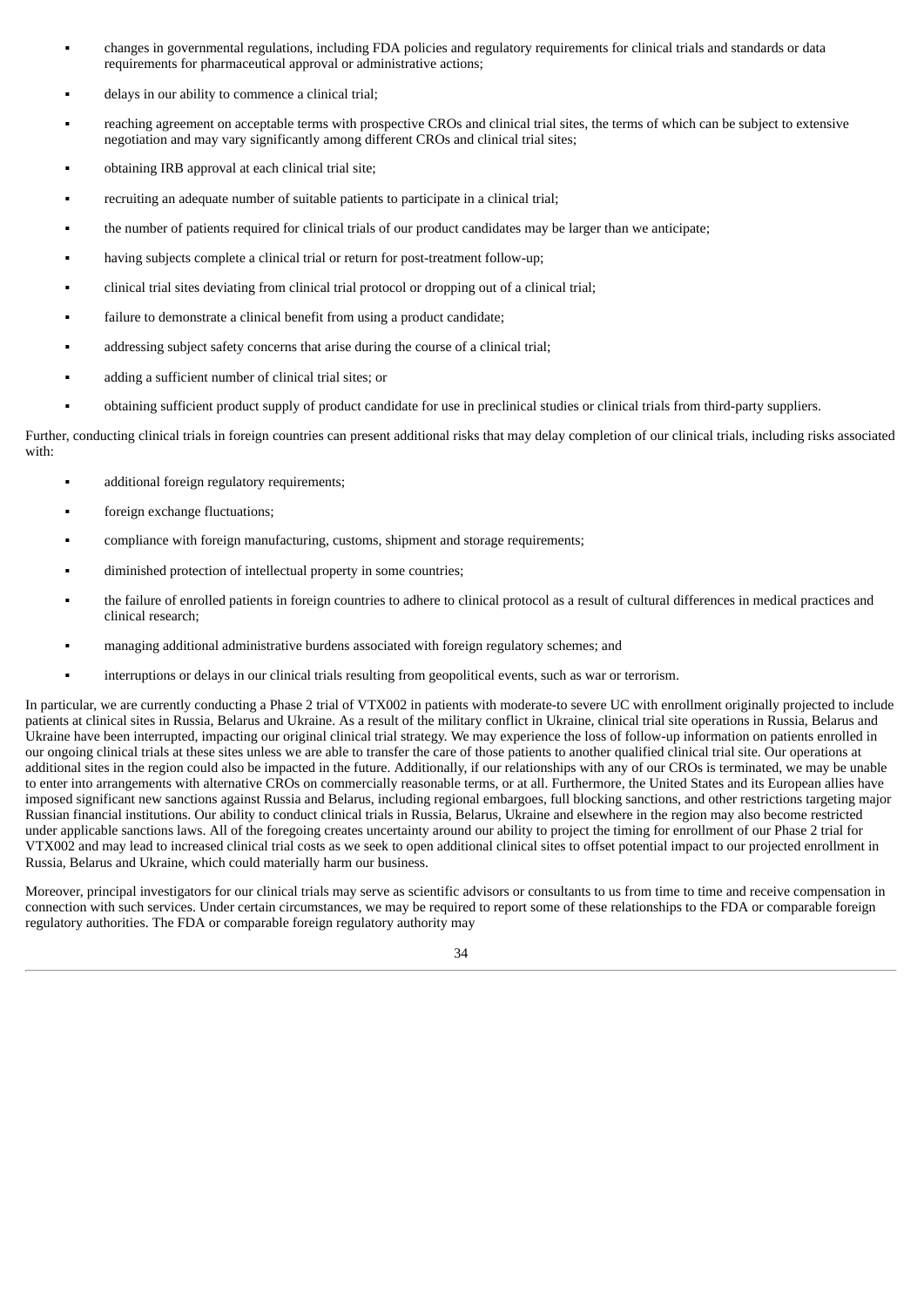- changes in governmental regulations, including FDA policies and regulatory requirements for clinical trials and standards or data requirements for pharmaceutical approval or administrative actions;
- delays in our ability to commence a clinical trial;
- reaching agreement on acceptable terms with prospective CROs and clinical trial sites, the terms of which can be subject to extensive negotiation and may vary significantly among different CROs and clinical trial sites;
- obtaining IRB approval at each clinical trial site;
- recruiting an adequate number of suitable patients to participate in a clinical trial;
- the number of patients required for clinical trials of our product candidates may be larger than we anticipate;
- having subjects complete a clinical trial or return for post-treatment follow-up;
- clinical trial sites deviating from clinical trial protocol or dropping out of a clinical trial;
- failure to demonstrate a clinical benefit from using a product candidate;
- addressing subject safety concerns that arise during the course of a clinical trial;
- adding a sufficient number of clinical trial sites; or
- obtaining sufficient product supply of product candidate for use in preclinical studies or clinical trials from third-party suppliers.

Further, conducting clinical trials in foreign countries can present additional risks that may delay completion of our clinical trials, including risks associated with:

- additional foreign regulatory requirements;
- foreign exchange fluctuations;
- compliance with foreign manufacturing, customs, shipment and storage requirements;
- diminished protection of intellectual property in some countries;
- the failure of enrolled patients in foreign countries to adhere to clinical protocol as a result of cultural differences in medical practices and clinical research;
- managing additional administrative burdens associated with foreign regulatory schemes; and
- interruptions or delays in our clinical trials resulting from geopolitical events, such as war or terrorism.

In particular, we are currently conducting a Phase 2 trial of VTX002 in patients with moderate-to severe UC with enrollment originally projected to include patients at clinical sites in Russia, Belarus and Ukraine. As a result of the military conflict in Ukraine, clinical trial site operations in Russia, Belarus and Ukraine have been interrupted, impacting our original clinical trial strategy. We may experience the loss of follow-up information on patients enrolled in our ongoing clinical trials at these sites unless we are able to transfer the care of those patients to another qualified clinical trial site. Our operations at additional sites in the region could also be impacted in the future. Additionally, if our relationships with any of our CROs is terminated, we may be unable to enter into arrangements with alternative CROs on commercially reasonable terms, or at all. Furthermore, the United States and its European allies have imposed significant new sanctions against Russia and Belarus, including regional embargoes, full blocking sanctions, and other restrictions targeting major Russian financial institutions. Our ability to conduct clinical trials in Russia, Belarus, Ukraine and elsewhere in the region may also become restricted under applicable sanctions laws. All of the foregoing creates uncertainty around our ability to project the timing for enrollment of our Phase 2 trial for VTX002 and may lead to increased clinical trial costs as we seek to open additional clinical sites to offset potential impact to our projected enrollment in Russia, Belarus and Ukraine, which could materially harm our business.

Moreover, principal investigators for our clinical trials may serve as scientific advisors or consultants to us from time to time and receive compensation in connection with such services. Under certain circumstances, we may be required to report some of these relationships to the FDA or comparable foreign regulatory authorities. The FDA or comparable foreign regulatory authority may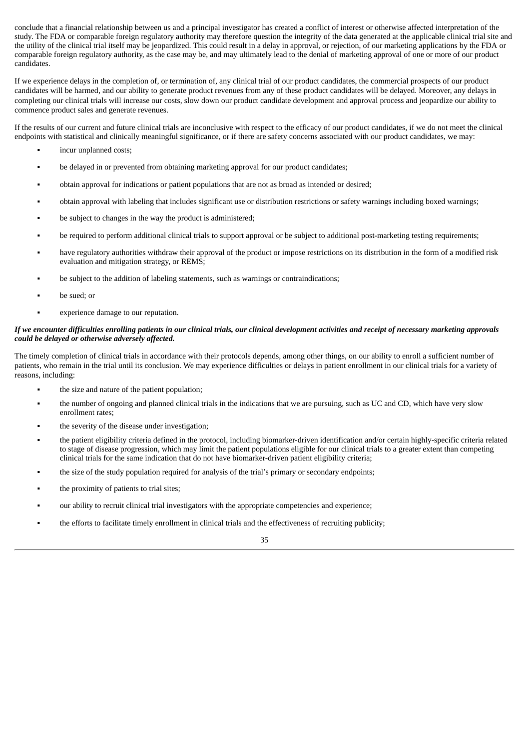conclude that a financial relationship between us and a principal investigator has created a conflict of interest or otherwise affected interpretation of the study. The FDA or comparable foreign regulatory authority may therefore question the integrity of the data generated at the applicable clinical trial site and the utility of the clinical trial itself may be jeopardized. This could result in a delay in approval, or rejection, of our marketing applications by the FDA or comparable foreign regulatory authority, as the case may be, and may ultimately lead to the denial of marketing approval of one or more of our product candidates.

If we experience delays in the completion of, or termination of, any clinical trial of our product candidates, the commercial prospects of our product candidates will be harmed, and our ability to generate product revenues from any of these product candidates will be delayed. Moreover, any delays in completing our clinical trials will increase our costs, slow down our product candidate development and approval process and jeopardize our ability to commence product sales and generate revenues.

If the results of our current and future clinical trials are inconclusive with respect to the efficacy of our product candidates, if we do not meet the clinical endpoints with statistical and clinically meaningful significance, or if there are safety concerns associated with our product candidates, we may:

- incur unplanned costs;
- be delayed in or prevented from obtaining marketing approval for our product candidates;
- obtain approval for indications or patient populations that are not as broad as intended or desired;
- obtain approval with labeling that includes significant use or distribution restrictions or safety warnings including boxed warnings;
- be subject to changes in the way the product is administered;
- be required to perform additional clinical trials to support approval or be subject to additional post-marketing testing requirements;
- have regulatory authorities withdraw their approval of the product or impose restrictions on its distribution in the form of a modified risk evaluation and mitigation strategy, or REMS;
- be subject to the addition of labeling statements, such as warnings or contraindications;
- be sued; or
- experience damage to our reputation.

***If we encounter difficulties enrolling patients in our clinical trials, our clinical development activities and receipt of necessary marketing approvals could be delayed or otherwise adversely affected.***

The timely completion of clinical trials in accordance with their protocols depends, among other things, on our ability to enroll a sufficient number of patients, who remain in the trial until its conclusion. We may experience difficulties or delays in patient enrollment in our clinical trials for a variety of reasons, including:

- the size and nature of the patient population;
- the number of ongoing and planned clinical trials in the indications that we are pursuing, such as UC and CD, which have very slow enrollment rates;
- the severity of the disease under investigation;
- the patient eligibility criteria defined in the protocol, including biomarker-driven identification and/or certain highly-specific criteria related to stage of disease progression, which may limit the patient populations eligible for our clinical trials to a greater extent than competing clinical trials for the same indication that do not have biomarker-driven patient eligibility criteria;
- the size of the study population required for analysis of the trial's primary or secondary endpoints;
- the proximity of patients to trial sites;
- our ability to recruit clinical trial investigators with the appropriate competencies and experience;
- the efforts to facilitate timely enrollment in clinical trials and the effectiveness of recruiting publicity;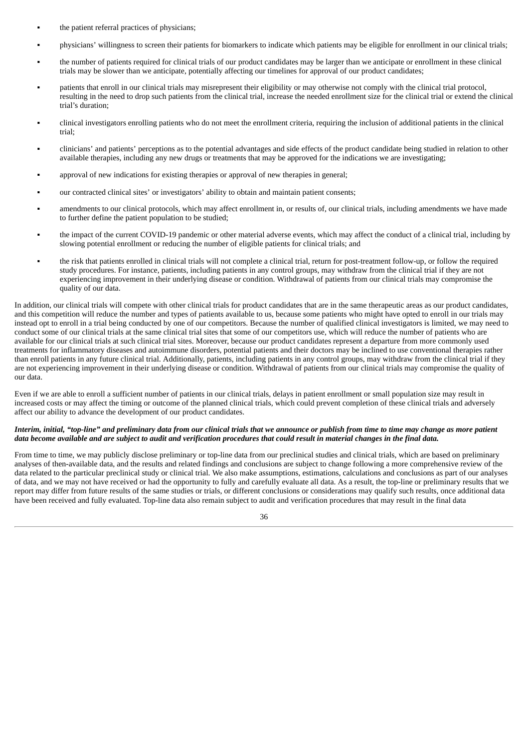- the patient referral practices of physicians;
- physicians' willingness to screen their patients for biomarkers to indicate which patients may be eligible for enrollment in our clinical trials;
- the number of patients required for clinical trials of our product candidates may be larger than we anticipate or enrollment in these clinical trials may be slower than we anticipate, potentially affecting our timelines for approval of our product candidates;
- patients that enroll in our clinical trials may misrepresent their eligibility or may otherwise not comply with the clinical trial protocol, resulting in the need to drop such patients from the clinical trial, increase the needed enrollment size for the clinical trial or extend the clinical trial's duration;
- clinical investigators enrolling patients who do not meet the enrollment criteria, requiring the inclusion of additional patients in the clinical trial;
- clinicians' and patients' perceptions as to the potential advantages and side effects of the product candidate being studied in relation to other available therapies, including any new drugs or treatments that may be approved for the indications we are investigating;
- approval of new indications for existing therapies or approval of new therapies in general;
- our contracted clinical sites' or investigators' ability to obtain and maintain patient consents;
- amendments to our clinical protocols, which may affect enrollment in, or results of, our clinical trials, including amendments we have made to further define the patient population to be studied;
- the impact of the current COVID-19 pandemic or other material adverse events, which may affect the conduct of a clinical trial, including by slowing potential enrollment or reducing the number of eligible patients for clinical trials; and
- the risk that patients enrolled in clinical trials will not complete a clinical trial, return for post-treatment follow-up, or follow the required study procedures. For instance, patients, including patients in any control groups, may withdraw from the clinical trial if they are not experiencing improvement in their underlying disease or condition. Withdrawal of patients from our clinical trials may compromise the quality of our data.

In addition, our clinical trials will compete with other clinical trials for product candidates that are in the same therapeutic areas as our product candidates, and this competition will reduce the number and types of patients available to us, because some patients who might have opted to enroll in our trials may instead opt to enroll in a trial being conducted by one of our competitors. Because the number of qualified clinical investigators is limited, we may need to conduct some of our clinical trials at the same clinical trial sites that some of our competitors use, which will reduce the number of patients who are available for our clinical trials at such clinical trial sites. Moreover, because our product candidates represent a departure from more commonly used treatments for inflammatory diseases and autoimmune disorders, potential patients and their doctors may be inclined to use conventional therapies rather than enroll patients in any future clinical trial. Additionally, patients, including patients in any control groups, may withdraw from the clinical trial if they are not experiencing improvement in their underlying disease or condition. Withdrawal of patients from our clinical trials may compromise the quality of our data.

Even if we are able to enroll a sufficient number of patients in our clinical trials, delays in patient enrollment or small population size may result in increased costs or may affect the timing or outcome of the planned clinical trials, which could prevent completion of these clinical trials and adversely affect our ability to advance the development of our product candidates.

***Interim, initial, "top-line" and preliminary data from our clinical trials that we announce or publish from time to time may change as more patient data become available and are subject to audit and verification procedures that could result in material changes in the final data.***

From time to time, we may publicly disclose preliminary or top-line data from our preclinical studies and clinical trials, which are based on preliminary analyses of then-available data, and the results and related findings and conclusions are subject to change following a more comprehensive review of the data related to the particular preclinical study or clinical trial. We also make assumptions, estimations, calculations and conclusions as part of our analyses of data, and we may not have received or had the opportunity to fully and carefully evaluate all data. As a result, the top-line or preliminary results that we report may differ from future results of the same studies or trials, or different conclusions or considerations may qualify such results, once additional data have been received and fully evaluated. Top-line data also remain subject to audit and verification procedures that may result in the final data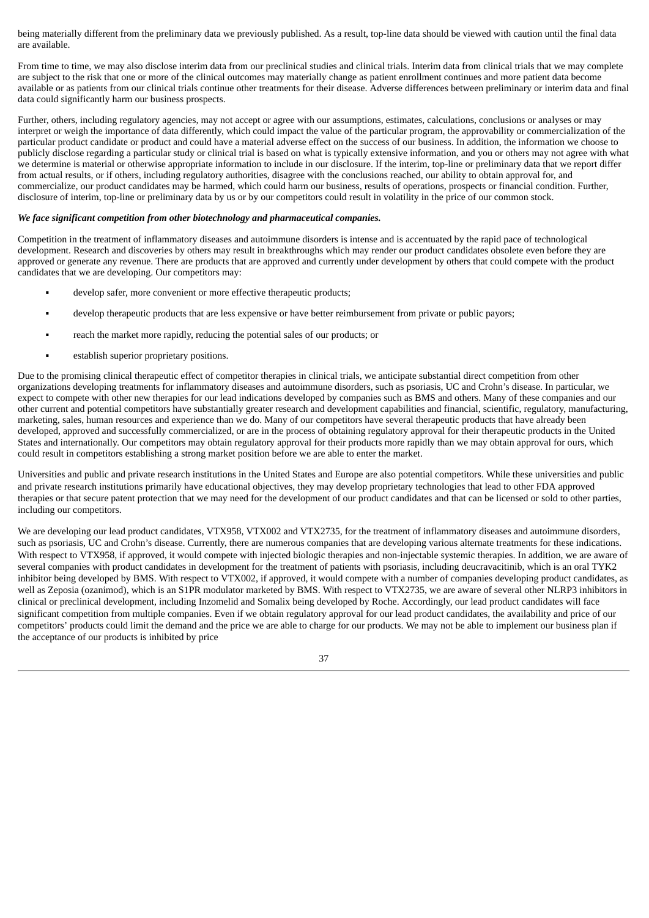being materially different from the preliminary data we previously published. As a result, top-line data should be viewed with caution until the final data are available.

From time to time, we may also disclose interim data from our preclinical studies and clinical trials. Interim data from clinical trials that we may complete are subject to the risk that one or more of the clinical outcomes may materially change as patient enrollment continues and more patient data become available or as patients from our clinical trials continue other treatments for their disease. Adverse differences between preliminary or interim data and final data could significantly harm our business prospects.

Further, others, including regulatory agencies, may not accept or agree with our assumptions, estimates, calculations, conclusions or analyses or may interpret or weigh the importance of data differently, which could impact the value of the particular program, the approvability or commercialization of the particular product candidate or product and could have a material adverse effect on the success of our business. In addition, the information we choose to publicly disclose regarding a particular study or clinical trial is based on what is typically extensive information, and you or others may not agree with what we determine is material or otherwise appropriate information to include in our disclosure. If the interim, top-line or preliminary data that we report differ from actual results, or if others, including regulatory authorities, disagree with the conclusions reached, our ability to obtain approval for, and commercialize, our product candidates may be harmed, which could harm our business, results of operations, prospects or financial condition. Further, disclosure of interim, top-line or preliminary data by us or by our competitors could result in volatility in the price of our common stock.

***We face significant competition from other biotechnology and pharmaceutical companies.***

Competition in the treatment of inflammatory diseases and autoimmune disorders is intense and is accentuated by the rapid pace of technological development. Research and discoveries by others may result in breakthroughs which may render our product candidates obsolete even before they are approved or generate any revenue. There are products that are approved and currently under development by others that could compete with the product candidates that we are developing. Our competitors may:

- develop safer, more convenient or more effective therapeutic products;
- develop therapeutic products that are less expensive or have better reimbursement from private or public payors;
- reach the market more rapidly, reducing the potential sales of our products; or
- establish superior proprietary positions.

Due to the promising clinical therapeutic effect of competitor therapies in clinical trials, we anticipate substantial direct competition from other organizations developing treatments for inflammatory diseases and autoimmune disorders, such as psoriasis, UC and Crohn's disease. In particular, we expect to compete with other new therapies for our lead indications developed by companies such as BMS and others. Many of these companies and our other current and potential competitors have substantially greater research and development capabilities and financial, scientific, regulatory, manufacturing, marketing, sales, human resources and experience than we do. Many of our competitors have several therapeutic products that have already been developed, approved and successfully commercialized, or are in the process of obtaining regulatory approval for their therapeutic products in the United States and internationally. Our competitors may obtain regulatory approval for their products more rapidly than we may obtain approval for ours, which could result in competitors establishing a strong market position before we are able to enter the market.

Universities and public and private research institutions in the United States and Europe are also potential competitors. While these universities and public and private research institutions primarily have educational objectives, they may develop proprietary technologies that lead to other FDA approved therapies or that secure patent protection that we may need for the development of our product candidates and that can be licensed or sold to other parties, including our competitors.

We are developing our lead product candidates, VTX958, VTX002 and VTX2735, for the treatment of inflammatory diseases and autoimmune disorders, such as psoriasis, UC and Crohn's disease. Currently, there are numerous companies that are developing various alternate treatments for these indications. With respect to VTX958, if approved, it would compete with injected biologic therapies and non-injectable systemic therapies. In addition, we are aware of several companies with product candidates in development for the treatment of patients with psoriasis, including deucravacitinib, which is an oral TYK2 inhibitor being developed by BMS. With respect to VTX002, if approved, it would compete with a number of companies developing product candidates, as well as Zeposia (ozanimod), which is an S1PR modulator marketed by BMS. With respect to VTX2735, we are aware of several other NLRP3 inhibitors in clinical or preclinical development, including Inzomelid and Somalix being developed by Roche. Accordingly, our lead product candidates will face significant competition from multiple companies. Even if we obtain regulatory approval for our lead product candidates, the availability and price of our competitors' products could limit the demand and the price we are able to charge for our products. We may not be able to implement our business plan if the acceptance of our products is inhibited by price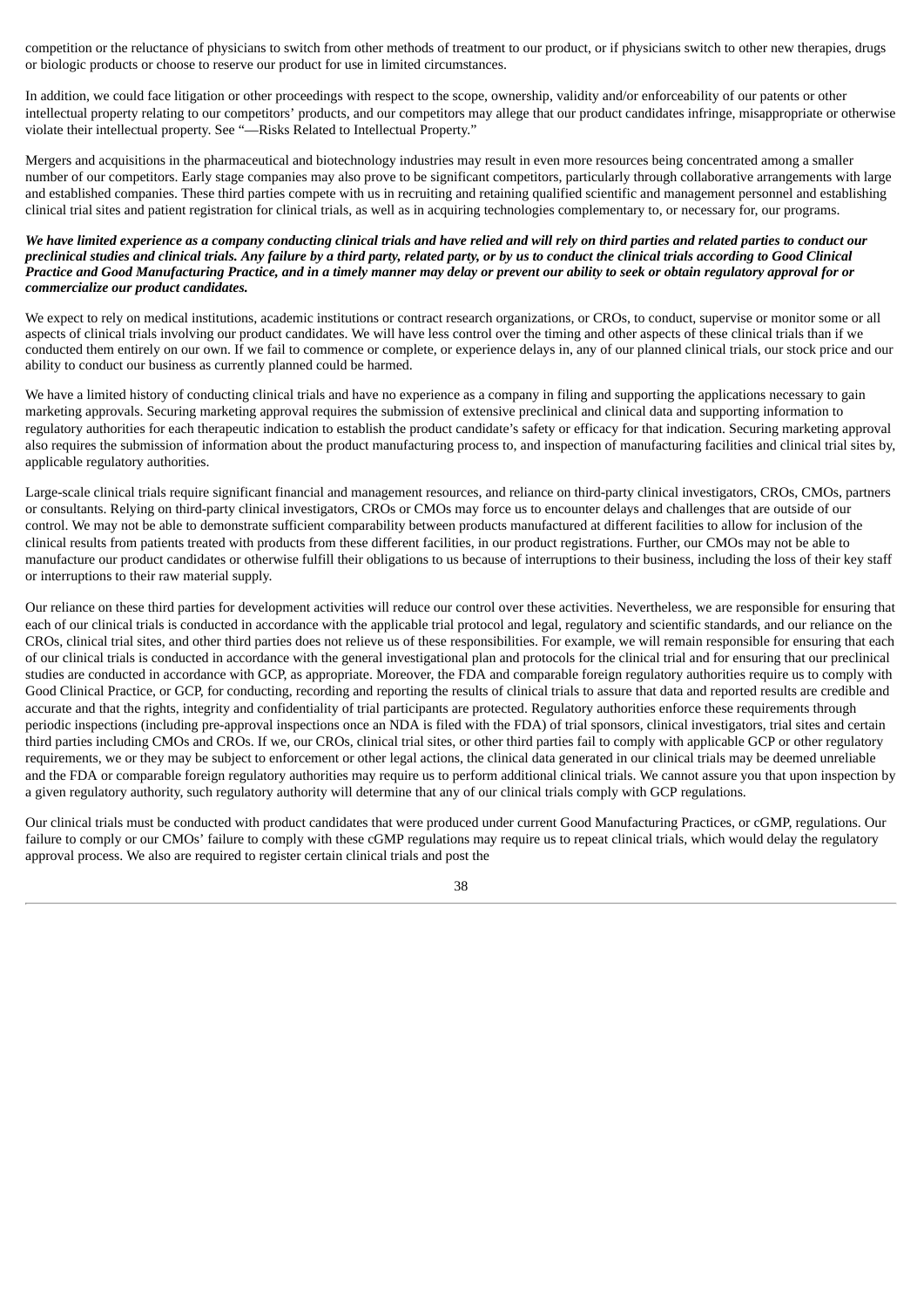competition or the reluctance of physicians to switch from other methods of treatment to our product, or if physicians switch to other new therapies, drugs or biologic products or choose to reserve our product for use in limited circumstances.

In addition, we could face litigation or other proceedings with respect to the scope, ownership, validity and/or enforceability of our patents or other intellectual property relating to our competitors' products, and our competitors may allege that our product candidates infringe, misappropriate or otherwise violate their intellectual property. See "—Risks Related to Intellectual Property."

Mergers and acquisitions in the pharmaceutical and biotechnology industries may result in even more resources being concentrated among a smaller number of our competitors. Early stage companies may also prove to be significant competitors, particularly through collaborative arrangements with large and established companies. These third parties compete with us in recruiting and retaining qualified scientific and management personnel and establishing clinical trial sites and patient registration for clinical trials, as well as in acquiring technologies complementary to, or necessary for, our programs.

***We have limited experience as a company conducting clinical trials and have relied and will rely on third parties and related parties to conduct our preclinical studies and clinical trials. Any failure by a third party, related party, or by us to conduct the clinical trials according to Good Clinical Practice and Good Manufacturing Practice, and in a timely manner may delay or prevent our ability to seek or obtain regulatory approval for or commercialize our product candidates.***

We expect to rely on medical institutions, academic institutions or contract research organizations, or CROs, to conduct, supervise or monitor some or all aspects of clinical trials involving our product candidates. We will have less control over the timing and other aspects of these clinical trials than if we conducted them entirely on our own. If we fail to commence or complete, or experience delays in, any of our planned clinical trials, our stock price and our ability to conduct our business as currently planned could be harmed.

We have a limited history of conducting clinical trials and have no experience as a company in filing and supporting the applications necessary to gain marketing approvals. Securing marketing approval requires the submission of extensive preclinical and clinical data and supporting information to regulatory authorities for each therapeutic indication to establish the product candidate's safety or efficacy for that indication. Securing marketing approval also requires the submission of information about the product manufacturing process to, and inspection of manufacturing facilities and clinical trial sites by, applicable regulatory authorities.

Large-scale clinical trials require significant financial and management resources, and reliance on third-party clinical investigators, CROs, CMOs, partners or consultants. Relying on third-party clinical investigators, CROs or CMOs may force us to encounter delays and challenges that are outside of our control. We may not be able to demonstrate sufficient comparability between products manufactured at different facilities to allow for inclusion of the clinical results from patients treated with products from these different facilities, in our product registrations. Further, our CMOs may not be able to manufacture our product candidates or otherwise fulfill their obligations to us because of interruptions to their business, including the loss of their key staff or interruptions to their raw material supply.

Our reliance on these third parties for development activities will reduce our control over these activities. Nevertheless, we are responsible for ensuring that each of our clinical trials is conducted in accordance with the applicable trial protocol and legal, regulatory and scientific standards, and our reliance on the CROs, clinical trial sites, and other third parties does not relieve us of these responsibilities. For example, we will remain responsible for ensuring that each of our clinical trials is conducted in accordance with the general investigational plan and protocols for the clinical trial and for ensuring that our preclinical studies are conducted in accordance with GCP, as appropriate. Moreover, the FDA and comparable foreign regulatory authorities require us to comply with Good Clinical Practice, or GCP, for conducting, recording and reporting the results of clinical trials to assure that data and reported results are credible and accurate and that the rights, integrity and confidentiality of trial participants are protected. Regulatory authorities enforce these requirements through periodic inspections (including pre-approval inspections once an NDA is filed with the FDA) of trial sponsors, clinical investigators, trial sites and certain third parties including CMOs and CROs. If we, our CROs, clinical trial sites, or other third parties fail to comply with applicable GCP or other regulatory requirements, we or they may be subject to enforcement or other legal actions, the clinical data generated in our clinical trials may be deemed unreliable and the FDA or comparable foreign regulatory authorities may require us to perform additional clinical trials. We cannot assure you that upon inspection by a given regulatory authority, such regulatory authority will determine that any of our clinical trials comply with GCP regulations.

Our clinical trials must be conducted with product candidates that were produced under current Good Manufacturing Practices, or cGMP, regulations. Our failure to comply or our CMOs' failure to comply with these cGMP regulations may require us to repeat clinical trials, which would delay the regulatory approval process. We also are required to register certain clinical trials and post the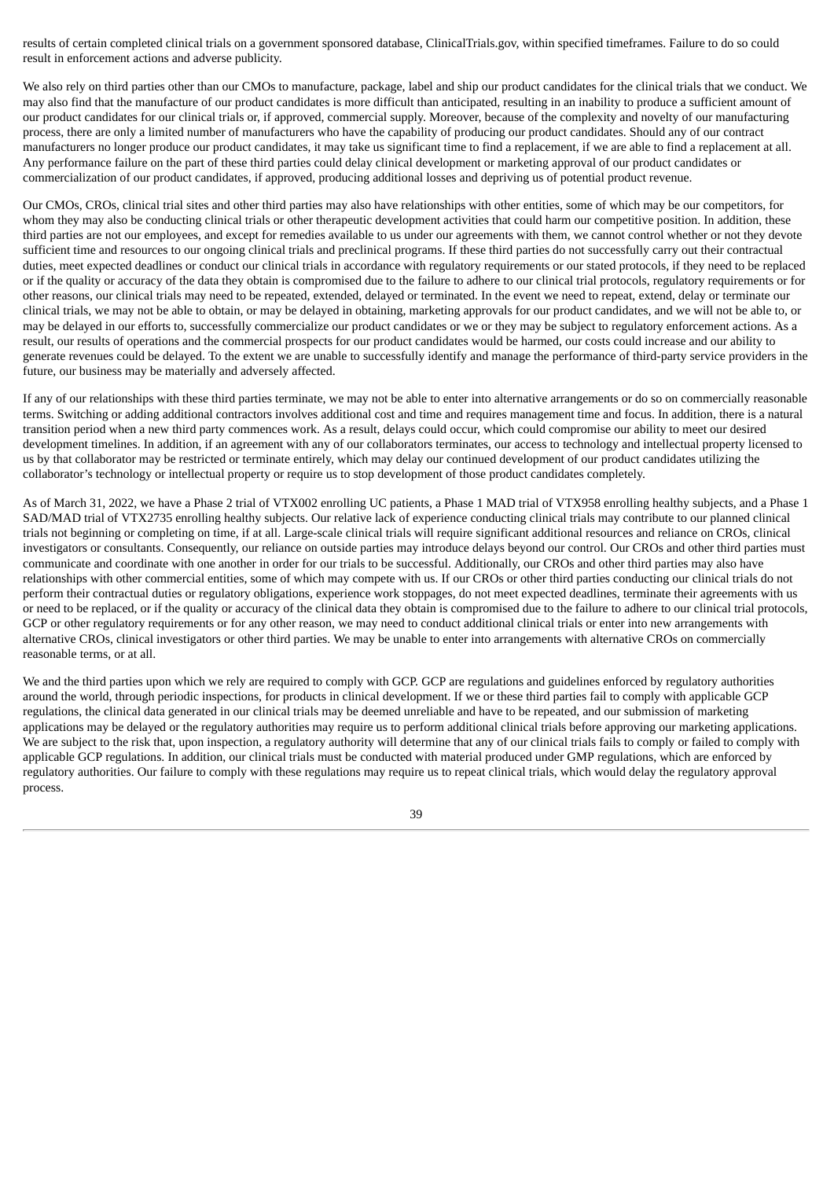results of certain completed clinical trials on a government sponsored database, ClinicalTrials.gov, within specified timeframes. Failure to do so could result in enforcement actions and adverse publicity.

We also rely on third parties other than our CMOs to manufacture, package, label and ship our product candidates for the clinical trials that we conduct. We may also find that the manufacture of our product candidates is more difficult than anticipated, resulting in an inability to produce a sufficient amount of our product candidates for our clinical trials or, if approved, commercial supply. Moreover, because of the complexity and novelty of our manufacturing process, there are only a limited number of manufacturers who have the capability of producing our product candidates. Should any of our contract manufacturers no longer produce our product candidates, it may take us significant time to find a replacement, if we are able to find a replacement at all. Any performance failure on the part of these third parties could delay clinical development or marketing approval of our product candidates or commercialization of our product candidates, if approved, producing additional losses and depriving us of potential product revenue.

Our CMOs, CROs, clinical trial sites and other third parties may also have relationships with other entities, some of which may be our competitors, for whom they may also be conducting clinical trials or other therapeutic development activities that could harm our competitive position. In addition, these third parties are not our employees, and except for remedies available to us under our agreements with them, we cannot control whether or not they devote sufficient time and resources to our ongoing clinical trials and preclinical programs. If these third parties do not successfully carry out their contractual duties, meet expected deadlines or conduct our clinical trials in accordance with regulatory requirements or our stated protocols, if they need to be replaced or if the quality or accuracy of the data they obtain is compromised due to the failure to adhere to our clinical trial protocols, regulatory requirements or for other reasons, our clinical trials may need to be repeated, extended, delayed or terminated. In the event we need to repeat, extend, delay or terminate our clinical trials, we may not be able to obtain, or may be delayed in obtaining, marketing approvals for our product candidates, and we will not be able to, or may be delayed in our efforts to, successfully commercialize our product candidates or we or they may be subject to regulatory enforcement actions. As a result, our results of operations and the commercial prospects for our product candidates would be harmed, our costs could increase and our ability to generate revenues could be delayed. To the extent we are unable to successfully identify and manage the performance of third-party service providers in the future, our business may be materially and adversely affected.

If any of our relationships with these third parties terminate, we may not be able to enter into alternative arrangements or do so on commercially reasonable terms. Switching or adding additional contractors involves additional cost and time and requires management time and focus. In addition, there is a natural transition period when a new third party commences work. As a result, delays could occur, which could compromise our ability to meet our desired development timelines. In addition, if an agreement with any of our collaborators terminates, our access to technology and intellectual property licensed to us by that collaborator may be restricted or terminate entirely, which may delay our continued development of our product candidates utilizing the collaborator's technology or intellectual property or require us to stop development of those product candidates completely.

As of March 31, 2022, we have a Phase 2 trial of VTX002 enrolling UC patients, a Phase 1 MAD trial of VTX958 enrolling healthy subjects, and a Phase 1 SAD/MAD trial of VTX2735 enrolling healthy subjects. Our relative lack of experience conducting clinical trials may contribute to our planned clinical trials not beginning or completing on time, if at all. Large-scale clinical trials will require significant additional resources and reliance on CROs, clinical investigators or consultants. Consequently, our reliance on outside parties may introduce delays beyond our control. Our CROs and other third parties must communicate and coordinate with one another in order for our trials to be successful. Additionally, our CROs and other third parties may also have relationships with other commercial entities, some of which may compete with us. If our CROs or other third parties conducting our clinical trials do not perform their contractual duties or regulatory obligations, experience work stoppages, do not meet expected deadlines, terminate their agreements with us or need to be replaced, or if the quality or accuracy of the clinical data they obtain is compromised due to the failure to adhere to our clinical trial protocols, GCP or other regulatory requirements or for any other reason, we may need to conduct additional clinical trials or enter into new arrangements with alternative CROs, clinical investigators or other third parties. We may be unable to enter into arrangements with alternative CROs on commercially reasonable terms, or at all.

We and the third parties upon which we rely are required to comply with GCP. GCP are regulations and guidelines enforced by regulatory authorities around the world, through periodic inspections, for products in clinical development. If we or these third parties fail to comply with applicable GCP regulations, the clinical data generated in our clinical trials may be deemed unreliable and have to be repeated, and our submission of marketing applications may be delayed or the regulatory authorities may require us to perform additional clinical trials before approving our marketing applications. We are subject to the risk that, upon inspection, a regulatory authority will determine that any of our clinical trials fails to comply or failed to comply with applicable GCP regulations. In addition, our clinical trials must be conducted with material produced under GMP regulations, which are enforced by regulatory authorities. Our failure to comply with these regulations may require us to repeat clinical trials, which would delay the regulatory approval process.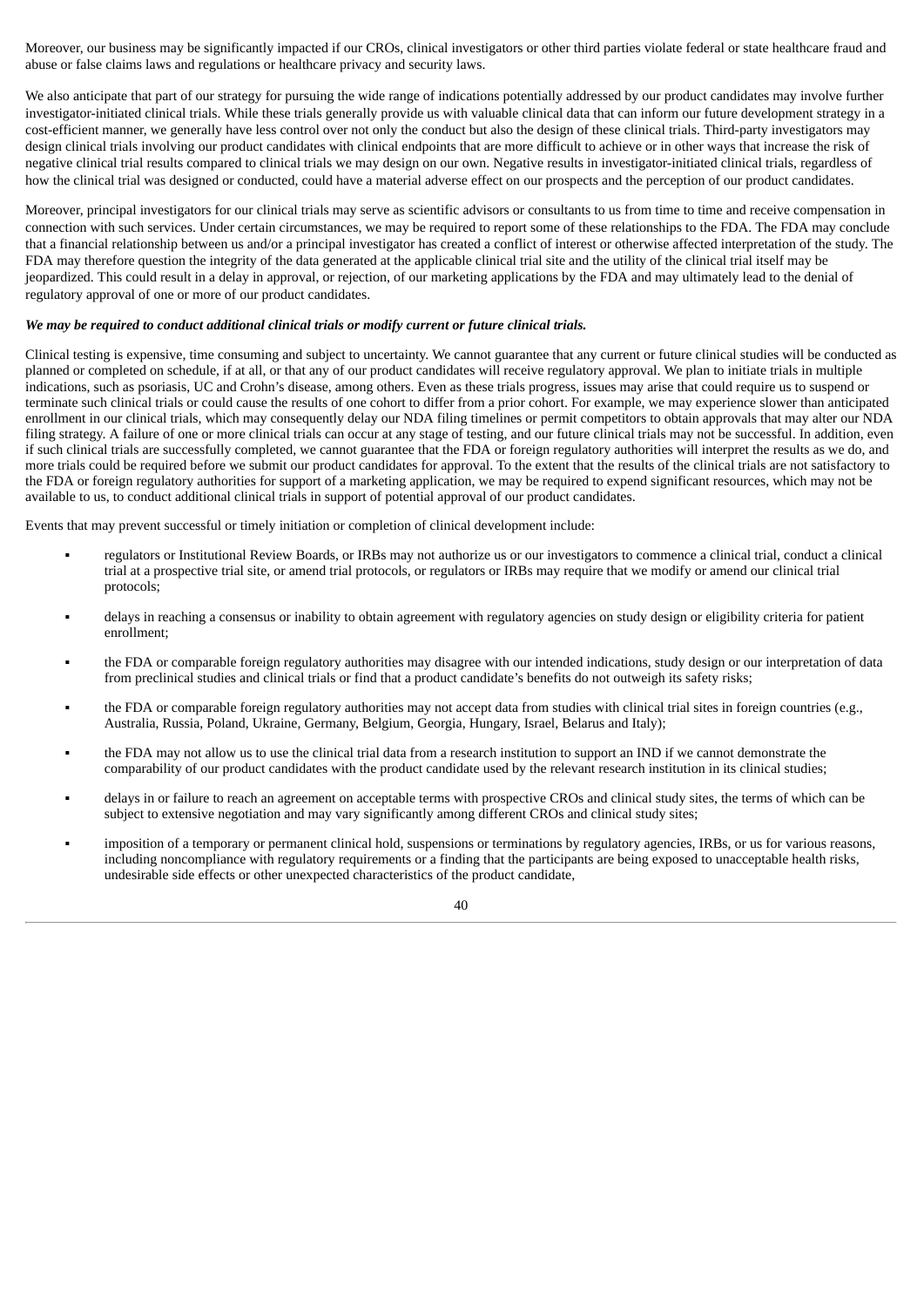Moreover, our business may be significantly impacted if our CROs, clinical investigators or other third parties violate federal or state healthcare fraud and abuse or false claims laws and regulations or healthcare privacy and security laws.

We also anticipate that part of our strategy for pursuing the wide range of indications potentially addressed by our product candidates may involve further investigator-initiated clinical trials. While these trials generally provide us with valuable clinical data that can inform our future development strategy in a cost-efficient manner, we generally have less control over not only the conduct but also the design of these clinical trials. Third-party investigators may design clinical trials involving our product candidates with clinical endpoints that are more difficult to achieve or in other ways that increase the risk of negative clinical trial results compared to clinical trials we may design on our own. Negative results in investigator-initiated clinical trials, regardless of how the clinical trial was designed or conducted, could have a material adverse effect on our prospects and the perception of our product candidates.

Moreover, principal investigators for our clinical trials may serve as scientific advisors or consultants to us from time to time and receive compensation in connection with such services. Under certain circumstances, we may be required to report some of these relationships to the FDA. The FDA may conclude that a financial relationship between us and/or a principal investigator has created a conflict of interest or otherwise affected interpretation of the study. The FDA may therefore question the integrity of the data generated at the applicable clinical trial site and the utility of the clinical trial itself may be jeopardized. This could result in a delay in approval, or rejection, of our marketing applications by the FDA and may ultimately lead to the denial of regulatory approval of one or more of our product candidates.

***We may be required to conduct additional clinical trials or modify current or future clinical trials.***

Clinical testing is expensive, time consuming and subject to uncertainty. We cannot guarantee that any current or future clinical studies will be conducted as planned or completed on schedule, if at all, or that any of our product candidates will receive regulatory approval. We plan to initiate trials in multiple indications, such as psoriasis, UC and Crohn's disease, among others. Even as these trials progress, issues may arise that could require us to suspend or terminate such clinical trials or could cause the results of one cohort to differ from a prior cohort. For example, we may experience slower than anticipated enrollment in our clinical trials, which may consequently delay our NDA filing timelines or permit competitors to obtain approvals that may alter our NDA filing strategy. A failure of one or more clinical trials can occur at any stage of testing, and our future clinical trials may not be successful. In addition, even if such clinical trials are successfully completed, we cannot guarantee that the FDA or foreign regulatory authorities will interpret the results as we do, and more trials could be required before we submit our product candidates for approval. To the extent that the results of the clinical trials are not satisfactory to the FDA or foreign regulatory authorities for support of a marketing application, we may be required to expend significant resources, which may not be available to us, to conduct additional clinical trials in support of potential approval of our product candidates.

Events that may prevent successful or timely initiation or completion of clinical development include:

- regulators or Institutional Review Boards, or IRBs may not authorize us or our investigators to commence a clinical trial, conduct a clinical trial at a prospective trial site, or amend trial protocols, or regulators or IRBs may require that we modify or amend our clinical trial protocols;
- delays in reaching a consensus or inability to obtain agreement with regulatory agencies on study design or eligibility criteria for patient enrollment;
- the FDA or comparable foreign regulatory authorities may disagree with our intended indications, study design or our interpretation of data from preclinical studies and clinical trials or find that a product candidate's benefits do not outweigh its safety risks;
- the FDA or comparable foreign regulatory authorities may not accept data from studies with clinical trial sites in foreign countries (e.g., Australia, Russia, Poland, Ukraine, Germany, Belgium, Georgia, Hungary, Israel, Belarus and Italy);
- the FDA may not allow us to use the clinical trial data from a research institution to support an IND if we cannot demonstrate the comparability of our product candidates with the product candidate used by the relevant research institution in its clinical studies;
- delays in or failure to reach an agreement on acceptable terms with prospective CROs and clinical study sites, the terms of which can be subject to extensive negotiation and may vary significantly among different CROs and clinical study sites;
- imposition of a temporary or permanent clinical hold, suspensions or terminations by regulatory agencies, IRBs, or us for various reasons, including noncompliance with regulatory requirements or a finding that the participants are being exposed to unacceptable health risks, undesirable side effects or other unexpected characteristics of the product candidate,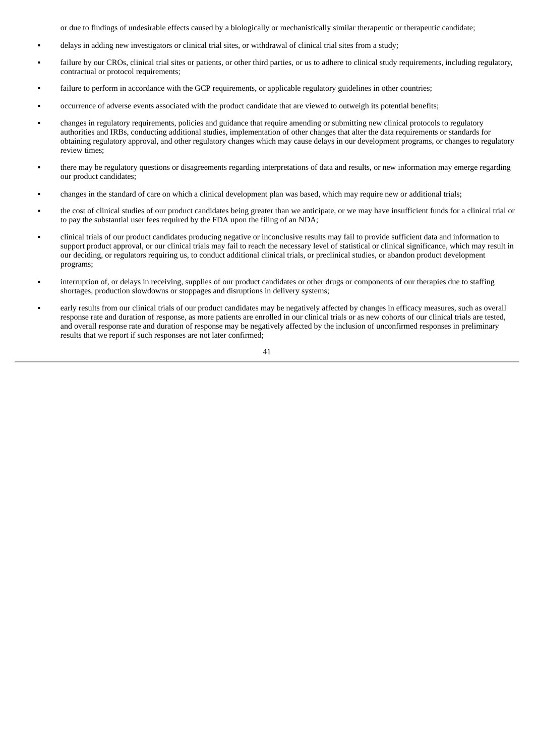or due to findings of undesirable effects caused by a biologically or mechanistically similar therapeutic or therapeutic candidate;

- delays in adding new investigators or clinical trial sites, or withdrawal of clinical trial sites from a study;
- failure by our CROs, clinical trial sites or patients, or other third parties, or us to adhere to clinical study requirements, including regulatory, contractual or protocol requirements;
- failure to perform in accordance with the GCP requirements, or applicable regulatory guidelines in other countries;
- occurrence of adverse events associated with the product candidate that are viewed to outweigh its potential benefits;
- changes in regulatory requirements, policies and guidance that require amending or submitting new clinical protocols to regulatory authorities and IRBs, conducting additional studies, implementation of other changes that alter the data requirements or standards for obtaining regulatory approval, and other regulatory changes which may cause delays in our development programs, or changes to regulatory review times;
- there may be regulatory questions or disagreements regarding interpretations of data and results, or new information may emerge regarding our product candidates;
- changes in the standard of care on which a clinical development plan was based, which may require new or additional trials;
- the cost of clinical studies of our product candidates being greater than we anticipate, or we may have insufficient funds for a clinical trial or to pay the substantial user fees required by the FDA upon the filing of an NDA;
- clinical trials of our product candidates producing negative or inconclusive results may fail to provide sufficient data and information to support product approval, or our clinical trials may fail to reach the necessary level of statistical or clinical significance, which may result in our deciding, or regulators requiring us, to conduct additional clinical trials, or preclinical studies, or abandon product development programs;
- interruption of, or delays in receiving, supplies of our product candidates or other drugs or components of our therapies due to staffing shortages, production slowdowns or stoppages and disruptions in delivery systems;
- early results from our clinical trials of our product candidates may be negatively affected by changes in efficacy measures, such as overall response rate and duration of response, as more patients are enrolled in our clinical trials or as new cohorts of our clinical trials are tested, and overall response rate and duration of response may be negatively affected by the inclusion of unconfirmed responses in preliminary results that we report if such responses are not later confirmed;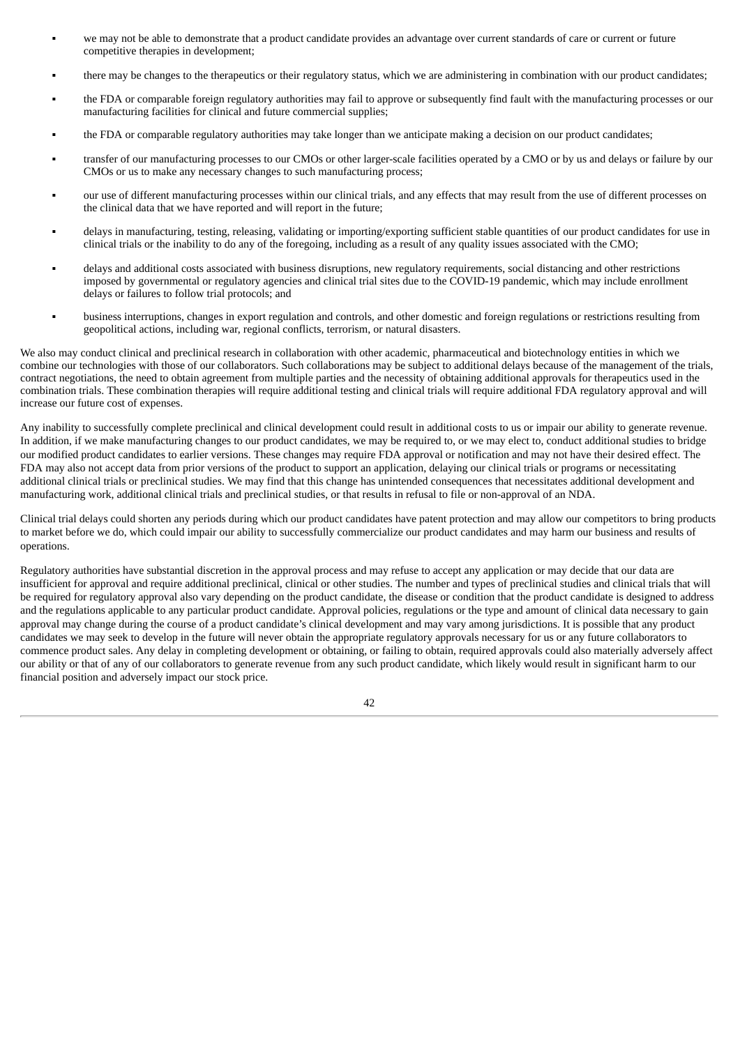- we may not be able to demonstrate that a product candidate provides an advantage over current standards of care or current or future competitive therapies in development;
- there may be changes to the therapeutics or their regulatory status, which we are administering in combination with our product candidates;
- the FDA or comparable foreign regulatory authorities may fail to approve or subsequently find fault with the manufacturing processes or our manufacturing facilities for clinical and future commercial supplies;
- the FDA or comparable regulatory authorities may take longer than we anticipate making a decision on our product candidates;
- transfer of our manufacturing processes to our CMOs or other larger-scale facilities operated by a CMO or by us and delays or failure by our CMOs or us to make any necessary changes to such manufacturing process;
- our use of different manufacturing processes within our clinical trials, and any effects that may result from the use of different processes on the clinical data that we have reported and will report in the future;
- delays in manufacturing, testing, releasing, validating or importing/exporting sufficient stable quantities of our product candidates for use in clinical trials or the inability to do any of the foregoing, including as a result of any quality issues associated with the CMO;
- delays and additional costs associated with business disruptions, new regulatory requirements, social distancing and other restrictions imposed by governmental or regulatory agencies and clinical trial sites due to the COVID-19 pandemic, which may include enrollment delays or failures to follow trial protocols; and
- business interruptions, changes in export regulation and controls, and other domestic and foreign regulations or restrictions resulting from geopolitical actions, including war, regional conflicts, terrorism, or natural disasters.

We also may conduct clinical and preclinical research in collaboration with other academic, pharmaceutical and biotechnology entities in which we combine our technologies with those of our collaborators. Such collaborations may be subject to additional delays because of the management of the trials, contract negotiations, the need to obtain agreement from multiple parties and the necessity of obtaining additional approvals for therapeutics used in the combination trials. These combination therapies will require additional testing and clinical trials will require additional FDA regulatory approval and will increase our future cost of expenses.

Any inability to successfully complete preclinical and clinical development could result in additional costs to us or impair our ability to generate revenue. In addition, if we make manufacturing changes to our product candidates, we may be required to, or we may elect to, conduct additional studies to bridge our modified product candidates to earlier versions. These changes may require FDA approval or notification and may not have their desired effect. The FDA may also not accept data from prior versions of the product to support an application, delaying our clinical trials or programs or necessitating additional clinical trials or preclinical studies. We may find that this change has unintended consequences that necessitates additional development and manufacturing work, additional clinical trials and preclinical studies, or that results in refusal to file or non-approval of an NDA.

Clinical trial delays could shorten any periods during which our product candidates have patent protection and may allow our competitors to bring products to market before we do, which could impair our ability to successfully commercialize our product candidates and may harm our business and results of operations.

Regulatory authorities have substantial discretion in the approval process and may refuse to accept any application or may decide that our data are insufficient for approval and require additional preclinical, clinical or other studies. The number and types of preclinical studies and clinical trials that will be required for regulatory approval also vary depending on the product candidate, the disease or condition that the product candidate is designed to address and the regulations applicable to any particular product candidate. Approval policies, regulations or the type and amount of clinical data necessary to gain approval may change during the course of a product candidate's clinical development and may vary among jurisdictions. It is possible that any product candidates we may seek to develop in the future will never obtain the appropriate regulatory approvals necessary for us or any future collaborators to commence product sales. Any delay in completing development or obtaining, or failing to obtain, required approvals could also materially adversely affect our ability or that of any of our collaborators to generate revenue from any such product candidate, which likely would result in significant harm to our financial position and adversely impact our stock price.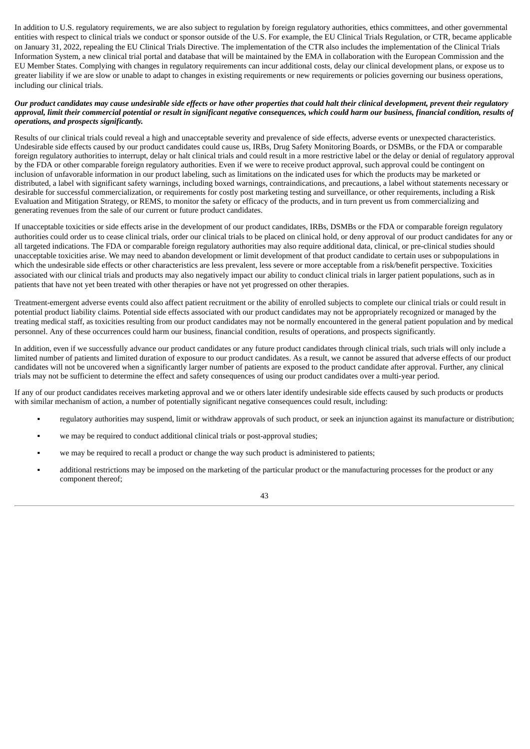In addition to U.S. regulatory requirements, we are also subject to regulation by foreign regulatory authorities, ethics committees, and other governmental entities with respect to clinical trials we conduct or sponsor outside of the U.S. For example, the EU Clinical Trials Regulation, or CTR, became applicable on January 31, 2022, repealing the EU Clinical Trials Directive. The implementation of the CTR also includes the implementation of the Clinical Trials Information System, a new clinical trial portal and database that will be maintained by the EMA in collaboration with the European Commission and the EU Member States. Complying with changes in regulatory requirements can incur additional costs, delay our clinical development plans, or expose us to greater liability if we are slow or unable to adapt to changes in existing requirements or new requirements or policies governing our business operations, including our clinical trials.

***Our product candidates may cause undesirable side effects or have other properties that could halt their clinical development, prevent their regulatory approval, limit their commercial potential or result in significant negative consequences, which could harm our business, financial condition, results of operations, and prospects significantly.***

Results of our clinical trials could reveal a high and unacceptable severity and prevalence of side effects, adverse events or unexpected characteristics. Undesirable side effects caused by our product candidates could cause us, IRBs, Drug Safety Monitoring Boards, or DSMBs, or the FDA or comparable foreign regulatory authorities to interrupt, delay or halt clinical trials and could result in a more restrictive label or the delay or denial of regulatory approval by the FDA or other comparable foreign regulatory authorities. Even if we were to receive product approval, such approval could be contingent on inclusion of unfavorable information in our product labeling, such as limitations on the indicated uses for which the products may be marketed or distributed, a label with significant safety warnings, including boxed warnings, contraindications, and precautions, a label without statements necessary or desirable for successful commercialization, or requirements for costly post marketing testing and surveillance, or other requirements, including a Risk Evaluation and Mitigation Strategy, or REMS, to monitor the safety or efficacy of the products, and in turn prevent us from commercializing and generating revenues from the sale of our current or future product candidates.

If unacceptable toxicities or side effects arise in the development of our product candidates, IRBs, DSMBs or the FDA or comparable foreign regulatory authorities could order us to cease clinical trials, order our clinical trials to be placed on clinical hold, or deny approval of our product candidates for any or all targeted indications. The FDA or comparable foreign regulatory authorities may also require additional data, clinical, or pre-clinical studies should unacceptable toxicities arise. We may need to abandon development or limit development of that product candidate to certain uses or subpopulations in which the undesirable side effects or other characteristics are less prevalent, less severe or more acceptable from a risk/benefit perspective. Toxicities associated with our clinical trials and products may also negatively impact our ability to conduct clinical trials in larger patient populations, such as in patients that have not yet been treated with other therapies or have not yet progressed on other therapies.

Treatment-emergent adverse events could also affect patient recruitment or the ability of enrolled subjects to complete our clinical trials or could result in potential product liability claims. Potential side effects associated with our product candidates may not be appropriately recognized or managed by the treating medical staff, as toxicities resulting from our product candidates may not be normally encountered in the general patient population and by medical personnel. Any of these occurrences could harm our business, financial condition, results of operations, and prospects significantly.

In addition, even if we successfully advance our product candidates or any future product candidates through clinical trials, such trials will only include a limited number of patients and limited duration of exposure to our product candidates. As a result, we cannot be assured that adverse effects of our product candidates will not be uncovered when a significantly larger number of patients are exposed to the product candidate after approval. Further, any clinical trials may not be sufficient to determine the effect and safety consequences of using our product candidates over a multi-year period.

If any of our product candidates receives marketing approval and we or others later identify undesirable side effects caused by such products or products with similar mechanism of action, a number of potentially significant negative consequences could result, including:

- regulatory authorities may suspend, limit or withdraw approvals of such product, or seek an injunction against its manufacture or distribution;
- we may be required to conduct additional clinical trials or post-approval studies;
- we may be required to recall a product or change the way such product is administered to patients;
- additional restrictions may be imposed on the marketing of the particular product or the manufacturing processes for the product or any component thereof;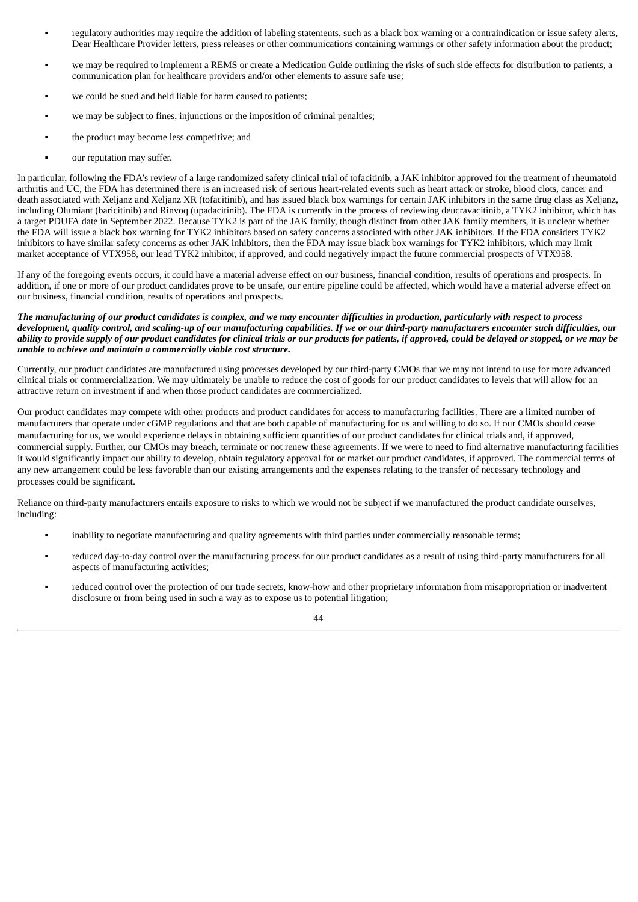- regulatory authorities may require the addition of labeling statements, such as a black box warning or a contraindication or issue safety alerts, Dear Healthcare Provider letters, press releases or other communications containing warnings or other safety information about the product;
- we may be required to implement a REMS or create a Medication Guide outlining the risks of such side effects for distribution to patients, a communication plan for healthcare providers and/or other elements to assure safe use;
- we could be sued and held liable for harm caused to patients;
- we may be subject to fines, injunctions or the imposition of criminal penalties;
- the product may become less competitive; and
- our reputation may suffer.

In particular, following the FDA's review of a large randomized safety clinical trial of tofacitinib, a JAK inhibitor approved for the treatment of rheumatoid arthritis and UC, the FDA has determined there is an increased risk of serious heart-related events such as heart attack or stroke, blood clots, cancer and death associated with Xeljanz and Xeljanz XR (tofacitinib), and has issued black box warnings for certain JAK inhibitors in the same drug class as Xeljanz, including Olumiant (baricitinib) and Rinvoq (upadacitinib). The FDA is currently in the process of reviewing deucravacitinib, a TYK2 inhibitor, which has a target PDUFA date in September 2022. Because TYK2 is part of the JAK family, though distinct from other JAK family members, it is unclear whether the FDA will issue a black box warning for TYK2 inhibitors based on safety concerns associated with other JAK inhibitors. If the FDA considers TYK2 inhibitors to have similar safety concerns as other JAK inhibitors, then the FDA may issue black box warnings for TYK2 inhibitors, which may limit market acceptance of VTX958, our lead TYK2 inhibitor, if approved, and could negatively impact the future commercial prospects of VTX958.

If any of the foregoing events occurs, it could have a material adverse effect on our business, financial condition, results of operations and prospects. In addition, if one or more of our product candidates prove to be unsafe, our entire pipeline could be affected, which would have a material adverse effect on our business, financial condition, results of operations and prospects.

***The manufacturing of our product candidates is complex, and we may encounter difficulties in production, particularly with respect to process development, quality control, and scaling-up of our manufacturing capabilities. If we or our third-party manufacturers encounter such difficulties, our ability to provide supply of our product candidates for clinical trials or our products for patients, if approved, could be delayed or stopped, or we may be unable to achieve and maintain a commercially viable cost structure.***

Currently, our product candidates are manufactured using processes developed by our third-party CMOs that we may not intend to use for more advanced clinical trials or commercialization. We may ultimately be unable to reduce the cost of goods for our product candidates to levels that will allow for an attractive return on investment if and when those product candidates are commercialized.

Our product candidates may compete with other products and product candidates for access to manufacturing facilities. There are a limited number of manufacturers that operate under cGMP regulations and that are both capable of manufacturing for us and willing to do so. If our CMOs should cease manufacturing for us, we would experience delays in obtaining sufficient quantities of our product candidates for clinical trials and, if approved, commercial supply. Further, our CMOs may breach, terminate or not renew these agreements. If we were to need to find alternative manufacturing facilities it would significantly impact our ability to develop, obtain regulatory approval for or market our product candidates, if approved. The commercial terms of any new arrangement could be less favorable than our existing arrangements and the expenses relating to the transfer of necessary technology and processes could be significant.

Reliance on third-party manufacturers entails exposure to risks to which we would not be subject if we manufactured the product candidate ourselves, including:

- inability to negotiate manufacturing and quality agreements with third parties under commercially reasonable terms;
- reduced day-to-day control over the manufacturing process for our product candidates as a result of using third-party manufacturers for all aspects of manufacturing activities;
- reduced control over the protection of our trade secrets, know-how and other proprietary information from misappropriation or inadvertent disclosure or from being used in such a way as to expose us to potential litigation;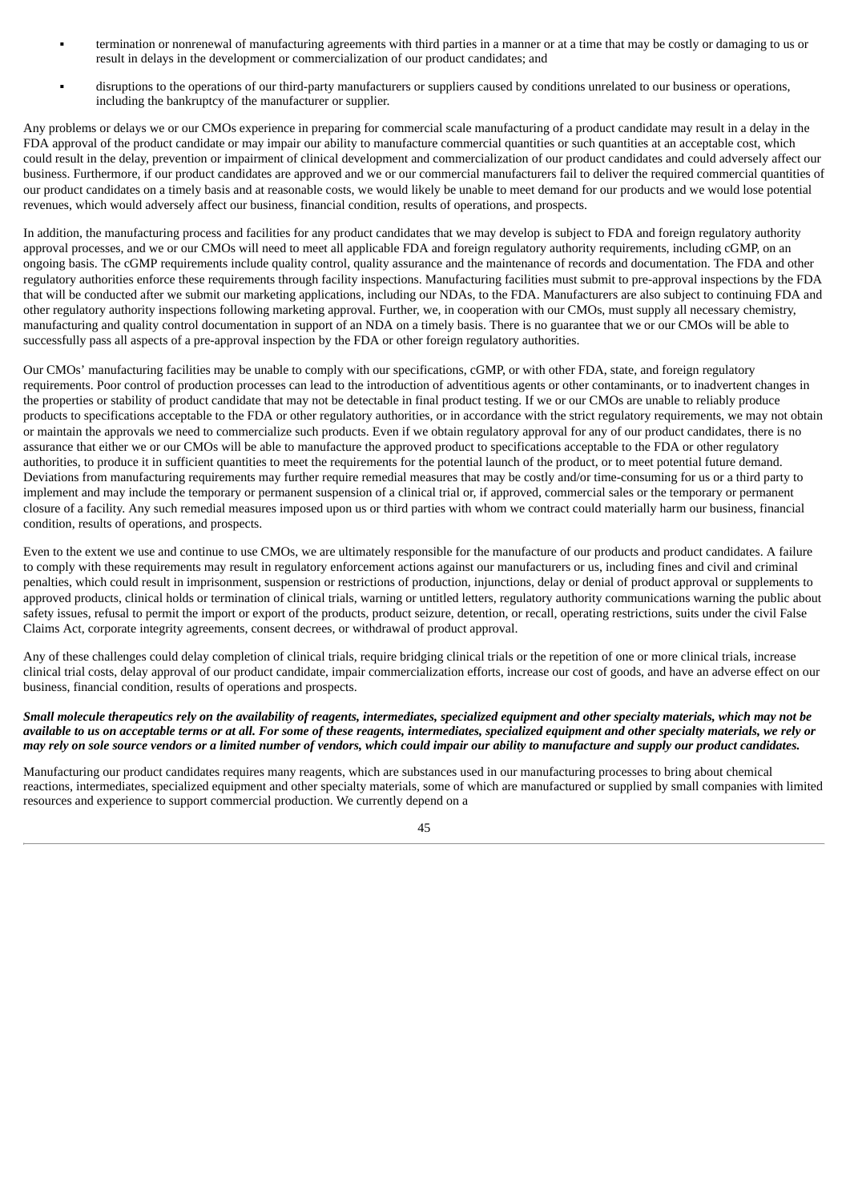- termination or nonrenewal of manufacturing agreements with third parties in a manner or at a time that may be costly or damaging to us or result in delays in the development or commercialization of our product candidates; and
- disruptions to the operations of our third-party manufacturers or suppliers caused by conditions unrelated to our business or operations, including the bankruptcy of the manufacturer or supplier.

Any problems or delays we or our CMOs experience in preparing for commercial scale manufacturing of a product candidate may result in a delay in the FDA approval of the product candidate or may impair our ability to manufacture commercial quantities or such quantities at an acceptable cost, which could result in the delay, prevention or impairment of clinical development and commercialization of our product candidates and could adversely affect our business. Furthermore, if our product candidates are approved and we or our commercial manufacturers fail to deliver the required commercial quantities of our product candidates on a timely basis and at reasonable costs, we would likely be unable to meet demand for our products and we would lose potential revenues, which would adversely affect our business, financial condition, results of operations, and prospects.

In addition, the manufacturing process and facilities for any product candidates that we may develop is subject to FDA and foreign regulatory authority approval processes, and we or our CMOs will need to meet all applicable FDA and foreign regulatory authority requirements, including cGMP, on an ongoing basis. The cGMP requirements include quality control, quality assurance and the maintenance of records and documentation. The FDA and other regulatory authorities enforce these requirements through facility inspections. Manufacturing facilities must submit to pre-approval inspections by the FDA that will be conducted after we submit our marketing applications, including our NDAs, to the FDA. Manufacturers are also subject to continuing FDA and other regulatory authority inspections following marketing approval. Further, we, in cooperation with our CMOs, must supply all necessary chemistry, manufacturing and quality control documentation in support of an NDA on a timely basis. There is no guarantee that we or our CMOs will be able to successfully pass all aspects of a pre-approval inspection by the FDA or other foreign regulatory authorities.

Our CMOs' manufacturing facilities may be unable to comply with our specifications, cGMP, or with other FDA, state, and foreign regulatory requirements. Poor control of production processes can lead to the introduction of adventitious agents or other contaminants, or to inadvertent changes in the properties or stability of product candidate that may not be detectable in final product testing. If we or our CMOs are unable to reliably produce products to specifications acceptable to the FDA or other regulatory authorities, or in accordance with the strict regulatory requirements, we may not obtain or maintain the approvals we need to commercialize such products. Even if we obtain regulatory approval for any of our product candidates, there is no assurance that either we or our CMOs will be able to manufacture the approved product to specifications acceptable to the FDA or other regulatory authorities, to produce it in sufficient quantities to meet the requirements for the potential launch of the product, or to meet potential future demand. Deviations from manufacturing requirements may further require remedial measures that may be costly and/or time-consuming for us or a third party to implement and may include the temporary or permanent suspension of a clinical trial or, if approved, commercial sales or the temporary or permanent closure of a facility. Any such remedial measures imposed upon us or third parties with whom we contract could materially harm our business, financial condition, results of operations, and prospects.

Even to the extent we use and continue to use CMOs, we are ultimately responsible for the manufacture of our products and product candidates. A failure to comply with these requirements may result in regulatory enforcement actions against our manufacturers or us, including fines and civil and criminal penalties, which could result in imprisonment, suspension or restrictions of production, injunctions, delay or denial of product approval or supplements to approved products, clinical holds or termination of clinical trials, warning or untitled letters, regulatory authority communications warning the public about safety issues, refusal to permit the import or export of the products, product seizure, detention, or recall, operating restrictions, suits under the civil False Claims Act, corporate integrity agreements, consent decrees, or withdrawal of product approval.

Any of these challenges could delay completion of clinical trials, require bridging clinical trials or the repetition of one or more clinical trials, increase clinical trial costs, delay approval of our product candidate, impair commercialization efforts, increase our cost of goods, and have an adverse effect on our business, financial condition, results of operations and prospects.

***Small molecule therapeutics rely on the availability of reagents, intermediates, specialized equipment and other specialty materials, which may not be available to us on acceptable terms or at all. For some of these reagents, intermediates, specialized equipment and other specialty materials, we rely or may rely on sole source vendors or a limited number of vendors, which could impair our ability to manufacture and supply our product candidates.***

Manufacturing our product candidates requires many reagents, which are substances used in our manufacturing processes to bring about chemical reactions, intermediates, specialized equipment and other specialty materials, some of which are manufactured or supplied by small companies with limited resources and experience to support commercial production. We currently depend on a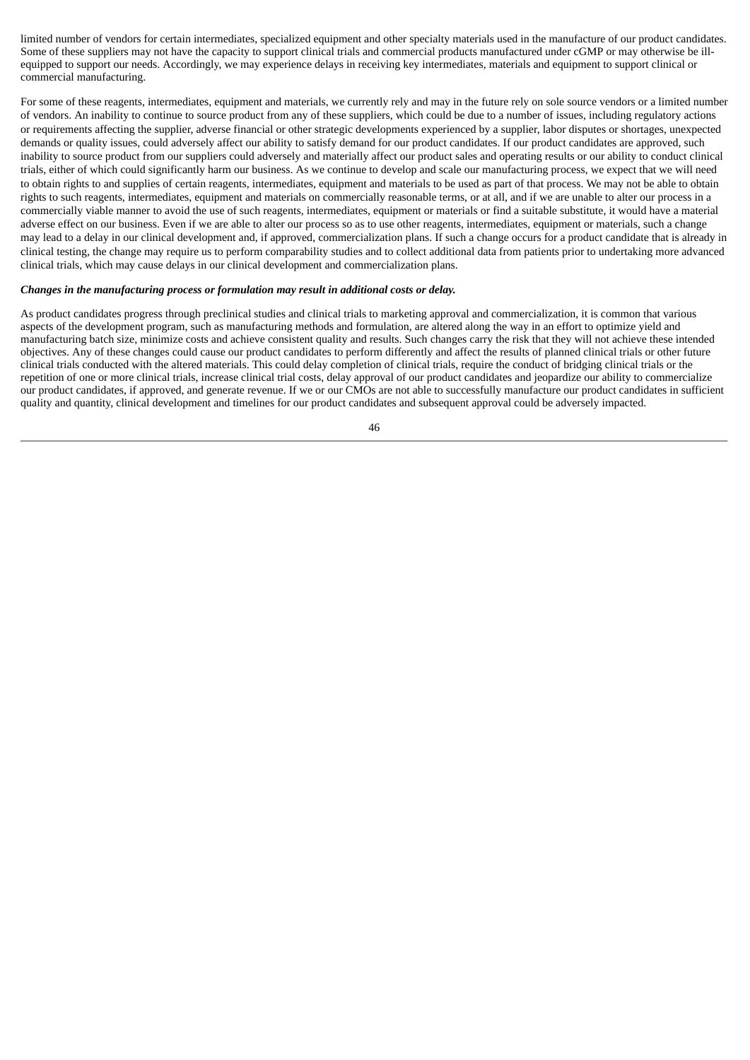limited number of vendors for certain intermediates, specialized equipment and other specialty materials used in the manufacture of our product candidates. Some of these suppliers may not have the capacity to support clinical trials and commercial products manufactured under cGMP or may otherwise be ill-equipped to support our needs. Accordingly, we may experience delays in receiving key intermediates, materials and equipment to support clinical or commercial manufacturing.

For some of these reagents, intermediates, equipment and materials, we currently rely and may in the future rely on sole source vendors or a limited number of vendors. An inability to continue to source product from any of these suppliers, which could be due to a number of issues, including regulatory actions or requirements affecting the supplier, adverse financial or other strategic developments experienced by a supplier, labor disputes or shortages, unexpected demands or quality issues, could adversely affect our ability to satisfy demand for our product candidates. If our product candidates are approved, such inability to source product from our suppliers could adversely and materially affect our product sales and operating results or our ability to conduct clinical trials, either of which could significantly harm our business. As we continue to develop and scale our manufacturing process, we expect that we will need to obtain rights to and supplies of certain reagents, intermediates, equipment and materials to be used as part of that process. We may not be able to obtain rights to such reagents, intermediates, equipment and materials on commercially reasonable terms, or at all, and if we are unable to alter our process in a commercially viable manner to avoid the use of such reagents, intermediates, equipment or materials or find a suitable substitute, it would have a material adverse effect on our business. Even if we are able to alter our process so as to use other reagents, intermediates, equipment or materials, such a change may lead to a delay in our clinical development and, if approved, commercialization plans. If such a change occurs for a product candidate that is already in clinical testing, the change may require us to perform comparability studies and to collect additional data from patients prior to undertaking more advanced clinical trials, which may cause delays in our clinical development and commercialization plans.

***Changes in the manufacturing process or formulation may result in additional costs or delay.***

As product candidates progress through preclinical studies and clinical trials to marketing approval and commercialization, it is common that various aspects of the development program, such as manufacturing methods and formulation, are altered along the way in an effort to optimize yield and manufacturing batch size, minimize costs and achieve consistent quality and results. Such changes carry the risk that they will not achieve these intended objectives. Any of these changes could cause our product candidates to perform differently and affect the results of planned clinical trials or other future clinical trials conducted with the altered materials. This could delay completion of clinical trials, require the conduct of bridging clinical trials or the repetition of one or more clinical trials, increase clinical trial costs, delay approval of our product candidates and jeopardize our ability to commercialize our product candidates, if approved, and generate revenue. If we or our CMOs are not able to successfully manufacture our product candidates in sufficient quality and quantity, clinical development and timelines for our product candidates and subsequent approval could be adversely impacted.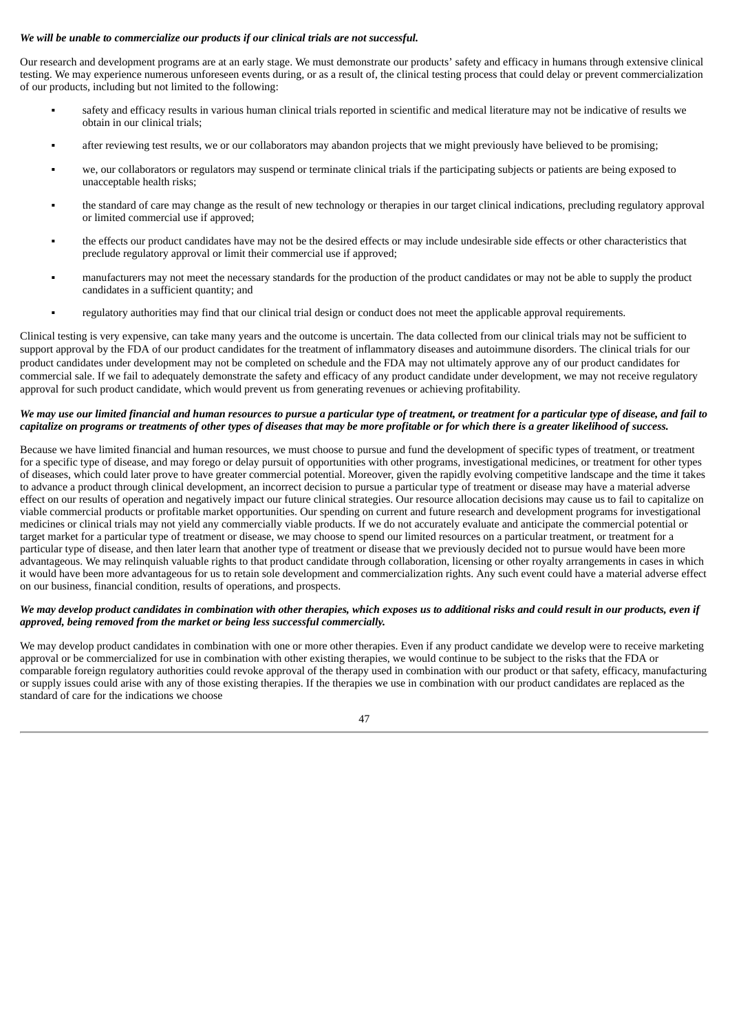***We will be unable to commercialize our products if our clinical trials are not successful.***

Our research and development programs are at an early stage. We must demonstrate our products' safety and efficacy in humans through extensive clinical testing. We may experience numerous unforeseen events during, or as a result of, the clinical testing process that could delay or prevent commercialization of our products, including but not limited to the following:

- safety and efficacy results in various human clinical trials reported in scientific and medical literature may not be indicative of results we obtain in our clinical trials;
- after reviewing test results, we or our collaborators may abandon projects that we might previously have believed to be promising;
- we, our collaborators or regulators may suspend or terminate clinical trials if the participating subjects or patients are being exposed to unacceptable health risks;
- the standard of care may change as the result of new technology or therapies in our target clinical indications, precluding regulatory approval or limited commercial use if approved;
- the effects our product candidates have may not be the desired effects or may include undesirable side effects or other characteristics that preclude regulatory approval or limit their commercial use if approved;
- manufacturers may not meet the necessary standards for the production of the product candidates or may not be able to supply the product candidates in a sufficient quantity; and
- regulatory authorities may find that our clinical trial design or conduct does not meet the applicable approval requirements.

Clinical testing is very expensive, can take many years and the outcome is uncertain. The data collected from our clinical trials may not be sufficient to support approval by the FDA of our product candidates for the treatment of inflammatory diseases and autoimmune disorders. The clinical trials for our product candidates under development may not be completed on schedule and the FDA may not ultimately approve any of our product candidates for commercial sale. If we fail to adequately demonstrate the safety and efficacy of any product candidate under development, we may not receive regulatory approval for such product candidate, which would prevent us from generating revenues or achieving profitability.

***We may use our limited financial and human resources to pursue a particular type of treatment, or treatment for a particular type of disease, and fail to capitalize on programs or treatments of other types of diseases that may be more profitable or for which there is a greater likelihood of success.***

Because we have limited financial and human resources, we must choose to pursue and fund the development of specific types of treatment, or treatment for a specific type of disease, and may forego or delay pursuit of opportunities with other programs, investigational medicines, or treatment for other types of diseases, which could later prove to have greater commercial potential. Moreover, given the rapidly evolving competitive landscape and the time it takes to advance a product through clinical development, an incorrect decision to pursue a particular type of treatment or disease may have a material adverse effect on our results of operation and negatively impact our future clinical strategies. Our resource allocation decisions may cause us to fail to capitalize on viable commercial products or profitable market opportunities. Our spending on current and future research and development programs for investigational medicines or clinical trials may not yield any commercially viable products. If we do not accurately evaluate and anticipate the commercial potential or target market for a particular type of treatment or disease, we may choose to spend our limited resources on a particular treatment, or treatment for a particular type of disease, and then later learn that another type of treatment or disease that we previously decided not to pursue would have been more advantageous. We may relinquish valuable rights to that product candidate through collaboration, licensing or other royalty arrangements in cases in which it would have been more advantageous for us to retain sole development and commercialization rights. Any such event could have a material adverse effect on our business, financial condition, results of operations, and prospects.

***We may develop product candidates in combination with other therapies, which exposes us to additional risks and could result in our products, even if approved, being removed from the market or being less successful commercially.***

We may develop product candidates in combination with one or more other therapies. Even if any product candidate we develop were to receive marketing approval or be commercialized for use in combination with other existing therapies, we would continue to be subject to the risks that the FDA or comparable foreign regulatory authorities could revoke approval of the therapy used in combination with our product or that safety, efficacy, manufacturing or supply issues could arise with any of those existing therapies. If the therapies we use in combination with our product candidates are replaced as the standard of care for the indications we choose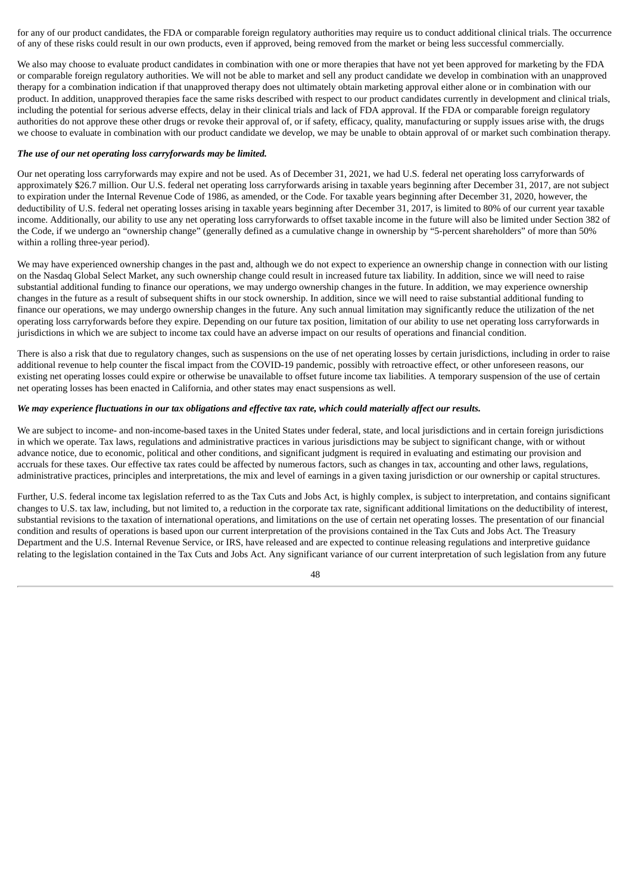for any of our product candidates, the FDA or comparable foreign regulatory authorities may require us to conduct additional clinical trials. The occurrence of any of these risks could result in our own products, even if approved, being removed from the market or being less successful commercially.

We also may choose to evaluate product candidates in combination with one or more therapies that have not yet been approved for marketing by the FDA or comparable foreign regulatory authorities. We will not be able to market and sell any product candidate we develop in combination with an unapproved therapy for a combination indication if that unapproved therapy does not ultimately obtain marketing approval either alone or in combination with our product. In addition, unapproved therapies face the same risks described with respect to our product candidates currently in development and clinical trials, including the potential for serious adverse effects, delay in their clinical trials and lack of FDA approval. If the FDA or comparable foreign regulatory authorities do not approve these other drugs or revoke their approval of, or if safety, efficacy, quality, manufacturing or supply issues arise with, the drugs we choose to evaluate in combination with our product candidate we develop, we may be unable to obtain approval of or market such combination therapy.

***The use of our net operating loss carryforwards may be limited.***

Our net operating loss carryforwards may expire and not be used. As of December 31, 2021, we had U.S. federal net operating loss carryforwards of approximately $26.7 million. Our U.S. federal net operating loss carryforwards arising in taxable years beginning after December 31, 2017, are not subject to expiration under the Internal Revenue Code of 1986, as amended, or the Code. For taxable years beginning after December 31, 2020, however, the deductibility of U.S. federal net operating losses arising in taxable years beginning after December 31, 2017, is limited to 80% of our current year taxable income. Additionally, our ability to use any net operating loss carryforwards to offset taxable income in the future will also be limited under Section 382 of the Code, if we undergo an "ownership change" (generally defined as a cumulative change in ownership by "5-percent shareholders" of more than 50% within a rolling three-year period).

We may have experienced ownership changes in the past and, although we do not expect to experience an ownership change in connection with our listing on the Nasdaq Global Select Market, any such ownership change could result in increased future tax liability. In addition, since we will need to raise substantial additional funding to finance our operations, we may undergo ownership changes in the future. In addition, we may experience ownership changes in the future as a result of subsequent shifts in our stock ownership. In addition, since we will need to raise substantial additional funding to finance our operations, we may undergo ownership changes in the future. Any such annual limitation may significantly reduce the utilization of the net operating loss carryforwards before they expire. Depending on our future tax position, limitation of our ability to use net operating loss carryforwards in jurisdictions in which we are subject to income tax could have an adverse impact on our results of operations and financial condition.

There is also a risk that due to regulatory changes, such as suspensions on the use of net operating losses by certain jurisdictions, including in order to raise additional revenue to help counter the fiscal impact from the COVID-19 pandemic, possibly with retroactive effect, or other unforeseen reasons, our existing net operating losses could expire or otherwise be unavailable to offset future income tax liabilities. A temporary suspension of the use of certain net operating losses has been enacted in California, and other states may enact suspensions as well.

***We may experience fluctuations in our tax obligations and effective tax rate, which could materially affect our results.***

We are subject to income- and non-income-based taxes in the United States under federal, state, and local jurisdictions and in certain foreign jurisdictions in which we operate. Tax laws, regulations and administrative practices in various jurisdictions may be subject to significant change, with or without advance notice, due to economic, political and other conditions, and significant judgment is required in evaluating and estimating our provision and accruals for these taxes. Our effective tax rates could be affected by numerous factors, such as changes in tax, accounting and other laws, regulations, administrative practices, principles and interpretations, the mix and level of earnings in a given taxing jurisdiction or our ownership or capital structures.

Further, U.S. federal income tax legislation referred to as the Tax Cuts and Jobs Act, is highly complex, is subject to interpretation, and contains significant changes to U.S. tax law, including, but not limited to, a reduction in the corporate tax rate, significant additional limitations on the deductibility of interest, substantial revisions to the taxation of international operations, and limitations on the use of certain net operating losses. The presentation of our financial condition and results of operations is based upon our current interpretation of the provisions contained in the Tax Cuts and Jobs Act. The Treasury Department and the U.S. Internal Revenue Service, or IRS, have released and are expected to continue releasing regulations and interpretive guidance relating to the legislation contained in the Tax Cuts and Jobs Act. Any significant variance of our current interpretation of such legislation from any future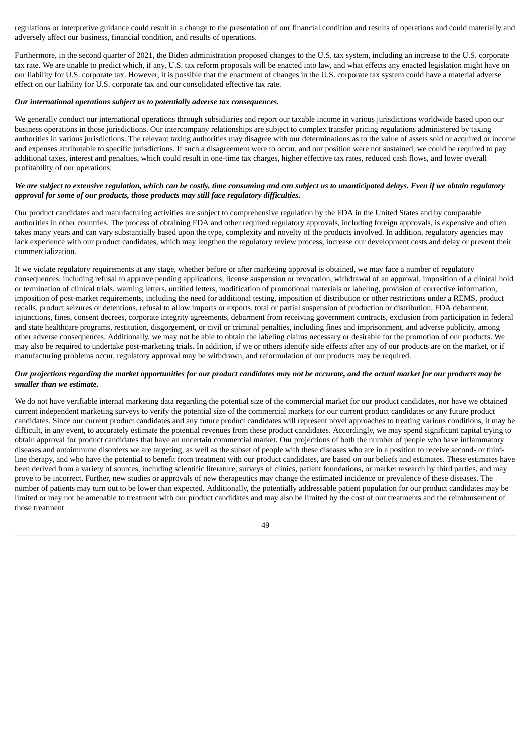regulations or interpretive guidance could result in a change to the presentation of our financial condition and results of operations and could materially and adversely affect our business, financial condition, and results of operations.

Furthermore, in the second quarter of 2021, the Biden administration proposed changes to the U.S. tax system, including an increase to the U.S. corporate tax rate. We are unable to predict which, if any, U.S. tax reform proposals will be enacted into law, and what effects any enacted legislation might have on our liability for U.S. corporate tax. However, it is possible that the enactment of changes in the U.S. corporate tax system could have a material adverse effect on our liability for U.S. corporate tax and our consolidated effective tax rate.

***Our international operations subject us to potentially adverse tax consequences.***

We generally conduct our international operations through subsidiaries and report our taxable income in various jurisdictions worldwide based upon our business operations in those jurisdictions. Our intercompany relationships are subject to complex transfer pricing regulations administered by taxing authorities in various jurisdictions. The relevant taxing authorities may disagree with our determinations as to the value of assets sold or acquired or income and expenses attributable to specific jurisdictions. If such a disagreement were to occur, and our position were not sustained, we could be required to pay additional taxes, interest and penalties, which could result in one-time tax charges, higher effective tax rates, reduced cash flows, and lower overall profitability of our operations.

***We are subject to extensive regulation, which can be costly, time consuming and can subject us to unanticipated delays. Even if we obtain regulatory approval for some of our products, those products may still face regulatory difficulties.***

Our product candidates and manufacturing activities are subject to comprehensive regulation by the FDA in the United States and by comparable authorities in other countries. The process of obtaining FDA and other required regulatory approvals, including foreign approvals, is expensive and often takes many years and can vary substantially based upon the type, complexity and novelty of the products involved. In addition, regulatory agencies may lack experience with our product candidates, which may lengthen the regulatory review process, increase our development costs and delay or prevent their commercialization.

If we violate regulatory requirements at any stage, whether before or after marketing approval is obtained, we may face a number of regulatory consequences, including refusal to approve pending applications, license suspension or revocation, withdrawal of an approval, imposition of a clinical hold or termination of clinical trials, warning letters, untitled letters, modification of promotional materials or labeling, provision of corrective information, imposition of post-market requirements, including the need for additional testing, imposition of distribution or other restrictions under a REMS, product recalls, product seizures or detentions, refusal to allow imports or exports, total or partial suspension of production or distribution, FDA debarment, injunctions, fines, consent decrees, corporate integrity agreements, debarment from receiving government contracts, exclusion from participation in federal and state healthcare programs, restitution, disgorgement, or civil or criminal penalties, including fines and imprisonment, and adverse publicity, among other adverse consequences. Additionally, we may not be able to obtain the labeling claims necessary or desirable for the promotion of our products. We may also be required to undertake post-marketing trials. In addition, if we or others identify side effects after any of our products are on the market, or if manufacturing problems occur, regulatory approval may be withdrawn, and reformulation of our products may be required.

***Our projections regarding the market opportunities for our product candidates may not be accurate, and the actual market for our products may be smaller than we estimate.***

We do not have verifiable internal marketing data regarding the potential size of the commercial market for our product candidates, nor have we obtained current independent marketing surveys to verify the potential size of the commercial markets for our current product candidates or any future product candidates. Since our current product candidates and any future product candidates will represent novel approaches to treating various conditions, it may be difficult, in any event, to accurately estimate the potential revenues from these product candidates. Accordingly, we may spend significant capital trying to obtain approval for product candidates that have an uncertain commercial market. Our projections of both the number of people who have inflammatory diseases and autoimmune disorders we are targeting, as well as the subset of people with these diseases who are in a position to receive second- or third-line therapy, and who have the potential to benefit from treatment with our product candidates, are based on our beliefs and estimates. These estimates have been derived from a variety of sources, including scientific literature, surveys of clinics, patient foundations, or market research by third parties, and may prove to be incorrect. Further, new studies or approvals of new therapeutics may change the estimated incidence or prevalence of these diseases. The number of patients may turn out to be lower than expected. Additionally, the potentially addressable patient population for our product candidates may be limited or may not be amenable to treatment with our product candidates and may also be limited by the cost of our treatments and the reimbursement of those treatment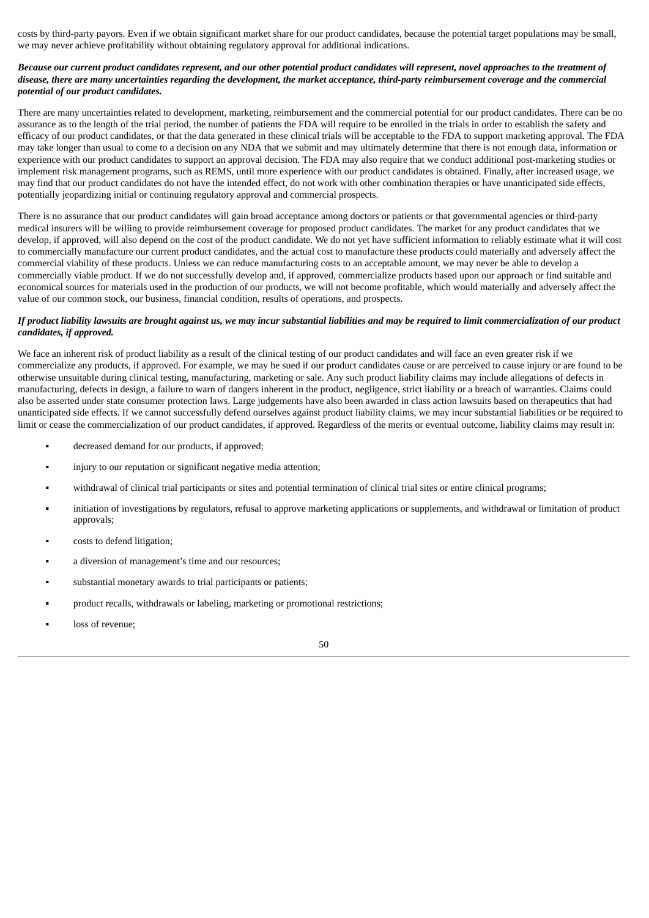costs by third-party payors. Even if we obtain significant market share for our product candidates, because the potential target populations may be small, we may never achieve profitability without obtaining regulatory approval for additional indications.

***Because our current product candidates represent, and our other potential product candidates will represent, novel approaches to the treatment of disease, there are many uncertainties regarding the development, the market acceptance, third-party reimbursement coverage and the commercial potential of our product candidates.***

There are many uncertainties related to development, marketing, reimbursement and the commercial potential for our product candidates. There can be no assurance as to the length of the trial period, the number of patients the FDA will require to be enrolled in the trials in order to establish the safety and efficacy of our product candidates, or that the data generated in these clinical trials will be acceptable to the FDA to support marketing approval. The FDA may take longer than usual to come to a decision on any NDA that we submit and may ultimately determine that there is not enough data, information or experience with our product candidates to support an approval decision. The FDA may also require that we conduct additional post-marketing studies or implement risk management programs, such as REMS, until more experience with our product candidates is obtained. Finally, after increased usage, we may find that our product candidates do not have the intended effect, do not work with other combination therapies or have unanticipated side effects, potentially jeopardizing initial or continuing regulatory approval and commercial prospects.

There is no assurance that our product candidates will gain broad acceptance among doctors or patients or that governmental agencies or third-party medical insurers will be willing to provide reimbursement coverage for proposed product candidates. The market for any product candidates that we develop, if approved, will also depend on the cost of the product candidate. We do not yet have sufficient information to reliably estimate what it will cost to commercially manufacture our current product candidates, and the actual cost to manufacture these products could materially and adversely affect the commercial viability of these products. Unless we can reduce manufacturing costs to an acceptable amount, we may never be able to develop a commercially viable product. If we do not successfully develop and, if approved, commercialize products based upon our approach or find suitable and economical sources for materials used in the production of our products, we will not become profitable, which would materially and adversely affect the value of our common stock, our business, financial condition, results of operations, and prospects.

***If product liability lawsuits are brought against us, we may incur substantial liabilities and may be required to limit commercialization of our product candidates, if approved.***

We face an inherent risk of product liability as a result of the clinical testing of our product candidates and will face an even greater risk if we commercialize any products, if approved. For example, we may be sued if our product candidates cause or are perceived to cause injury or are found to be otherwise unsuitable during clinical testing, manufacturing, marketing or sale. Any such product liability claims may include allegations of defects in manufacturing, defects in design, a failure to warn of dangers inherent in the product, negligence, strict liability or a breach of warranties. Claims could also be asserted under state consumer protection laws. Large judgements have also been awarded in class action lawsuits based on therapeutics that had unanticipated side effects. If we cannot successfully defend ourselves against product liability claims, we may incur substantial liabilities or be required to limit or cease the commercialization of our product candidates, if approved. Regardless of the merits or eventual outcome, liability claims may result in:

- decreased demand for our products, if approved;
- injury to our reputation or significant negative media attention;
- withdrawal of clinical trial participants or sites and potential termination of clinical trial sites or entire clinical programs;
- initiation of investigations by regulators, refusal to approve marketing applications or supplements, and withdrawal or limitation of product approvals;
- costs to defend litigation;
- a diversion of management's time and our resources;
- substantial monetary awards to trial participants or patients;
- product recalls, withdrawals or labeling, marketing or promotional restrictions;
- loss of revenue;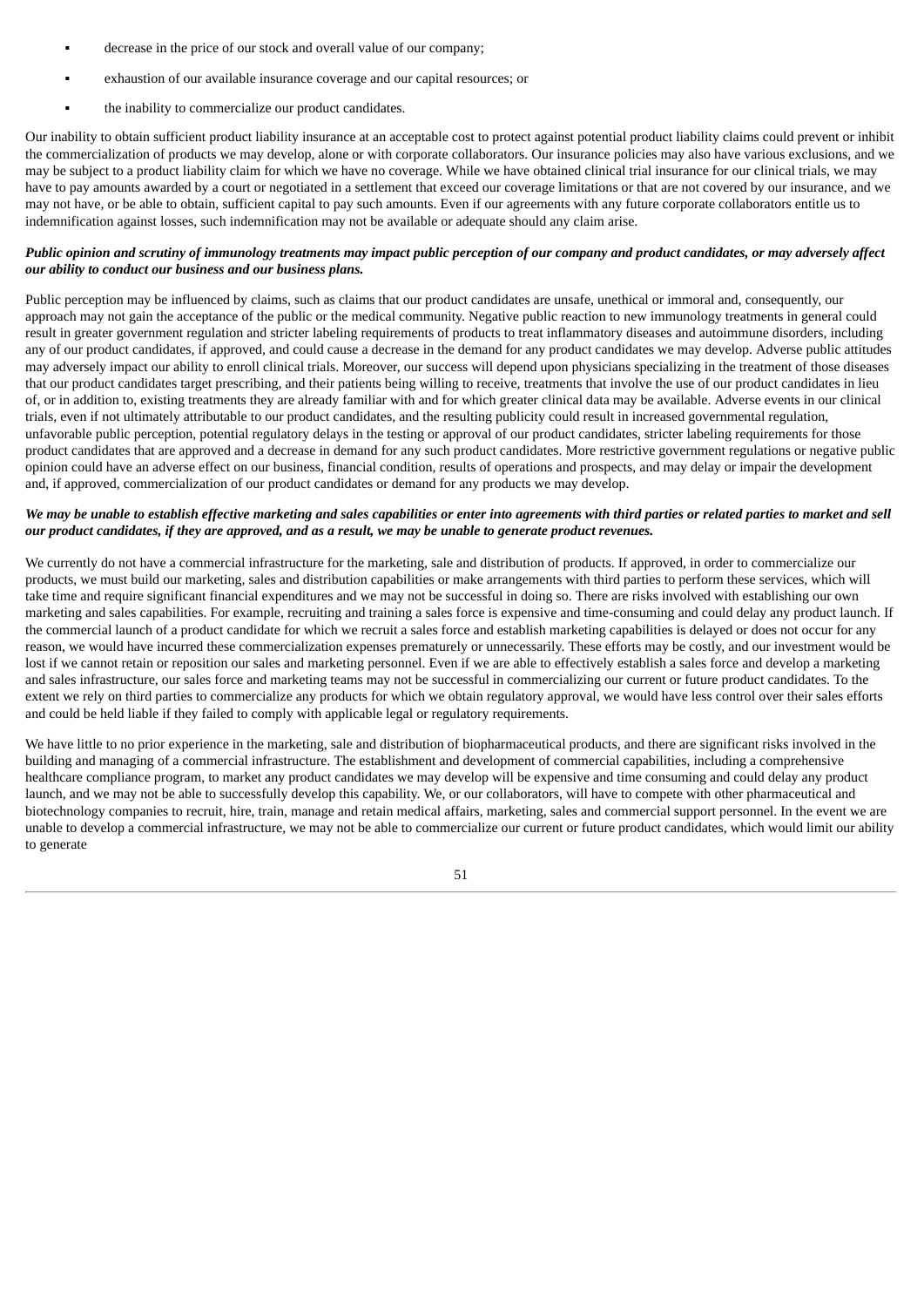- decrease in the price of our stock and overall value of our company;
- exhaustion of our available insurance coverage and our capital resources; or
- the inability to commercialize our product candidates.

Our inability to obtain sufficient product liability insurance at an acceptable cost to protect against potential product liability claims could prevent or inhibit the commercialization of products we may develop, alone or with corporate collaborators. Our insurance policies may also have various exclusions, and we may be subject to a product liability claim for which we have no coverage. While we have obtained clinical trial insurance for our clinical trials, we may have to pay amounts awarded by a court or negotiated in a settlement that exceed our coverage limitations or that are not covered by our insurance, and we may not have, or be able to obtain, sufficient capital to pay such amounts. Even if our agreements with any future corporate collaborators entitle us to indemnification against losses, such indemnification may not be available or adequate should any claim arise.

***Public opinion and scrutiny of immunology treatments may impact public perception of our company and product candidates, or may adversely affect our ability to conduct our business and our business plans.***

Public perception may be influenced by claims, such as claims that our product candidates are unsafe, unethical or immoral and, consequently, our approach may not gain the acceptance of the public or the medical community. Negative public reaction to new immunology treatments in general could result in greater government regulation and stricter labeling requirements of products to treat inflammatory diseases and autoimmune disorders, including any of our product candidates, if approved, and could cause a decrease in the demand for any product candidates we may develop. Adverse public attitudes may adversely impact our ability to enroll clinical trials. Moreover, our success will depend upon physicians specializing in the treatment of those diseases that our product candidates target prescribing, and their patients being willing to receive, treatments that involve the use of our product candidates in lieu of, or in addition to, existing treatments they are already familiar with and for which greater clinical data may be available. Adverse events in our clinical trials, even if not ultimately attributable to our product candidates, and the resulting publicity could result in increased governmental regulation, unfavorable public perception, potential regulatory delays in the testing or approval of our product candidates, stricter labeling requirements for those product candidates that are approved and a decrease in demand for any such product candidates. More restrictive government regulations or negative public opinion could have an adverse effect on our business, financial condition, results of operations and prospects, and may delay or impair the development and, if approved, commercialization of our product candidates or demand for any products we may develop.

***We may be unable to establish effective marketing and sales capabilities or enter into agreements with third parties or related parties to market and sell our product candidates, if they are approved, and as a result, we may be unable to generate product revenues.***

We currently do not have a commercial infrastructure for the marketing, sale and distribution of products. If approved, in order to commercialize our products, we must build our marketing, sales and distribution capabilities or make arrangements with third parties to perform these services, which will take time and require significant financial expenditures and we may not be successful in doing so. There are risks involved with establishing our own marketing and sales capabilities. For example, recruiting and training a sales force is expensive and time-consuming and could delay any product launch. If the commercial launch of a product candidate for which we recruit a sales force and establish marketing capabilities is delayed or does not occur for any reason, we would have incurred these commercialization expenses prematurely or unnecessarily. These efforts may be costly, and our investment would be lost if we cannot retain or reposition our sales and marketing personnel. Even if we are able to effectively establish a sales force and develop a marketing and sales infrastructure, our sales force and marketing teams may not be successful in commercializing our current or future product candidates. To the extent we rely on third parties to commercialize any products for which we obtain regulatory approval, we would have less control over their sales efforts and could be held liable if they failed to comply with applicable legal or regulatory requirements.

We have little to no prior experience in the marketing, sale and distribution of biopharmaceutical products, and there are significant risks involved in the building and managing of a commercial infrastructure. The establishment and development of commercial capabilities, including a comprehensive healthcare compliance program, to market any product candidates we may develop will be expensive and time consuming and could delay any product launch, and we may not be able to successfully develop this capability. We, or our collaborators, will have to compete with other pharmaceutical and biotechnology companies to recruit, hire, train, manage and retain medical affairs, marketing, sales and commercial support personnel. In the event we are unable to develop a commercial infrastructure, we may not be able to commercialize our current or future product candidates, which would limit our ability to generate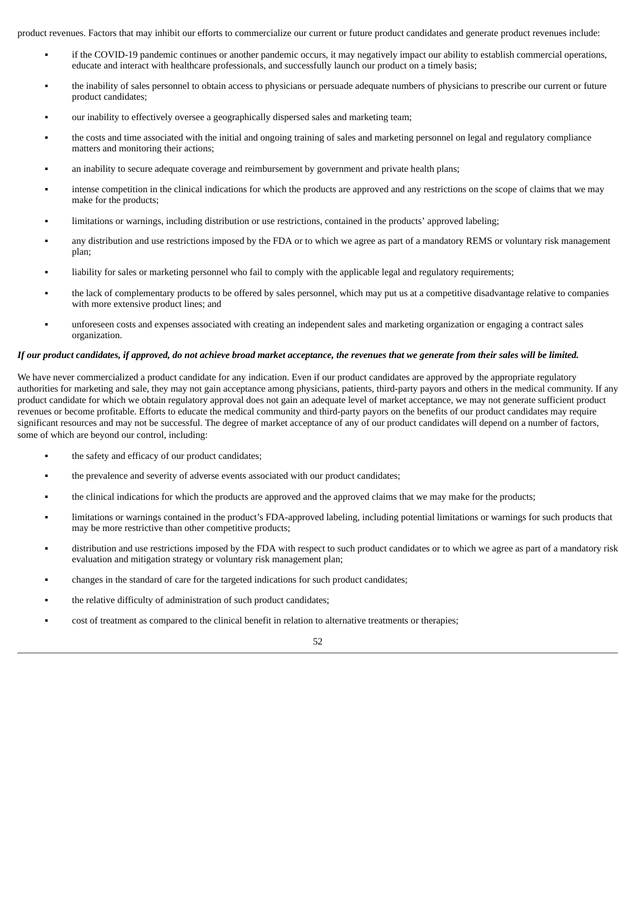product revenues. Factors that may inhibit our efforts to commercialize our current or future product candidates and generate product revenues include:

- if the COVID-19 pandemic continues or another pandemic occurs, it may negatively impact our ability to establish commercial operations, educate and interact with healthcare professionals, and successfully launch our product on a timely basis;
- the inability of sales personnel to obtain access to physicians or persuade adequate numbers of physicians to prescribe our current or future product candidates;
- our inability to effectively oversee a geographically dispersed sales and marketing team;
- the costs and time associated with the initial and ongoing training of sales and marketing personnel on legal and regulatory compliance matters and monitoring their actions;
- an inability to secure adequate coverage and reimbursement by government and private health plans;
- intense competition in the clinical indications for which the products are approved and any restrictions on the scope of claims that we may make for the products;
- limitations or warnings, including distribution or use restrictions, contained in the products' approved labeling;
- any distribution and use restrictions imposed by the FDA or to which we agree as part of a mandatory REMS or voluntary risk management plan;
- liability for sales or marketing personnel who fail to comply with the applicable legal and regulatory requirements;
- the lack of complementary products to be offered by sales personnel, which may put us at a competitive disadvantage relative to companies with more extensive product lines; and
- unforeseen costs and expenses associated with creating an independent sales and marketing organization or engaging a contract sales organization.

***If our product candidates, if approved, do not achieve broad market acceptance, the revenues that we generate from their sales will be limited.***

We have never commercialized a product candidate for any indication. Even if our product candidates are approved by the appropriate regulatory authorities for marketing and sale, they may not gain acceptance among physicians, patients, third-party payors and others in the medical community. If any product candidate for which we obtain regulatory approval does not gain an adequate level of market acceptance, we may not generate sufficient product revenues or become profitable. Efforts to educate the medical community and third-party payors on the benefits of our product candidates may require significant resources and may not be successful. The degree of market acceptance of any of our product candidates will depend on a number of factors, some of which are beyond our control, including:

- the safety and efficacy of our product candidates;
- the prevalence and severity of adverse events associated with our product candidates;
- the clinical indications for which the products are approved and the approved claims that we may make for the products;
- limitations or warnings contained in the product's FDA-approved labeling, including potential limitations or warnings for such products that may be more restrictive than other competitive products;
- distribution and use restrictions imposed by the FDA with respect to such product candidates or to which we agree as part of a mandatory risk evaluation and mitigation strategy or voluntary risk management plan;
- changes in the standard of care for the targeted indications for such product candidates;
- the relative difficulty of administration of such product candidates;
- cost of treatment as compared to the clinical benefit in relation to alternative treatments or therapies;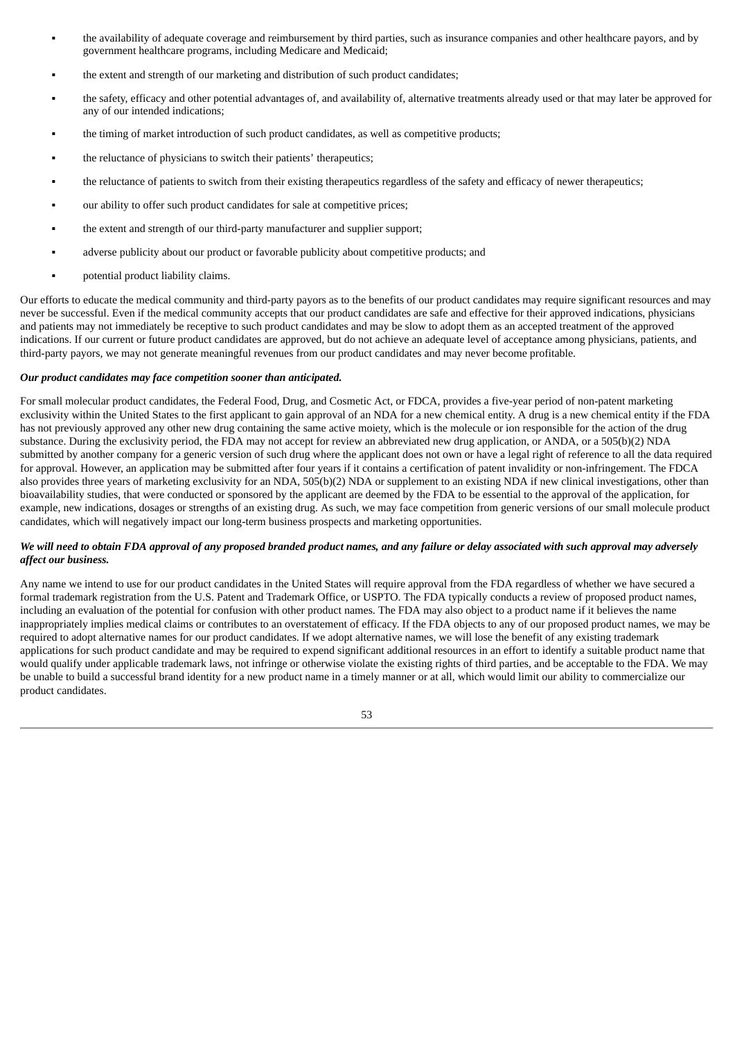- the availability of adequate coverage and reimbursement by third parties, such as insurance companies and other healthcare payors, and by government healthcare programs, including Medicare and Medicaid;
- the extent and strength of our marketing and distribution of such product candidates;
- the safety, efficacy and other potential advantages of, and availability of, alternative treatments already used or that may later be approved for any of our intended indications;
- the timing of market introduction of such product candidates, as well as competitive products;
- the reluctance of physicians to switch their patients' therapeutics;
- the reluctance of patients to switch from their existing therapeutics regardless of the safety and efficacy of newer therapeutics;
- our ability to offer such product candidates for sale at competitive prices;
- the extent and strength of our third-party manufacturer and supplier support;
- adverse publicity about our product or favorable publicity about competitive products; and
- potential product liability claims.

Our efforts to educate the medical community and third-party payors as to the benefits of our product candidates may require significant resources and may never be successful. Even if the medical community accepts that our product candidates are safe and effective for their approved indications, physicians and patients may not immediately be receptive to such product candidates and may be slow to adopt them as an accepted treatment of the approved indications. If our current or future product candidates are approved, but do not achieve an adequate level of acceptance among physicians, patients, and third-party payors, we may not generate meaningful revenues from our product candidates and may never become profitable.

***Our product candidates may face competition sooner than anticipated.***

For small molecular product candidates, the Federal Food, Drug, and Cosmetic Act, or FDCA, provides a five-year period of non-patent marketing exclusivity within the United States to the first applicant to gain approval of an NDA for a new chemical entity. A drug is a new chemical entity if the FDA has not previously approved any other new drug containing the same active moiety, which is the molecule or ion responsible for the action of the drug substance. During the exclusivity period, the FDA may not accept for review an abbreviated new drug application, or ANDA, or a 505(b)(2) NDA submitted by another company for a generic version of such drug where the applicant does not own or have a legal right of reference to all the data required for approval. However, an application may be submitted after four years if it contains a certification of patent invalidity or non-infringement. The FDCA also provides three years of marketing exclusivity for an NDA, 505(b)(2) NDA or supplement to an existing NDA if new clinical investigations, other than bioavailability studies, that were conducted or sponsored by the applicant are deemed by the FDA to be essential to the approval of the application, for example, new indications, dosages or strengths of an existing drug. As such, we may face competition from generic versions of our small molecule product candidates, which will negatively impact our long-term business prospects and marketing opportunities.

***We will need to obtain FDA approval of any proposed branded product names, and any failure or delay associated with such approval may adversely affect our business.***

Any name we intend to use for our product candidates in the United States will require approval from the FDA regardless of whether we have secured a formal trademark registration from the U.S. Patent and Trademark Office, or USPTO. The FDA typically conducts a review of proposed product names, including an evaluation of the potential for confusion with other product names. The FDA may also object to a product name if it believes the name inappropriately implies medical claims or contributes to an overstatement of efficacy. If the FDA objects to any of our proposed product names, we may be required to adopt alternative names for our product candidates. If we adopt alternative names, we will lose the benefit of any existing trademark applications for such product candidate and may be required to expend significant additional resources in an effort to identify a suitable product name that would qualify under applicable trademark laws, not infringe or otherwise violate the existing rights of third parties, and be acceptable to the FDA. We may be unable to build a successful brand identity for a new product name in a timely manner or at all, which would limit our ability to commercialize our product candidates.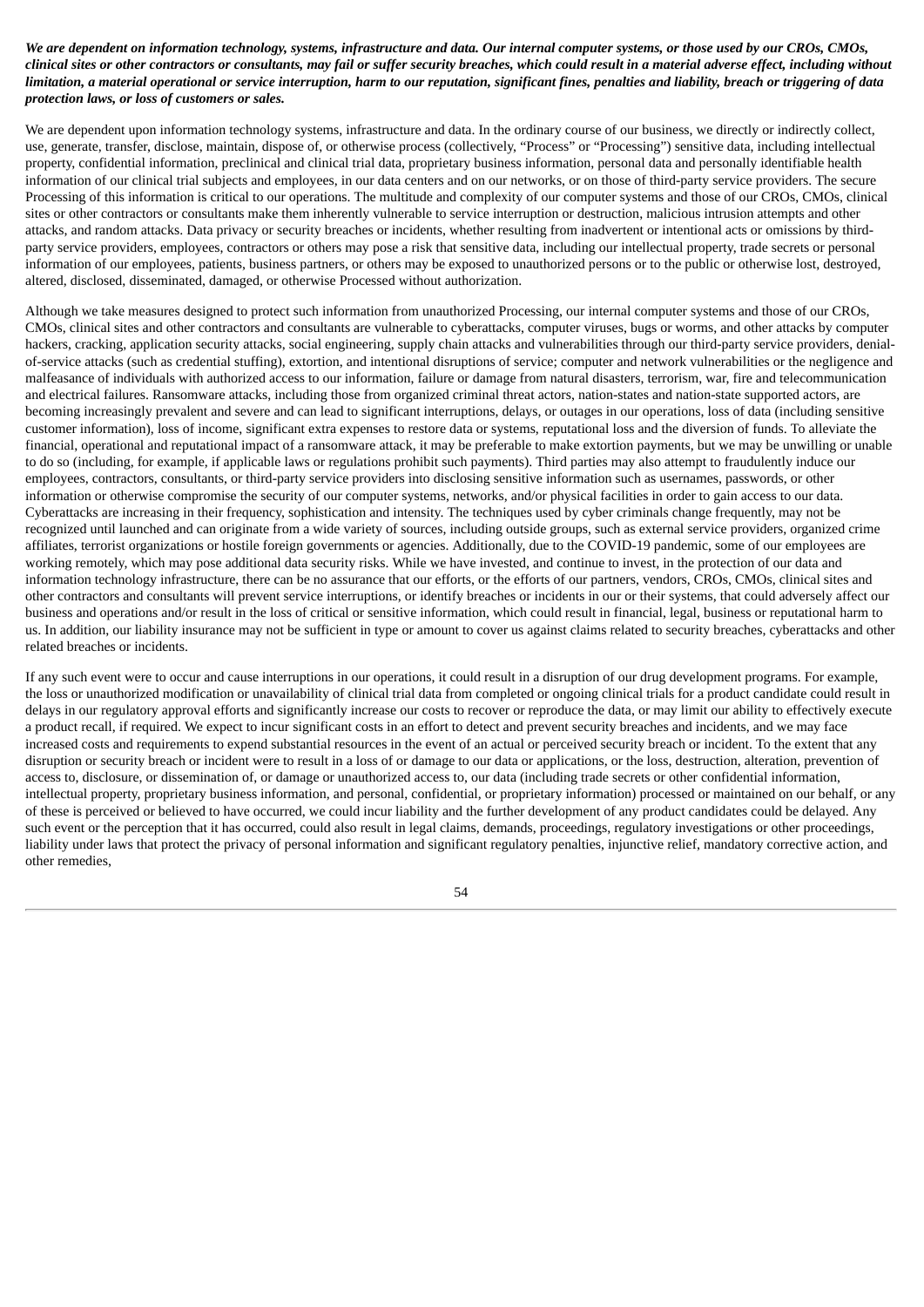***We are dependent on information technology, systems, infrastructure and data. Our internal computer systems, or those used by our CROs, CMOs, clinical sites or other contractors or consultants, may fail or suffer security breaches, which could result in a material adverse effect, including without limitation, a material operational or service interruption, harm to our reputation, significant fines, penalties and liability, breach or triggering of data protection laws, or loss of customers or sales.***

We are dependent upon information technology systems, infrastructure and data. In the ordinary course of our business, we directly or indirectly collect, use, generate, transfer, disclose, maintain, dispose of, or otherwise process (collectively, "Process" or "Processing") sensitive data, including intellectual property, confidential information, preclinical and clinical trial data, proprietary business information, personal data and personally identifiable health information of our clinical trial subjects and employees, in our data centers and on our networks, or on those of third-party service providers. The secure Processing of this information is critical to our operations. The multitude and complexity of our computer systems and those of our CROs, CMOs, clinical sites or other contractors or consultants make them inherently vulnerable to service interruption or destruction, malicious intrusion attempts and other attacks, and random attacks. Data privacy or security breaches or incidents, whether resulting from inadvertent or intentional acts or omissions by third-party service providers, employees, contractors or others may pose a risk that sensitive data, including our intellectual property, trade secrets or personal information of our employees, patients, business partners, or others may be exposed to unauthorized persons or to the public or otherwise lost, destroyed, altered, disclosed, disseminated, damaged, or otherwise Processed without authorization.

Although we take measures designed to protect such information from unauthorized Processing, our internal computer systems and those of our CROs, CMOs, clinical sites and other contractors and consultants are vulnerable to cyberattacks, computer viruses, bugs or worms, and other attacks by computer hackers, cracking, application security attacks, social engineering, supply chain attacks and vulnerabilities through our third-party service providers, denial-of-service attacks (such as credential stuffing), extortion, and intentional disruptions of service; computer and network vulnerabilities or the negligence and malfeasance of individuals with authorized access to our information, failure or damage from natural disasters, terrorism, war, fire and telecommunication and electrical failures. Ransomware attacks, including those from organized criminal threat actors, nation-states and nation-state supported actors, are becoming increasingly prevalent and severe and can lead to significant interruptions, delays, or outages in our operations, loss of data (including sensitive customer information), loss of income, significant extra expenses to restore data or systems, reputational loss and the diversion of funds. To alleviate the financial, operational and reputational impact of a ransomware attack, it may be preferable to make extortion payments, but we may be unwilling or unable to do so (including, for example, if applicable laws or regulations prohibit such payments). Third parties may also attempt to fraudulently induce our employees, contractors, consultants, or third-party service providers into disclosing sensitive information such as usernames, passwords, or other information or otherwise compromise the security of our computer systems, networks, and/or physical facilities in order to gain access to our data. Cyberattacks are increasing in their frequency, sophistication and intensity. The techniques used by cyber criminals change frequently, may not be recognized until launched and can originate from a wide variety of sources, including outside groups, such as external service providers, organized crime affiliates, terrorist organizations or hostile foreign governments or agencies. Additionally, due to the COVID-19 pandemic, some of our employees are working remotely, which may pose additional data security risks. While we have invested, and continue to invest, in the protection of our data and information technology infrastructure, there can be no assurance that our efforts, or the efforts of our partners, vendors, CROs, CMOs, clinical sites and other contractors and consultants will prevent service interruptions, or identify breaches or incidents in our or their systems, that could adversely affect our business and operations and/or result in the loss of critical or sensitive information, which could result in financial, legal, business or reputational harm to us. In addition, our liability insurance may not be sufficient in type or amount to cover us against claims related to security breaches, cyberattacks and other related breaches or incidents.

If any such event were to occur and cause interruptions in our operations, it could result in a disruption of our drug development programs. For example, the loss or unauthorized modification or unavailability of clinical trial data from completed or ongoing clinical trials for a product candidate could result in delays in our regulatory approval efforts and significantly increase our costs to recover or reproduce the data, or may limit our ability to effectively execute a product recall, if required. We expect to incur significant costs in an effort to detect and prevent security breaches and incidents, and we may face increased costs and requirements to expend substantial resources in the event of an actual or perceived security breach or incident. To the extent that any disruption or security breach or incident were to result in a loss of or damage to our data or applications, or the loss, destruction, alteration, prevention of access to, disclosure, or dissemination of, or damage or unauthorized access to, our data (including trade secrets or other confidential information, intellectual property, proprietary business information, and personal, confidential, or proprietary information) processed or maintained on our behalf, or any of these is perceived or believed to have occurred, we could incur liability and the further development of any product candidates could be delayed. Any such event or the perception that it has occurred, could also result in legal claims, demands, proceedings, regulatory investigations or other proceedings, liability under laws that protect the privacy of personal information and significant regulatory penalties, injunctive relief, mandatory corrective action, and other remedies,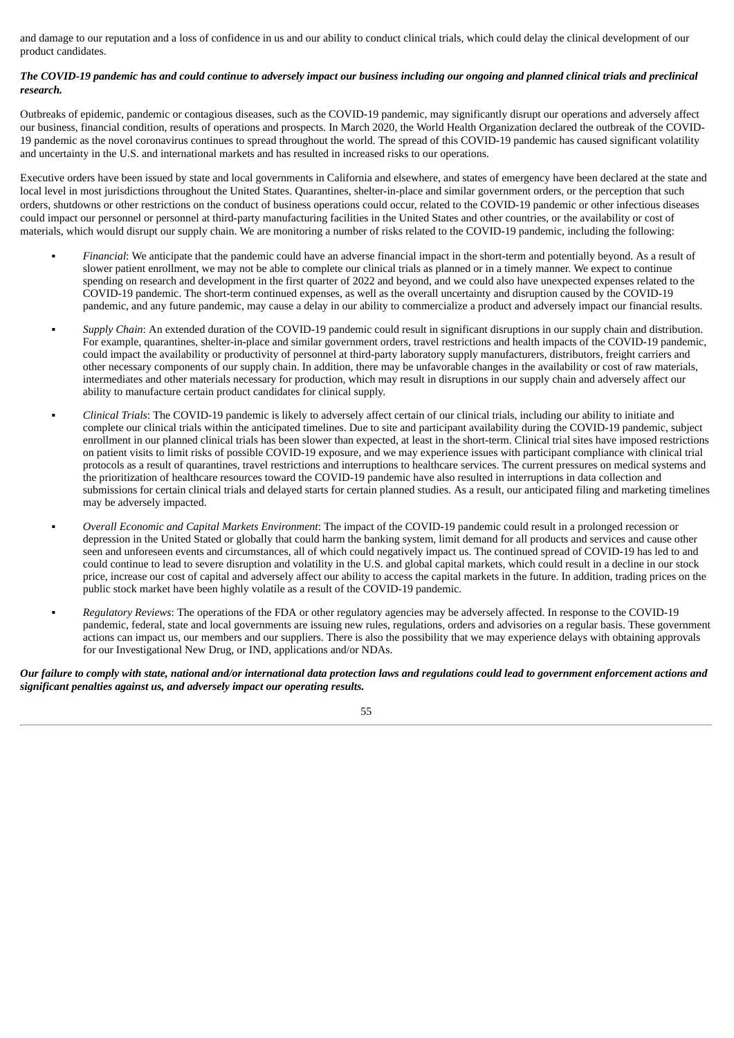and damage to our reputation and a loss of confidence in us and our ability to conduct clinical trials, which could delay the clinical development of our product candidates.

***The COVID-19 pandemic has and could continue to adversely impact our business including our ongoing and planned clinical trials and preclinical research.***

Outbreaks of epidemic, pandemic or contagious diseases, such as the COVID-19 pandemic, may significantly disrupt our operations and adversely affect our business, financial condition, results of operations and prospects. In March 2020, the World Health Organization declared the outbreak of the COVID-19 pandemic as the novel coronavirus continues to spread throughout the world. The spread of this COVID-19 pandemic has caused significant volatility and uncertainty in the U.S. and international markets and has resulted in increased risks to our operations.

Executive orders have been issued by state and local governments in California and elsewhere, and states of emergency have been declared at the state and local level in most jurisdictions throughout the United States. Quarantines, shelter-in-place and similar government orders, or the perception that such orders, shutdowns or other restrictions on the conduct of business operations could occur, related to the COVID-19 pandemic or other infectious diseases could impact our personnel or personnel at third-party manufacturing facilities in the United States and other countries, or the availability or cost of materials, which would disrupt our supply chain. We are monitoring a number of risks related to the COVID-19 pandemic, including the following:

- *Financial*: We anticipate that the pandemic could have an adverse financial impact in the short-term and potentially beyond. As a result of slower patient enrollment, we may not be able to complete our clinical trials as planned or in a timely manner. We expect to continue spending on research and development in the first quarter of 2022 and beyond, and we could also have unexpected expenses related to the COVID-19 pandemic. The short-term continued expenses, as well as the overall uncertainty and disruption caused by the COVID-19 pandemic, and any future pandemic, may cause a delay in our ability to commercialize a product and adversely impact our financial results.
- *Supply Chain*: An extended duration of the COVID-19 pandemic could result in significant disruptions in our supply chain and distribution. For example, quarantines, shelter-in-place and similar government orders, travel restrictions and health impacts of the COVID-19 pandemic, could impact the availability or productivity of personnel at third-party laboratory supply manufacturers, distributors, freight carriers and other necessary components of our supply chain. In addition, there may be unfavorable changes in the availability or cost of raw materials, intermediates and other materials necessary for production, which may result in disruptions in our supply chain and adversely affect our ability to manufacture certain product candidates for clinical supply.
- *Clinical Trials*: The COVID-19 pandemic is likely to adversely affect certain of our clinical trials, including our ability to initiate and complete our clinical trials within the anticipated timelines. Due to site and participant availability during the COVID-19 pandemic, subject enrollment in our planned clinical trials has been slower than expected, at least in the short-term. Clinical trial sites have imposed restrictions on patient visits to limit risks of possible COVID-19 exposure, and we may experience issues with participant compliance with clinical trial protocols as a result of quarantines, travel restrictions and interruptions to healthcare services. The current pressures on medical systems and the prioritization of healthcare resources toward the COVID-19 pandemic have also resulted in interruptions in data collection and submissions for certain clinical trials and delayed starts for certain planned studies. As a result, our anticipated filing and marketing timelines may be adversely impacted.
- *Overall Economic and Capital Markets Environment*: The impact of the COVID-19 pandemic could result in a prolonged recession or depression in the United Stated or globally that could harm the banking system, limit demand for all products and services and cause other seen and unforeseen events and circumstances, all of which could negatively impact us. The continued spread of COVID-19 has led to and could continue to lead to severe disruption and volatility in the U.S. and global capital markets, which could result in a decline in our stock price, increase our cost of capital and adversely affect our ability to access the capital markets in the future. In addition, trading prices on the public stock market have been highly volatile as a result of the COVID-19 pandemic.
- *Regulatory Reviews*: The operations of the FDA or other regulatory agencies may be adversely affected. In response to the COVID-19 pandemic, federal, state and local governments are issuing new rules, regulations, orders and advisories on a regular basis. These government actions can impact us, our members and our suppliers. There is also the possibility that we may experience delays with obtaining approvals for our Investigational New Drug, or IND, applications and/or NDAs.

***Our failure to comply with state, national and/or international data protection laws and regulations could lead to government enforcement actions and significant penalties against us, and adversely impact our operating results.***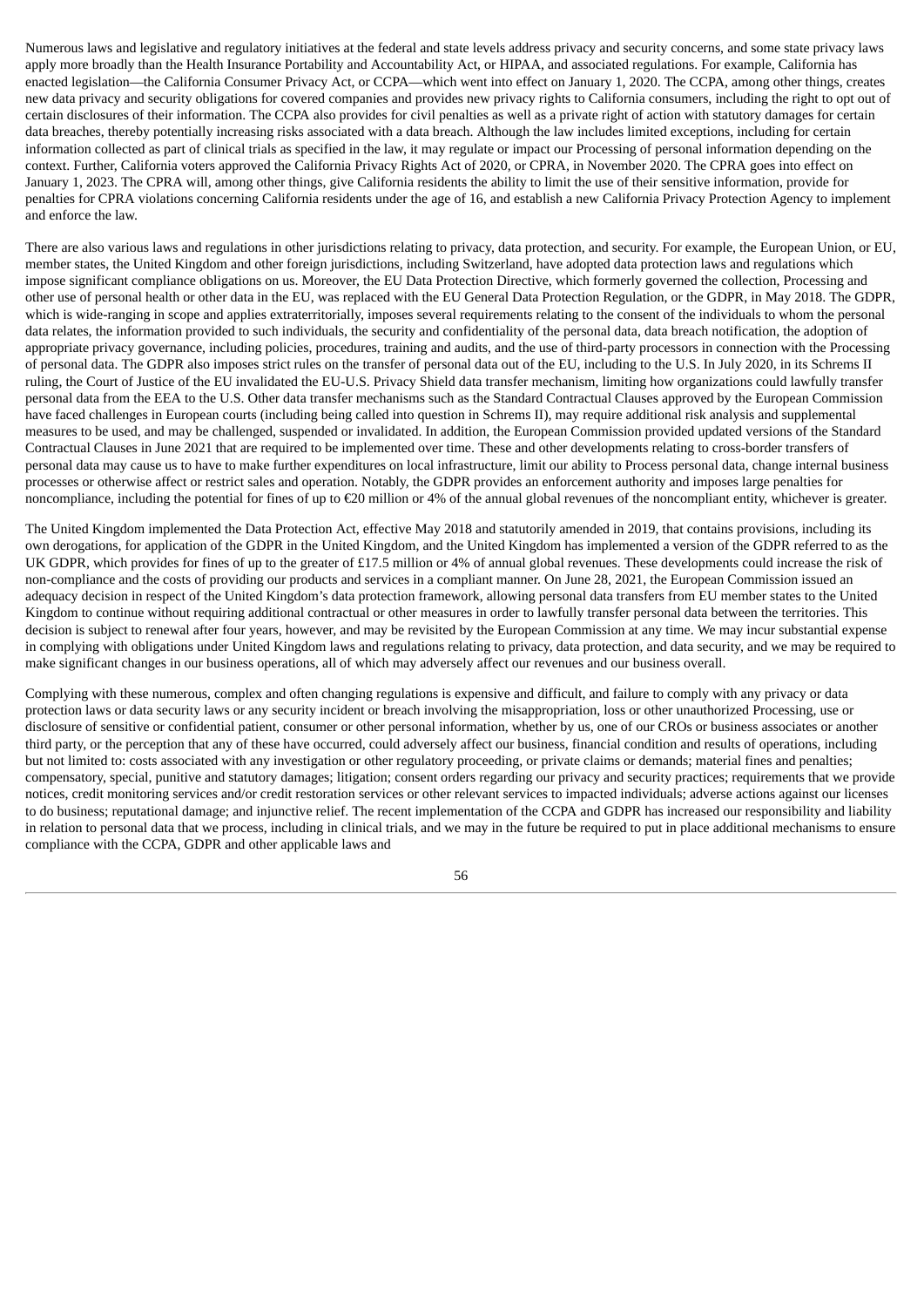Numerous laws and legislative and regulatory initiatives at the federal and state levels address privacy and security concerns, and some state privacy laws apply more broadly than the Health Insurance Portability and Accountability Act, or HIPAA, and associated regulations. For example, California has enacted legislation—the California Consumer Privacy Act, or CCPA—which went into effect on January 1, 2020. The CCPA, among other things, creates new data privacy and security obligations for covered companies and provides new privacy rights to California consumers, including the right to opt out of certain disclosures of their information. The CCPA also provides for civil penalties as well as a private right of action with statutory damages for certain data breaches, thereby potentially increasing risks associated with a data breach. Although the law includes limited exceptions, including for certain information collected as part of clinical trials as specified in the law, it may regulate or impact our Processing of personal information depending on the context. Further, California voters approved the California Privacy Rights Act of 2020, or CPRA, in November 2020. The CPRA goes into effect on January 1, 2023. The CPRA will, among other things, give California residents the ability to limit the use of their sensitive information, provide for penalties for CPRA violations concerning California residents under the age of 16, and establish a new California Privacy Protection Agency to implement and enforce the law.

There are also various laws and regulations in other jurisdictions relating to privacy, data protection, and security. For example, the European Union, or EU, member states, the United Kingdom and other foreign jurisdictions, including Switzerland, have adopted data protection laws and regulations which impose significant compliance obligations on us. Moreover, the EU Data Protection Directive, which formerly governed the collection, Processing and other use of personal health or other data in the EU, was replaced with the EU General Data Protection Regulation, or the GDPR, in May 2018. The GDPR, which is wide-ranging in scope and applies extraterritorially, imposes several requirements relating to the consent of the individuals to whom the personal data relates, the information provided to such individuals, the security and confidentiality of the personal data, data breach notification, the adoption of appropriate privacy governance, including policies, procedures, training and audits, and the use of third-party processors in connection with the Processing of personal data. The GDPR also imposes strict rules on the transfer of personal data out of the EU, including to the U.S. In July 2020, in its Schrems II ruling, the Court of Justice of the EU invalidated the EU-U.S. Privacy Shield data transfer mechanism, limiting how organizations could lawfully transfer personal data from the EEA to the U.S. Other data transfer mechanisms such as the Standard Contractual Clauses approved by the European Commission have faced challenges in European courts (including being called into question in Schrems II), may require additional risk analysis and supplemental measures to be used, and may be challenged, suspended or invalidated. In addition, the European Commission provided updated versions of the Standard Contractual Clauses in June 2021 that are required to be implemented over time. These and other developments relating to cross-border transfers of personal data may cause us to have to make further expenditures on local infrastructure, limit our ability to Process personal data, change internal business processes or otherwise affect or restrict sales and operation. Notably, the GDPR provides an enforcement authority and imposes large penalties for noncompliance, including the potential for fines of up to €20 million or 4% of the annual global revenues of the noncompliant entity, whichever is greater.

The United Kingdom implemented the Data Protection Act, effective May 2018 and statutorily amended in 2019, that contains provisions, including its own derogations, for application of the GDPR in the United Kingdom, and the United Kingdom has implemented a version of the GDPR referred to as the UK GDPR, which provides for fines of up to the greater of £17.5 million or 4% of annual global revenues. These developments could increase the risk of non-compliance and the costs of providing our products and services in a compliant manner. On June 28, 2021, the European Commission issued an adequacy decision in respect of the United Kingdom's data protection framework, allowing personal data transfers from EU member states to the United Kingdom to continue without requiring additional contractual or other measures in order to lawfully transfer personal data between the territories. This decision is subject to renewal after four years, however, and may be revisited by the European Commission at any time. We may incur substantial expense in complying with obligations under United Kingdom laws and regulations relating to privacy, data protection, and data security, and we may be required to make significant changes in our business operations, all of which may adversely affect our revenues and our business overall.

Complying with these numerous, complex and often changing regulations is expensive and difficult, and failure to comply with any privacy or data protection laws or data security laws or any security incident or breach involving the misappropriation, loss or other unauthorized Processing, use or disclosure of sensitive or confidential patient, consumer or other personal information, whether by us, one of our CROs or business associates or another third party, or the perception that any of these have occurred, could adversely affect our business, financial condition and results of operations, including but not limited to: costs associated with any investigation or other regulatory proceeding, or private claims or demands; material fines and penalties; compensatory, special, punitive and statutory damages; litigation; consent orders regarding our privacy and security practices; requirements that we provide notices, credit monitoring services and/or credit restoration services or other relevant services to impacted individuals; adverse actions against our licenses to do business; reputational damage; and injunctive relief. The recent implementation of the CCPA and GDPR has increased our responsibility and liability in relation to personal data that we process, including in clinical trials, and we may in the future be required to put in place additional mechanisms to ensure compliance with the CCPA, GDPR and other applicable laws and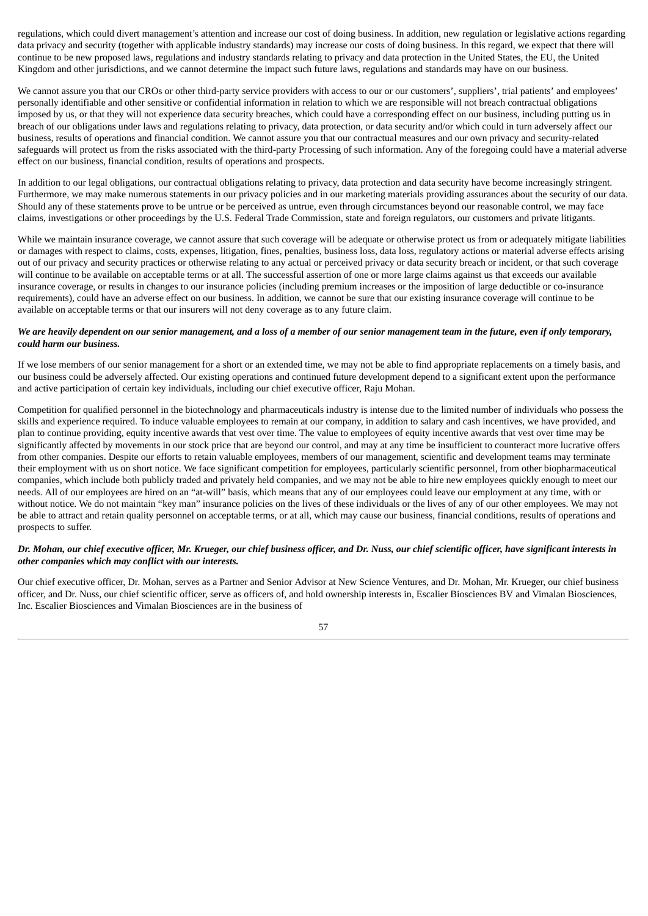regulations, which could divert management's attention and increase our cost of doing business. In addition, new regulation or legislative actions regarding data privacy and security (together with applicable industry standards) may increase our costs of doing business. In this regard, we expect that there will continue to be new proposed laws, regulations and industry standards relating to privacy and data protection in the United States, the EU, the United Kingdom and other jurisdictions, and we cannot determine the impact such future laws, regulations and standards may have on our business.

We cannot assure you that our CROs or other third-party service providers with access to our or our customers', suppliers', trial patients' and employees' personally identifiable and other sensitive or confidential information in relation to which we are responsible will not breach contractual obligations imposed by us, or that they will not experience data security breaches, which could have a corresponding effect on our business, including putting us in breach of our obligations under laws and regulations relating to privacy, data protection, or data security and/or which could in turn adversely affect our business, results of operations and financial condition. We cannot assure you that our contractual measures and our own privacy and security-related safeguards will protect us from the risks associated with the third-party Processing of such information. Any of the foregoing could have a material adverse effect on our business, financial condition, results of operations and prospects.

In addition to our legal obligations, our contractual obligations relating to privacy, data protection and data security have become increasingly stringent. Furthermore, we may make numerous statements in our privacy policies and in our marketing materials providing assurances about the security of our data. Should any of these statements prove to be untrue or be perceived as untrue, even through circumstances beyond our reasonable control, we may face claims, investigations or other proceedings by the U.S. Federal Trade Commission, state and foreign regulators, our customers and private litigants.

While we maintain insurance coverage, we cannot assure that such coverage will be adequate or otherwise protect us from or adequately mitigate liabilities or damages with respect to claims, costs, expenses, litigation, fines, penalties, business loss, data loss, regulatory actions or material adverse effects arising out of our privacy and security practices or otherwise relating to any actual or perceived privacy or data security breach or incident, or that such coverage will continue to be available on acceptable terms or at all. The successful assertion of one or more large claims against us that exceeds our available insurance coverage, or results in changes to our insurance policies (including premium increases or the imposition of large deductible or co-insurance requirements), could have an adverse effect on our business. In addition, we cannot be sure that our existing insurance coverage will continue to be available on acceptable terms or that our insurers will not deny coverage as to any future claim.

***We are heavily dependent on our senior management, and a loss of a member of our senior management team in the future, even if only temporary, could harm our business.***

If we lose members of our senior management for a short or an extended time, we may not be able to find appropriate replacements on a timely basis, and our business could be adversely affected. Our existing operations and continued future development depend to a significant extent upon the performance and active participation of certain key individuals, including our chief executive officer, Raju Mohan.

Competition for qualified personnel in the biotechnology and pharmaceuticals industry is intense due to the limited number of individuals who possess the skills and experience required. To induce valuable employees to remain at our company, in addition to salary and cash incentives, we have provided, and plan to continue providing, equity incentive awards that vest over time. The value to employees of equity incentive awards that vest over time may be significantly affected by movements in our stock price that are beyond our control, and may at any time be insufficient to counteract more lucrative offers from other companies. Despite our efforts to retain valuable employees, members of our management, scientific and development teams may terminate their employment with us on short notice. We face significant competition for employees, particularly scientific personnel, from other biopharmaceutical companies, which include both publicly traded and privately held companies, and we may not be able to hire new employees quickly enough to meet our needs. All of our employees are hired on an "at-will" basis, which means that any of our employees could leave our employment at any time, with or without notice. We do not maintain "key man" insurance policies on the lives of these individuals or the lives of any of our other employees. We may not be able to attract and retain quality personnel on acceptable terms, or at all, which may cause our business, financial conditions, results of operations and prospects to suffer.

***Dr. Mohan, our chief executive officer, Mr. Krueger, our chief business officer, and Dr. Nuss, our chief scientific officer, have significant interests in other companies which may conflict with our interests.***

Our chief executive officer, Dr. Mohan, serves as a Partner and Senior Advisor at New Science Ventures, and Dr. Mohan, Mr. Krueger, our chief business officer, and Dr. Nuss, our chief scientific officer, serve as officers of, and hold ownership interests in, Escalier Biosciences BV and Vimalan Biosciences, Inc. Escalier Biosciences and Vimalan Biosciences are in the business of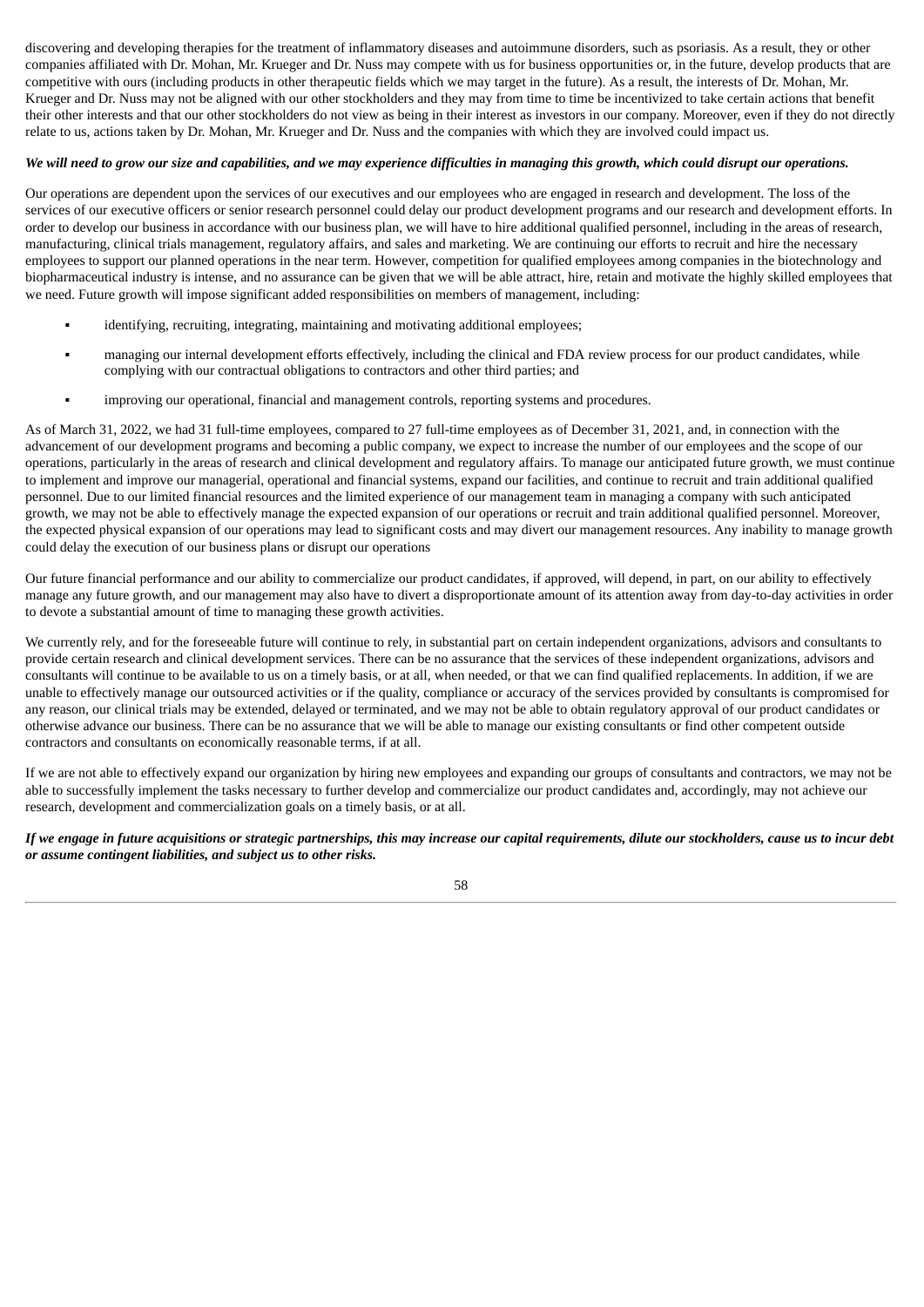discovering and developing therapies for the treatment of inflammatory diseases and autoimmune disorders, such as psoriasis. As a result, they or other companies affiliated with Dr. Mohan, Mr. Krueger and Dr. Nuss may compete with us for business opportunities or, in the future, develop products that are competitive with ours (including products in other therapeutic fields which we may target in the future). As a result, the interests of Dr. Mohan, Mr. Krueger and Dr. Nuss may not be aligned with our other stockholders and they may from time to time be incentivized to take certain actions that benefit their other interests and that our other stockholders do not view as being in their interest as investors in our company. Moreover, even if they do not directly relate to us, actions taken by Dr. Mohan, Mr. Krueger and Dr. Nuss and the companies with which they are involved could impact us.

***We will need to grow our size and capabilities, and we may experience difficulties in managing this growth, which could disrupt our operations.***

Our operations are dependent upon the services of our executives and our employees who are engaged in research and development. The loss of the services of our executive officers or senior research personnel could delay our product development programs and our research and development efforts. In order to develop our business in accordance with our business plan, we will have to hire additional qualified personnel, including in the areas of research, manufacturing, clinical trials management, regulatory affairs, and sales and marketing. We are continuing our efforts to recruit and hire the necessary employees to support our planned operations in the near term. However, competition for qualified employees among companies in the biotechnology and biopharmaceutical industry is intense, and no assurance can be given that we will be able attract, hire, retain and motivate the highly skilled employees that we need. Future growth will impose significant added responsibilities on members of management, including:

- identifying, recruiting, integrating, maintaining and motivating additional employees;
- managing our internal development efforts effectively, including the clinical and FDA review process for our product candidates, while complying with our contractual obligations to contractors and other third parties; and
- improving our operational, financial and management controls, reporting systems and procedures.

As of March 31, 2022, we had 31 full-time employees, compared to 27 full-time employees as of December 31, 2021, and, in connection with the advancement of our development programs and becoming a public company, we expect to increase the number of our employees and the scope of our operations, particularly in the areas of research and clinical development and regulatory affairs. To manage our anticipated future growth, we must continue to implement and improve our managerial, operational and financial systems, expand our facilities, and continue to recruit and train additional qualified personnel. Due to our limited financial resources and the limited experience of our management team in managing a company with such anticipated growth, we may not be able to effectively manage the expected expansion of our operations or recruit and train additional qualified personnel. Moreover, the expected physical expansion of our operations may lead to significant costs and may divert our management resources. Any inability to manage growth could delay the execution of our business plans or disrupt our operations

Our future financial performance and our ability to commercialize our product candidates, if approved, will depend, in part, on our ability to effectively manage any future growth, and our management may also have to divert a disproportionate amount of its attention away from day-to-day activities in order to devote a substantial amount of time to managing these growth activities.

We currently rely, and for the foreseeable future will continue to rely, in substantial part on certain independent organizations, advisors and consultants to provide certain research and clinical development services. There can be no assurance that the services of these independent organizations, advisors and consultants will continue to be available to us on a timely basis, or at all, when needed, or that we can find qualified replacements. In addition, if we are unable to effectively manage our outsourced activities or if the quality, compliance or accuracy of the services provided by consultants is compromised for any reason, our clinical trials may be extended, delayed or terminated, and we may not be able to obtain regulatory approval of our product candidates or otherwise advance our business. There can be no assurance that we will be able to manage our existing consultants or find other competent outside contractors and consultants on economically reasonable terms, if at all.

If we are not able to effectively expand our organization by hiring new employees and expanding our groups of consultants and contractors, we may not be able to successfully implement the tasks necessary to further develop and commercialize our product candidates and, accordingly, may not achieve our research, development and commercialization goals on a timely basis, or at all.

***If we engage in future acquisitions or strategic partnerships, this may increase our capital requirements, dilute our stockholders, cause us to incur debt or assume contingent liabilities, and subject us to other risks.***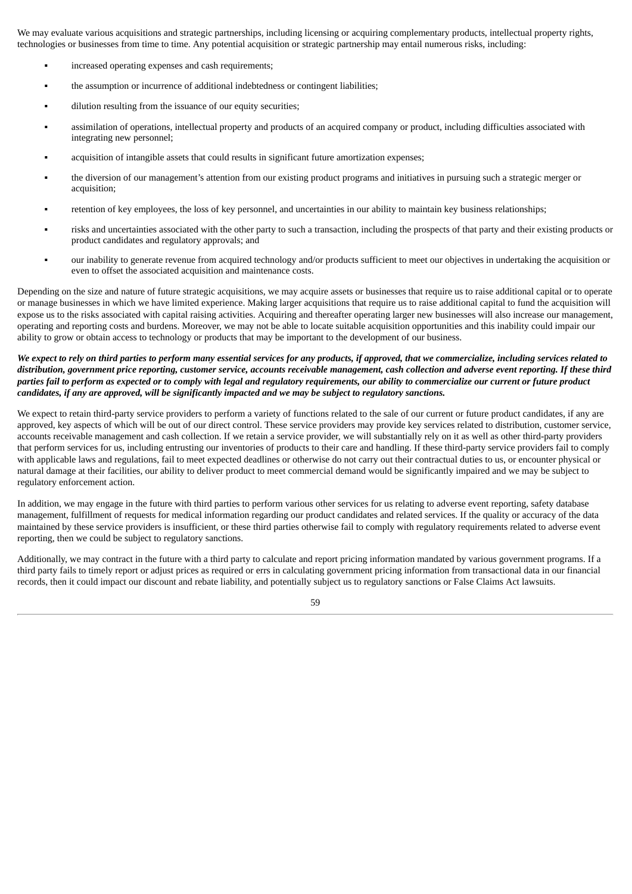We may evaluate various acquisitions and strategic partnerships, including licensing or acquiring complementary products, intellectual property rights, technologies or businesses from time to time. Any potential acquisition or strategic partnership may entail numerous risks, including:

- increased operating expenses and cash requirements;
- the assumption or incurrence of additional indebtedness or contingent liabilities;
- dilution resulting from the issuance of our equity securities;
- assimilation of operations, intellectual property and products of an acquired company or product, including difficulties associated with integrating new personnel;
- acquisition of intangible assets that could results in significant future amortization expenses;
- the diversion of our management's attention from our existing product programs and initiatives in pursuing such a strategic merger or acquisition;
- retention of key employees, the loss of key personnel, and uncertainties in our ability to maintain key business relationships;
- risks and uncertainties associated with the other party to such a transaction, including the prospects of that party and their existing products or product candidates and regulatory approvals; and
- our inability to generate revenue from acquired technology and/or products sufficient to meet our objectives in undertaking the acquisition or even to offset the associated acquisition and maintenance costs.

Depending on the size and nature of future strategic acquisitions, we may acquire assets or businesses that require us to raise additional capital or to operate or manage businesses in which we have limited experience. Making larger acquisitions that require us to raise additional capital to fund the acquisition will expose us to the risks associated with capital raising activities. Acquiring and thereafter operating larger new businesses will also increase our management, operating and reporting costs and burdens. Moreover, we may not be able to locate suitable acquisition opportunities and this inability could impair our ability to grow or obtain access to technology or products that may be important to the development of our business.

***We expect to rely on third parties to perform many essential services for any products, if approved, that we commercialize, including services related to distribution, government price reporting, customer service, accounts receivable management, cash collection and adverse event reporting. If these third parties fail to perform as expected or to comply with legal and regulatory requirements, our ability to commercialize our current or future product candidates, if any are approved, will be significantly impacted and we may be subject to regulatory sanctions.***

We expect to retain third-party service providers to perform a variety of functions related to the sale of our current or future product candidates, if any are approved, key aspects of which will be out of our direct control. These service providers may provide key services related to distribution, customer service, accounts receivable management and cash collection. If we retain a service provider, we will substantially rely on it as well as other third-party providers that perform services for us, including entrusting our inventories of products to their care and handling. If these third-party service providers fail to comply with applicable laws and regulations, fail to meet expected deadlines or otherwise do not carry out their contractual duties to us, or encounter physical or natural damage at their facilities, our ability to deliver product to meet commercial demand would be significantly impaired and we may be subject to regulatory enforcement action.

In addition, we may engage in the future with third parties to perform various other services for us relating to adverse event reporting, safety database management, fulfillment of requests for medical information regarding our product candidates and related services. If the quality or accuracy of the data maintained by these service providers is insufficient, or these third parties otherwise fail to comply with regulatory requirements related to adverse event reporting, then we could be subject to regulatory sanctions.

Additionally, we may contract in the future with a third party to calculate and report pricing information mandated by various government programs. If a third party fails to timely report or adjust prices as required or errs in calculating government pricing information from transactional data in our financial records, then it could impact our discount and rebate liability, and potentially subject us to regulatory sanctions or False Claims Act lawsuits.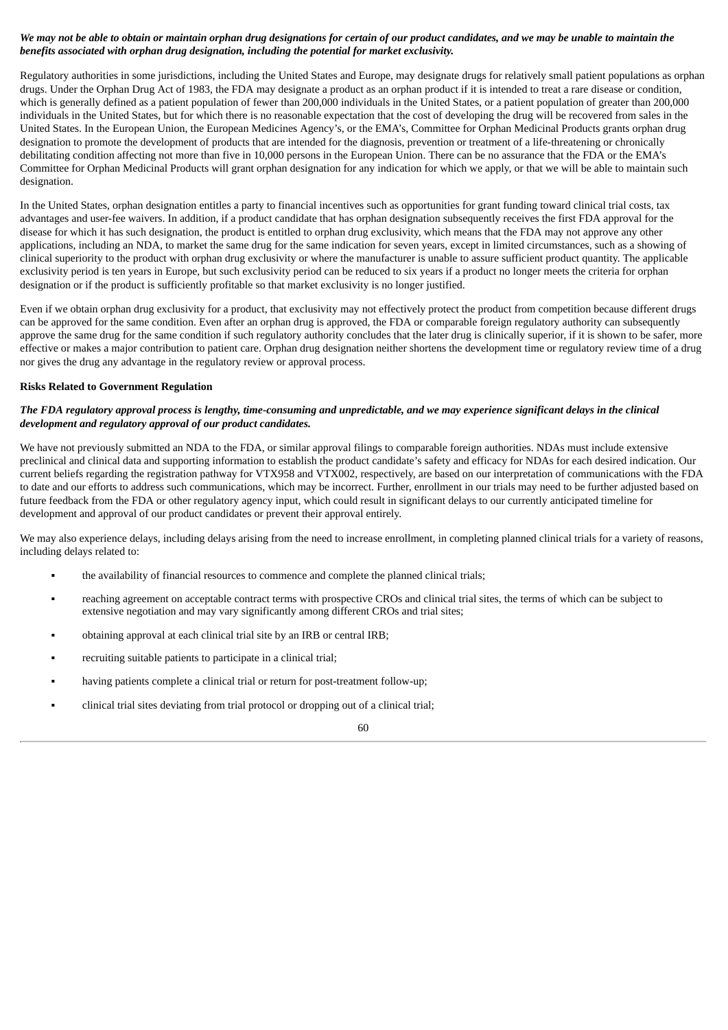***We may not be able to obtain or maintain orphan drug designations for certain of our product candidates, and we may be unable to maintain the benefits associated with orphan drug designation, including the potential for market exclusivity.***

Regulatory authorities in some jurisdictions, including the United States and Europe, may designate drugs for relatively small patient populations as orphan drugs. Under the Orphan Drug Act of 1983, the FDA may designate a product as an orphan product if it is intended to treat a rare disease or condition, which is generally defined as a patient population of fewer than 200,000 individuals in the United States, or a patient population of greater than 200,000 individuals in the United States, but for which there is no reasonable expectation that the cost of developing the drug will be recovered from sales in the United States. In the European Union, the European Medicines Agency's, or the EMA's, Committee for Orphan Medicinal Products grants orphan drug designation to promote the development of products that are intended for the diagnosis, prevention or treatment of a life-threatening or chronically debilitating condition affecting not more than five in 10,000 persons in the European Union. There can be no assurance that the FDA or the EMA's Committee for Orphan Medicinal Products will grant orphan designation for any indication for which we apply, or that we will be able to maintain such designation.

In the United States, orphan designation entitles a party to financial incentives such as opportunities for grant funding toward clinical trial costs, tax advantages and user-fee waivers. In addition, if a product candidate that has orphan designation subsequently receives the first FDA approval for the disease for which it has such designation, the product is entitled to orphan drug exclusivity, which means that the FDA may not approve any other applications, including an NDA, to market the same drug for the same indication for seven years, except in limited circumstances, such as a showing of clinical superiority to the product with orphan drug exclusivity or where the manufacturer is unable to assure sufficient product quantity. The applicable exclusivity period is ten years in Europe, but such exclusivity period can be reduced to six years if a product no longer meets the criteria for orphan designation or if the product is sufficiently profitable so that market exclusivity is no longer justified.

Even if we obtain orphan drug exclusivity for a product, that exclusivity may not effectively protect the product from competition because different drugs can be approved for the same condition. Even after an orphan drug is approved, the FDA or comparable foreign regulatory authority can subsequently approve the same drug for the same condition if such regulatory authority concludes that the later drug is clinically superior, if it is shown to be safer, more effective or makes a major contribution to patient care. Orphan drug designation neither shortens the development time or regulatory review time of a drug nor gives the drug any advantage in the regulatory review or approval process.

**Risks Related to Government Regulation**

***The FDA regulatory approval process is lengthy, time-consuming and unpredictable, and we may experience significant delays in the clinical development and regulatory approval of our product candidates.***

We have not previously submitted an NDA to the FDA, or similar approval filings to comparable foreign authorities. NDAs must include extensive preclinical and clinical data and supporting information to establish the product candidate's safety and efficacy for NDAs for each desired indication. Our current beliefs regarding the registration pathway for VTX958 and VTX002, respectively, are based on our interpretation of communications with the FDA to date and our efforts to address such communications, which may be incorrect. Further, enrollment in our trials may need to be further adjusted based on future feedback from the FDA or other regulatory agency input, which could result in significant delays to our currently anticipated timeline for development and approval of our product candidates or prevent their approval entirely.

We may also experience delays, including delays arising from the need to increase enrollment, in completing planned clinical trials for a variety of reasons, including delays related to:

- the availability of financial resources to commence and complete the planned clinical trials;
- reaching agreement on acceptable contract terms with prospective CROs and clinical trial sites, the terms of which can be subject to extensive negotiation and may vary significantly among different CROs and trial sites;
- obtaining approval at each clinical trial site by an IRB or central IRB;
- recruiting suitable patients to participate in a clinical trial;
- having patients complete a clinical trial or return for post-treatment follow-up;
- clinical trial sites deviating from trial protocol or dropping out of a clinical trial;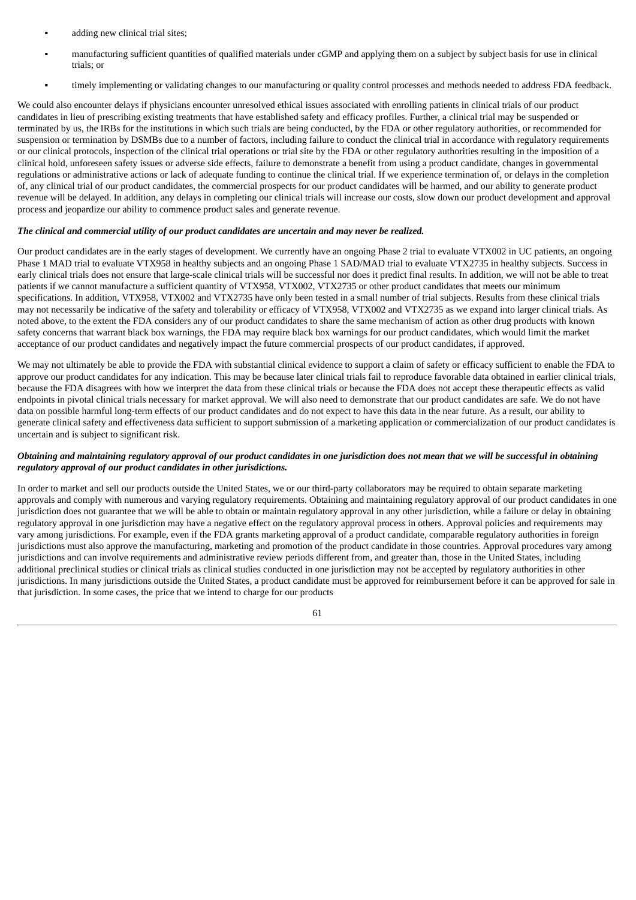- adding new clinical trial sites;
- manufacturing sufficient quantities of qualified materials under cGMP and applying them on a subject by subject basis for use in clinical trials; or
- timely implementing or validating changes to our manufacturing or quality control processes and methods needed to address FDA feedback.

We could also encounter delays if physicians encounter unresolved ethical issues associated with enrolling patients in clinical trials of our product candidates in lieu of prescribing existing treatments that have established safety and efficacy profiles. Further, a clinical trial may be suspended or terminated by us, the IRBs for the institutions in which such trials are being conducted, by the FDA or other regulatory authorities, or recommended for suspension or termination by DSMBs due to a number of factors, including failure to conduct the clinical trial in accordance with regulatory requirements or our clinical protocols, inspection of the clinical trial operations or trial site by the FDA or other regulatory authorities resulting in the imposition of a clinical hold, unforeseen safety issues or adverse side effects, failure to demonstrate a benefit from using a product candidate, changes in governmental regulations or administrative actions or lack of adequate funding to continue the clinical trial. If we experience termination of, or delays in the completion of, any clinical trial of our product candidates, the commercial prospects for our product candidates will be harmed, and our ability to generate product revenue will be delayed. In addition, any delays in completing our clinical trials will increase our costs, slow down our product development and approval process and jeopardize our ability to commence product sales and generate revenue.

***The clinical and commercial utility of our product candidates are uncertain and may never be realized.***

Our product candidates are in the early stages of development. We currently have an ongoing Phase 2 trial to evaluate VTX002 in UC patients, an ongoing Phase 1 MAD trial to evaluate VTX958 in healthy subjects and an ongoing Phase 1 SAD/MAD trial to evaluate VTX2735 in healthy subjects. Success in early clinical trials does not ensure that large-scale clinical trials will be successful nor does it predict final results. In addition, we will not be able to treat patients if we cannot manufacture a sufficient quantity of VTX958, VTX002, VTX2735 or other product candidates that meets our minimum specifications. In addition, VTX958, VTX002 and VTX2735 have only been tested in a small number of trial subjects. Results from these clinical trials may not necessarily be indicative of the safety and tolerability or efficacy of VTX958, VTX002 and VTX2735 as we expand into larger clinical trials. As noted above, to the extent the FDA considers any of our product candidates to share the same mechanism of action as other drug products with known safety concerns that warrant black box warnings, the FDA may require black box warnings for our product candidates, which would limit the market acceptance of our product candidates and negatively impact the future commercial prospects of our product candidates, if approved.

We may not ultimately be able to provide the FDA with substantial clinical evidence to support a claim of safety or efficacy sufficient to enable the FDA to approve our product candidates for any indication. This may be because later clinical trials fail to reproduce favorable data obtained in earlier clinical trials, because the FDA disagrees with how we interpret the data from these clinical trials or because the FDA does not accept these therapeutic effects as valid endpoints in pivotal clinical trials necessary for market approval. We will also need to demonstrate that our product candidates are safe. We do not have data on possible harmful long-term effects of our product candidates and do not expect to have this data in the near future. As a result, our ability to generate clinical safety and effectiveness data sufficient to support submission of a marketing application or commercialization of our product candidates is uncertain and is subject to significant risk.

***Obtaining and maintaining regulatory approval of our product candidates in one jurisdiction does not mean that we will be successful in obtaining regulatory approval of our product candidates in other jurisdictions.***

In order to market and sell our products outside the United States, we or our third-party collaborators may be required to obtain separate marketing approvals and comply with numerous and varying regulatory requirements. Obtaining and maintaining regulatory approval of our product candidates in one jurisdiction does not guarantee that we will be able to obtain or maintain regulatory approval in any other jurisdiction, while a failure or delay in obtaining regulatory approval in one jurisdiction may have a negative effect on the regulatory approval process in others. Approval policies and requirements may vary among jurisdictions. For example, even if the FDA grants marketing approval of a product candidate, comparable regulatory authorities in foreign jurisdictions must also approve the manufacturing, marketing and promotion of the product candidate in those countries. Approval procedures vary among jurisdictions and can involve requirements and administrative review periods different from, and greater than, those in the United States, including additional preclinical studies or clinical trials as clinical studies conducted in one jurisdiction may not be accepted by regulatory authorities in other jurisdictions. In many jurisdictions outside the United States, a product candidate must be approved for reimbursement before it can be approved for sale in that jurisdiction. In some cases, the price that we intend to charge for our products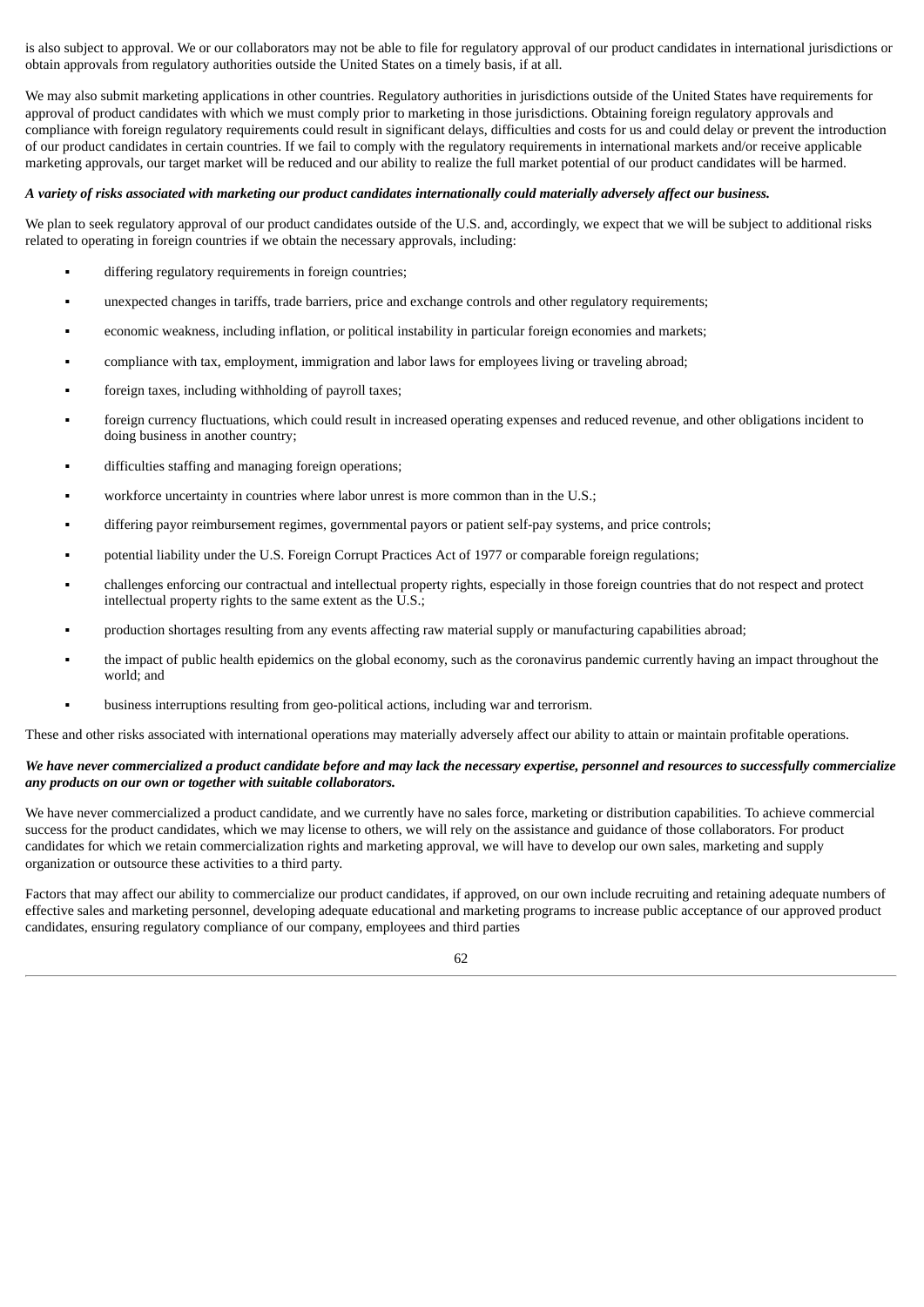is also subject to approval. We or our collaborators may not be able to file for regulatory approval of our product candidates in international jurisdictions or obtain approvals from regulatory authorities outside the United States on a timely basis, if at all.

We may also submit marketing applications in other countries. Regulatory authorities in jurisdictions outside of the United States have requirements for approval of product candidates with which we must comply prior to marketing in those jurisdictions. Obtaining foreign regulatory approvals and compliance with foreign regulatory requirements could result in significant delays, difficulties and costs for us and could delay or prevent the introduction of our product candidates in certain countries. If we fail to comply with the regulatory requirements in international markets and/or receive applicable marketing approvals, our target market will be reduced and our ability to realize the full market potential of our product candidates will be harmed.

***A variety of risks associated with marketing our product candidates internationally could materially adversely affect our business.***

We plan to seek regulatory approval of our product candidates outside of the U.S. and, accordingly, we expect that we will be subject to additional risks related to operating in foreign countries if we obtain the necessary approvals, including:

- differing regulatory requirements in foreign countries;
- unexpected changes in tariffs, trade barriers, price and exchange controls and other regulatory requirements;
- economic weakness, including inflation, or political instability in particular foreign economies and markets;
- compliance with tax, employment, immigration and labor laws for employees living or traveling abroad;
- foreign taxes, including withholding of payroll taxes;
- foreign currency fluctuations, which could result in increased operating expenses and reduced revenue, and other obligations incident to doing business in another country;
- difficulties staffing and managing foreign operations;
- workforce uncertainty in countries where labor unrest is more common than in the U.S.;
- differing payor reimbursement regimes, governmental payors or patient self-pay systems, and price controls;
- potential liability under the U.S. Foreign Corrupt Practices Act of 1977 or comparable foreign regulations;
- challenges enforcing our contractual and intellectual property rights, especially in those foreign countries that do not respect and protect intellectual property rights to the same extent as the U.S.;
- production shortages resulting from any events affecting raw material supply or manufacturing capabilities abroad;
- the impact of public health epidemics on the global economy, such as the coronavirus pandemic currently having an impact throughout the world; and
- business interruptions resulting from geo-political actions, including war and terrorism.

These and other risks associated with international operations may materially adversely affect our ability to attain or maintain profitable operations.

***We have never commercialized a product candidate before and may lack the necessary expertise, personnel and resources to successfully commercialize any products on our own or together with suitable collaborators.***

We have never commercialized a product candidate, and we currently have no sales force, marketing or distribution capabilities. To achieve commercial success for the product candidates, which we may license to others, we will rely on the assistance and guidance of those collaborators. For product candidates for which we retain commercialization rights and marketing approval, we will have to develop our own sales, marketing and supply organization or outsource these activities to a third party.

Factors that may affect our ability to commercialize our product candidates, if approved, on our own include recruiting and retaining adequate numbers of effective sales and marketing personnel, developing adequate educational and marketing programs to increase public acceptance of our approved product candidates, ensuring regulatory compliance of our company, employees and third parties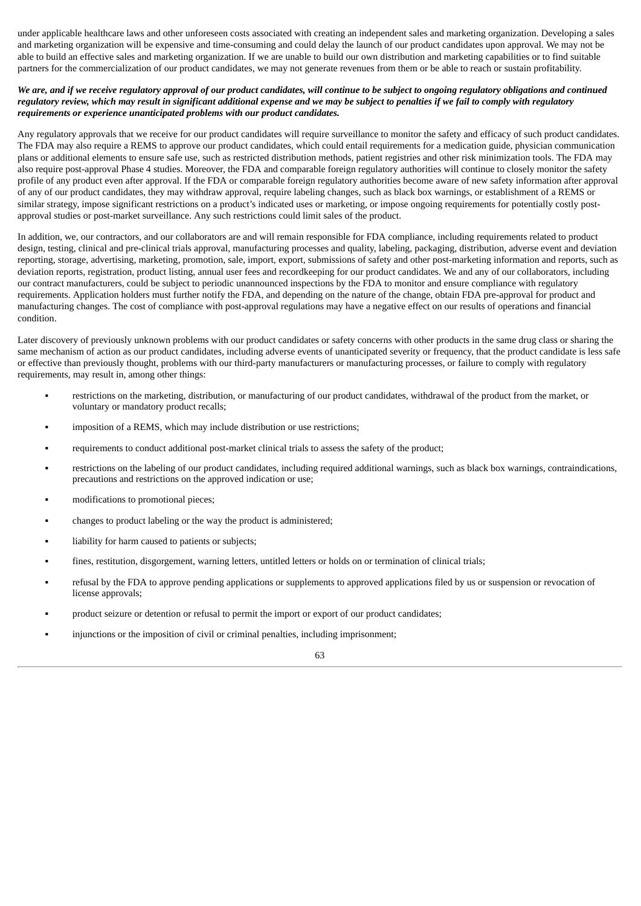under applicable healthcare laws and other unforeseen costs associated with creating an independent sales and marketing organization. Developing a sales and marketing organization will be expensive and time-consuming and could delay the launch of our product candidates upon approval. We may not be able to build an effective sales and marketing organization. If we are unable to build our own distribution and marketing capabilities or to find suitable partners for the commercialization of our product candidates, we may not generate revenues from them or be able to reach or sustain profitability.

***We are, and if we receive regulatory approval of our product candidates, will continue to be subject to ongoing regulatory obligations and continued regulatory review, which may result in significant additional expense and we may be subject to penalties if we fail to comply with regulatory requirements or experience unanticipated problems with our product candidates.***

Any regulatory approvals that we receive for our product candidates will require surveillance to monitor the safety and efficacy of such product candidates. The FDA may also require a REMS to approve our product candidates, which could entail requirements for a medication guide, physician communication plans or additional elements to ensure safe use, such as restricted distribution methods, patient registries and other risk minimization tools. The FDA may also require post-approval Phase 4 studies. Moreover, the FDA and comparable foreign regulatory authorities will continue to closely monitor the safety profile of any product even after approval. If the FDA or comparable foreign regulatory authorities become aware of new safety information after approval of any of our product candidates, they may withdraw approval, require labeling changes, such as black box warnings, or establishment of a REMS or similar strategy, impose significant restrictions on a product's indicated uses or marketing, or impose ongoing requirements for potentially costly post-approval studies or post-market surveillance. Any such restrictions could limit sales of the product.

In addition, we, our contractors, and our collaborators are and will remain responsible for FDA compliance, including requirements related to product design, testing, clinical and pre-clinical trials approval, manufacturing processes and quality, labeling, packaging, distribution, adverse event and deviation reporting, storage, advertising, marketing, promotion, sale, import, export, submissions of safety and other post-marketing information and reports, such as deviation reports, registration, product listing, annual user fees and recordkeeping for our product candidates. We and any of our collaborators, including our contract manufacturers, could be subject to periodic unannounced inspections by the FDA to monitor and ensure compliance with regulatory requirements. Application holders must further notify the FDA, and depending on the nature of the change, obtain FDA pre-approval for product and manufacturing changes. The cost of compliance with post-approval regulations may have a negative effect on our results of operations and financial condition.

Later discovery of previously unknown problems with our product candidates or safety concerns with other products in the same drug class or sharing the same mechanism of action as our product candidates, including adverse events of unanticipated severity or frequency, that the product candidate is less safe or effective than previously thought, problems with our third-party manufacturers or manufacturing processes, or failure to comply with regulatory requirements, may result in, among other things:

- restrictions on the marketing, distribution, or manufacturing of our product candidates, withdrawal of the product from the market, or voluntary or mandatory product recalls;
- imposition of a REMS, which may include distribution or use restrictions;
- requirements to conduct additional post-market clinical trials to assess the safety of the product;
- restrictions on the labeling of our product candidates, including required additional warnings, such as black box warnings, contraindications, precautions and restrictions on the approved indication or use;
- modifications to promotional pieces;
- changes to product labeling or the way the product is administered;
- liability for harm caused to patients or subjects;
- fines, restitution, disgorgement, warning letters, untitled letters or holds on or termination of clinical trials;
- refusal by the FDA to approve pending applications or supplements to approved applications filed by us or suspension or revocation of license approvals;
- product seizure or detention or refusal to permit the import or export of our product candidates;
- injunctions or the imposition of civil or criminal penalties, including imprisonment;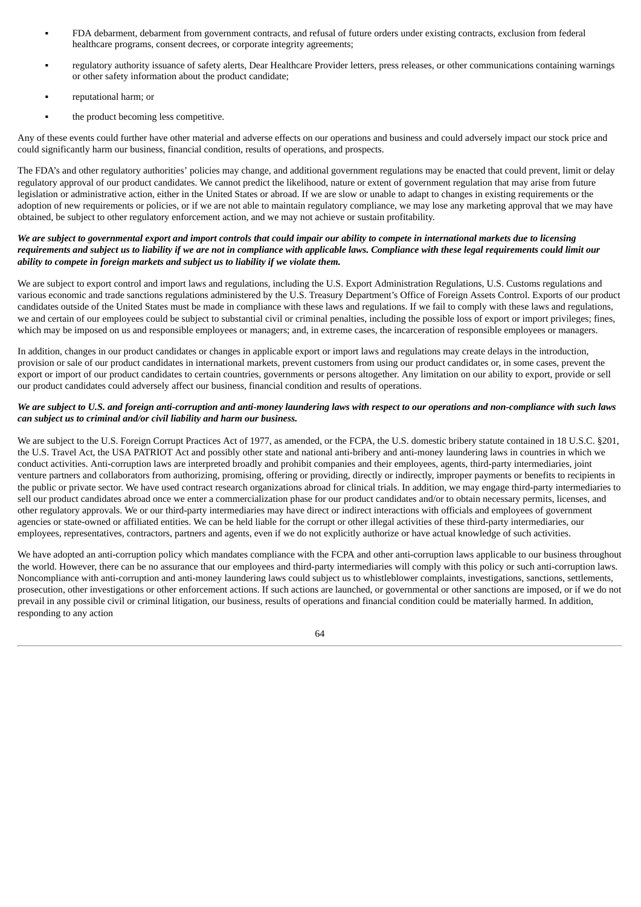- FDA debarment, debarment from government contracts, and refusal of future orders under existing contracts, exclusion from federal healthcare programs, consent decrees, or corporate integrity agreements;
- regulatory authority issuance of safety alerts, Dear Healthcare Provider letters, press releases, or other communications containing warnings or other safety information about the product candidate;
- reputational harm; or
- the product becoming less competitive.

Any of these events could further have other material and adverse effects on our operations and business and could adversely impact our stock price and could significantly harm our business, financial condition, results of operations, and prospects.

The FDA's and other regulatory authorities' policies may change, and additional government regulations may be enacted that could prevent, limit or delay regulatory approval of our product candidates. We cannot predict the likelihood, nature or extent of government regulation that may arise from future legislation or administrative action, either in the United States or abroad. If we are slow or unable to adapt to changes in existing requirements or the adoption of new requirements or policies, or if we are not able to maintain regulatory compliance, we may lose any marketing approval that we may have obtained, be subject to other regulatory enforcement action, and we may not achieve or sustain profitability.

***We are subject to governmental export and import controls that could impair our ability to compete in international markets due to licensing requirements and subject us to liability if we are not in compliance with applicable laws. Compliance with these legal requirements could limit our ability to compete in foreign markets and subject us to liability if we violate them.***

We are subject to export control and import laws and regulations, including the U.S. Export Administration Regulations, U.S. Customs regulations and various economic and trade sanctions regulations administered by the U.S. Treasury Department's Office of Foreign Assets Control. Exports of our product candidates outside of the United States must be made in compliance with these laws and regulations. If we fail to comply with these laws and regulations, we and certain of our employees could be subject to substantial civil or criminal penalties, including the possible loss of export or import privileges; fines, which may be imposed on us and responsible employees or managers; and, in extreme cases, the incarceration of responsible employees or managers.

In addition, changes in our product candidates or changes in applicable export or import laws and regulations may create delays in the introduction, provision or sale of our product candidates in international markets, prevent customers from using our product candidates or, in some cases, prevent the export or import of our product candidates to certain countries, governments or persons altogether. Any limitation on our ability to export, provide or sell our product candidates could adversely affect our business, financial condition and results of operations.

***We are subject to U.S. and foreign anti-corruption and anti-money laundering laws with respect to our operations and non-compliance with such laws can subject us to criminal and/or civil liability and harm our business.***

We are subject to the U.S. Foreign Corrupt Practices Act of 1977, as amended, or the FCPA, the U.S. domestic bribery statute contained in 18 U.S.C. §201, the U.S. Travel Act, the USA PATRIOT Act and possibly other state and national anti-bribery and anti-money laundering laws in countries in which we conduct activities. Anti-corruption laws are interpreted broadly and prohibit companies and their employees, agents, third-party intermediaries, joint venture partners and collaborators from authorizing, promising, offering or providing, directly or indirectly, improper payments or benefits to recipients in the public or private sector. We have used contract research organizations abroad for clinical trials. In addition, we may engage third-party intermediaries to sell our product candidates abroad once we enter a commercialization phase for our product candidates and/or to obtain necessary permits, licenses, and other regulatory approvals. We or our third-party intermediaries may have direct or indirect interactions with officials and employees of government agencies or state-owned or affiliated entities. We can be held liable for the corrupt or other illegal activities of these third-party intermediaries, our employees, representatives, contractors, partners and agents, even if we do not explicitly authorize or have actual knowledge of such activities.

We have adopted an anti-corruption policy which mandates compliance with the FCPA and other anti-corruption laws applicable to our business throughout the world. However, there can be no assurance that our employees and third-party intermediaries will comply with this policy or such anti-corruption laws. Noncompliance with anti-corruption and anti-money laundering laws could subject us to whistleblower complaints, investigations, sanctions, settlements, prosecution, other investigations or other enforcement actions. If such actions are launched, or governmental or other sanctions are imposed, or if we do not prevail in any possible civil or criminal litigation, our business, results of operations and financial condition could be materially harmed. In addition, responding to any action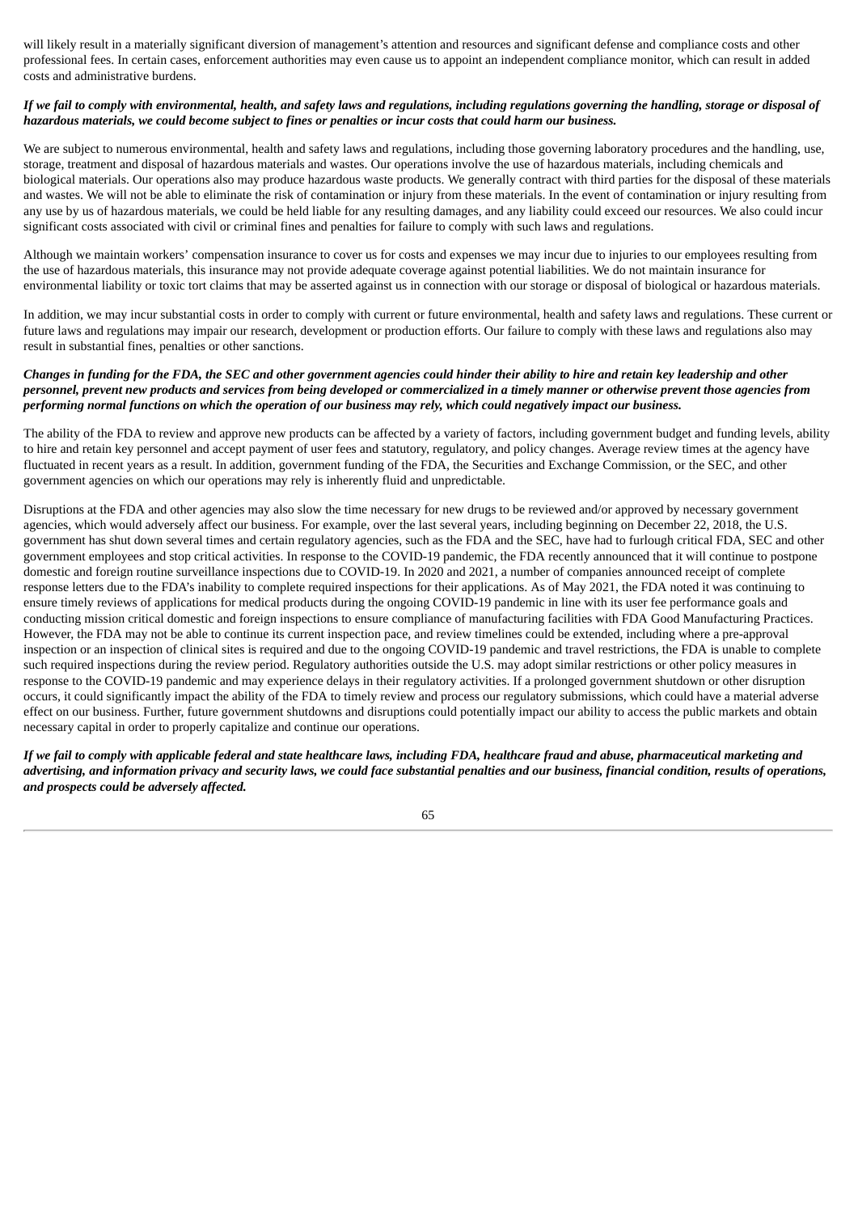will likely result in a materially significant diversion of management's attention and resources and significant defense and compliance costs and other professional fees. In certain cases, enforcement authorities may even cause us to appoint an independent compliance monitor, which can result in added costs and administrative burdens.

***If we fail to comply with environmental, health, and safety laws and regulations, including regulations governing the handling, storage or disposal of hazardous materials, we could become subject to fines or penalties or incur costs that could harm our business.***

We are subject to numerous environmental, health and safety laws and regulations, including those governing laboratory procedures and the handling, use, storage, treatment and disposal of hazardous materials and wastes. Our operations involve the use of hazardous materials, including chemicals and biological materials. Our operations also may produce hazardous waste products. We generally contract with third parties for the disposal of these materials and wastes. We will not be able to eliminate the risk of contamination or injury from these materials. In the event of contamination or injury resulting from any use by us of hazardous materials, we could be held liable for any resulting damages, and any liability could exceed our resources. We also could incur significant costs associated with civil or criminal fines and penalties for failure to comply with such laws and regulations.

Although we maintain workers' compensation insurance to cover us for costs and expenses we may incur due to injuries to our employees resulting from the use of hazardous materials, this insurance may not provide adequate coverage against potential liabilities. We do not maintain insurance for environmental liability or toxic tort claims that may be asserted against us in connection with our storage or disposal of biological or hazardous materials.

In addition, we may incur substantial costs in order to comply with current or future environmental, health and safety laws and regulations. These current or future laws and regulations may impair our research, development or production efforts. Our failure to comply with these laws and regulations also may result in substantial fines, penalties or other sanctions.

***Changes in funding for the FDA, the SEC and other government agencies could hinder their ability to hire and retain key leadership and other personnel, prevent new products and services from being developed or commercialized in a timely manner or otherwise prevent those agencies from performing normal functions on which the operation of our business may rely, which could negatively impact our business.***

The ability of the FDA to review and approve new products can be affected by a variety of factors, including government budget and funding levels, ability to hire and retain key personnel and accept payment of user fees and statutory, regulatory, and policy changes. Average review times at the agency have fluctuated in recent years as a result. In addition, government funding of the FDA, the Securities and Exchange Commission, or the SEC, and other government agencies on which our operations may rely is inherently fluid and unpredictable.

Disruptions at the FDA and other agencies may also slow the time necessary for new drugs to be reviewed and/or approved by necessary government agencies, which would adversely affect our business. For example, over the last several years, including beginning on December 22, 2018, the U.S. government has shut down several times and certain regulatory agencies, such as the FDA and the SEC, have had to furlough critical FDA, SEC and other government employees and stop critical activities. In response to the COVID-19 pandemic, the FDA recently announced that it will continue to postpone domestic and foreign routine surveillance inspections due to COVID-19. In 2020 and 2021, a number of companies announced receipt of complete response letters due to the FDA's inability to complete required inspections for their applications. As of May 2021, the FDA noted it was continuing to ensure timely reviews of applications for medical products during the ongoing COVID-19 pandemic in line with its user fee performance goals and conducting mission critical domestic and foreign inspections to ensure compliance of manufacturing facilities with FDA Good Manufacturing Practices. However, the FDA may not be able to continue its current inspection pace, and review timelines could be extended, including where a pre-approval inspection or an inspection of clinical sites is required and due to the ongoing COVID-19 pandemic and travel restrictions, the FDA is unable to complete such required inspections during the review period. Regulatory authorities outside the U.S. may adopt similar restrictions or other policy measures in response to the COVID-19 pandemic and may experience delays in their regulatory activities. If a prolonged government shutdown or other disruption occurs, it could significantly impact the ability of the FDA to timely review and process our regulatory submissions, which could have a material adverse effect on our business. Further, future government shutdowns and disruptions could potentially impact our ability to access the public markets and obtain necessary capital in order to properly capitalize and continue our operations.

***If we fail to comply with applicable federal and state healthcare laws, including FDA, healthcare fraud and abuse, pharmaceutical marketing and advertising, and information privacy and security laws, we could face substantial penalties and our business, financial condition, results of operations, and prospects could be adversely affected.***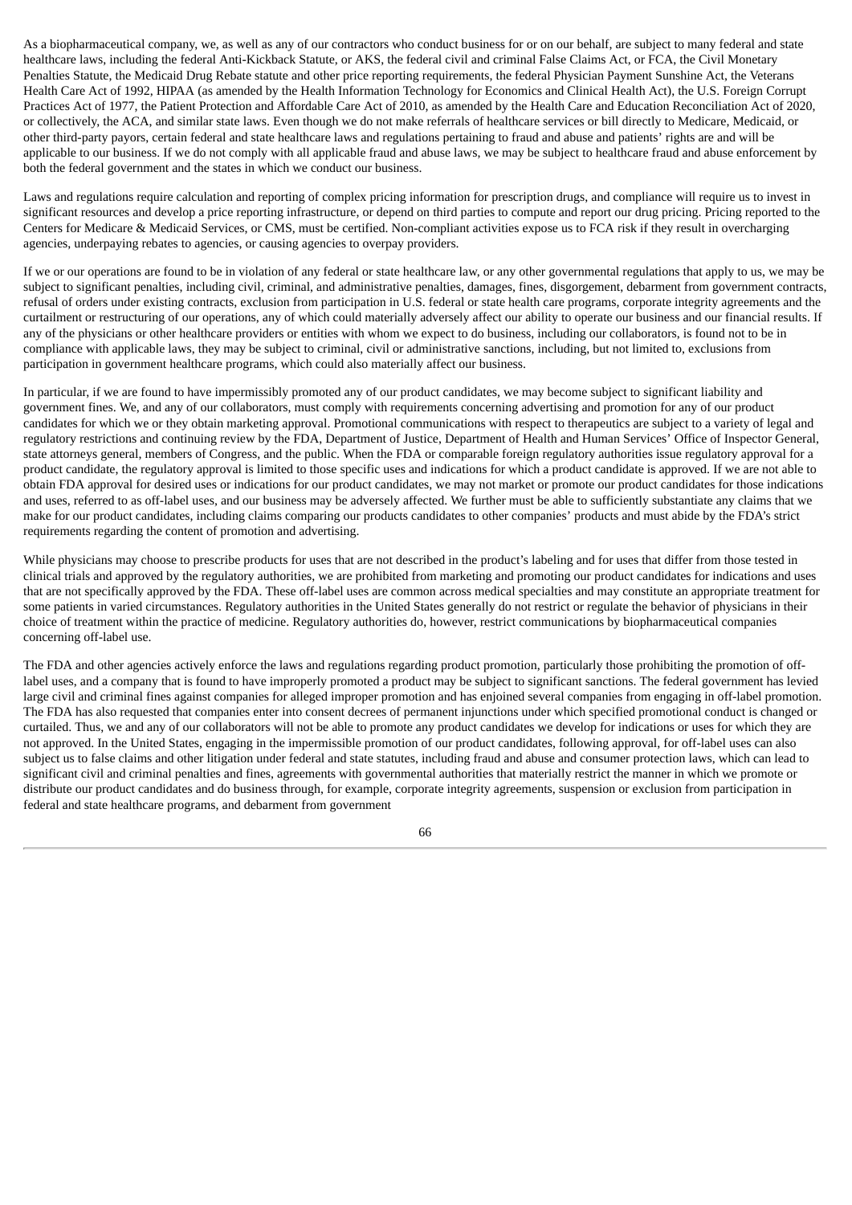As a biopharmaceutical company, we, as well as any of our contractors who conduct business for or on our behalf, are subject to many federal and state healthcare laws, including the federal Anti-Kickback Statute, or AKS, the federal civil and criminal False Claims Act, or FCA, the Civil Monetary Penalties Statute, the Medicaid Drug Rebate statute and other price reporting requirements, the federal Physician Payment Sunshine Act, the Veterans Health Care Act of 1992, HIPAA (as amended by the Health Information Technology for Economics and Clinical Health Act), the U.S. Foreign Corrupt Practices Act of 1977, the Patient Protection and Affordable Care Act of 2010, as amended by the Health Care and Education Reconciliation Act of 2020, or collectively, the ACA, and similar state laws. Even though we do not make referrals of healthcare services or bill directly to Medicare, Medicaid, or other third-party payors, certain federal and state healthcare laws and regulations pertaining to fraud and abuse and patients' rights are and will be applicable to our business. If we do not comply with all applicable fraud and abuse laws, we may be subject to healthcare fraud and abuse enforcement by both the federal government and the states in which we conduct our business.

Laws and regulations require calculation and reporting of complex pricing information for prescription drugs, and compliance will require us to invest in significant resources and develop a price reporting infrastructure, or depend on third parties to compute and report our drug pricing. Pricing reported to the Centers for Medicare & Medicaid Services, or CMS, must be certified. Non-compliant activities expose us to FCA risk if they result in overcharging agencies, underpaying rebates to agencies, or causing agencies to overpay providers.

If we or our operations are found to be in violation of any federal or state healthcare law, or any other governmental regulations that apply to us, we may be subject to significant penalties, including civil, criminal, and administrative penalties, damages, fines, disgorgement, debarment from government contracts, refusal of orders under existing contracts, exclusion from participation in U.S. federal or state health care programs, corporate integrity agreements and the curtailment or restructuring of our operations, any of which could materially adversely affect our ability to operate our business and our financial results. If any of the physicians or other healthcare providers or entities with whom we expect to do business, including our collaborators, is found not to be in compliance with applicable laws, they may be subject to criminal, civil or administrative sanctions, including, but not limited to, exclusions from participation in government healthcare programs, which could also materially affect our business.

In particular, if we are found to have impermissibly promoted any of our product candidates, we may become subject to significant liability and government fines. We, and any of our collaborators, must comply with requirements concerning advertising and promotion for any of our product candidates for which we or they obtain marketing approval. Promotional communications with respect to therapeutics are subject to a variety of legal and regulatory restrictions and continuing review by the FDA, Department of Justice, Department of Health and Human Services' Office of Inspector General, state attorneys general, members of Congress, and the public. When the FDA or comparable foreign regulatory authorities issue regulatory approval for a product candidate, the regulatory approval is limited to those specific uses and indications for which a product candidate is approved. If we are not able to obtain FDA approval for desired uses or indications for our product candidates, we may not market or promote our product candidates for those indications and uses, referred to as off-label uses, and our business may be adversely affected. We further must be able to sufficiently substantiate any claims that we make for our product candidates, including claims comparing our products candidates to other companies' products and must abide by the FDA's strict requirements regarding the content of promotion and advertising.

While physicians may choose to prescribe products for uses that are not described in the product's labeling and for uses that differ from those tested in clinical trials and approved by the regulatory authorities, we are prohibited from marketing and promoting our product candidates for indications and uses that are not specifically approved by the FDA. These off-label uses are common across medical specialties and may constitute an appropriate treatment for some patients in varied circumstances. Regulatory authorities in the United States generally do not restrict or regulate the behavior of physicians in their choice of treatment within the practice of medicine. Regulatory authorities do, however, restrict communications by biopharmaceutical companies concerning off-label use.

The FDA and other agencies actively enforce the laws and regulations regarding product promotion, particularly those prohibiting the promotion of off-label uses, and a company that is found to have improperly promoted a product may be subject to significant sanctions. The federal government has levied large civil and criminal fines against companies for alleged improper promotion and has enjoined several companies from engaging in off-label promotion. The FDA has also requested that companies enter into consent decrees of permanent injunctions under which specified promotional conduct is changed or curtailed. Thus, we and any of our collaborators will not be able to promote any product candidates we develop for indications or uses for which they are not approved. In the United States, engaging in the impermissible promotion of our product candidates, following approval, for off-label uses can also subject us to false claims and other litigation under federal and state statutes, including fraud and abuse and consumer protection laws, which can lead to significant civil and criminal penalties and fines, agreements with governmental authorities that materially restrict the manner in which we promote or distribute our product candidates and do business through, for example, corporate integrity agreements, suspension or exclusion from participation in federal and state healthcare programs, and debarment from government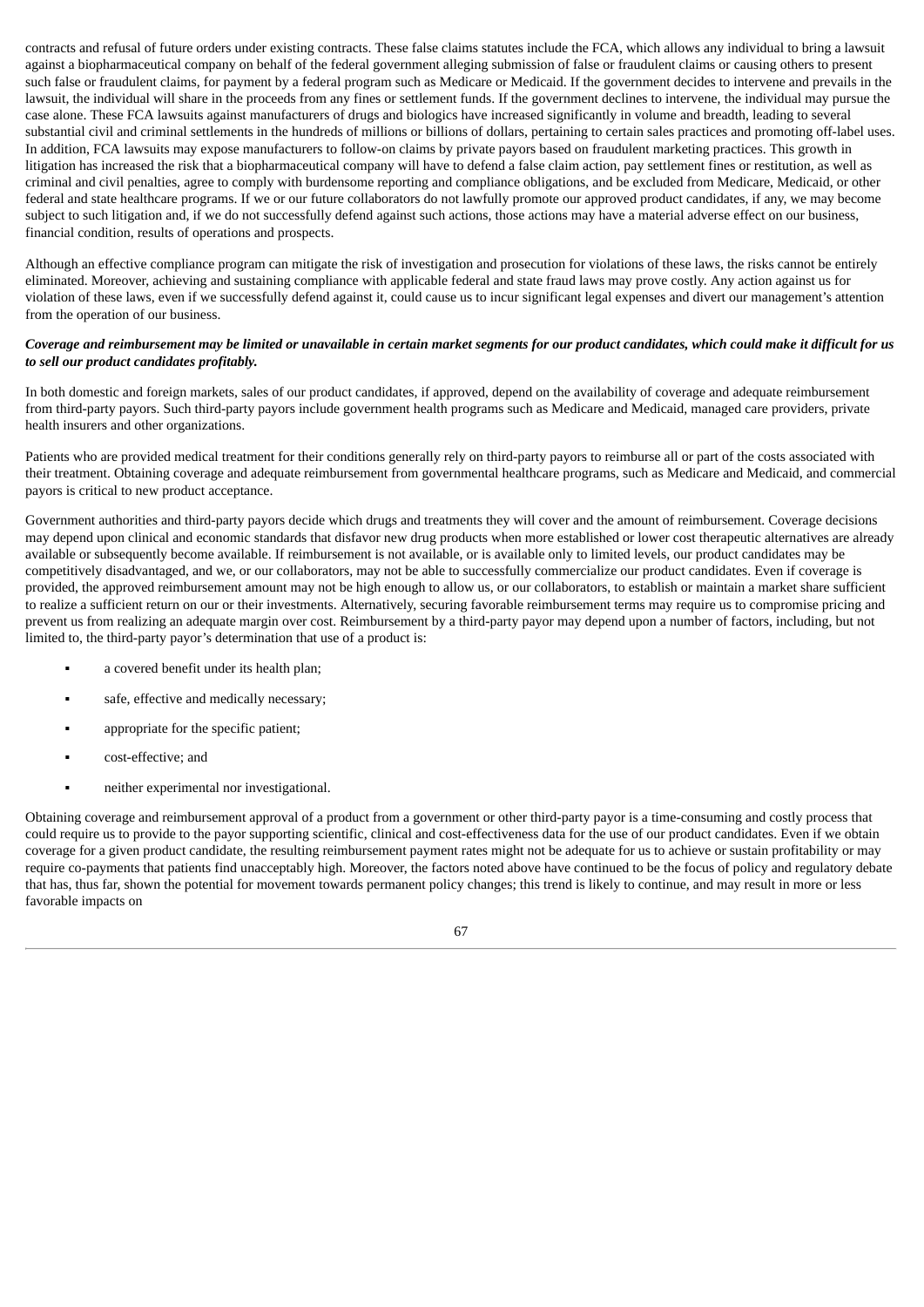contracts and refusal of future orders under existing contracts. These false claims statutes include the FCA, which allows any individual to bring a lawsuit against a biopharmaceutical company on behalf of the federal government alleging submission of false or fraudulent claims or causing others to present such false or fraudulent claims, for payment by a federal program such as Medicare or Medicaid. If the government decides to intervene and prevails in the lawsuit, the individual will share in the proceeds from any fines or settlement funds. If the government declines to intervene, the individual may pursue the case alone. These FCA lawsuits against manufacturers of drugs and biologics have increased significantly in volume and breadth, leading to several substantial civil and criminal settlements in the hundreds of millions or billions of dollars, pertaining to certain sales practices and promoting off-label uses. In addition, FCA lawsuits may expose manufacturers to follow-on claims by private payors based on fraudulent marketing practices. This growth in litigation has increased the risk that a biopharmaceutical company will have to defend a false claim action, pay settlement fines or restitution, as well as criminal and civil penalties, agree to comply with burdensome reporting and compliance obligations, and be excluded from Medicare, Medicaid, or other federal and state healthcare programs. If we or our future collaborators do not lawfully promote our approved product candidates, if any, we may become subject to such litigation and, if we do not successfully defend against such actions, those actions may have a material adverse effect on our business, financial condition, results of operations and prospects.

Although an effective compliance program can mitigate the risk of investigation and prosecution for violations of these laws, the risks cannot be entirely eliminated. Moreover, achieving and sustaining compliance with applicable federal and state fraud laws may prove costly. Any action against us for violation of these laws, even if we successfully defend against it, could cause us to incur significant legal expenses and divert our management's attention from the operation of our business.

***Coverage and reimbursement may be limited or unavailable in certain market segments for our product candidates, which could make it difficult for us to sell our product candidates profitably.***

In both domestic and foreign markets, sales of our product candidates, if approved, depend on the availability of coverage and adequate reimbursement from third-party payors. Such third-party payors include government health programs such as Medicare and Medicaid, managed care providers, private health insurers and other organizations.

Patients who are provided medical treatment for their conditions generally rely on third-party payors to reimburse all or part of the costs associated with their treatment. Obtaining coverage and adequate reimbursement from governmental healthcare programs, such as Medicare and Medicaid, and commercial payors is critical to new product acceptance.

Government authorities and third-party payors decide which drugs and treatments they will cover and the amount of reimbursement. Coverage decisions may depend upon clinical and economic standards that disfavor new drug products when more established or lower cost therapeutic alternatives are already available or subsequently become available. If reimbursement is not available, or is available only to limited levels, our product candidates may be competitively disadvantaged, and we, or our collaborators, may not be able to successfully commercialize our product candidates. Even if coverage is provided, the approved reimbursement amount may not be high enough to allow us, or our collaborators, to establish or maintain a market share sufficient to realize a sufficient return on our or their investments. Alternatively, securing favorable reimbursement terms may require us to compromise pricing and prevent us from realizing an adequate margin over cost. Reimbursement by a third-party payor may depend upon a number of factors, including, but not limited to, the third-party payor's determination that use of a product is:

- a covered benefit under its health plan;
- safe, effective and medically necessary;
- appropriate for the specific patient;
- cost-effective; and
- neither experimental nor investigational.

Obtaining coverage and reimbursement approval of a product from a government or other third-party payor is a time-consuming and costly process that could require us to provide to the payor supporting scientific, clinical and cost-effectiveness data for the use of our product candidates. Even if we obtain coverage for a given product candidate, the resulting reimbursement payment rates might not be adequate for us to achieve or sustain profitability or may require co-payments that patients find unacceptably high. Moreover, the factors noted above have continued to be the focus of policy and regulatory debate that has, thus far, shown the potential for movement towards permanent policy changes; this trend is likely to continue, and may result in more or less favorable impacts on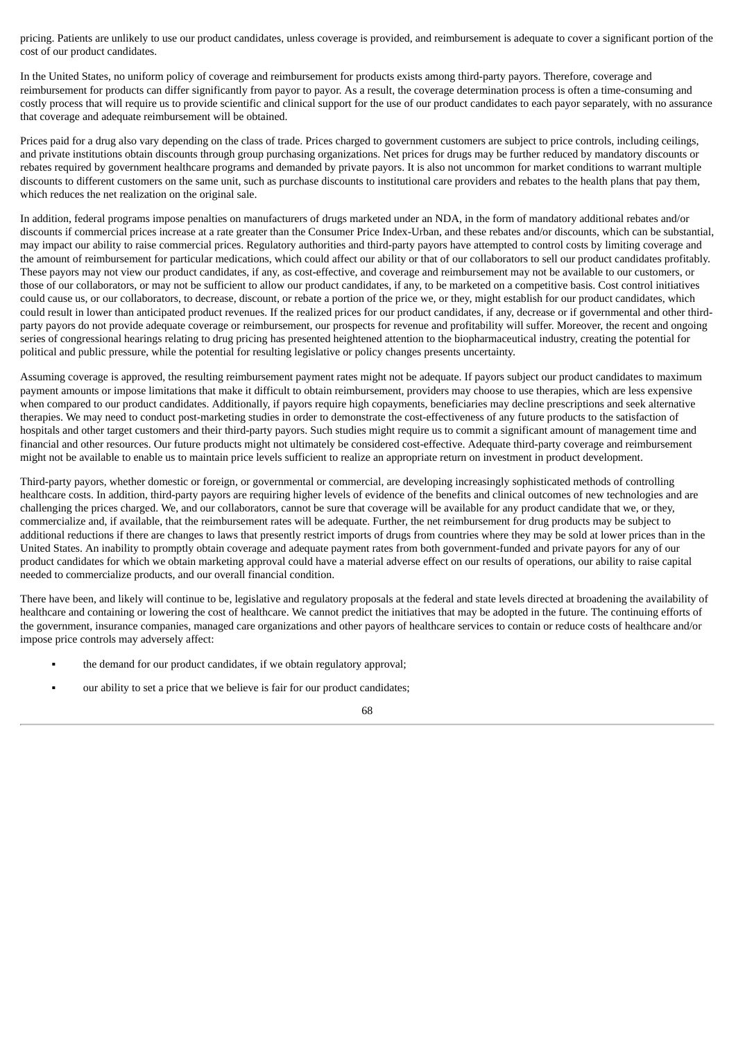pricing. Patients are unlikely to use our product candidates, unless coverage is provided, and reimbursement is adequate to cover a significant portion of the cost of our product candidates.

In the United States, no uniform policy of coverage and reimbursement for products exists among third-party payors. Therefore, coverage and reimbursement for products can differ significantly from payor to payor. As a result, the coverage determination process is often a time-consuming and costly process that will require us to provide scientific and clinical support for the use of our product candidates to each payor separately, with no assurance that coverage and adequate reimbursement will be obtained.

Prices paid for a drug also vary depending on the class of trade. Prices charged to government customers are subject to price controls, including ceilings, and private institutions obtain discounts through group purchasing organizations. Net prices for drugs may be further reduced by mandatory discounts or rebates required by government healthcare programs and demanded by private payors. It is also not uncommon for market conditions to warrant multiple discounts to different customers on the same unit, such as purchase discounts to institutional care providers and rebates to the health plans that pay them, which reduces the net realization on the original sale.

In addition, federal programs impose penalties on manufacturers of drugs marketed under an NDA, in the form of mandatory additional rebates and/or discounts if commercial prices increase at a rate greater than the Consumer Price Index-Urban, and these rebates and/or discounts, which can be substantial, may impact our ability to raise commercial prices. Regulatory authorities and third-party payors have attempted to control costs by limiting coverage and the amount of reimbursement for particular medications, which could affect our ability or that of our collaborators to sell our product candidates profitably. These payors may not view our product candidates, if any, as cost-effective, and coverage and reimbursement may not be available to our customers, or those of our collaborators, or may not be sufficient to allow our product candidates, if any, to be marketed on a competitive basis. Cost control initiatives could cause us, or our collaborators, to decrease, discount, or rebate a portion of the price we, or they, might establish for our product candidates, which could result in lower than anticipated product revenues. If the realized prices for our product candidates, if any, decrease or if governmental and other third-party payors do not provide adequate coverage or reimbursement, our prospects for revenue and profitability will suffer. Moreover, the recent and ongoing series of congressional hearings relating to drug pricing has presented heightened attention to the biopharmaceutical industry, creating the potential for political and public pressure, while the potential for resulting legislative or policy changes presents uncertainty.

Assuming coverage is approved, the resulting reimbursement payment rates might not be adequate. If payors subject our product candidates to maximum payment amounts or impose limitations that make it difficult to obtain reimbursement, providers may choose to use therapies, which are less expensive when compared to our product candidates. Additionally, if payors require high copayments, beneficiaries may decline prescriptions and seek alternative therapies. We may need to conduct post-marketing studies in order to demonstrate the cost-effectiveness of any future products to the satisfaction of hospitals and other target customers and their third-party payors. Such studies might require us to commit a significant amount of management time and financial and other resources. Our future products might not ultimately be considered cost-effective. Adequate third-party coverage and reimbursement might not be available to enable us to maintain price levels sufficient to realize an appropriate return on investment in product development.

Third-party payors, whether domestic or foreign, or governmental or commercial, are developing increasingly sophisticated methods of controlling healthcare costs. In addition, third-party payors are requiring higher levels of evidence of the benefits and clinical outcomes of new technologies and are challenging the prices charged. We, and our collaborators, cannot be sure that coverage will be available for any product candidate that we, or they, commercialize and, if available, that the reimbursement rates will be adequate. Further, the net reimbursement for drug products may be subject to additional reductions if there are changes to laws that presently restrict imports of drugs from countries where they may be sold at lower prices than in the United States. An inability to promptly obtain coverage and adequate payment rates from both government-funded and private payors for any of our product candidates for which we obtain marketing approval could have a material adverse effect on our results of operations, our ability to raise capital needed to commercialize products, and our overall financial condition.

There have been, and likely will continue to be, legislative and regulatory proposals at the federal and state levels directed at broadening the availability of healthcare and containing or lowering the cost of healthcare. We cannot predict the initiatives that may be adopted in the future. The continuing efforts of the government, insurance companies, managed care organizations and other payors of healthcare services to contain or reduce costs of healthcare and/or impose price controls may adversely affect:

- the demand for our product candidates, if we obtain regulatory approval;
- our ability to set a price that we believe is fair for our product candidates;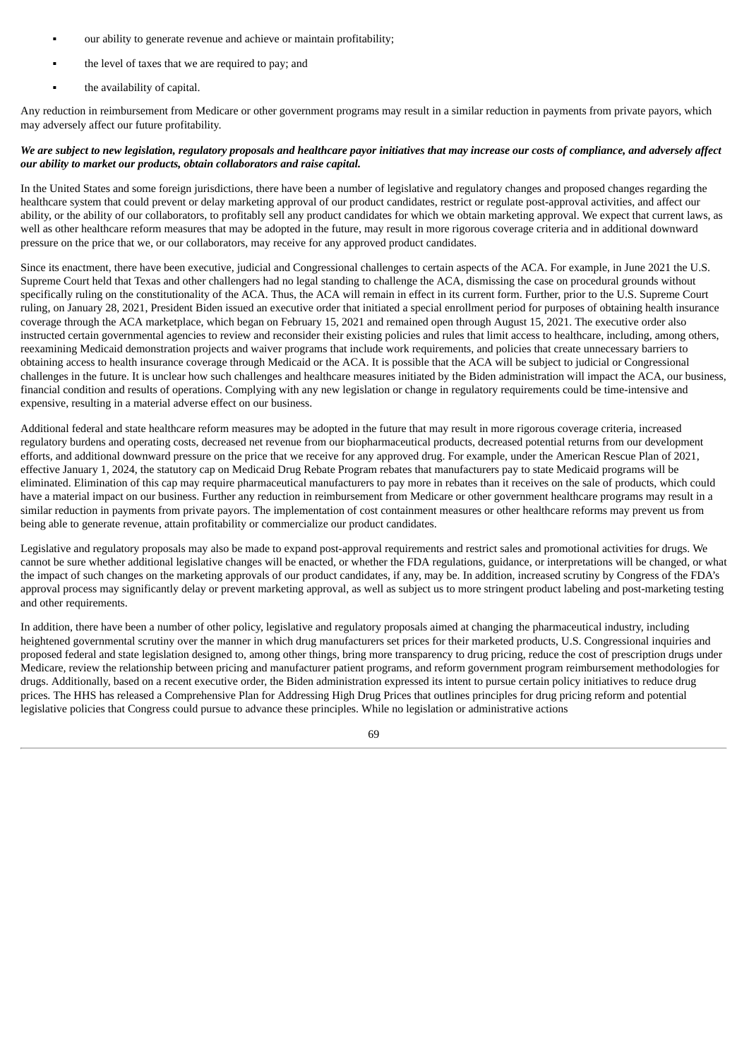- our ability to generate revenue and achieve or maintain profitability;
- the level of taxes that we are required to pay; and
- the availability of capital.

Any reduction in reimbursement from Medicare or other government programs may result in a similar reduction in payments from private payors, which may adversely affect our future profitability.

***We are subject to new legislation, regulatory proposals and healthcare payor initiatives that may increase our costs of compliance, and adversely affect our ability to market our products, obtain collaborators and raise capital.***

In the United States and some foreign jurisdictions, there have been a number of legislative and regulatory changes and proposed changes regarding the healthcare system that could prevent or delay marketing approval of our product candidates, restrict or regulate post-approval activities, and affect our ability, or the ability of our collaborators, to profitably sell any product candidates for which we obtain marketing approval. We expect that current laws, as well as other healthcare reform measures that may be adopted in the future, may result in more rigorous coverage criteria and in additional downward pressure on the price that we, or our collaborators, may receive for any approved product candidates.

Since its enactment, there have been executive, judicial and Congressional challenges to certain aspects of the ACA. For example, in June 2021 the U.S. Supreme Court held that Texas and other challengers had no legal standing to challenge the ACA, dismissing the case on procedural grounds without specifically ruling on the constitutionality of the ACA. Thus, the ACA will remain in effect in its current form. Further, prior to the U.S. Supreme Court ruling, on January 28, 2021, President Biden issued an executive order that initiated a special enrollment period for purposes of obtaining health insurance coverage through the ACA marketplace, which began on February 15, 2021 and remained open through August 15, 2021. The executive order also instructed certain governmental agencies to review and reconsider their existing policies and rules that limit access to healthcare, including, among others, reexamining Medicaid demonstration projects and waiver programs that include work requirements, and policies that create unnecessary barriers to obtaining access to health insurance coverage through Medicaid or the ACA. It is possible that the ACA will be subject to judicial or Congressional challenges in the future. It is unclear how such challenges and healthcare measures initiated by the Biden administration will impact the ACA, our business, financial condition and results of operations. Complying with any new legislation or change in regulatory requirements could be time-intensive and expensive, resulting in a material adverse effect on our business.

Additional federal and state healthcare reform measures may be adopted in the future that may result in more rigorous coverage criteria, increased regulatory burdens and operating costs, decreased net revenue from our biopharmaceutical products, decreased potential returns from our development efforts, and additional downward pressure on the price that we receive for any approved drug. For example, under the American Rescue Plan of 2021, effective January 1, 2024, the statutory cap on Medicaid Drug Rebate Program rebates that manufacturers pay to state Medicaid programs will be eliminated. Elimination of this cap may require pharmaceutical manufacturers to pay more in rebates than it receives on the sale of products, which could have a material impact on our business. Further any reduction in reimbursement from Medicare or other government healthcare programs may result in a similar reduction in payments from private payors. The implementation of cost containment measures or other healthcare reforms may prevent us from being able to generate revenue, attain profitability or commercialize our product candidates.

Legislative and regulatory proposals may also be made to expand post-approval requirements and restrict sales and promotional activities for drugs. We cannot be sure whether additional legislative changes will be enacted, or whether the FDA regulations, guidance, or interpretations will be changed, or what the impact of such changes on the marketing approvals of our product candidates, if any, may be. In addition, increased scrutiny by Congress of the FDA's approval process may significantly delay or prevent marketing approval, as well as subject us to more stringent product labeling and post-marketing testing and other requirements.

In addition, there have been a number of other policy, legislative and regulatory proposals aimed at changing the pharmaceutical industry, including heightened governmental scrutiny over the manner in which drug manufacturers set prices for their marketed products, U.S. Congressional inquiries and proposed federal and state legislation designed to, among other things, bring more transparency to drug pricing, reduce the cost of prescription drugs under Medicare, review the relationship between pricing and manufacturer patient programs, and reform government program reimbursement methodologies for drugs. Additionally, based on a recent executive order, the Biden administration expressed its intent to pursue certain policy initiatives to reduce drug prices. The HHS has released a Comprehensive Plan for Addressing High Drug Prices that outlines principles for drug pricing reform and potential legislative policies that Congress could pursue to advance these principles. While no legislation or administrative actions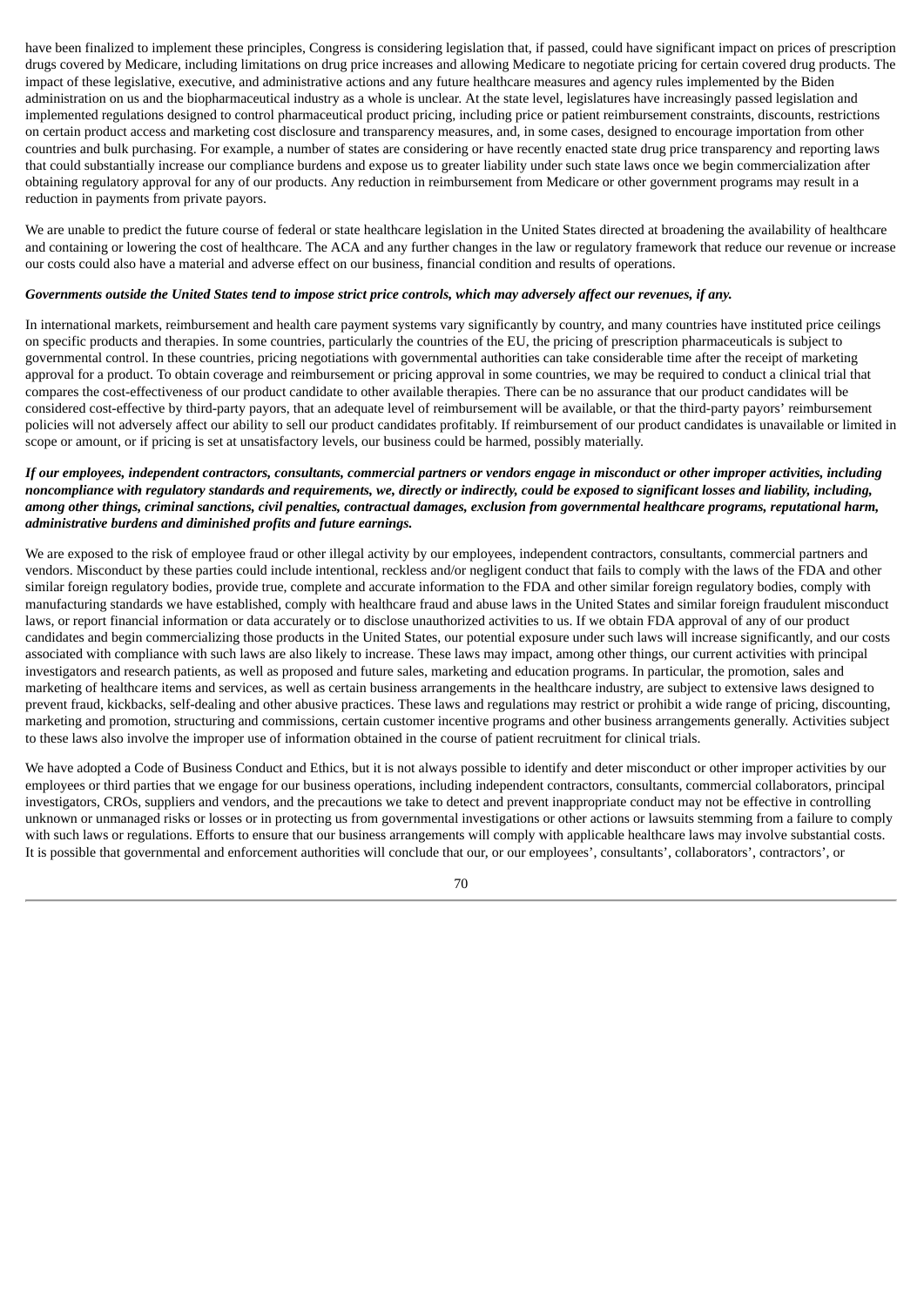have been finalized to implement these principles, Congress is considering legislation that, if passed, could have significant impact on prices of prescription drugs covered by Medicare, including limitations on drug price increases and allowing Medicare to negotiate pricing for certain covered drug products. The impact of these legislative, executive, and administrative actions and any future healthcare measures and agency rules implemented by the Biden administration on us and the biopharmaceutical industry as a whole is unclear. At the state level, legislatures have increasingly passed legislation and implemented regulations designed to control pharmaceutical product pricing, including price or patient reimbursement constraints, discounts, restrictions on certain product access and marketing cost disclosure and transparency measures, and, in some cases, designed to encourage importation from other countries and bulk purchasing. For example, a number of states are considering or have recently enacted state drug price transparency and reporting laws that could substantially increase our compliance burdens and expose us to greater liability under such state laws once we begin commercialization after obtaining regulatory approval for any of our products. Any reduction in reimbursement from Medicare or other government programs may result in a reduction in payments from private payors.

We are unable to predict the future course of federal or state healthcare legislation in the United States directed at broadening the availability of healthcare and containing or lowering the cost of healthcare. The ACA and any further changes in the law or regulatory framework that reduce our revenue or increase our costs could also have a material and adverse effect on our business, financial condition and results of operations.

***Governments outside the United States tend to impose strict price controls, which may adversely affect our revenues, if any.***

In international markets, reimbursement and health care payment systems vary significantly by country, and many countries have instituted price ceilings on specific products and therapies. In some countries, particularly the countries of the EU, the pricing of prescription pharmaceuticals is subject to governmental control. In these countries, pricing negotiations with governmental authorities can take considerable time after the receipt of marketing approval for a product. To obtain coverage and reimbursement or pricing approval in some countries, we may be required to conduct a clinical trial that compares the cost-effectiveness of our product candidate to other available therapies. There can be no assurance that our product candidates will be considered cost-effective by third-party payors, that an adequate level of reimbursement will be available, or that the third-party payors' reimbursement policies will not adversely affect our ability to sell our product candidates profitably. If reimbursement of our product candidates is unavailable or limited in scope or amount, or if pricing is set at unsatisfactory levels, our business could be harmed, possibly materially.

***If our employees, independent contractors, consultants, commercial partners or vendors engage in misconduct or other improper activities, including noncompliance with regulatory standards and requirements, we, directly or indirectly, could be exposed to significant losses and liability, including, among other things, criminal sanctions, civil penalties, contractual damages, exclusion from governmental healthcare programs, reputational harm, administrative burdens and diminished profits and future earnings.***

We are exposed to the risk of employee fraud or other illegal activity by our employees, independent contractors, consultants, commercial partners and vendors. Misconduct by these parties could include intentional, reckless and/or negligent conduct that fails to comply with the laws of the FDA and other similar foreign regulatory bodies, provide true, complete and accurate information to the FDA and other similar foreign regulatory bodies, comply with manufacturing standards we have established, comply with healthcare fraud and abuse laws in the United States and similar foreign fraudulent misconduct laws, or report financial information or data accurately or to disclose unauthorized activities to us. If we obtain FDA approval of any of our product candidates and begin commercializing those products in the United States, our potential exposure under such laws will increase significantly, and our costs associated with compliance with such laws are also likely to increase. These laws may impact, among other things, our current activities with principal investigators and research patients, as well as proposed and future sales, marketing and education programs. In particular, the promotion, sales and marketing of healthcare items and services, as well as certain business arrangements in the healthcare industry, are subject to extensive laws designed to prevent fraud, kickbacks, self-dealing and other abusive practices. These laws and regulations may restrict or prohibit a wide range of pricing, discounting, marketing and promotion, structuring and commissions, certain customer incentive programs and other business arrangements generally. Activities subject to these laws also involve the improper use of information obtained in the course of patient recruitment for clinical trials.

We have adopted a Code of Business Conduct and Ethics, but it is not always possible to identify and deter misconduct or other improper activities by our employees or third parties that we engage for our business operations, including independent contractors, consultants, commercial collaborators, principal investigators, CROs, suppliers and vendors, and the precautions we take to detect and prevent inappropriate conduct may not be effective in controlling unknown or unmanaged risks or losses or in protecting us from governmental investigations or other actions or lawsuits stemming from a failure to comply with such laws or regulations. Efforts to ensure that our business arrangements will comply with applicable healthcare laws may involve substantial costs. It is possible that governmental and enforcement authorities will conclude that our, or our employees', consultants', collaborators', contractors', or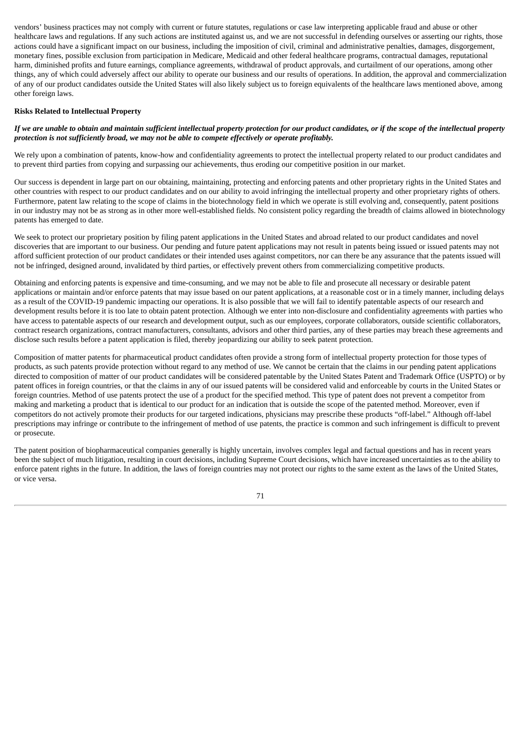vendors' business practices may not comply with current or future statutes, regulations or case law interpreting applicable fraud and abuse or other healthcare laws and regulations. If any such actions are instituted against us, and we are not successful in defending ourselves or asserting our rights, those actions could have a significant impact on our business, including the imposition of civil, criminal and administrative penalties, damages, disgorgement, monetary fines, possible exclusion from participation in Medicare, Medicaid and other federal healthcare programs, contractual damages, reputational harm, diminished profits and future earnings, compliance agreements, withdrawal of product approvals, and curtailment of our operations, among other things, any of which could adversely affect our ability to operate our business and our results of operations. In addition, the approval and commercialization of any of our product candidates outside the United States will also likely subject us to foreign equivalents of the healthcare laws mentioned above, among other foreign laws.

**Risks Related to Intellectual Property**

***If we are unable to obtain and maintain sufficient intellectual property protection for our product candidates, or if the scope of the intellectual property protection is not sufficiently broad, we may not be able to compete effectively or operate profitably.***

We rely upon a combination of patents, know-how and confidentiality agreements to protect the intellectual property related to our product candidates and to prevent third parties from copying and surpassing our achievements, thus eroding our competitive position in our market.

Our success is dependent in large part on our obtaining, maintaining, protecting and enforcing patents and other proprietary rights in the United States and other countries with respect to our product candidates and on our ability to avoid infringing the intellectual property and other proprietary rights of others. Furthermore, patent law relating to the scope of claims in the biotechnology field in which we operate is still evolving and, consequently, patent positions in our industry may not be as strong as in other more well-established fields. No consistent policy regarding the breadth of claims allowed in biotechnology patents has emerged to date.

We seek to protect our proprietary position by filing patent applications in the United States and abroad related to our product candidates and novel discoveries that are important to our business. Our pending and future patent applications may not result in patents being issued or issued patents may not afford sufficient protection of our product candidates or their intended uses against competitors, nor can there be any assurance that the patents issued will not be infringed, designed around, invalidated by third parties, or effectively prevent others from commercializing competitive products.

Obtaining and enforcing patents is expensive and time-consuming, and we may not be able to file and prosecute all necessary or desirable patent applications or maintain and/or enforce patents that may issue based on our patent applications, at a reasonable cost or in a timely manner, including delays as a result of the COVID-19 pandemic impacting our operations. It is also possible that we will fail to identify patentable aspects of our research and development results before it is too late to obtain patent protection. Although we enter into non-disclosure and confidentiality agreements with parties who have access to patentable aspects of our research and development output, such as our employees, corporate collaborators, outside scientific collaborators, contract research organizations, contract manufacturers, consultants, advisors and other third parties, any of these parties may breach these agreements and disclose such results before a patent application is filed, thereby jeopardizing our ability to seek patent protection.

Composition of matter patents for pharmaceutical product candidates often provide a strong form of intellectual property protection for those types of products, as such patents provide protection without regard to any method of use. We cannot be certain that the claims in our pending patent applications directed to composition of matter of our product candidates will be considered patentable by the United States Patent and Trademark Office (USPTO) or by patent offices in foreign countries, or that the claims in any of our issued patents will be considered valid and enforceable by courts in the United States or foreign countries. Method of use patents protect the use of a product for the specified method. This type of patent does not prevent a competitor from making and marketing a product that is identical to our product for an indication that is outside the scope of the patented method. Moreover, even if competitors do not actively promote their products for our targeted indications, physicians may prescribe these products "off-label." Although off-label prescriptions may infringe or contribute to the infringement of method of use patents, the practice is common and such infringement is difficult to prevent or prosecute.

The patent position of biopharmaceutical companies generally is highly uncertain, involves complex legal and factual questions and has in recent years been the subject of much litigation, resulting in court decisions, including Supreme Court decisions, which have increased uncertainties as to the ability to enforce patent rights in the future. In addition, the laws of foreign countries may not protect our rights to the same extent as the laws of the United States, or vice versa.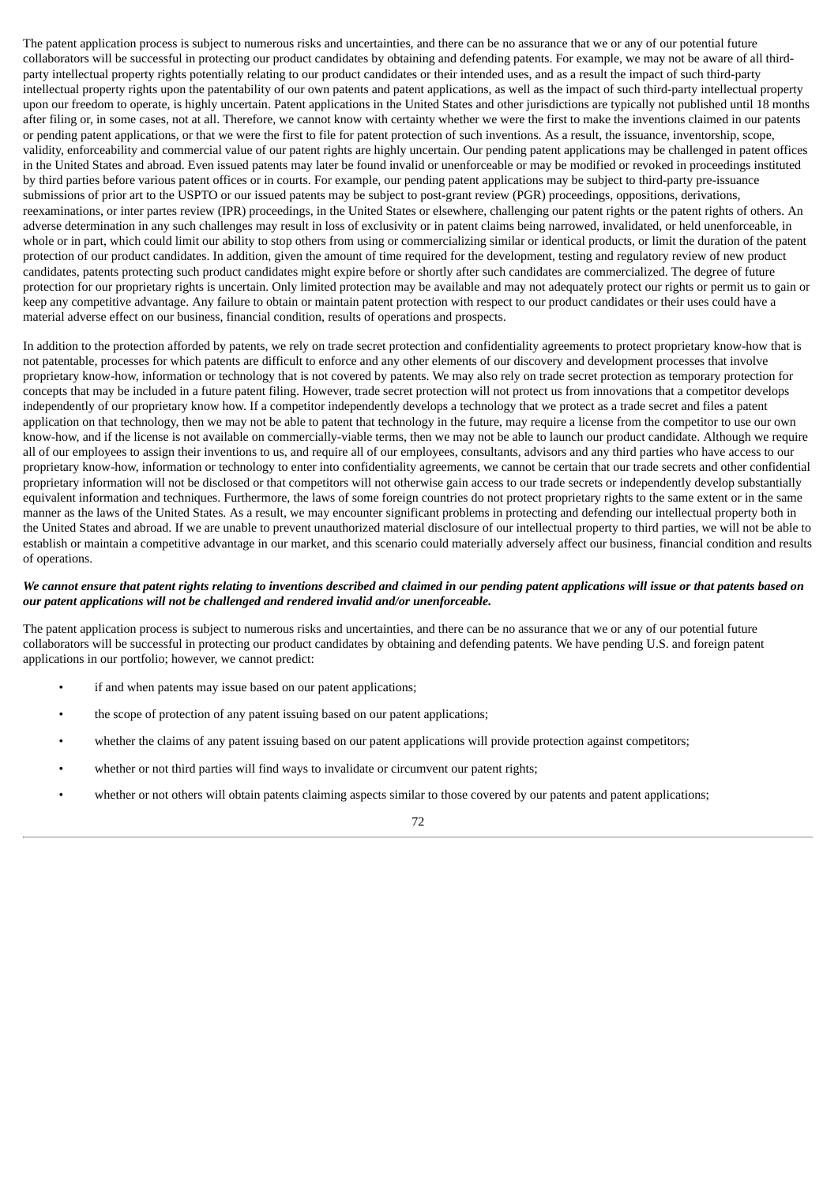The patent application process is subject to numerous risks and uncertainties, and there can be no assurance that we or any of our potential future collaborators will be successful in protecting our product candidates by obtaining and defending patents. For example, we may not be aware of all third-party intellectual property rights potentially relating to our product candidates or their intended uses, and as a result the impact of such third-party intellectual property rights upon the patentability of our own patents and patent applications, as well as the impact of such third-party intellectual property upon our freedom to operate, is highly uncertain. Patent applications in the United States and other jurisdictions are typically not published until 18 months after filing or, in some cases, not at all. Therefore, we cannot know with certainty whether we were the first to make the inventions claimed in our patents or pending patent applications, or that we were the first to file for patent protection of such inventions. As a result, the issuance, inventorship, scope, validity, enforceability and commercial value of our patent rights are highly uncertain. Our pending patent applications may be challenged in patent offices in the United States and abroad. Even issued patents may later be found invalid or unenforceable or may be modified or revoked in proceedings instituted by third parties before various patent offices or in courts. For example, our pending patent applications may be subject to third-party pre-issuance submissions of prior art to the USPTO or our issued patents may be subject to post-grant review (PGR) proceedings, oppositions, derivations, reexaminations, or inter partes review (IPR) proceedings, in the United States or elsewhere, challenging our patent rights or the patent rights of others. An adverse determination in any such challenges may result in loss of exclusivity or in patent claims being narrowed, invalidated, or held unenforceable, in whole or in part, which could limit our ability to stop others from using or commercializing similar or identical products, or limit the duration of the patent protection of our product candidates. In addition, given the amount of time required for the development, testing and regulatory review of new product candidates, patents protecting such product candidates might expire before or shortly after such candidates are commercialized. The degree of future protection for our proprietary rights is uncertain. Only limited protection may be available and may not adequately protect our rights or permit us to gain or keep any competitive advantage. Any failure to obtain or maintain patent protection with respect to our product candidates or their uses could have a material adverse effect on our business, financial condition, results of operations and prospects.

In addition to the protection afforded by patents, we rely on trade secret protection and confidentiality agreements to protect proprietary know-how that is not patentable, processes for which patents are difficult to enforce and any other elements of our discovery and development processes that involve proprietary know-how, information or technology that is not covered by patents. We may also rely on trade secret protection as temporary protection for concepts that may be included in a future patent filing. However, trade secret protection will not protect us from innovations that a competitor develops independently of our proprietary know how. If a competitor independently develops a technology that we protect as a trade secret and files a patent application on that technology, then we may not be able to patent that technology in the future, may require a license from the competitor to use our own know-how, and if the license is not available on commercially-viable terms, then we may not be able to launch our product candidate. Although we require all of our employees to assign their inventions to us, and require all of our employees, consultants, advisors and any third parties who have access to our proprietary know-how, information or technology to enter into confidentiality agreements, we cannot be certain that our trade secrets and other confidential proprietary information will not be disclosed or that competitors will not otherwise gain access to our trade secrets or independently develop substantially equivalent information and techniques. Furthermore, the laws of some foreign countries do not protect proprietary rights to the same extent or in the same manner as the laws of the United States. As a result, we may encounter significant problems in protecting and defending our intellectual property both in the United States and abroad. If we are unable to prevent unauthorized material disclosure of our intellectual property to third parties, we will not be able to establish or maintain a competitive advantage in our market, and this scenario could materially adversely affect our business, financial condition and results of operations.

***We cannot ensure that patent rights relating to inventions described and claimed in our pending patent applications will issue or that patents based on our patent applications will not be challenged and rendered invalid and/or unenforceable.***

The patent application process is subject to numerous risks and uncertainties, and there can be no assurance that we or any of our potential future collaborators will be successful in protecting our product candidates by obtaining and defending patents. We have pending U.S. and foreign patent applications in our portfolio; however, we cannot predict:

- if and when patents may issue based on our patent applications;
- the scope of protection of any patent issuing based on our patent applications;
- whether the claims of any patent issuing based on our patent applications will provide protection against competitors;
- whether or not third parties will find ways to invalidate or circumvent our patent rights;
- whether or not others will obtain patents claiming aspects similar to those covered by our patents and patent applications;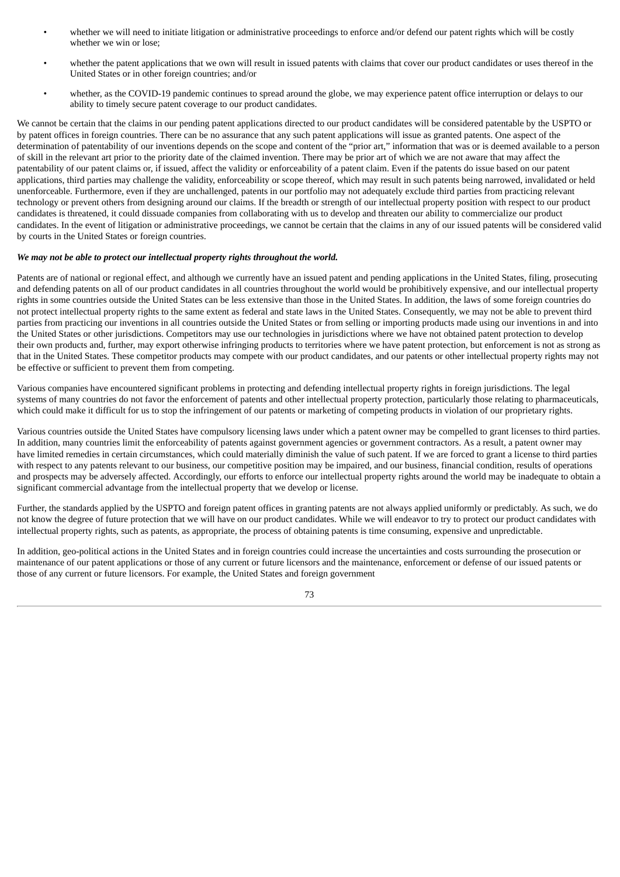- whether we will need to initiate litigation or administrative proceedings to enforce and/or defend our patent rights which will be costly whether we win or lose;
- whether the patent applications that we own will result in issued patents with claims that cover our product candidates or uses thereof in the United States or in other foreign countries; and/or
- whether, as the COVID-19 pandemic continues to spread around the globe, we may experience patent office interruption or delays to our ability to timely secure patent coverage to our product candidates.

We cannot be certain that the claims in our pending patent applications directed to our product candidates will be considered patentable by the USPTO or by patent offices in foreign countries. There can be no assurance that any such patent applications will issue as granted patents. One aspect of the determination of patentability of our inventions depends on the scope and content of the "prior art," information that was or is deemed available to a person of skill in the relevant art prior to the priority date of the claimed invention. There may be prior art of which we are not aware that may affect the patentability of our patent claims or, if issued, affect the validity or enforceability of a patent claim. Even if the patents do issue based on our patent applications, third parties may challenge the validity, enforceability or scope thereof, which may result in such patents being narrowed, invalidated or held unenforceable. Furthermore, even if they are unchallenged, patents in our portfolio may not adequately exclude third parties from practicing relevant technology or prevent others from designing around our claims. If the breadth or strength of our intellectual property position with respect to our product candidates is threatened, it could dissuade companies from collaborating with us to develop and threaten our ability to commercialize our product candidates. In the event of litigation or administrative proceedings, we cannot be certain that the claims in any of our issued patents will be considered valid by courts in the United States or foreign countries.

***We may not be able to protect our intellectual property rights throughout the world.***

Patents are of national or regional effect, and although we currently have an issued patent and pending applications in the United States, filing, prosecuting and defending patents on all of our product candidates in all countries throughout the world would be prohibitively expensive, and our intellectual property rights in some countries outside the United States can be less extensive than those in the United States. In addition, the laws of some foreign countries do not protect intellectual property rights to the same extent as federal and state laws in the United States. Consequently, we may not be able to prevent third parties from practicing our inventions in all countries outside the United States or from selling or importing products made using our inventions in and into the United States or other jurisdictions. Competitors may use our technologies in jurisdictions where we have not obtained patent protection to develop their own products and, further, may export otherwise infringing products to territories where we have patent protection, but enforcement is not as strong as that in the United States. These competitor products may compete with our product candidates, and our patents or other intellectual property rights may not be effective or sufficient to prevent them from competing.

Various companies have encountered significant problems in protecting and defending intellectual property rights in foreign jurisdictions. The legal systems of many countries do not favor the enforcement of patents and other intellectual property protection, particularly those relating to pharmaceuticals, which could make it difficult for us to stop the infringement of our patents or marketing of competing products in violation of our proprietary rights.

Various countries outside the United States have compulsory licensing laws under which a patent owner may be compelled to grant licenses to third parties. In addition, many countries limit the enforceability of patents against government agencies or government contractors. As a result, a patent owner may have limited remedies in certain circumstances, which could materially diminish the value of such patent. If we are forced to grant a license to third parties with respect to any patents relevant to our business, our competitive position may be impaired, and our business, financial condition, results of operations and prospects may be adversely affected. Accordingly, our efforts to enforce our intellectual property rights around the world may be inadequate to obtain a significant commercial advantage from the intellectual property that we develop or license.

Further, the standards applied by the USPTO and foreign patent offices in granting patents are not always applied uniformly or predictably. As such, we do not know the degree of future protection that we will have on our product candidates. While we will endeavor to try to protect our product candidates with intellectual property rights, such as patents, as appropriate, the process of obtaining patents is time consuming, expensive and unpredictable.

In addition, geo-political actions in the United States and in foreign countries could increase the uncertainties and costs surrounding the prosecution or maintenance of our patent applications or those of any current or future licensors and the maintenance, enforcement or defense of our issued patents or those of any current or future licensors. For example, the United States and foreign government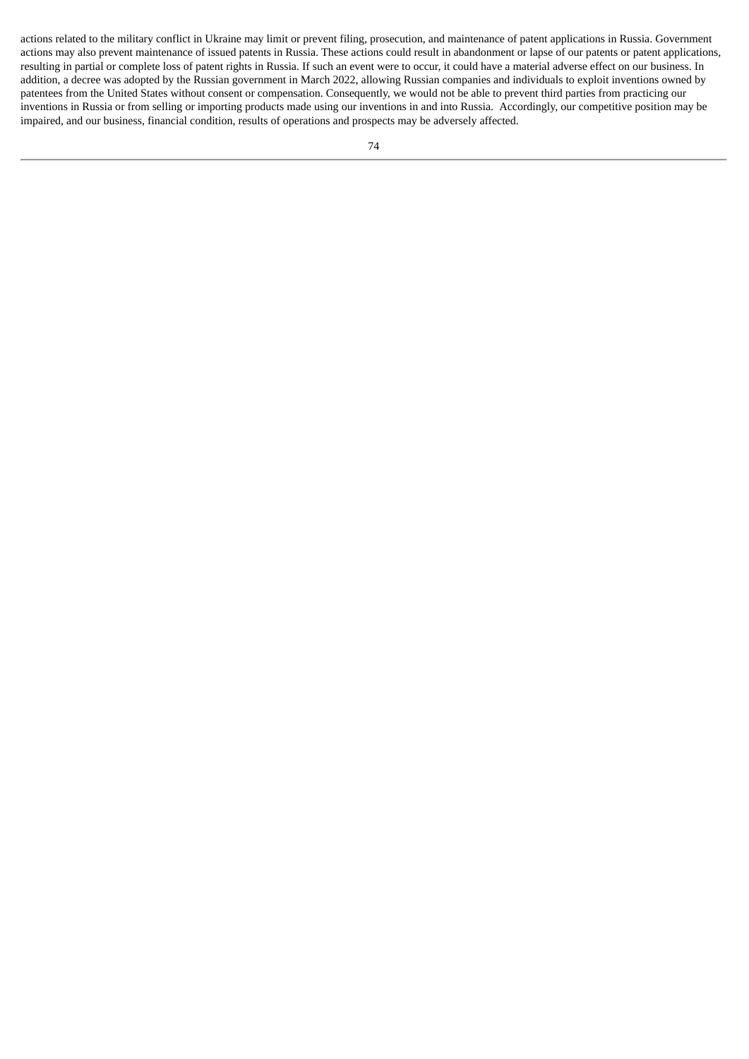actions related to the military conflict in Ukraine may limit or prevent filing, prosecution, and maintenance of patent applications in Russia. Government actions may also prevent maintenance of issued patents in Russia. These actions could result in abandonment or lapse of our patents or patent applications, resulting in partial or complete loss of patent rights in Russia. If such an event were to occur, it could have a material adverse effect on our business. In addition, a decree was adopted by the Russian government in March 2022, allowing Russian companies and individuals to exploit inventions owned by patentees from the United States without consent or compensation. Consequently, we would not be able to prevent third parties from practicing our inventions in Russia or from selling or importing products made using our inventions in and into Russia. Accordingly, our competitive position may be impaired, and our business, financial condition, results of operations and prospects may be adversely affected.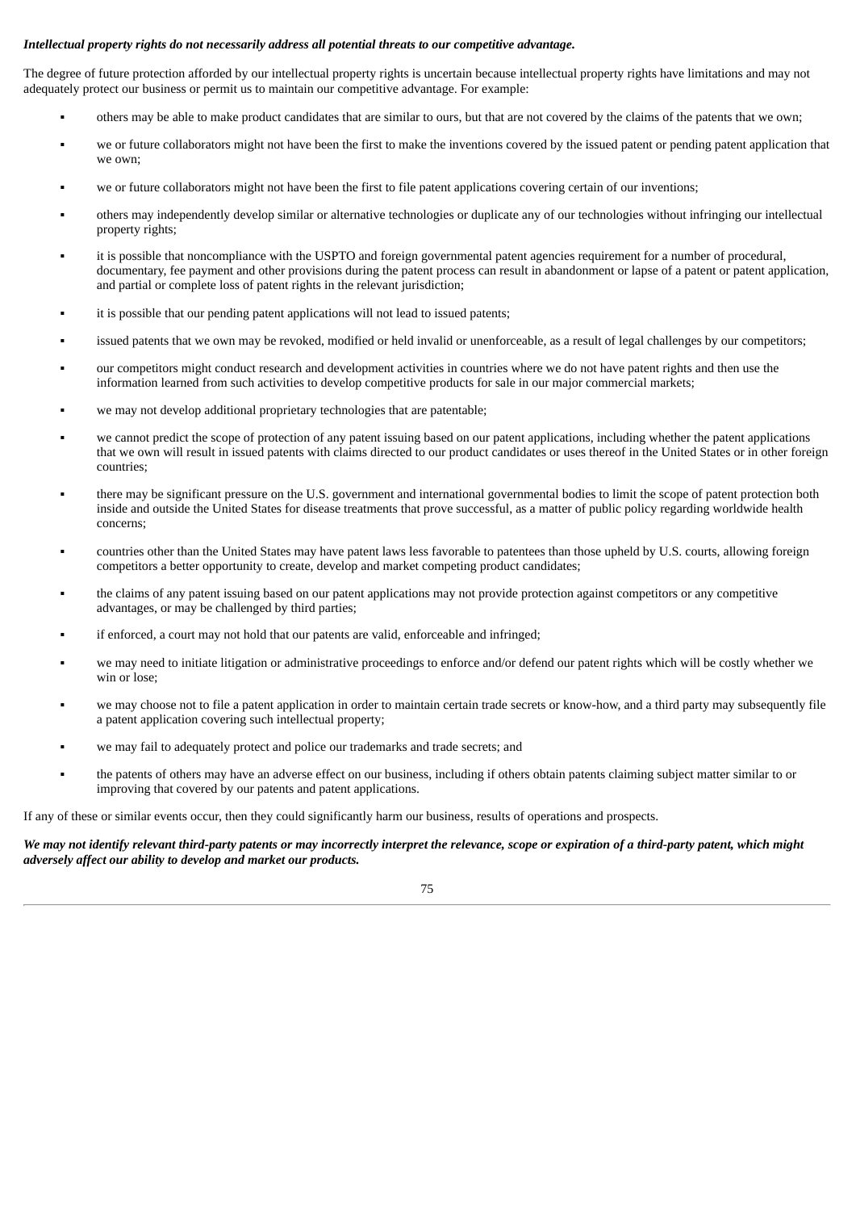***Intellectual property rights do not necessarily address all potential threats to our competitive advantage.***

The degree of future protection afforded by our intellectual property rights is uncertain because intellectual property rights have limitations and may not adequately protect our business or permit us to maintain our competitive advantage. For example:

- others may be able to make product candidates that are similar to ours, but that are not covered by the claims of the patents that we own;
- we or future collaborators might not have been the first to make the inventions covered by the issued patent or pending patent application that we own;
- we or future collaborators might not have been the first to file patent applications covering certain of our inventions;
- others may independently develop similar or alternative technologies or duplicate any of our technologies without infringing our intellectual property rights;
- it is possible that noncompliance with the USPTO and foreign governmental patent agencies requirement for a number of procedural, documentary, fee payment and other provisions during the patent process can result in abandonment or lapse of a patent or patent application, and partial or complete loss of patent rights in the relevant jurisdiction;
- it is possible that our pending patent applications will not lead to issued patents;
- issued patents that we own may be revoked, modified or held invalid or unenforceable, as a result of legal challenges by our competitors;
- our competitors might conduct research and development activities in countries where we do not have patent rights and then use the information learned from such activities to develop competitive products for sale in our major commercial markets;
- we may not develop additional proprietary technologies that are patentable;
- we cannot predict the scope of protection of any patent issuing based on our patent applications, including whether the patent applications that we own will result in issued patents with claims directed to our product candidates or uses thereof in the United States or in other foreign countries;
- there may be significant pressure on the U.S. government and international governmental bodies to limit the scope of patent protection both inside and outside the United States for disease treatments that prove successful, as a matter of public policy regarding worldwide health concerns;
- countries other than the United States may have patent laws less favorable to patentees than those upheld by U.S. courts, allowing foreign competitors a better opportunity to create, develop and market competing product candidates;
- the claims of any patent issuing based on our patent applications may not provide protection against competitors or any competitive advantages, or may be challenged by third parties;
- if enforced, a court may not hold that our patents are valid, enforceable and infringed;
- we may need to initiate litigation or administrative proceedings to enforce and/or defend our patent rights which will be costly whether we win or lose;
- we may choose not to file a patent application in order to maintain certain trade secrets or know-how, and a third party may subsequently file a patent application covering such intellectual property;
- we may fail to adequately protect and police our trademarks and trade secrets; and
- the patents of others may have an adverse effect on our business, including if others obtain patents claiming subject matter similar to or improving that covered by our patents and patent applications.

If any of these or similar events occur, then they could significantly harm our business, results of operations and prospects.

***We may not identify relevant third-party patents or may incorrectly interpret the relevance, scope or expiration of a third-party patent, which might adversely affect our ability to develop and market our products.***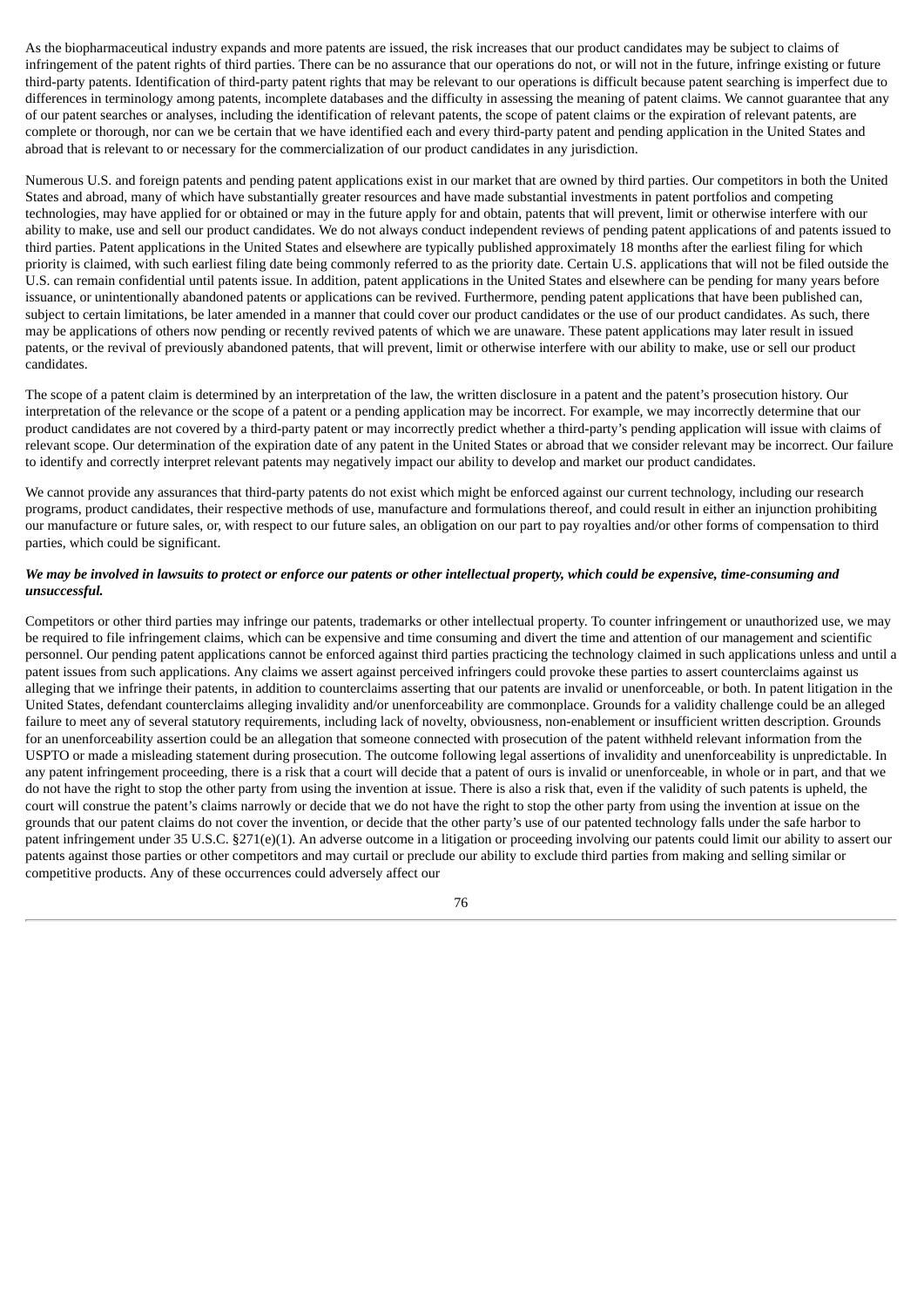As the biopharmaceutical industry expands and more patents are issued, the risk increases that our product candidates may be subject to claims of infringement of the patent rights of third parties. There can be no assurance that our operations do not, or will not in the future, infringe existing or future third-party patents. Identification of third-party patent rights that may be relevant to our operations is difficult because patent searching is imperfect due to differences in terminology among patents, incomplete databases and the difficulty in assessing the meaning of patent claims. We cannot guarantee that any of our patent searches or analyses, including the identification of relevant patents, the scope of patent claims or the expiration of relevant patents, are complete or thorough, nor can we be certain that we have identified each and every third-party patent and pending application in the United States and abroad that is relevant to or necessary for the commercialization of our product candidates in any jurisdiction.

Numerous U.S. and foreign patents and pending patent applications exist in our market that are owned by third parties. Our competitors in both the United States and abroad, many of which have substantially greater resources and have made substantial investments in patent portfolios and competing technologies, may have applied for or obtained or may in the future apply for and obtain, patents that will prevent, limit or otherwise interfere with our ability to make, use and sell our product candidates. We do not always conduct independent reviews of pending patent applications of and patents issued to third parties. Patent applications in the United States and elsewhere are typically published approximately 18 months after the earliest filing for which priority is claimed, with such earliest filing date being commonly referred to as the priority date. Certain U.S. applications that will not be filed outside the U.S. can remain confidential until patents issue. In addition, patent applications in the United States and elsewhere can be pending for many years before issuance, or unintentionally abandoned patents or applications can be revived. Furthermore, pending patent applications that have been published can, subject to certain limitations, be later amended in a manner that could cover our product candidates or the use of our product candidates. As such, there may be applications of others now pending or recently revived patents of which we are unaware. These patent applications may later result in issued patents, or the revival of previously abandoned patents, that will prevent, limit or otherwise interfere with our ability to make, use or sell our product candidates.

The scope of a patent claim is determined by an interpretation of the law, the written disclosure in a patent and the patent's prosecution history. Our interpretation of the relevance or the scope of a patent or a pending application may be incorrect. For example, we may incorrectly determine that our product candidates are not covered by a third-party patent or may incorrectly predict whether a third-party's pending application will issue with claims of relevant scope. Our determination of the expiration date of any patent in the United States or abroad that we consider relevant may be incorrect. Our failure to identify and correctly interpret relevant patents may negatively impact our ability to develop and market our product candidates.

We cannot provide any assurances that third-party patents do not exist which might be enforced against our current technology, including our research programs, product candidates, their respective methods of use, manufacture and formulations thereof, and could result in either an injunction prohibiting our manufacture or future sales, or, with respect to our future sales, an obligation on our part to pay royalties and/or other forms of compensation to third parties, which could be significant.

***We may be involved in lawsuits to protect or enforce our patents or other intellectual property, which could be expensive, time-consuming and unsuccessful.***

Competitors or other third parties may infringe our patents, trademarks or other intellectual property. To counter infringement or unauthorized use, we may be required to file infringement claims, which can be expensive and time consuming and divert the time and attention of our management and scientific personnel. Our pending patent applications cannot be enforced against third parties practicing the technology claimed in such applications unless and until a patent issues from such applications. Any claims we assert against perceived infringers could provoke these parties to assert counterclaims against us alleging that we infringe their patents, in addition to counterclaims asserting that our patents are invalid or unenforceable, or both. In patent litigation in the United States, defendant counterclaims alleging invalidity and/or unenforceability are commonplace. Grounds for a validity challenge could be an alleged failure to meet any of several statutory requirements, including lack of novelty, obviousness, non-enablement or insufficient written description. Grounds for an unenforceability assertion could be an allegation that someone connected with prosecution of the patent withheld relevant information from the USPTO or made a misleading statement during prosecution. The outcome following legal assertions of invalidity and unenforceability is unpredictable. In any patent infringement proceeding, there is a risk that a court will decide that a patent of ours is invalid or unenforceable, in whole or in part, and that we do not have the right to stop the other party from using the invention at issue. There is also a risk that, even if the validity of such patents is upheld, the court will construe the patent's claims narrowly or decide that we do not have the right to stop the other party from using the invention at issue on the grounds that our patent claims do not cover the invention, or decide that the other party's use of our patented technology falls under the safe harbor to patent infringement under 35 U.S.C. §271(e)(1). An adverse outcome in a litigation or proceeding involving our patents could limit our ability to assert our patents against those parties or other competitors and may curtail or preclude our ability to exclude third parties from making and selling similar or competitive products. Any of these occurrences could adversely affect our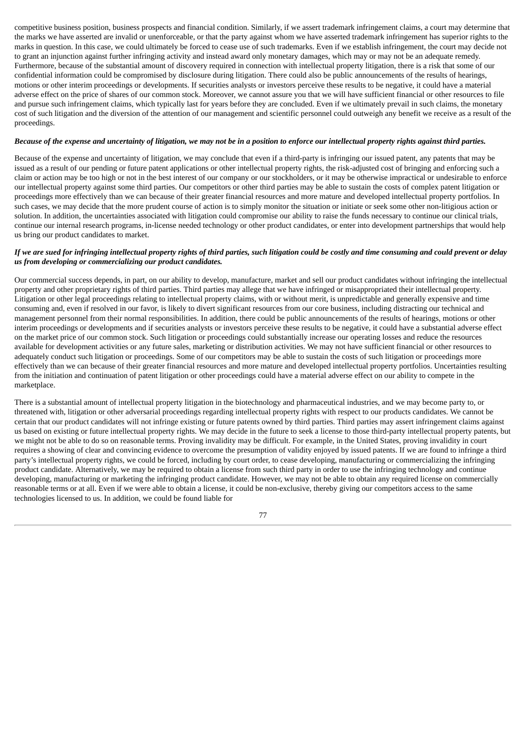competitive business position, business prospects and financial condition. Similarly, if we assert trademark infringement claims, a court may determine that the marks we have asserted are invalid or unenforceable, or that the party against whom we have asserted trademark infringement has superior rights to the marks in question. In this case, we could ultimately be forced to cease use of such trademarks. Even if we establish infringement, the court may decide not to grant an injunction against further infringing activity and instead award only monetary damages, which may or may not be an adequate remedy. Furthermore, because of the substantial amount of discovery required in connection with intellectual property litigation, there is a risk that some of our confidential information could be compromised by disclosure during litigation. There could also be public announcements of the results of hearings, motions or other interim proceedings or developments. If securities analysts or investors perceive these results to be negative, it could have a material adverse effect on the price of shares of our common stock. Moreover, we cannot assure you that we will have sufficient financial or other resources to file and pursue such infringement claims, which typically last for years before they are concluded. Even if we ultimately prevail in such claims, the monetary cost of such litigation and the diversion of the attention of our management and scientific personnel could outweigh any benefit we receive as a result of the proceedings.

***Because of the expense and uncertainty of litigation, we may not be in a position to enforce our intellectual property rights against third parties.***

Because of the expense and uncertainty of litigation, we may conclude that even if a third-party is infringing our issued patent, any patents that may be issued as a result of our pending or future patent applications or other intellectual property rights, the risk-adjusted cost of bringing and enforcing such a claim or action may be too high or not in the best interest of our company or our stockholders, or it may be otherwise impractical or undesirable to enforce our intellectual property against some third parties. Our competitors or other third parties may be able to sustain the costs of complex patent litigation or proceedings more effectively than we can because of their greater financial resources and more mature and developed intellectual property portfolios. In such cases, we may decide that the more prudent course of action is to simply monitor the situation or initiate or seek some other non-litigious action or solution. In addition, the uncertainties associated with litigation could compromise our ability to raise the funds necessary to continue our clinical trials, continue our internal research programs, in-license needed technology or other product candidates, or enter into development partnerships that would help us bring our product candidates to market.

***If we are sued for infringing intellectual property rights of third parties, such litigation could be costly and time consuming and could prevent or delay us from developing or commercializing our product candidates.***

Our commercial success depends, in part, on our ability to develop, manufacture, market and sell our product candidates without infringing the intellectual property and other proprietary rights of third parties. Third parties may allege that we have infringed or misappropriated their intellectual property. Litigation or other legal proceedings relating to intellectual property claims, with or without merit, is unpredictable and generally expensive and time consuming and, even if resolved in our favor, is likely to divert significant resources from our core business, including distracting our technical and management personnel from their normal responsibilities. In addition, there could be public announcements of the results of hearings, motions or other interim proceedings or developments and if securities analysts or investors perceive these results to be negative, it could have a substantial adverse effect on the market price of our common stock. Such litigation or proceedings could substantially increase our operating losses and reduce the resources available for development activities or any future sales, marketing or distribution activities. We may not have sufficient financial or other resources to adequately conduct such litigation or proceedings. Some of our competitors may be able to sustain the costs of such litigation or proceedings more effectively than we can because of their greater financial resources and more mature and developed intellectual property portfolios. Uncertainties resulting from the initiation and continuation of patent litigation or other proceedings could have a material adverse effect on our ability to compete in the marketplace.

There is a substantial amount of intellectual property litigation in the biotechnology and pharmaceutical industries, and we may become party to, or threatened with, litigation or other adversarial proceedings regarding intellectual property rights with respect to our products candidates. We cannot be certain that our product candidates will not infringe existing or future patents owned by third parties. Third parties may assert infringement claims against us based on existing or future intellectual property rights. We may decide in the future to seek a license to those third-party intellectual property patents, but we might not be able to do so on reasonable terms. Proving invalidity may be difficult. For example, in the United States, proving invalidity in court requires a showing of clear and convincing evidence to overcome the presumption of validity enjoyed by issued patents. If we are found to infringe a third party's intellectual property rights, we could be forced, including by court order, to cease developing, manufacturing or commercializing the infringing product candidate. Alternatively, we may be required to obtain a license from such third party in order to use the infringing technology and continue developing, manufacturing or marketing the infringing product candidate. However, we may not be able to obtain any required license on commercially reasonable terms or at all. Even if we were able to obtain a license, it could be non-exclusive, thereby giving our competitors access to the same technologies licensed to us. In addition, we could be found liable for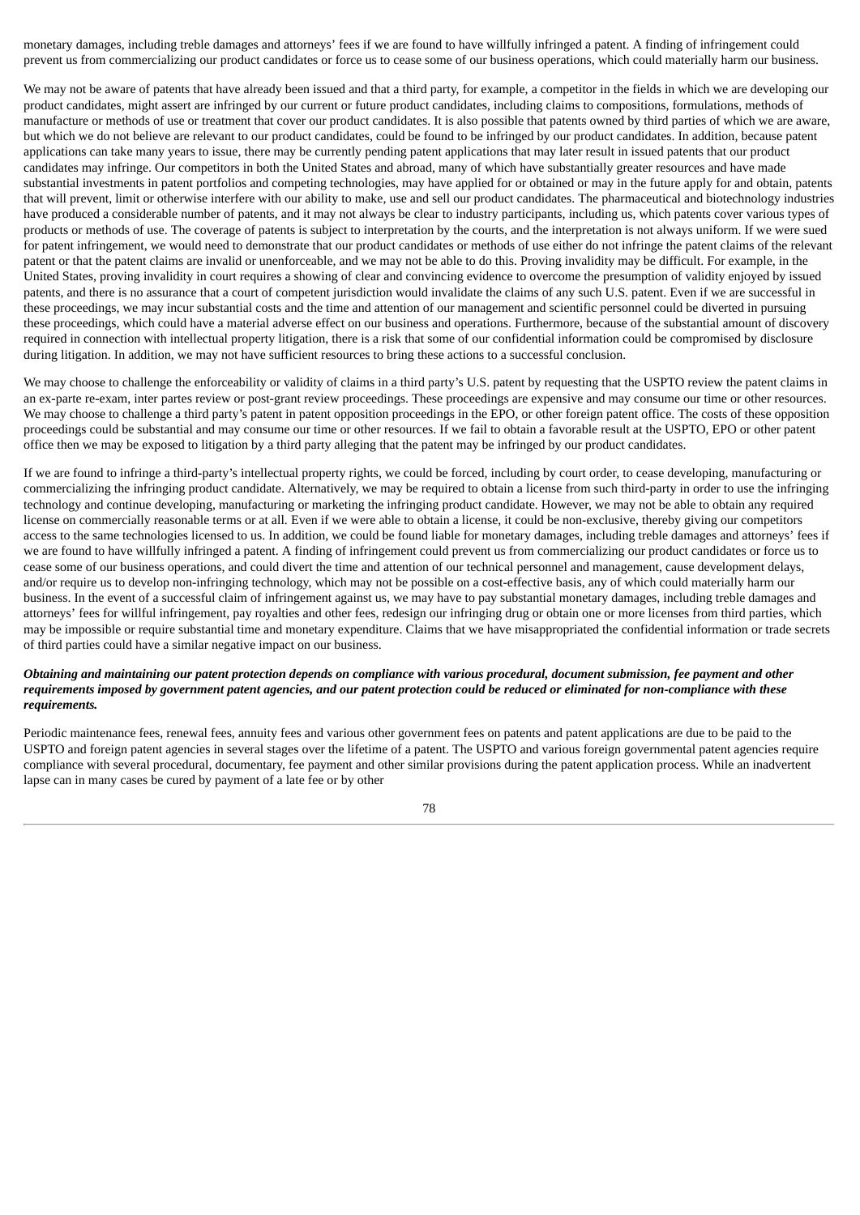monetary damages, including treble damages and attorneys' fees if we are found to have willfully infringed a patent. A finding of infringement could prevent us from commercializing our product candidates or force us to cease some of our business operations, which could materially harm our business.

We may not be aware of patents that have already been issued and that a third party, for example, a competitor in the fields in which we are developing our product candidates, might assert are infringed by our current or future product candidates, including claims to compositions, formulations, methods of manufacture or methods of use or treatment that cover our product candidates. It is also possible that patents owned by third parties of which we are aware, but which we do not believe are relevant to our product candidates, could be found to be infringed by our product candidates. In addition, because patent applications can take many years to issue, there may be currently pending patent applications that may later result in issued patents that our product candidates may infringe. Our competitors in both the United States and abroad, many of which have substantially greater resources and have made substantial investments in patent portfolios and competing technologies, may have applied for or obtained or may in the future apply for and obtain, patents that will prevent, limit or otherwise interfere with our ability to make, use and sell our product candidates. The pharmaceutical and biotechnology industries have produced a considerable number of patents, and it may not always be clear to industry participants, including us, which patents cover various types of products or methods of use. The coverage of patents is subject to interpretation by the courts, and the interpretation is not always uniform. If we were sued for patent infringement, we would need to demonstrate that our product candidates or methods of use either do not infringe the patent claims of the relevant patent or that the patent claims are invalid or unenforceable, and we may not be able to do this. Proving invalidity may be difficult. For example, in the United States, proving invalidity in court requires a showing of clear and convincing evidence to overcome the presumption of validity enjoyed by issued patents, and there is no assurance that a court of competent jurisdiction would invalidate the claims of any such U.S. patent. Even if we are successful in these proceedings, we may incur substantial costs and the time and attention of our management and scientific personnel could be diverted in pursuing these proceedings, which could have a material adverse effect on our business and operations. Furthermore, because of the substantial amount of discovery required in connection with intellectual property litigation, there is a risk that some of our confidential information could be compromised by disclosure during litigation. In addition, we may not have sufficient resources to bring these actions to a successful conclusion.

We may choose to challenge the enforceability or validity of claims in a third party's U.S. patent by requesting that the USPTO review the patent claims in an ex-parte re-exam, inter partes review or post-grant review proceedings. These proceedings are expensive and may consume our time or other resources. We may choose to challenge a third party's patent in patent opposition proceedings in the EPO, or other foreign patent office. The costs of these opposition proceedings could be substantial and may consume our time or other resources. If we fail to obtain a favorable result at the USPTO, EPO or other patent office then we may be exposed to litigation by a third party alleging that the patent may be infringed by our product candidates.

If we are found to infringe a third-party's intellectual property rights, we could be forced, including by court order, to cease developing, manufacturing or commercializing the infringing product candidate. Alternatively, we may be required to obtain a license from such third-party in order to use the infringing technology and continue developing, manufacturing or marketing the infringing product candidate. However, we may not be able to obtain any required license on commercially reasonable terms or at all. Even if we were able to obtain a license, it could be non-exclusive, thereby giving our competitors access to the same technologies licensed to us. In addition, we could be found liable for monetary damages, including treble damages and attorneys' fees if we are found to have willfully infringed a patent. A finding of infringement could prevent us from commercializing our product candidates or force us to cease some of our business operations, and could divert the time and attention of our technical personnel and management, cause development delays, and/or require us to develop non-infringing technology, which may not be possible on a cost-effective basis, any of which could materially harm our business. In the event of a successful claim of infringement against us, we may have to pay substantial monetary damages, including treble damages and attorneys' fees for willful infringement, pay royalties and other fees, redesign our infringing drug or obtain one or more licenses from third parties, which may be impossible or require substantial time and monetary expenditure. Claims that we have misappropriated the confidential information or trade secrets of third parties could have a similar negative impact on our business.

***Obtaining and maintaining our patent protection depends on compliance with various procedural, document submission, fee payment and other requirements imposed by government patent agencies, and our patent protection could be reduced or eliminated for non-compliance with these requirements.***

Periodic maintenance fees, renewal fees, annuity fees and various other government fees on patents and patent applications are due to be paid to the USPTO and foreign patent agencies in several stages over the lifetime of a patent. The USPTO and various foreign governmental patent agencies require compliance with several procedural, documentary, fee payment and other similar provisions during the patent application process. While an inadvertent lapse can in many cases be cured by payment of a late fee or by other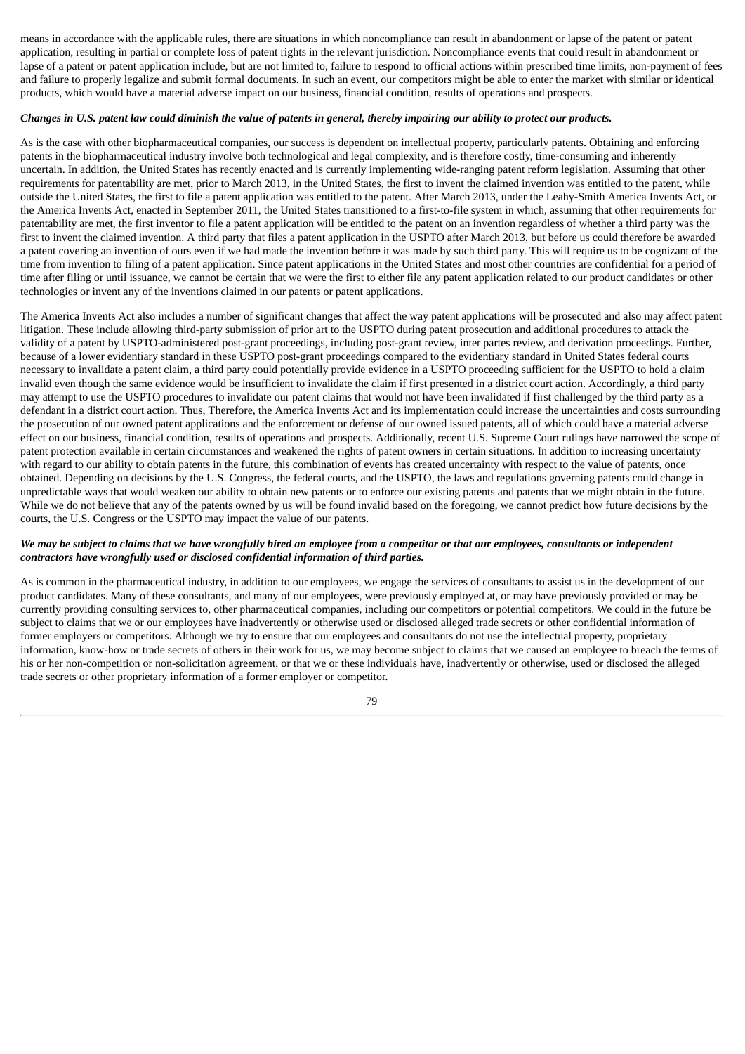means in accordance with the applicable rules, there are situations in which noncompliance can result in abandonment or lapse of the patent or patent application, resulting in partial or complete loss of patent rights in the relevant jurisdiction. Noncompliance events that could result in abandonment or lapse of a patent or patent application include, but are not limited to, failure to respond to official actions within prescribed time limits, non-payment of fees and failure to properly legalize and submit formal documents. In such an event, our competitors might be able to enter the market with similar or identical products, which would have a material adverse impact on our business, financial condition, results of operations and prospects.

***Changes in U.S. patent law could diminish the value of patents in general, thereby impairing our ability to protect our products.***

As is the case with other biopharmaceutical companies, our success is dependent on intellectual property, particularly patents. Obtaining and enforcing patents in the biopharmaceutical industry involve both technological and legal complexity, and is therefore costly, time-consuming and inherently uncertain. In addition, the United States has recently enacted and is currently implementing wide-ranging patent reform legislation. Assuming that other requirements for patentability are met, prior to March 2013, in the United States, the first to invent the claimed invention was entitled to the patent, while outside the United States, the first to file a patent application was entitled to the patent. After March 2013, under the Leahy-Smith America Invents Act, or the America Invents Act, enacted in September 2011, the United States transitioned to a first-to-file system in which, assuming that other requirements for patentability are met, the first inventor to file a patent application will be entitled to the patent on an invention regardless of whether a third party was the first to invent the claimed invention. A third party that files a patent application in the USPTO after March 2013, but before us could therefore be awarded a patent covering an invention of ours even if we had made the invention before it was made by such third party. This will require us to be cognizant of the time from invention to filing of a patent application. Since patent applications in the United States and most other countries are confidential for a period of time after filing or until issuance, we cannot be certain that we were the first to either file any patent application related to our product candidates or other technologies or invent any of the inventions claimed in our patents or patent applications.

The America Invents Act also includes a number of significant changes that affect the way patent applications will be prosecuted and also may affect patent litigation. These include allowing third-party submission of prior art to the USPTO during patent prosecution and additional procedures to attack the validity of a patent by USPTO-administered post-grant proceedings, including post-grant review, inter partes review, and derivation proceedings. Further, because of a lower evidentiary standard in these USPTO post-grant proceedings compared to the evidentiary standard in United States federal courts necessary to invalidate a patent claim, a third party could potentially provide evidence in a USPTO proceeding sufficient for the USPTO to hold a claim invalid even though the same evidence would be insufficient to invalidate the claim if first presented in a district court action. Accordingly, a third party may attempt to use the USPTO procedures to invalidate our patent claims that would not have been invalidated if first challenged by the third party as a defendant in a district court action. Thus, Therefore, the America Invents Act and its implementation could increase the uncertainties and costs surrounding the prosecution of our owned patent applications and the enforcement or defense of our owned issued patents, all of which could have a material adverse effect on our business, financial condition, results of operations and prospects. Additionally, recent U.S. Supreme Court rulings have narrowed the scope of patent protection available in certain circumstances and weakened the rights of patent owners in certain situations. In addition to increasing uncertainty with regard to our ability to obtain patents in the future, this combination of events has created uncertainty with respect to the value of patents, once obtained. Depending on decisions by the U.S. Congress, the federal courts, and the USPTO, the laws and regulations governing patents could change in unpredictable ways that would weaken our ability to obtain new patents or to enforce our existing patents and patents that we might obtain in the future. While we do not believe that any of the patents owned by us will be found invalid based on the foregoing, we cannot predict how future decisions by the courts, the U.S. Congress or the USPTO may impact the value of our patents.

***We may be subject to claims that we have wrongfully hired an employee from a competitor or that our employees, consultants or independent contractors have wrongfully used or disclosed confidential information of third parties.***

As is common in the pharmaceutical industry, in addition to our employees, we engage the services of consultants to assist us in the development of our product candidates. Many of these consultants, and many of our employees, were previously employed at, or may have previously provided or may be currently providing consulting services to, other pharmaceutical companies, including our competitors or potential competitors. We could in the future be subject to claims that we or our employees have inadvertently or otherwise used or disclosed alleged trade secrets or other confidential information of former employers or competitors. Although we try to ensure that our employees and consultants do not use the intellectual property, proprietary information, know-how or trade secrets of others in their work for us, we may become subject to claims that we caused an employee to breach the terms of his or her non-competition or non-solicitation agreement, or that we or these individuals have, inadvertently or otherwise, used or disclosed the alleged trade secrets or other proprietary information of a former employer or competitor.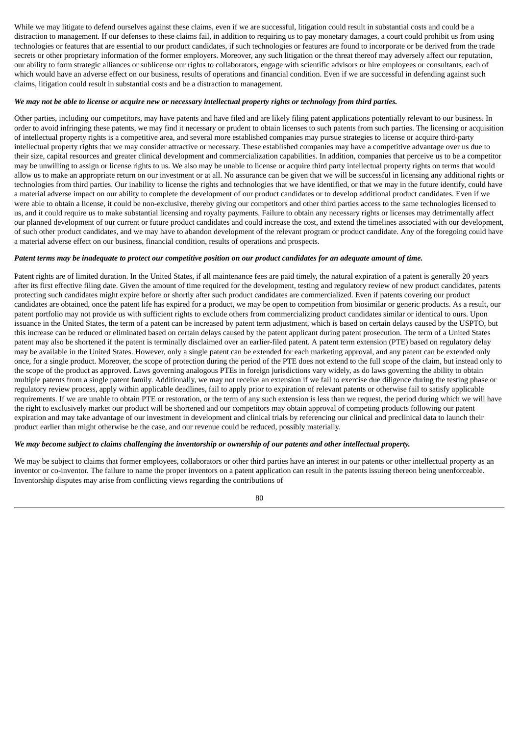While we may litigate to defend ourselves against these claims, even if we are successful, litigation could result in substantial costs and could be a distraction to management. If our defenses to these claims fail, in addition to requiring us to pay monetary damages, a court could prohibit us from using technologies or features that are essential to our product candidates, if such technologies or features are found to incorporate or be derived from the trade secrets or other proprietary information of the former employers. Moreover, any such litigation or the threat thereof may adversely affect our reputation, our ability to form strategic alliances or sublicense our rights to collaborators, engage with scientific advisors or hire employees or consultants, each of which would have an adverse effect on our business, results of operations and financial condition. Even if we are successful in defending against such claims, litigation could result in substantial costs and be a distraction to management.

***We may not be able to license or acquire new or necessary intellectual property rights or technology from third parties.***

Other parties, including our competitors, may have patents and have filed and are likely filing patent applications potentially relevant to our business. In order to avoid infringing these patents, we may find it necessary or prudent to obtain licenses to such patents from such parties. The licensing or acquisition of intellectual property rights is a competitive area, and several more established companies may pursue strategies to license or acquire third-party intellectual property rights that we may consider attractive or necessary. These established companies may have a competitive advantage over us due to their size, capital resources and greater clinical development and commercialization capabilities. In addition, companies that perceive us to be a competitor may be unwilling to assign or license rights to us. We also may be unable to license or acquire third party intellectual property rights on terms that would allow us to make an appropriate return on our investment or at all. No assurance can be given that we will be successful in licensing any additional rights or technologies from third parties. Our inability to license the rights and technologies that we have identified, or that we may in the future identify, could have a material adverse impact on our ability to complete the development of our product candidates or to develop additional product candidates. Even if we were able to obtain a license, it could be non-exclusive, thereby giving our competitors and other third parties access to the same technologies licensed to us, and it could require us to make substantial licensing and royalty payments. Failure to obtain any necessary rights or licenses may detrimentally affect our planned development of our current or future product candidates and could increase the cost, and extend the timelines associated with our development, of such other product candidates, and we may have to abandon development of the relevant program or product candidate. Any of the foregoing could have a material adverse effect on our business, financial condition, results of operations and prospects.

***Patent terms may be inadequate to protect our competitive position on our product candidates for an adequate amount of time.***

Patent rights are of limited duration. In the United States, if all maintenance fees are paid timely, the natural expiration of a patent is generally 20 years after its first effective filing date. Given the amount of time required for the development, testing and regulatory review of new product candidates, patents protecting such candidates might expire before or shortly after such product candidates are commercialized. Even if patents covering our product candidates are obtained, once the patent life has expired for a product, we may be open to competition from biosimilar or generic products. As a result, our patent portfolio may not provide us with sufficient rights to exclude others from commercializing product candidates similar or identical to ours. Upon issuance in the United States, the term of a patent can be increased by patent term adjustment, which is based on certain delays caused by the USPTO, but this increase can be reduced or eliminated based on certain delays caused by the patent applicant during patent prosecution. The term of a United States patent may also be shortened if the patent is terminally disclaimed over an earlier-filed patent. A patent term extension (PTE) based on regulatory delay may be available in the United States. However, only a single patent can be extended for each marketing approval, and any patent can be extended only once, for a single product. Moreover, the scope of protection during the period of the PTE does not extend to the full scope of the claim, but instead only to the scope of the product as approved. Laws governing analogous PTEs in foreign jurisdictions vary widely, as do laws governing the ability to obtain multiple patents from a single patent family. Additionally, we may not receive an extension if we fail to exercise due diligence during the testing phase or regulatory review process, apply within applicable deadlines, fail to apply prior to expiration of relevant patents or otherwise fail to satisfy applicable requirements. If we are unable to obtain PTE or restoration, or the term of any such extension is less than we request, the period during which we will have the right to exclusively market our product will be shortened and our competitors may obtain approval of competing products following our patent expiration and may take advantage of our investment in development and clinical trials by referencing our clinical and preclinical data to launch their product earlier than might otherwise be the case, and our revenue could be reduced, possibly materially.

***We may become subject to claims challenging the inventorship or ownership of our patents and other intellectual property.***

We may be subject to claims that former employees, collaborators or other third parties have an interest in our patents or other intellectual property as an inventor or co-inventor. The failure to name the proper inventors on a patent application can result in the patents issuing thereon being unenforceable. Inventorship disputes may arise from conflicting views regarding the contributions of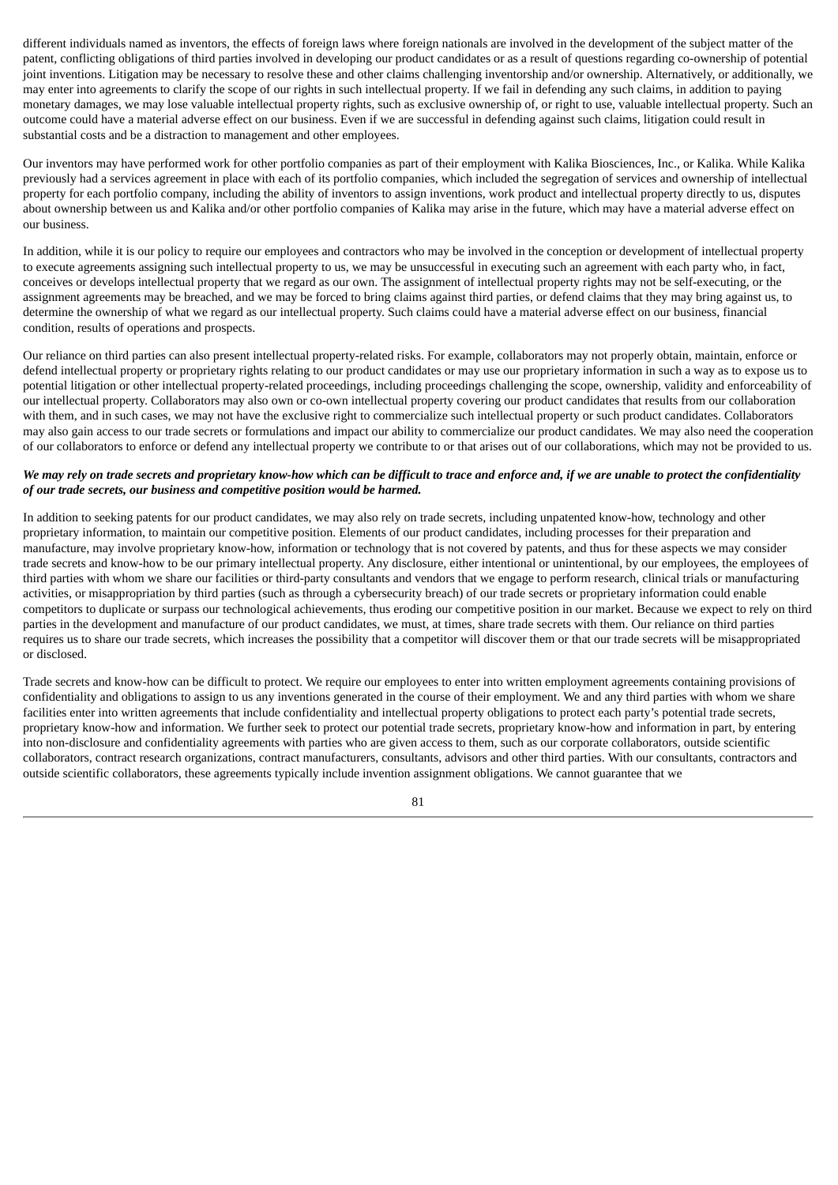different individuals named as inventors, the effects of foreign laws where foreign nationals are involved in the development of the subject matter of the patent, conflicting obligations of third parties involved in developing our product candidates or as a result of questions regarding co-ownership of potential joint inventions. Litigation may be necessary to resolve these and other claims challenging inventorship and/or ownership. Alternatively, or additionally, we may enter into agreements to clarify the scope of our rights in such intellectual property. If we fail in defending any such claims, in addition to paying monetary damages, we may lose valuable intellectual property rights, such as exclusive ownership of, or right to use, valuable intellectual property. Such an outcome could have a material adverse effect on our business. Even if we are successful in defending against such claims, litigation could result in substantial costs and be a distraction to management and other employees.

Our inventors may have performed work for other portfolio companies as part of their employment with Kalika Biosciences, Inc., or Kalika. While Kalika previously had a services agreement in place with each of its portfolio companies, which included the segregation of services and ownership of intellectual property for each portfolio company, including the ability of inventors to assign inventions, work product and intellectual property directly to us, disputes about ownership between us and Kalika and/or other portfolio companies of Kalika may arise in the future, which may have a material adverse effect on our business.

In addition, while it is our policy to require our employees and contractors who may be involved in the conception or development of intellectual property to execute agreements assigning such intellectual property to us, we may be unsuccessful in executing such an agreement with each party who, in fact, conceives or develops intellectual property that we regard as our own. The assignment of intellectual property rights may not be self-executing, or the assignment agreements may be breached, and we may be forced to bring claims against third parties, or defend claims that they may bring against us, to determine the ownership of what we regard as our intellectual property. Such claims could have a material adverse effect on our business, financial condition, results of operations and prospects.

Our reliance on third parties can also present intellectual property-related risks. For example, collaborators may not properly obtain, maintain, enforce or defend intellectual property or proprietary rights relating to our product candidates or may use our proprietary information in such a way as to expose us to potential litigation or other intellectual property-related proceedings, including proceedings challenging the scope, ownership, validity and enforceability of our intellectual property. Collaborators may also own or co-own intellectual property covering our product candidates that results from our collaboration with them, and in such cases, we may not have the exclusive right to commercialize such intellectual property or such product candidates. Collaborators may also gain access to our trade secrets or formulations and impact our ability to commercialize our product candidates. We may also need the cooperation of our collaborators to enforce or defend any intellectual property we contribute to or that arises out of our collaborations, which may not be provided to us.

***We may rely on trade secrets and proprietary know-how which can be difficult to trace and enforce and, if we are unable to protect the confidentiality of our trade secrets, our business and competitive position would be harmed.***

In addition to seeking patents for our product candidates, we may also rely on trade secrets, including unpatented know-how, technology and other proprietary information, to maintain our competitive position. Elements of our product candidates, including processes for their preparation and manufacture, may involve proprietary know-how, information or technology that is not covered by patents, and thus for these aspects we may consider trade secrets and know-how to be our primary intellectual property. Any disclosure, either intentional or unintentional, by our employees, the employees of third parties with whom we share our facilities or third-party consultants and vendors that we engage to perform research, clinical trials or manufacturing activities, or misappropriation by third parties (such as through a cybersecurity breach) of our trade secrets or proprietary information could enable competitors to duplicate or surpass our technological achievements, thus eroding our competitive position in our market. Because we expect to rely on third parties in the development and manufacture of our product candidates, we must, at times, share trade secrets with them. Our reliance on third parties requires us to share our trade secrets, which increases the possibility that a competitor will discover them or that our trade secrets will be misappropriated or disclosed.

Trade secrets and know-how can be difficult to protect. We require our employees to enter into written employment agreements containing provisions of confidentiality and obligations to assign to us any inventions generated in the course of their employment. We and any third parties with whom we share facilities enter into written agreements that include confidentiality and intellectual property obligations to protect each party's potential trade secrets, proprietary know-how and information. We further seek to protect our potential trade secrets, proprietary know-how and information in part, by entering into non-disclosure and confidentiality agreements with parties who are given access to them, such as our corporate collaborators, outside scientific collaborators, contract research organizations, contract manufacturers, consultants, advisors and other third parties. With our consultants, contractors and outside scientific collaborators, these agreements typically include invention assignment obligations. We cannot guarantee that we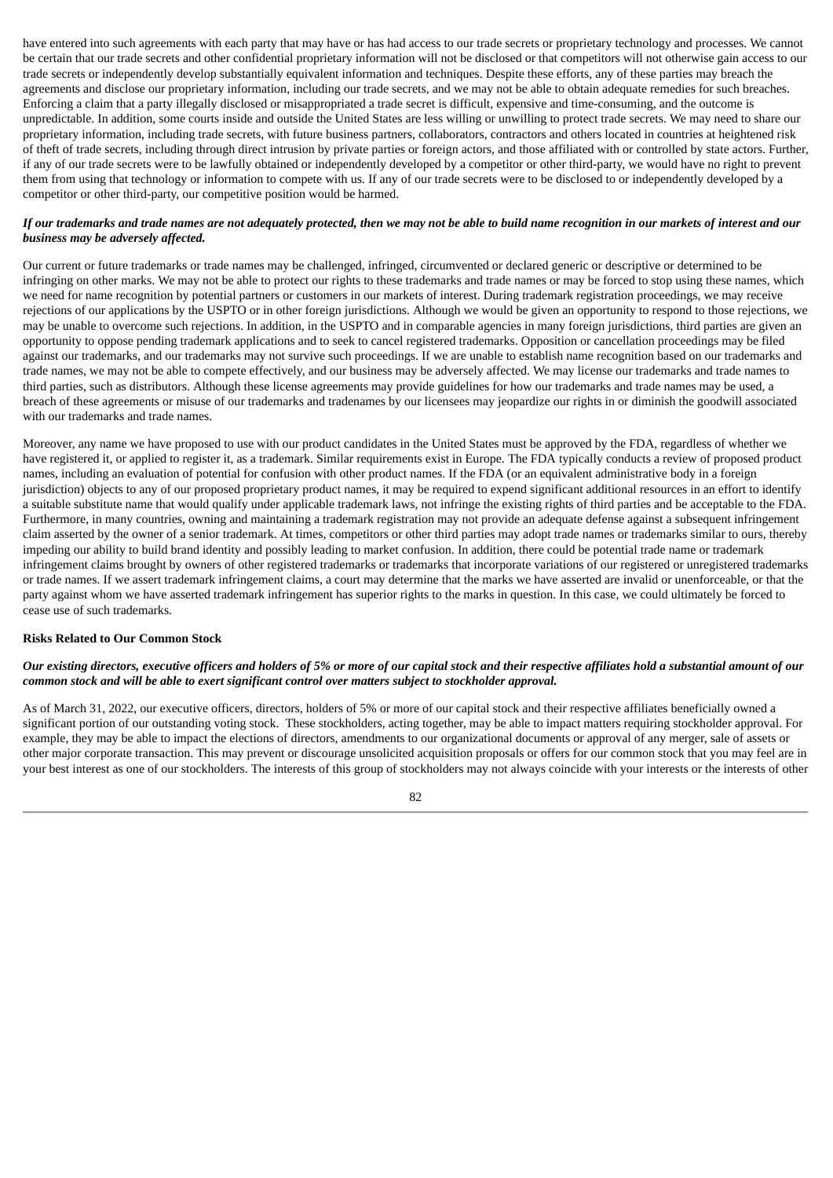have entered into such agreements with each party that may have or has had access to our trade secrets or proprietary technology and processes. We cannot be certain that our trade secrets and other confidential proprietary information will not be disclosed or that competitors will not otherwise gain access to our trade secrets or independently develop substantially equivalent information and techniques. Despite these efforts, any of these parties may breach the agreements and disclose our proprietary information, including our trade secrets, and we may not be able to obtain adequate remedies for such breaches. Enforcing a claim that a party illegally disclosed or misappropriated a trade secret is difficult, expensive and time-consuming, and the outcome is unpredictable. In addition, some courts inside and outside the United States are less willing or unwilling to protect trade secrets. We may need to share our proprietary information, including trade secrets, with future business partners, collaborators, contractors and others located in countries at heightened risk of theft of trade secrets, including through direct intrusion by private parties or foreign actors, and those affiliated with or controlled by state actors. Further, if any of our trade secrets were to be lawfully obtained or independently developed by a competitor or other third-party, we would have no right to prevent them from using that technology or information to compete with us. If any of our trade secrets were to be disclosed to or independently developed by a competitor or other third-party, our competitive position would be harmed.

***If our trademarks and trade names are not adequately protected, then we may not be able to build name recognition in our markets of interest and our business may be adversely affected.***

Our current or future trademarks or trade names may be challenged, infringed, circumvented or declared generic or descriptive or determined to be infringing on other marks. We may not be able to protect our rights to these trademarks and trade names or may be forced to stop using these names, which we need for name recognition by potential partners or customers in our markets of interest. During trademark registration proceedings, we may receive rejections of our applications by the USPTO or in other foreign jurisdictions. Although we would be given an opportunity to respond to those rejections, we may be unable to overcome such rejections. In addition, in the USPTO and in comparable agencies in many foreign jurisdictions, third parties are given an opportunity to oppose pending trademark applications and to seek to cancel registered trademarks. Opposition or cancellation proceedings may be filed against our trademarks, and our trademarks may not survive such proceedings. If we are unable to establish name recognition based on our trademarks and trade names, we may not be able to compete effectively, and our business may be adversely affected. We may license our trademarks and trade names to third parties, such as distributors. Although these license agreements may provide guidelines for how our trademarks and trade names may be used, a breach of these agreements or misuse of our trademarks and tradenames by our licensees may jeopardize our rights in or diminish the goodwill associated with our trademarks and trade names.

Moreover, any name we have proposed to use with our product candidates in the United States must be approved by the FDA, regardless of whether we have registered it, or applied to register it, as a trademark. Similar requirements exist in Europe. The FDA typically conducts a review of proposed product names, including an evaluation of potential for confusion with other product names. If the FDA (or an equivalent administrative body in a foreign jurisdiction) objects to any of our proposed proprietary product names, it may be required to expend significant additional resources in an effort to identify a suitable substitute name that would qualify under applicable trademark laws, not infringe the existing rights of third parties and be acceptable to the FDA. Furthermore, in many countries, owning and maintaining a trademark registration may not provide an adequate defense against a subsequent infringement claim asserted by the owner of a senior trademark. At times, competitors or other third parties may adopt trade names or trademarks similar to ours, thereby impeding our ability to build brand identity and possibly leading to market confusion. In addition, there could be potential trade name or trademark infringement claims brought by owners of other registered trademarks or trademarks that incorporate variations of our registered or unregistered trademarks or trade names. If we assert trademark infringement claims, a court may determine that the marks we have asserted are invalid or unenforceable, or that the party against whom we have asserted trademark infringement has superior rights to the marks in question. In this case, we could ultimately be forced to cease use of such trademarks.

**Risks Related to Our Common Stock**

***Our existing directors, executive officers and holders of 5% or more of our capital stock and their respective affiliates hold a substantial amount of our common stock and will be able to exert significant control over matters subject to stockholder approval.***

As of March 31, 2022, our executive officers, directors, holders of 5% or more of our capital stock and their respective affiliates beneficially owned a significant portion of our outstanding voting stock. These stockholders, acting together, may be able to impact matters requiring stockholder approval. For example, they may be able to impact the elections of directors, amendments to our organizational documents or approval of any merger, sale of assets or other major corporate transaction. This may prevent or discourage unsolicited acquisition proposals or offers for our common stock that you may feel are in your best interest as one of our stockholders. The interests of this group of stockholders may not always coincide with your interests or the interests of other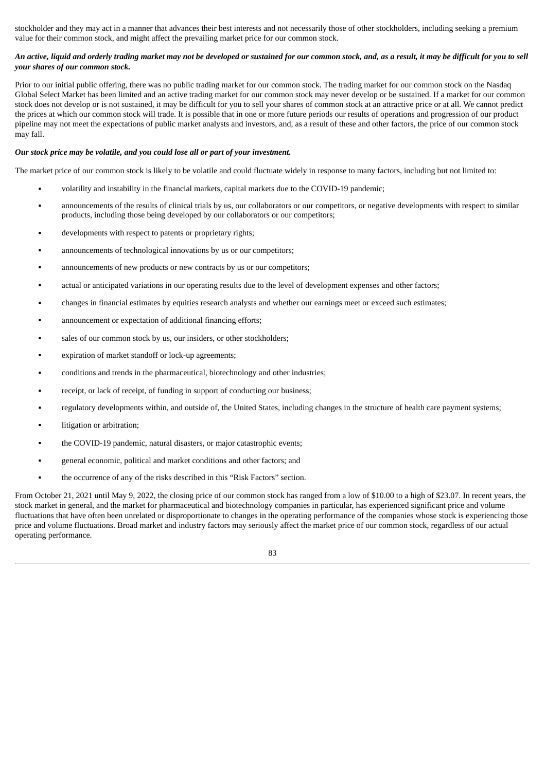stockholder and they may act in a manner that advances their best interests and not necessarily those of other stockholders, including seeking a premium value for their common stock, and might affect the prevailing market price for our common stock.

***An active, liquid and orderly trading market may not be developed or sustained for our common stock, and, as a result, it may be difficult for you to sell your shares of our common stock.***

Prior to our initial public offering, there was no public trading market for our common stock. The trading market for our common stock on the Nasdaq Global Select Market has been limited and an active trading market for our common stock may never develop or be sustained. If a market for our common stock does not develop or is not sustained, it may be difficult for you to sell your shares of common stock at an attractive price or at all. We cannot predict the prices at which our common stock will trade. It is possible that in one or more future periods our results of operations and progression of our product pipeline may not meet the expectations of public market analysts and investors, and, as a result of these and other factors, the price of our common stock may fall.

***Our stock price may be volatile, and you could lose all or part of your investment.***

The market price of our common stock is likely to be volatile and could fluctuate widely in response to many factors, including but not limited to:

- volatility and instability in the financial markets, capital markets due to the COVID-19 pandemic;
- announcements of the results of clinical trials by us, our collaborators or our competitors, or negative developments with respect to similar products, including those being developed by our collaborators or our competitors;
- developments with respect to patents or proprietary rights;
- announcements of technological innovations by us or our competitors;
- announcements of new products or new contracts by us or our competitors;
- actual or anticipated variations in our operating results due to the level of development expenses and other factors;
- changes in financial estimates by equities research analysts and whether our earnings meet or exceed such estimates;
- announcement or expectation of additional financing efforts;
- sales of our common stock by us, our insiders, or other stockholders;
- expiration of market standoff or lock-up agreements;
- conditions and trends in the pharmaceutical, biotechnology and other industries;
- receipt, or lack of receipt, of funding in support of conducting our business;
- regulatory developments within, and outside of, the United States, including changes in the structure of health care payment systems;
- litigation or arbitration;
- the COVID-19 pandemic, natural disasters, or major catastrophic events;
- general economic, political and market conditions and other factors; and
- the occurrence of any of the risks described in this "Risk Factors" section.

From October 21, 2021 until May 9, 2022, the closing price of our common stock has ranged from a low of $10.00 to a high of $23.07. In recent years, the stock market in general, and the market for pharmaceutical and biotechnology companies in particular, has experienced significant price and volume fluctuations that have often been unrelated or disproportionate to changes in the operating performance of the companies whose stock is experiencing those price and volume fluctuations. Broad market and industry factors may seriously affect the market price of our common stock, regardless of our actual operating performance.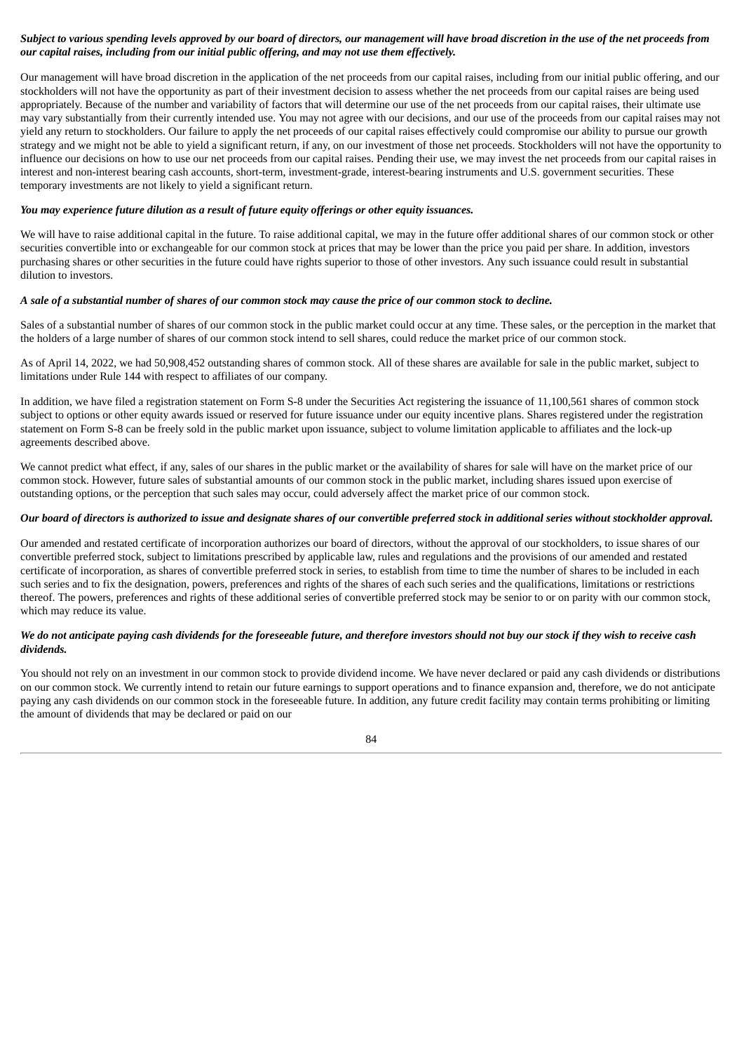***Subject to various spending levels approved by our board of directors, our management will have broad discretion in the use of the net proceeds from our capital raises, including from our initial public offering, and may not use them effectively.***

Our management will have broad discretion in the application of the net proceeds from our capital raises, including from our initial public offering, and our stockholders will not have the opportunity as part of their investment decision to assess whether the net proceeds from our capital raises are being used appropriately. Because of the number and variability of factors that will determine our use of the net proceeds from our capital raises, their ultimate use may vary substantially from their currently intended use. You may not agree with our decisions, and our use of the proceeds from our capital raises may not yield any return to stockholders. Our failure to apply the net proceeds of our capital raises effectively could compromise our ability to pursue our growth strategy and we might not be able to yield a significant return, if any, on our investment of those net proceeds. Stockholders will not have the opportunity to influence our decisions on how to use our net proceeds from our capital raises. Pending their use, we may invest the net proceeds from our capital raises in interest and non-interest bearing cash accounts, short-term, investment-grade, interest-bearing instruments and U.S. government securities. These temporary investments are not likely to yield a significant return.

***You may experience future dilution as a result of future equity offerings or other equity issuances.***

We will have to raise additional capital in the future. To raise additional capital, we may in the future offer additional shares of our common stock or other securities convertible into or exchangeable for our common stock at prices that may be lower than the price you paid per share. In addition, investors purchasing shares or other securities in the future could have rights superior to those of other investors. Any such issuance could result in substantial dilution to investors.

***A sale of a substantial number of shares of our common stock may cause the price of our common stock to decline.***

Sales of a substantial number of shares of our common stock in the public market could occur at any time. These sales, or the perception in the market that the holders of a large number of shares of our common stock intend to sell shares, could reduce the market price of our common stock.

As of April 14, 2022, we had 50,908,452 outstanding shares of common stock. All of these shares are available for sale in the public market, subject to limitations under Rule 144 with respect to affiliates of our company.

In addition, we have filed a registration statement on Form S-8 under the Securities Act registering the issuance of 11,100,561 shares of common stock subject to options or other equity awards issued or reserved for future issuance under our equity incentive plans. Shares registered under the registration statement on Form S-8 can be freely sold in the public market upon issuance, subject to volume limitation applicable to affiliates and the lock-up agreements described above.

We cannot predict what effect, if any, sales of our shares in the public market or the availability of shares for sale will have on the market price of our common stock. However, future sales of substantial amounts of our common stock in the public market, including shares issued upon exercise of outstanding options, or the perception that such sales may occur, could adversely affect the market price of our common stock.

***Our board of directors is authorized to issue and designate shares of our convertible preferred stock in additional series without stockholder approval.***

Our amended and restated certificate of incorporation authorizes our board of directors, without the approval of our stockholders, to issue shares of our convertible preferred stock, subject to limitations prescribed by applicable law, rules and regulations and the provisions of our amended and restated certificate of incorporation, as shares of convertible preferred stock in series, to establish from time to time the number of shares to be included in each such series and to fix the designation, powers, preferences and rights of the shares of each such series and the qualifications, limitations or restrictions thereof. The powers, preferences and rights of these additional series of convertible preferred stock may be senior to or on parity with our common stock, which may reduce its value.

***We do not anticipate paying cash dividends for the foreseeable future, and therefore investors should not buy our stock if they wish to receive cash dividends.***

You should not rely on an investment in our common stock to provide dividend income. We have never declared or paid any cash dividends or distributions on our common stock. We currently intend to retain our future earnings to support operations and to finance expansion and, therefore, we do not anticipate paying any cash dividends on our common stock in the foreseeable future. In addition, any future credit facility may contain terms prohibiting or limiting the amount of dividends that may be declared or paid on our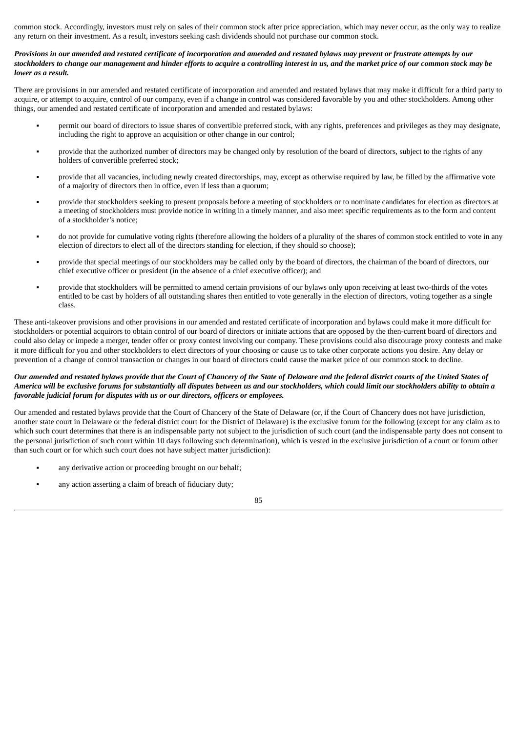common stock. Accordingly, investors must rely on sales of their common stock after price appreciation, which may never occur, as the only way to realize any return on their investment. As a result, investors seeking cash dividends should not purchase our common stock.

***Provisions in our amended and restated certificate of incorporation and amended and restated bylaws may prevent or frustrate attempts by our stockholders to change our management and hinder efforts to acquire a controlling interest in us, and the market price of our common stock may be lower as a result.***

There are provisions in our amended and restated certificate of incorporation and amended and restated bylaws that may make it difficult for a third party to acquire, or attempt to acquire, control of our company, even if a change in control was considered favorable by you and other stockholders. Among other things, our amended and restated certificate of incorporation and amended and restated bylaws:

- permit our board of directors to issue shares of convertible preferred stock, with any rights, preferences and privileges as they may designate, including the right to approve an acquisition or other change in our control;
- provide that the authorized number of directors may be changed only by resolution of the board of directors, subject to the rights of any holders of convertible preferred stock;
- provide that all vacancies, including newly created directorships, may, except as otherwise required by law, be filled by the affirmative vote of a majority of directors then in office, even if less than a quorum;
- provide that stockholders seeking to present proposals before a meeting of stockholders or to nominate candidates for election as directors at a meeting of stockholders must provide notice in writing in a timely manner, and also meet specific requirements as to the form and content of a stockholder's notice;
- do not provide for cumulative voting rights (therefore allowing the holders of a plurality of the shares of common stock entitled to vote in any election of directors to elect all of the directors standing for election, if they should so choose);
- provide that special meetings of our stockholders may be called only by the board of directors, the chairman of the board of directors, our chief executive officer or president (in the absence of a chief executive officer); and
- provide that stockholders will be permitted to amend certain provisions of our bylaws only upon receiving at least two-thirds of the votes entitled to be cast by holders of all outstanding shares then entitled to vote generally in the election of directors, voting together as a single class.

These anti-takeover provisions and other provisions in our amended and restated certificate of incorporation and bylaws could make it more difficult for stockholders or potential acquirors to obtain control of our board of directors or initiate actions that are opposed by the then-current board of directors and could also delay or impede a merger, tender offer or proxy contest involving our company. These provisions could also discourage proxy contests and make it more difficult for you and other stockholders to elect directors of your choosing or cause us to take other corporate actions you desire. Any delay or prevention of a change of control transaction or changes in our board of directors could cause the market price of our common stock to decline.

***Our amended and restated bylaws provide that the Court of Chancery of the State of Delaware and the federal district courts of the United States of America will be exclusive forums for substantially all disputes between us and our stockholders, which could limit our stockholders ability to obtain a favorable judicial forum for disputes with us or our directors, officers or employees.***

Our amended and restated bylaws provide that the Court of Chancery of the State of Delaware (or, if the Court of Chancery does not have jurisdiction, another state court in Delaware or the federal district court for the District of Delaware) is the exclusive forum for the following (except for any claim as to which such court determines that there is an indispensable party not subject to the jurisdiction of such court (and the indispensable party does not consent to the personal jurisdiction of such court within 10 days following such determination), which is vested in the exclusive jurisdiction of a court or forum other than such court or for which such court does not have subject matter jurisdiction):

- any derivative action or proceeding brought on our behalf;
- any action asserting a claim of breach of fiduciary duty;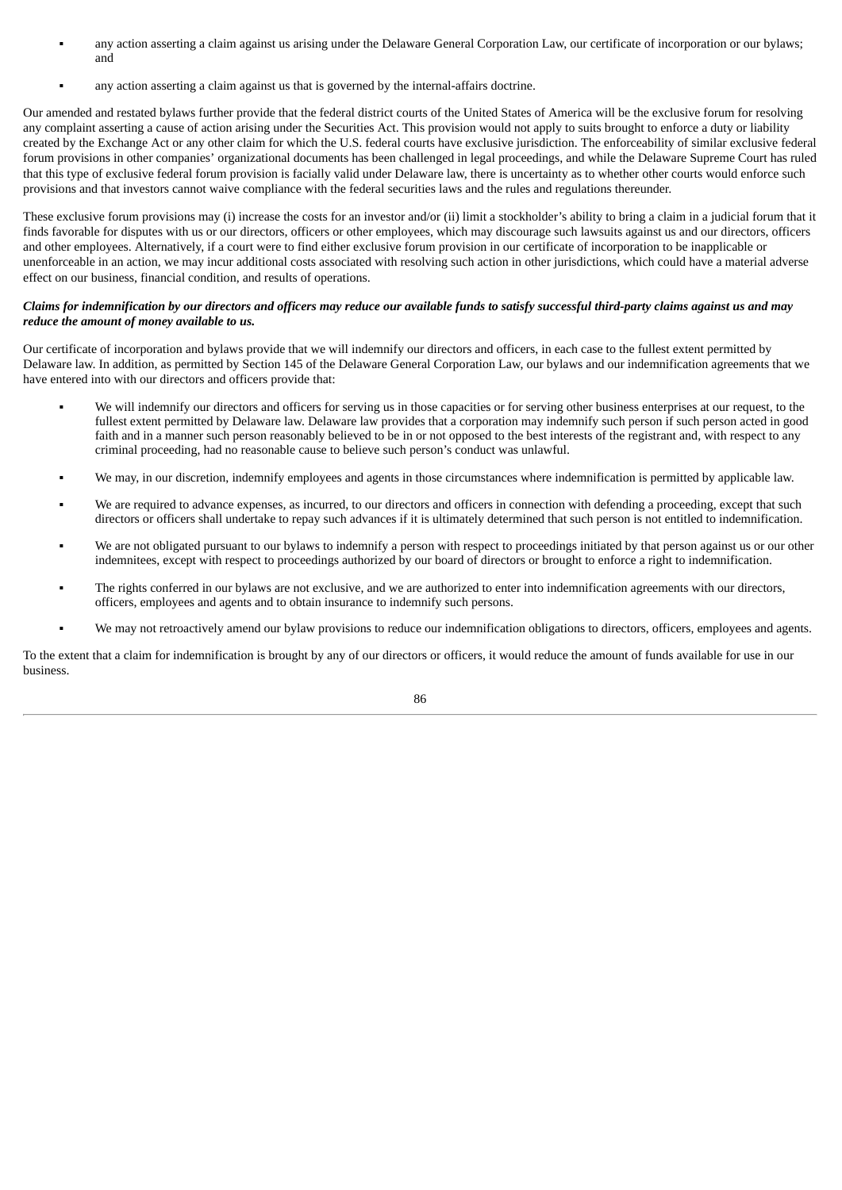- any action asserting a claim against us arising under the Delaware General Corporation Law, our certificate of incorporation or our bylaws; and
- any action asserting a claim against us that is governed by the internal-affairs doctrine.

Our amended and restated bylaws further provide that the federal district courts of the United States of America will be the exclusive forum for resolving any complaint asserting a cause of action arising under the Securities Act. This provision would not apply to suits brought to enforce a duty or liability created by the Exchange Act or any other claim for which the U.S. federal courts have exclusive jurisdiction. The enforceability of similar exclusive federal forum provisions in other companies' organizational documents has been challenged in legal proceedings, and while the Delaware Supreme Court has ruled that this type of exclusive federal forum provision is facially valid under Delaware law, there is uncertainty as to whether other courts would enforce such provisions and that investors cannot waive compliance with the federal securities laws and the rules and regulations thereunder.

These exclusive forum provisions may (i) increase the costs for an investor and/or (ii) limit a stockholder's ability to bring a claim in a judicial forum that it finds favorable for disputes with us or our directors, officers or other employees, which may discourage such lawsuits against us and our directors, officers and other employees. Alternatively, if a court were to find either exclusive forum provision in our certificate of incorporation to be inapplicable or unenforceable in an action, we may incur additional costs associated with resolving such action in other jurisdictions, which could have a material adverse effect on our business, financial condition, and results of operations.

***Claims for indemnification by our directors and officers may reduce our available funds to satisfy successful third-party claims against us and may reduce the amount of money available to us.***

Our certificate of incorporation and bylaws provide that we will indemnify our directors and officers, in each case to the fullest extent permitted by Delaware law. In addition, as permitted by Section 145 of the Delaware General Corporation Law, our bylaws and our indemnification agreements that we have entered into with our directors and officers provide that:

- We will indemnify our directors and officers for serving us in those capacities or for serving other business enterprises at our request, to the fullest extent permitted by Delaware law. Delaware law provides that a corporation may indemnify such person if such person acted in good faith and in a manner such person reasonably believed to be in or not opposed to the best interests of the registrant and, with respect to any criminal proceeding, had no reasonable cause to believe such person's conduct was unlawful.
- We may, in our discretion, indemnify employees and agents in those circumstances where indemnification is permitted by applicable law.
- We are required to advance expenses, as incurred, to our directors and officers in connection with defending a proceeding, except that such directors or officers shall undertake to repay such advances if it is ultimately determined that such person is not entitled to indemnification.
- We are not obligated pursuant to our bylaws to indemnify a person with respect to proceedings initiated by that person against us or our other indemnitees, except with respect to proceedings authorized by our board of directors or brought to enforce a right to indemnification.
- The rights conferred in our bylaws are not exclusive, and we are authorized to enter into indemnification agreements with our directors, officers, employees and agents and to obtain insurance to indemnify such persons.
- We may not retroactively amend our bylaw provisions to reduce our indemnification obligations to directors, officers, employees and agents.

To the extent that a claim for indemnification is brought by any of our directors or officers, it would reduce the amount of funds available for use in our business.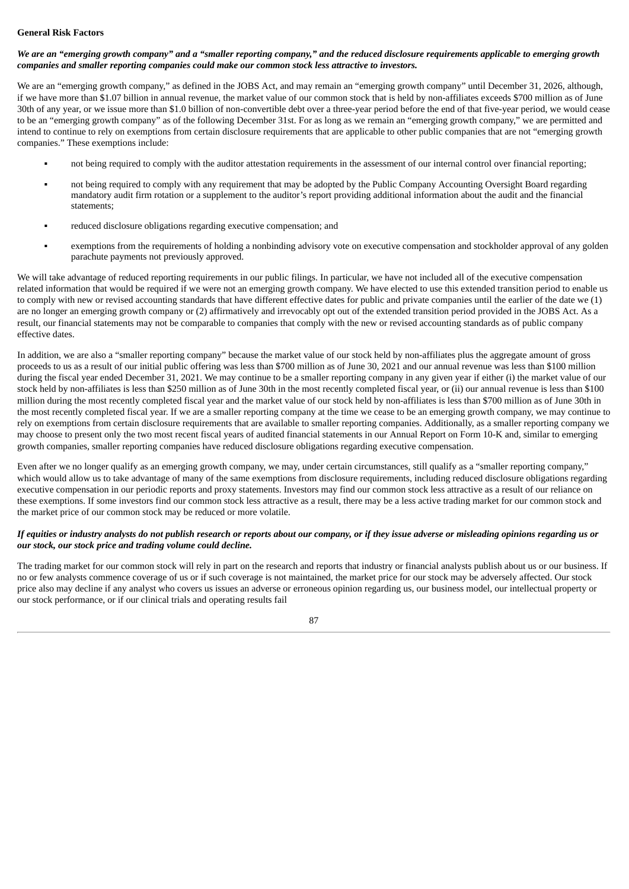**General Risk Factors**

***We are an "emerging growth company" and a "smaller reporting company," and the reduced disclosure requirements applicable to emerging growth companies and smaller reporting companies could make our common stock less attractive to investors.***

We are an "emerging growth company," as defined in the JOBS Act, and may remain an "emerging growth company" until December 31, 2026, although, if we have more than $1.07 billion in annual revenue, the market value of our common stock that is held by non-affiliates exceeds $700 million as of June 30th of any year, or we issue more than $1.0 billion of non-convertible debt over a three-year period before the end of that five-year period, we would cease to be an "emerging growth company" as of the following December 31st. For as long as we remain an "emerging growth company," we are permitted and intend to continue to rely on exemptions from certain disclosure requirements that are applicable to other public companies that are not "emerging growth companies." These exemptions include:

- not being required to comply with the auditor attestation requirements in the assessment of our internal control over financial reporting;
- not being required to comply with any requirement that may be adopted by the Public Company Accounting Oversight Board regarding mandatory audit firm rotation or a supplement to the auditor's report providing additional information about the audit and the financial statements;
- reduced disclosure obligations regarding executive compensation; and
- exemptions from the requirements of holding a nonbinding advisory vote on executive compensation and stockholder approval of any golden parachute payments not previously approved.

We will take advantage of reduced reporting requirements in our public filings. In particular, we have not included all of the executive compensation related information that would be required if we were not an emerging growth company. We have elected to use this extended transition period to enable us to comply with new or revised accounting standards that have different effective dates for public and private companies until the earlier of the date we (1) are no longer an emerging growth company or (2) affirmatively and irrevocably opt out of the extended transition period provided in the JOBS Act. As a result, our financial statements may not be comparable to companies that comply with the new or revised accounting standards as of public company effective dates.

In addition, we are also a "smaller reporting company" because the market value of our stock held by non-affiliates plus the aggregate amount of gross proceeds to us as a result of our initial public offering was less than $700 million as of June 30, 2021 and our annual revenue was less than $100 million during the fiscal year ended December 31, 2021. We may continue to be a smaller reporting company in any given year if either (i) the market value of our stock held by non-affiliates is less than $250 million as of June 30th in the most recently completed fiscal year, or (ii) our annual revenue is less than $100 million during the most recently completed fiscal year and the market value of our stock held by non-affiliates is less than $700 million as of June 30th in the most recently completed fiscal year. If we are a smaller reporting company at the time we cease to be an emerging growth company, we may continue to rely on exemptions from certain disclosure requirements that are available to smaller reporting companies. Additionally, as a smaller reporting company we may choose to present only the two most recent fiscal years of audited financial statements in our Annual Report on Form 10-K and, similar to emerging growth companies, smaller reporting companies have reduced disclosure obligations regarding executive compensation.

Even after we no longer qualify as an emerging growth company, we may, under certain circumstances, still qualify as a "smaller reporting company," which would allow us to take advantage of many of the same exemptions from disclosure requirements, including reduced disclosure obligations regarding executive compensation in our periodic reports and proxy statements. Investors may find our common stock less attractive as a result of our reliance on these exemptions. If some investors find our common stock less attractive as a result, there may be a less active trading market for our common stock and the market price of our common stock may be reduced or more volatile.

***If equities or industry analysts do not publish research or reports about our company, or if they issue adverse or misleading opinions regarding us or our stock, our stock price and trading volume could decline.***

The trading market for our common stock will rely in part on the research and reports that industry or financial analysts publish about us or our business. If no or few analysts commence coverage of us or if such coverage is not maintained, the market price for our stock may be adversely affected. Our stock price also may decline if any analyst who covers us issues an adverse or erroneous opinion regarding us, our business model, our intellectual property or our stock performance, or if our clinical trials and operating results fail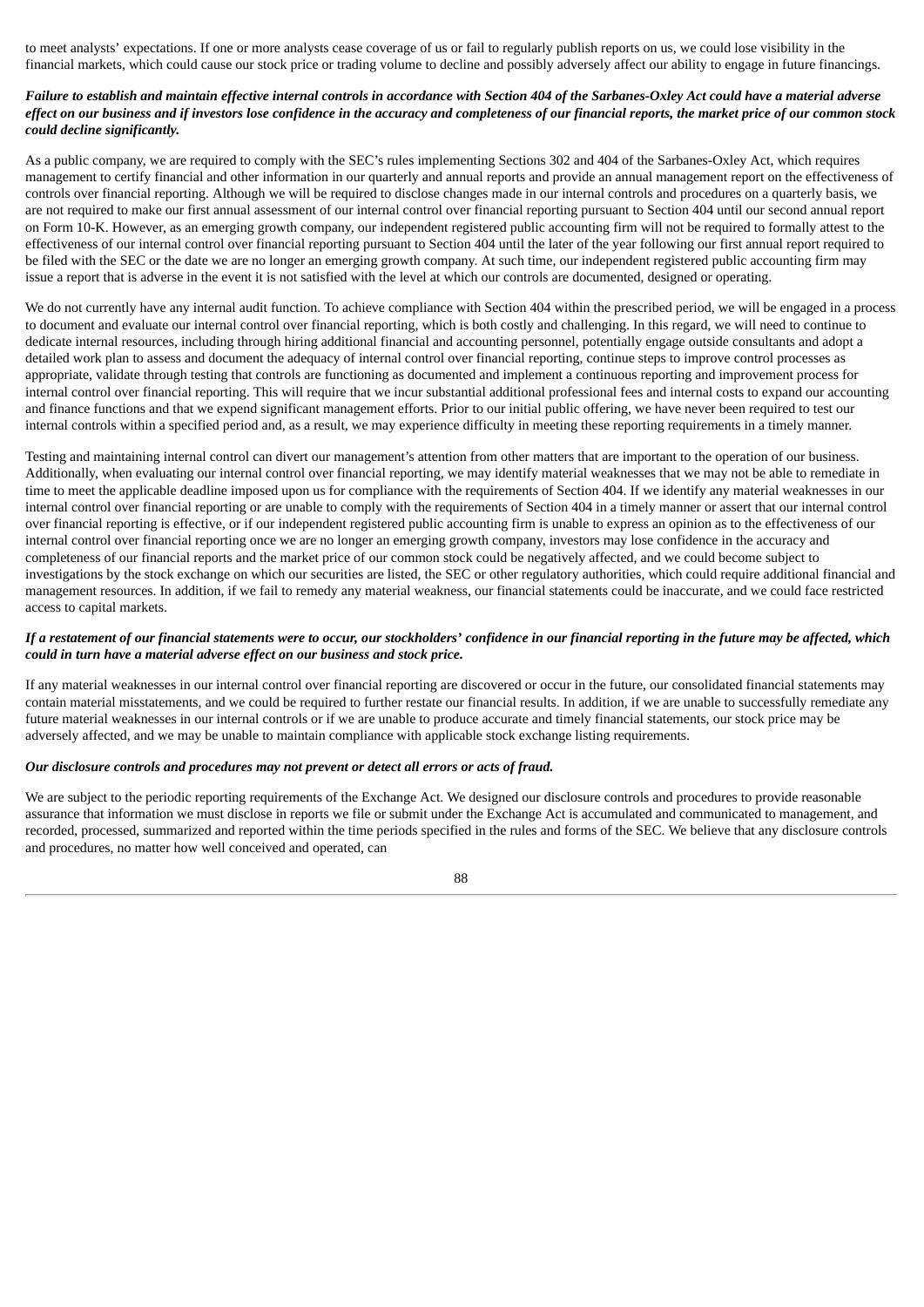to meet analysts' expectations. If one or more analysts cease coverage of us or fail to regularly publish reports on us, we could lose visibility in the financial markets, which could cause our stock price or trading volume to decline and possibly adversely affect our ability to engage in future financings.

***Failure to establish and maintain effective internal controls in accordance with Section 404 of the Sarbanes-Oxley Act could have a material adverse effect on our business and if investors lose confidence in the accuracy and completeness of our financial reports, the market price of our common stock could decline significantly.***

As a public company, we are required to comply with the SEC's rules implementing Sections 302 and 404 of the Sarbanes-Oxley Act, which requires management to certify financial and other information in our quarterly and annual reports and provide an annual management report on the effectiveness of controls over financial reporting. Although we will be required to disclose changes made in our internal controls and procedures on a quarterly basis, we are not required to make our first annual assessment of our internal control over financial reporting pursuant to Section 404 until our second annual report on Form 10-K. However, as an emerging growth company, our independent registered public accounting firm will not be required to formally attest to the effectiveness of our internal control over financial reporting pursuant to Section 404 until the later of the year following our first annual report required to be filed with the SEC or the date we are no longer an emerging growth company. At such time, our independent registered public accounting firm may issue a report that is adverse in the event it is not satisfied with the level at which our controls are documented, designed or operating.

We do not currently have any internal audit function. To achieve compliance with Section 404 within the prescribed period, we will be engaged in a process to document and evaluate our internal control over financial reporting, which is both costly and challenging. In this regard, we will need to continue to dedicate internal resources, including through hiring additional financial and accounting personnel, potentially engage outside consultants and adopt a detailed work plan to assess and document the adequacy of internal control over financial reporting, continue steps to improve control processes as appropriate, validate through testing that controls are functioning as documented and implement a continuous reporting and improvement process for internal control over financial reporting. This will require that we incur substantial additional professional fees and internal costs to expand our accounting and finance functions and that we expend significant management efforts. Prior to our initial public offering, we have never been required to test our internal controls within a specified period and, as a result, we may experience difficulty in meeting these reporting requirements in a timely manner.

Testing and maintaining internal control can divert our management's attention from other matters that are important to the operation of our business. Additionally, when evaluating our internal control over financial reporting, we may identify material weaknesses that we may not be able to remediate in time to meet the applicable deadline imposed upon us for compliance with the requirements of Section 404. If we identify any material weaknesses in our internal control over financial reporting or are unable to comply with the requirements of Section 404 in a timely manner or assert that our internal control over financial reporting is effective, or if our independent registered public accounting firm is unable to express an opinion as to the effectiveness of our internal control over financial reporting once we are no longer an emerging growth company, investors may lose confidence in the accuracy and completeness of our financial reports and the market price of our common stock could be negatively affected, and we could become subject to investigations by the stock exchange on which our securities are listed, the SEC or other regulatory authorities, which could require additional financial and management resources. In addition, if we fail to remedy any material weakness, our financial statements could be inaccurate, and we could face restricted access to capital markets.

***If a restatement of our financial statements were to occur, our stockholders' confidence in our financial reporting in the future may be affected, which could in turn have a material adverse effect on our business and stock price.***

If any material weaknesses in our internal control over financial reporting are discovered or occur in the future, our consolidated financial statements may contain material misstatements, and we could be required to further restate our financial results. In addition, if we are unable to successfully remediate any future material weaknesses in our internal controls or if we are unable to produce accurate and timely financial statements, our stock price may be adversely affected, and we may be unable to maintain compliance with applicable stock exchange listing requirements.

***Our disclosure controls and procedures may not prevent or detect all errors or acts of fraud.***

We are subject to the periodic reporting requirements of the Exchange Act. We designed our disclosure controls and procedures to provide reasonable assurance that information we must disclose in reports we file or submit under the Exchange Act is accumulated and communicated to management, and recorded, processed, summarized and reported within the time periods specified in the rules and forms of the SEC. We believe that any disclosure controls and procedures, no matter how well conceived and operated, can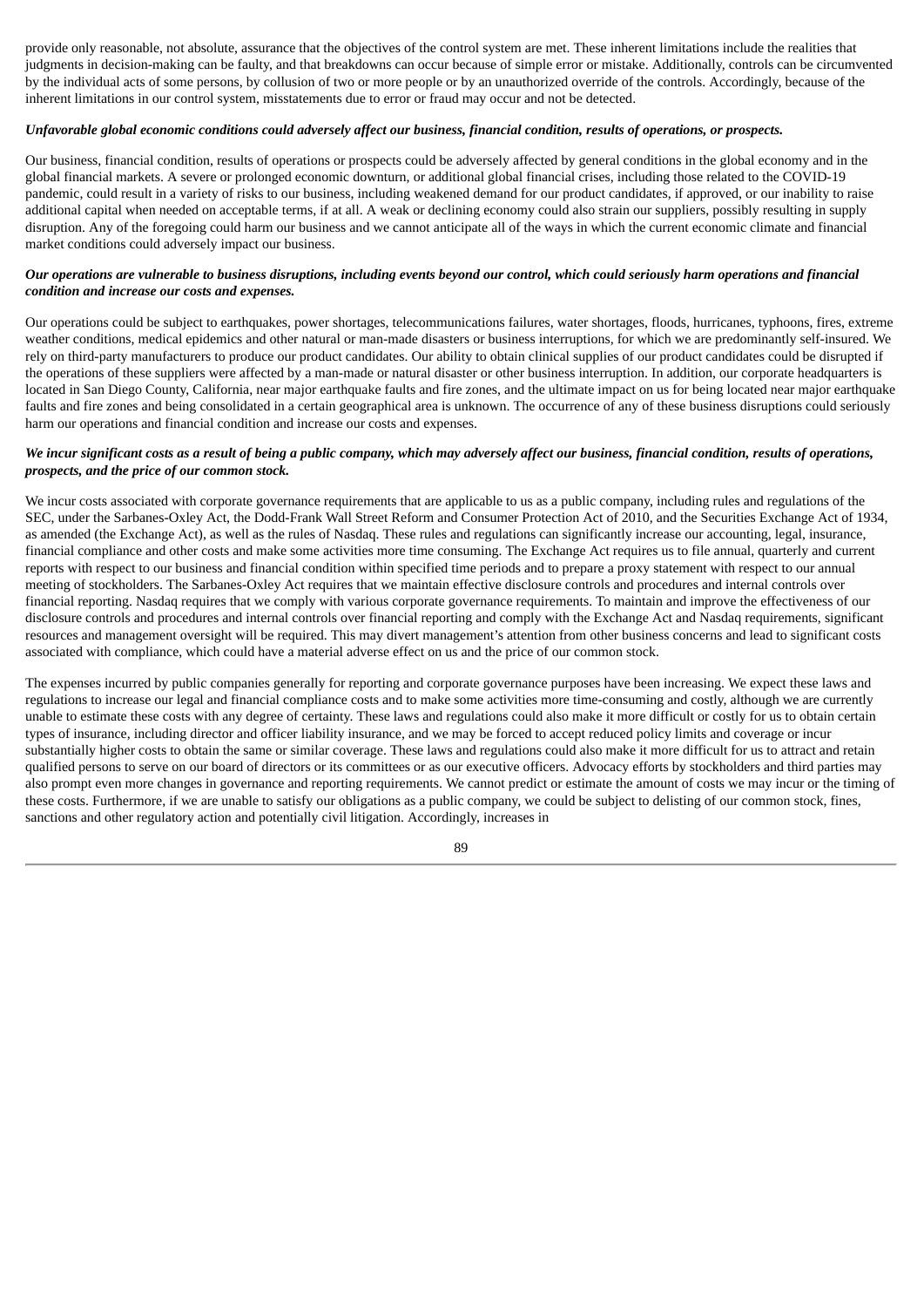provide only reasonable, not absolute, assurance that the objectives of the control system are met. These inherent limitations include the realities that judgments in decision-making can be faulty, and that breakdowns can occur because of simple error or mistake. Additionally, controls can be circumvented by the individual acts of some persons, by collusion of two or more people or by an unauthorized override of the controls. Accordingly, because of the inherent limitations in our control system, misstatements due to error or fraud may occur and not be detected.

***Unfavorable global economic conditions could adversely affect our business, financial condition, results of operations, or prospects.***

Our business, financial condition, results of operations or prospects could be adversely affected by general conditions in the global economy and in the global financial markets. A severe or prolonged economic downturn, or additional global financial crises, including those related to the COVID-19 pandemic, could result in a variety of risks to our business, including weakened demand for our product candidates, if approved, or our inability to raise additional capital when needed on acceptable terms, if at all. A weak or declining economy could also strain our suppliers, possibly resulting in supply disruption. Any of the foregoing could harm our business and we cannot anticipate all of the ways in which the current economic climate and financial market conditions could adversely impact our business.

***Our operations are vulnerable to business disruptions, including events beyond our control, which could seriously harm operations and financial condition and increase our costs and expenses.***

Our operations could be subject to earthquakes, power shortages, telecommunications failures, water shortages, floods, hurricanes, typhoons, fires, extreme weather conditions, medical epidemics and other natural or man-made disasters or business interruptions, for which we are predominantly self-insured. We rely on third-party manufacturers to produce our product candidates. Our ability to obtain clinical supplies of our product candidates could be disrupted if the operations of these suppliers were affected by a man-made or natural disaster or other business interruption. In addition, our corporate headquarters is located in San Diego County, California, near major earthquake faults and fire zones, and the ultimate impact on us for being located near major earthquake faults and fire zones and being consolidated in a certain geographical area is unknown. The occurrence of any of these business disruptions could seriously harm our operations and financial condition and increase our costs and expenses.

***We incur significant costs as a result of being a public company, which may adversely affect our business, financial condition, results of operations, prospects, and the price of our common stock.***

We incur costs associated with corporate governance requirements that are applicable to us as a public company, including rules and regulations of the SEC, under the Sarbanes-Oxley Act, the Dodd-Frank Wall Street Reform and Consumer Protection Act of 2010, and the Securities Exchange Act of 1934, as amended (the Exchange Act), as well as the rules of Nasdaq. These rules and regulations can significantly increase our accounting, legal, insurance, financial compliance and other costs and make some activities more time consuming. The Exchange Act requires us to file annual, quarterly and current reports with respect to our business and financial condition within specified time periods and to prepare a proxy statement with respect to our annual meeting of stockholders. The Sarbanes-Oxley Act requires that we maintain effective disclosure controls and procedures and internal controls over financial reporting. Nasdaq requires that we comply with various corporate governance requirements. To maintain and improve the effectiveness of our disclosure controls and procedures and internal controls over financial reporting and comply with the Exchange Act and Nasdaq requirements, significant resources and management oversight will be required. This may divert management's attention from other business concerns and lead to significant costs associated with compliance, which could have a material adverse effect on us and the price of our common stock.

The expenses incurred by public companies generally for reporting and corporate governance purposes have been increasing. We expect these laws and regulations to increase our legal and financial compliance costs and to make some activities more time-consuming and costly, although we are currently unable to estimate these costs with any degree of certainty. These laws and regulations could also make it more difficult or costly for us to obtain certain types of insurance, including director and officer liability insurance, and we may be forced to accept reduced policy limits and coverage or incur substantially higher costs to obtain the same or similar coverage. These laws and regulations could also make it more difficult for us to attract and retain qualified persons to serve on our board of directors or its committees or as our executive officers. Advocacy efforts by stockholders and third parties may also prompt even more changes in governance and reporting requirements. We cannot predict or estimate the amount of costs we may incur or the timing of these costs. Furthermore, if we are unable to satisfy our obligations as a public company, we could be subject to delisting of our common stock, fines, sanctions and other regulatory action and potentially civil litigation. Accordingly, increases in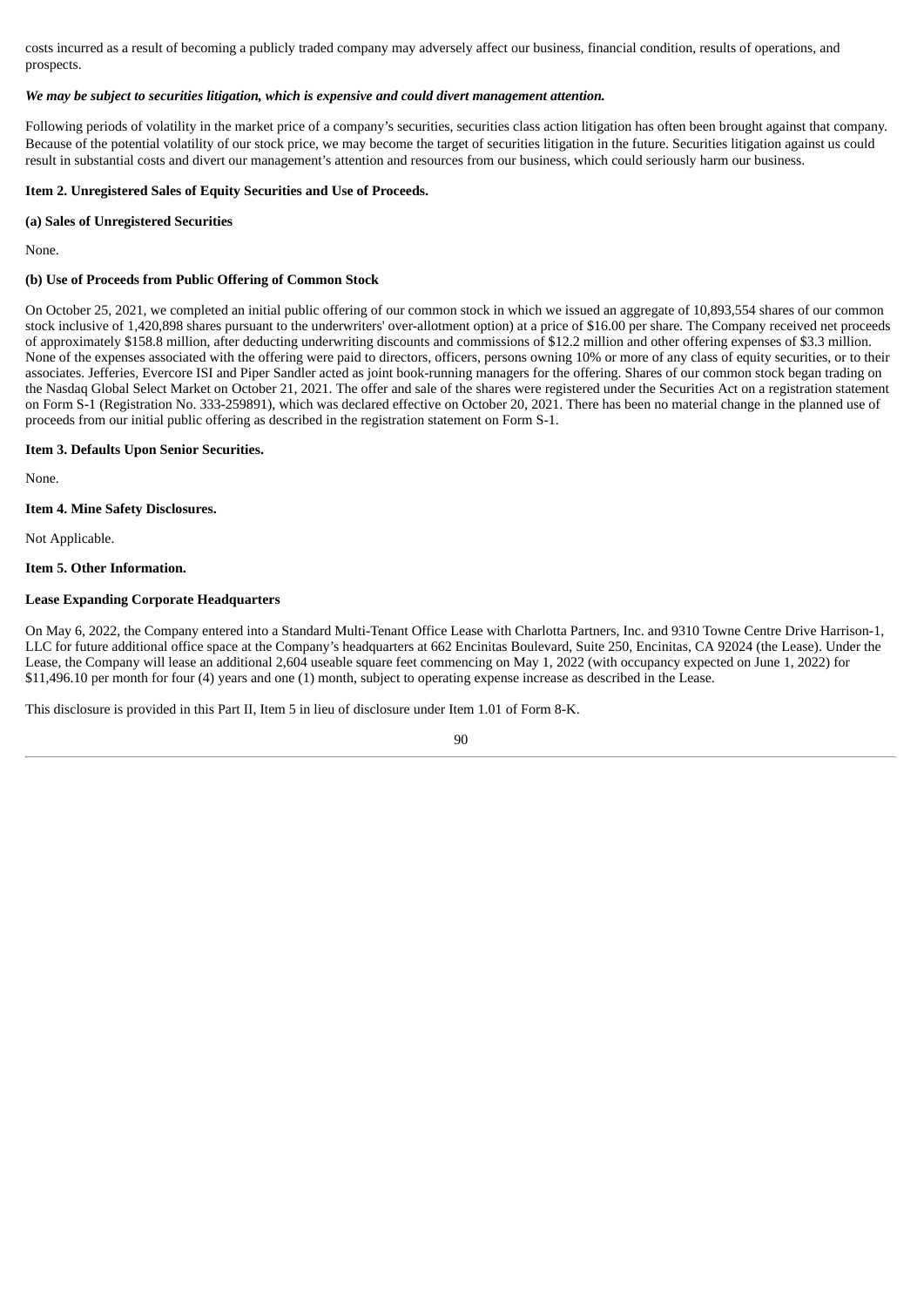costs incurred as a result of becoming a publicly traded company may adversely affect our business, financial condition, results of operations, and prospects.

***We may be subject to securities litigation, which is expensive and could divert management attention.***

Following periods of volatility in the market price of a company's securities, securities class action litigation has often been brought against that company. Because of the potential volatility of our stock price, we may become the target of securities litigation in the future. Securities litigation against us could result in substantial costs and divert our management's attention and resources from our business, which could seriously harm our business.

**Item 2. Unregistered Sales of Equity Securities and Use of Proceeds.**

**(a) Sales of Unregistered Securities**

None.

**(b) Use of Proceeds from Public Offering of Common Stock**

On October 25, 2021, we completed an initial public offering of our common stock in which we issued an aggregate of 10,893,554 shares of our common stock inclusive of 1,420,898 shares pursuant to the underwriters' over-allotment option) at a price of $16.00 per share. The Company received net proceeds of approximately $158.8 million, after deducting underwriting discounts and commissions of $12.2 million and other offering expenses of $3.3 million. None of the expenses associated with the offering were paid to directors, officers, persons owning 10% or more of any class of equity securities, or to their associates. Jefferies, Evercore ISI and Piper Sandler acted as joint book-running managers for the offering. Shares of our common stock began trading on the Nasdaq Global Select Market on October 21, 2021. The offer and sale of the shares were registered under the Securities Act on a registration statement on Form S-1 (Registration No. 333-259891), which was declared effective on October 20, 2021. There has been no material change in the planned use of proceeds from our initial public offering as described in the registration statement on Form S-1.

**Item 3. Defaults Upon Senior Securities.**

None.

**Item 4. Mine Safety Disclosures.**

Not Applicable.

**Item 5. Other Information.**

**Lease Expanding Corporate Headquarters**

On May 6, 2022, the Company entered into a Standard Multi-Tenant Office Lease with Charlotta Partners, Inc. and 9310 Towne Centre Drive Harrison-1, LLC for future additional office space at the Company's headquarters at 662 Encinitas Boulevard, Suite 250, Encinitas, CA 92024 (the Lease). Under the Lease, the Company will lease an additional 2,604 useable square feet commencing on May 1, 2022 (with occupancy expected on June 1, 2022) for $11,496.10 per month for four (4) years and one (1) month, subject to operating expense increase as described in the Lease.

This disclosure is provided in this Part II, Item 5 in lieu of disclosure under Item 1.01 of Form 8-K.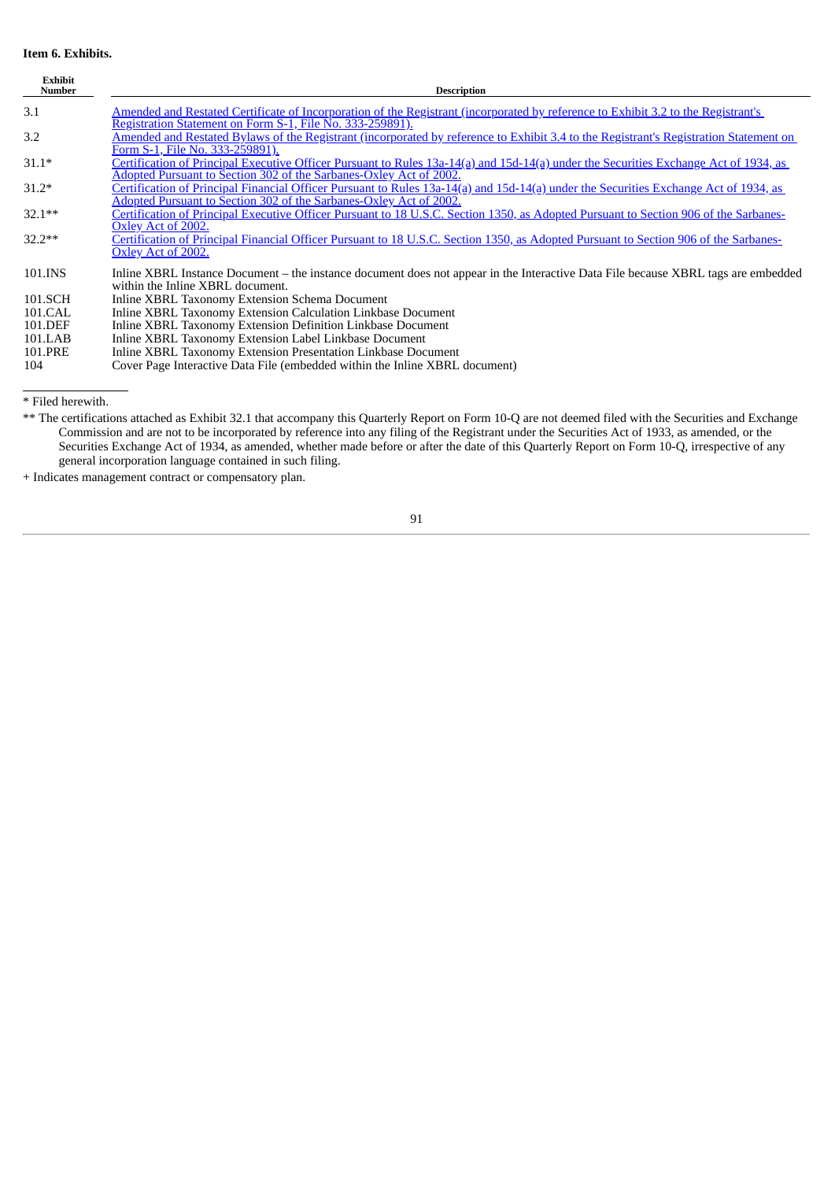**Item 6. Exhibits.**

| Exhibit Number | Description |
|---|---|
| 3.1 | Amended and Restated Certificate of Incorporation of the Registrant (incorporated by reference to Exhibit 3.2 to the Registrant's Registration Statement on Form S-1, File No. 333-259891). |
| 3.2 | Amended and Restated Bylaws of the Registrant (incorporated by reference to Exhibit 3.4 to the Registrant's Registration Statement on Form S-1, File No. 333-259891). |
| 31.1* | Certification of Principal Executive Officer Pursuant to Rules 13a-14(a) and 15d-14(a) under the Securities Exchange Act of 1934, as Adopted Pursuant to Section 302 of the Sarbanes-Oxley Act of 2002. |
| 31.2* | Certification of Principal Financial Officer Pursuant to Rules 13a-14(a) and 15d-14(a) under the Securities Exchange Act of 1934, as Adopted Pursuant to Section 302 of the Sarbanes-Oxley Act of 2002. |
| 32.1** | Certification of Principal Executive Officer Pursuant to 18 U.S.C. Section 1350, as Adopted Pursuant to Section 906 of the Sarbanes-Oxley Act of 2002. |
| 32.2** | Certification of Principal Financial Officer Pursuant to 18 U.S.C. Section 1350, as Adopted Pursuant to Section 906 of the Sarbanes-Oxley Act of 2002. |
| 101.INS | Inline XBRL Instance Document – the instance document does not appear in the Interactive Data File because XBRL tags are embedded within the Inline XBRL document. |
| 101.SCH | Inline XBRL Taxonomy Extension Schema Document |
| 101.CAL | Inline XBRL Taxonomy Extension Calculation Linkbase Document |
| 101.DEF | Inline XBRL Taxonomy Extension Definition Linkbase Document |
| 101.LAB | Inline XBRL Taxonomy Extension Label Linkbase Document |
| 101.PRE | Inline XBRL Taxonomy Extension Presentation Linkbase Document |
| 104 | Cover Page Interactive Data File (embedded within the Inline XBRL document) |

* Filed herewith.

** The certifications attached as Exhibit 32.1 that accompany this Quarterly Report on Form 10-Q are not deemed filed with the Securities and Exchange Commission and are not to be incorporated by reference into any filing of the Registrant under the Securities Act of 1933, as amended, or the Securities Exchange Act of 1934, as amended, whether made before or after the date of this Quarterly Report on Form 10-Q, irrespective of any general incorporation language contained in such filing.

+ Indicates management contract or compensatory plan.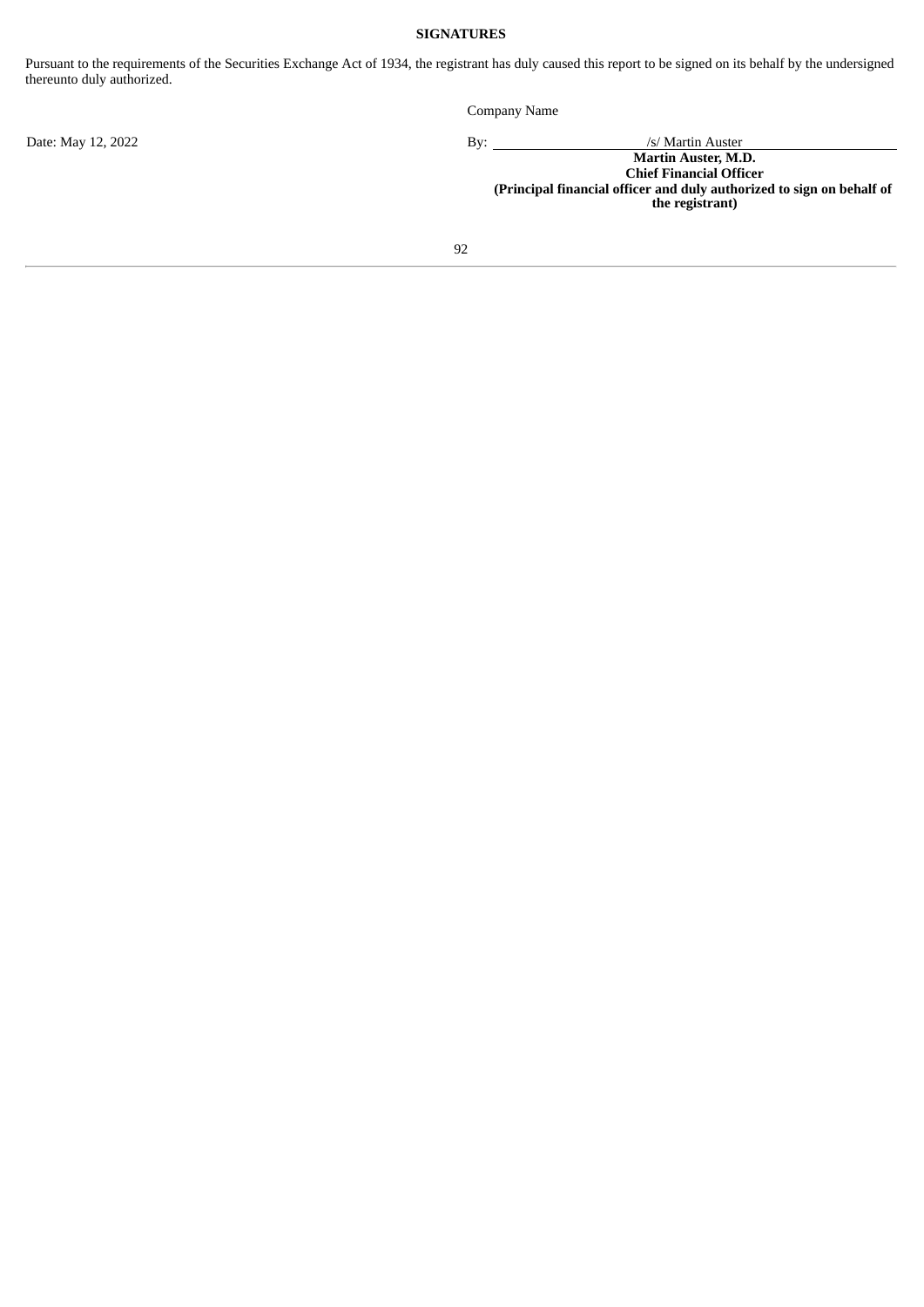**SIGNATURES**

Pursuant to the requirements of the Securities Exchange Act of 1934, the registrant has duly caused this report to be signed on its behalf by the undersigned thereunto duly authorized.

| | Company Name |
|---|---|
| Date: May 12, 2022 | By: /s/ Martin Auster |
| | **Martin Auster, M.D.** |
| | **Chief Financial Officer** |
| | **(Principal financial officer and duly authorized to sign on behalf of the registrant)** |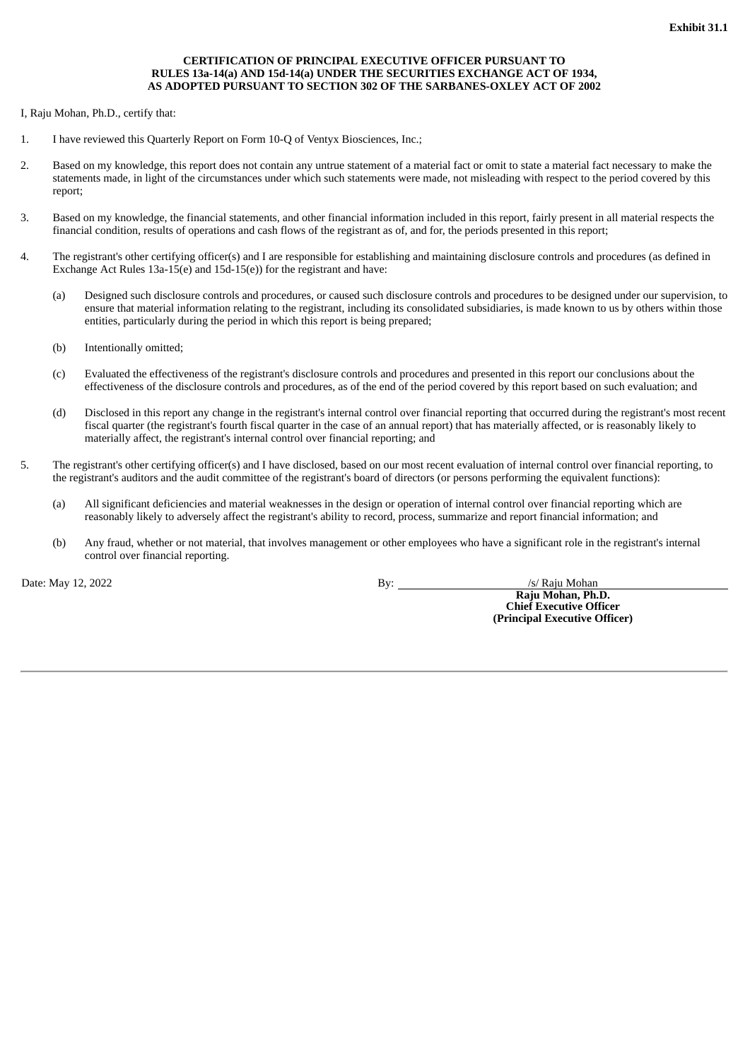**Exhibit 31.1**

**CERTIFICATION OF PRINCIPAL EXECUTIVE OFFICER PURSUANT TO RULES 13a-14(a) AND 15d-14(a) UNDER THE SECURITIES EXCHANGE ACT OF 1934, AS ADOPTED PURSUANT TO SECTION 302 OF THE SARBANES-OXLEY ACT OF 2002**

I, Raju Mohan, Ph.D., certify that:

1. I have reviewed this Quarterly Report on Form 10-Q of Ventyx Biosciences, Inc.;

2. Based on my knowledge, this report does not contain any untrue statement of a material fact or omit to state a material fact necessary to make the statements made, in light of the circumstances under which such statements were made, not misleading with respect to the period covered by this report;

3. Based on my knowledge, the financial statements, and other financial information included in this report, fairly present in all material respects the financial condition, results of operations and cash flows of the registrant as of, and for, the periods presented in this report;

4. The registrant's other certifying officer(s) and I are responsible for establishing and maintaining disclosure controls and procedures (as defined in Exchange Act Rules 13a-15(e) and 15d-15(e)) for the registrant and have:

   (a) Designed such disclosure controls and procedures, or caused such disclosure controls and procedures to be designed under our supervision, to ensure that material information relating to the registrant, including its consolidated subsidiaries, is made known to us by others within those entities, particularly during the period in which this report is being prepared;

   (b) Intentionally omitted;

   (c) Evaluated the effectiveness of the registrant's disclosure controls and procedures and presented in this report our conclusions about the effectiveness of the disclosure controls and procedures, as of the end of the period covered by this report based on such evaluation; and

   (d) Disclosed in this report any change in the registrant's internal control over financial reporting that occurred during the registrant's most recent fiscal quarter (the registrant's fourth fiscal quarter in the case of an annual report) that has materially affected, or is reasonably likely to materially affect, the registrant's internal control over financial reporting; and

5. The registrant's other certifying officer(s) and I have disclosed, based on our most recent evaluation of internal control over financial reporting, to the registrant's auditors and the audit committee of the registrant's board of directors (or persons performing the equivalent functions):

   (a) All significant deficiencies and material weaknesses in the design or operation of internal control over financial reporting which are reasonably likely to adversely affect the registrant's ability to record, process, summarize and report financial information; and

   (b) Any fraud, whether or not material, that involves management or other employees who have a significant role in the registrant's internal control over financial reporting.

Date: May 12, 2022

By: /s/ Raju Mohan
**Raju Mohan, Ph.D.**
**Chief Executive Officer**
**(Principal Executive Officer)**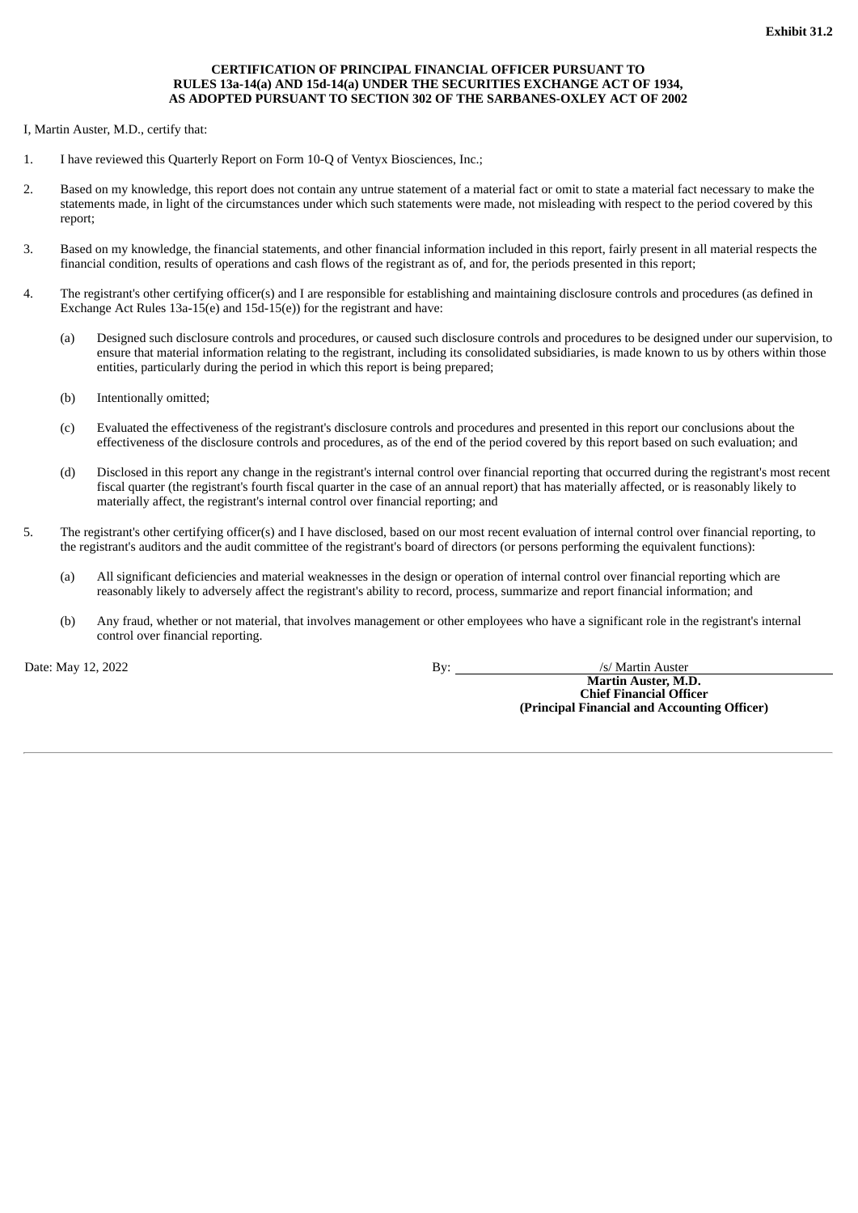**Exhibit 31.2**

**CERTIFICATION OF PRINCIPAL FINANCIAL OFFICER PURSUANT TO RULES 13a-14(a) AND 15d-14(a) UNDER THE SECURITIES EXCHANGE ACT OF 1934, AS ADOPTED PURSUANT TO SECTION 302 OF THE SARBANES-OXLEY ACT OF 2002**

I, Martin Auster, M.D., certify that:

1. I have reviewed this Quarterly Report on Form 10-Q of Ventyx Biosciences, Inc.;

2. Based on my knowledge, this report does not contain any untrue statement of a material fact or omit to state a material fact necessary to make the statements made, in light of the circumstances under which such statements were made, not misleading with respect to the period covered by this report;

3. Based on my knowledge, the financial statements, and other financial information included in this report, fairly present in all material respects the financial condition, results of operations and cash flows of the registrant as of, and for, the periods presented in this report;

4. The registrant's other certifying officer(s) and I are responsible for establishing and maintaining disclosure controls and procedures (as defined in Exchange Act Rules 13a-15(e) and 15d-15(e)) for the registrant and have:

   (a) Designed such disclosure controls and procedures, or caused such disclosure controls and procedures to be designed under our supervision, to ensure that material information relating to the registrant, including its consolidated subsidiaries, is made known to us by others within those entities, particularly during the period in which this report is being prepared;

   (b) Intentionally omitted;

   (c) Evaluated the effectiveness of the registrant's disclosure controls and procedures and presented in this report our conclusions about the effectiveness of the disclosure controls and procedures, as of the end of the period covered by this report based on such evaluation; and

   (d) Disclosed in this report any change in the registrant's internal control over financial reporting that occurred during the registrant's most recent fiscal quarter (the registrant's fourth fiscal quarter in the case of an annual report) that has materially affected, or is reasonably likely to materially affect, the registrant's internal control over financial reporting; and

5. The registrant's other certifying officer(s) and I have disclosed, based on our most recent evaluation of internal control over financial reporting, to the registrant's auditors and the audit committee of the registrant's board of directors (or persons performing the equivalent functions):

   (a) All significant deficiencies and material weaknesses in the design or operation of internal control over financial reporting which are reasonably likely to adversely affect the registrant's ability to record, process, summarize and report financial information; and

   (b) Any fraud, whether or not material, that involves management or other employees who have a significant role in the registrant's internal control over financial reporting.

Date: May 12, 2022

By: /s/ Martin Auster
**Martin Auster, M.D.**
**Chief Financial Officer**
**(Principal Financial and Accounting Officer)**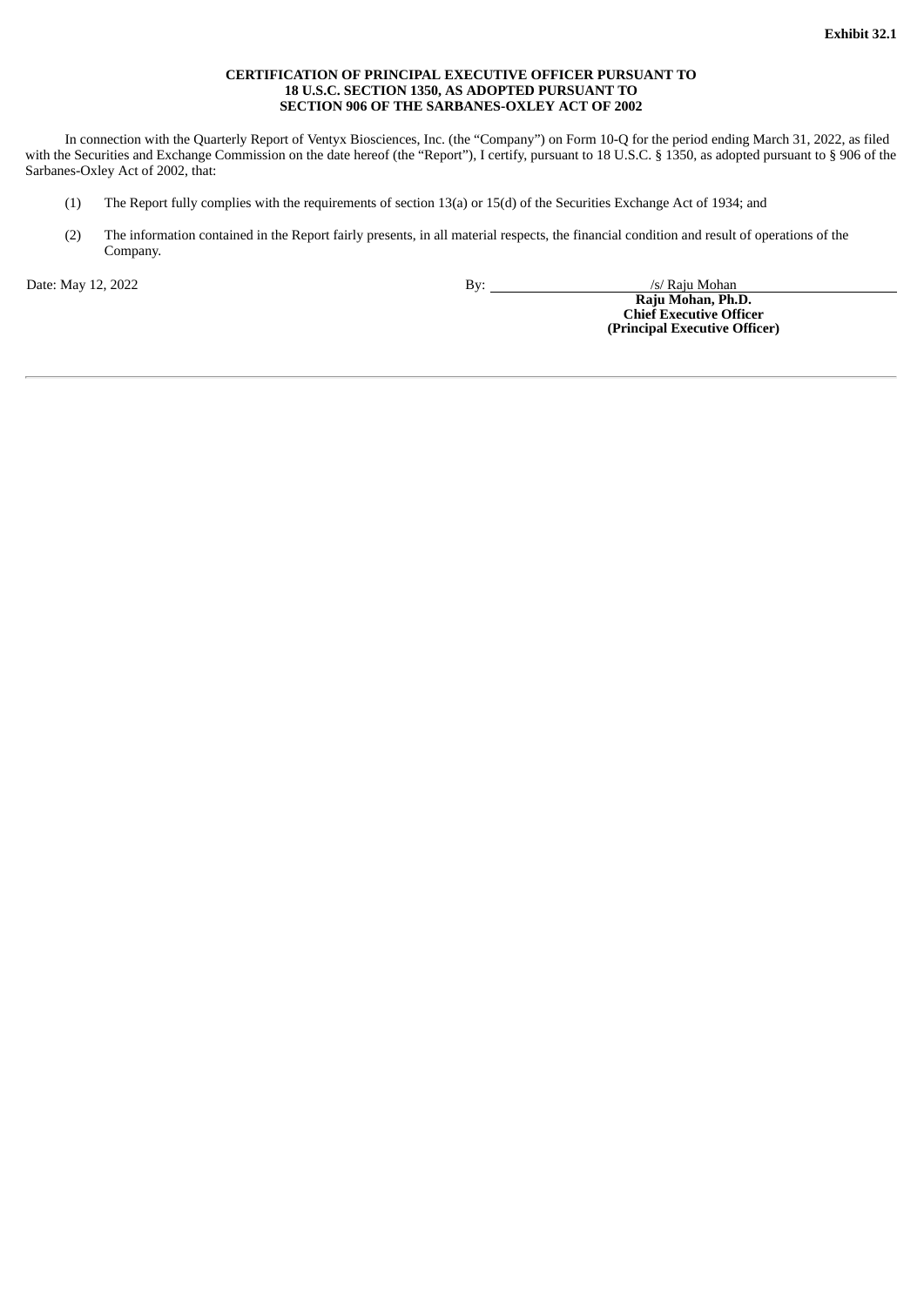**Exhibit 32.1**

**CERTIFICATION OF PRINCIPAL EXECUTIVE OFFICER PURSUANT TO 18 U.S.C. SECTION 1350, AS ADOPTED PURSUANT TO SECTION 906 OF THE SARBANES-OXLEY ACT OF 2002**

In connection with the Quarterly Report of Ventyx Biosciences, Inc. (the "Company") on Form 10-Q for the period ending March 31, 2022, as filed with the Securities and Exchange Commission on the date hereof (the "Report"), I certify, pursuant to 18 U.S.C. § 1350, as adopted pursuant to § 906 of the Sarbanes-Oxley Act of 2002, that:

(1) The Report fully complies with the requirements of section 13(a) or 15(d) of the Securities Exchange Act of 1934; and

(2) The information contained in the Report fairly presents, in all material respects, the financial condition and result of operations of the Company.

Date: May 12, 2022

By: /s/ Raju Mohan
**Raju Mohan, Ph.D.**
**Chief Executive Officer**
**(Principal Executive Officer)**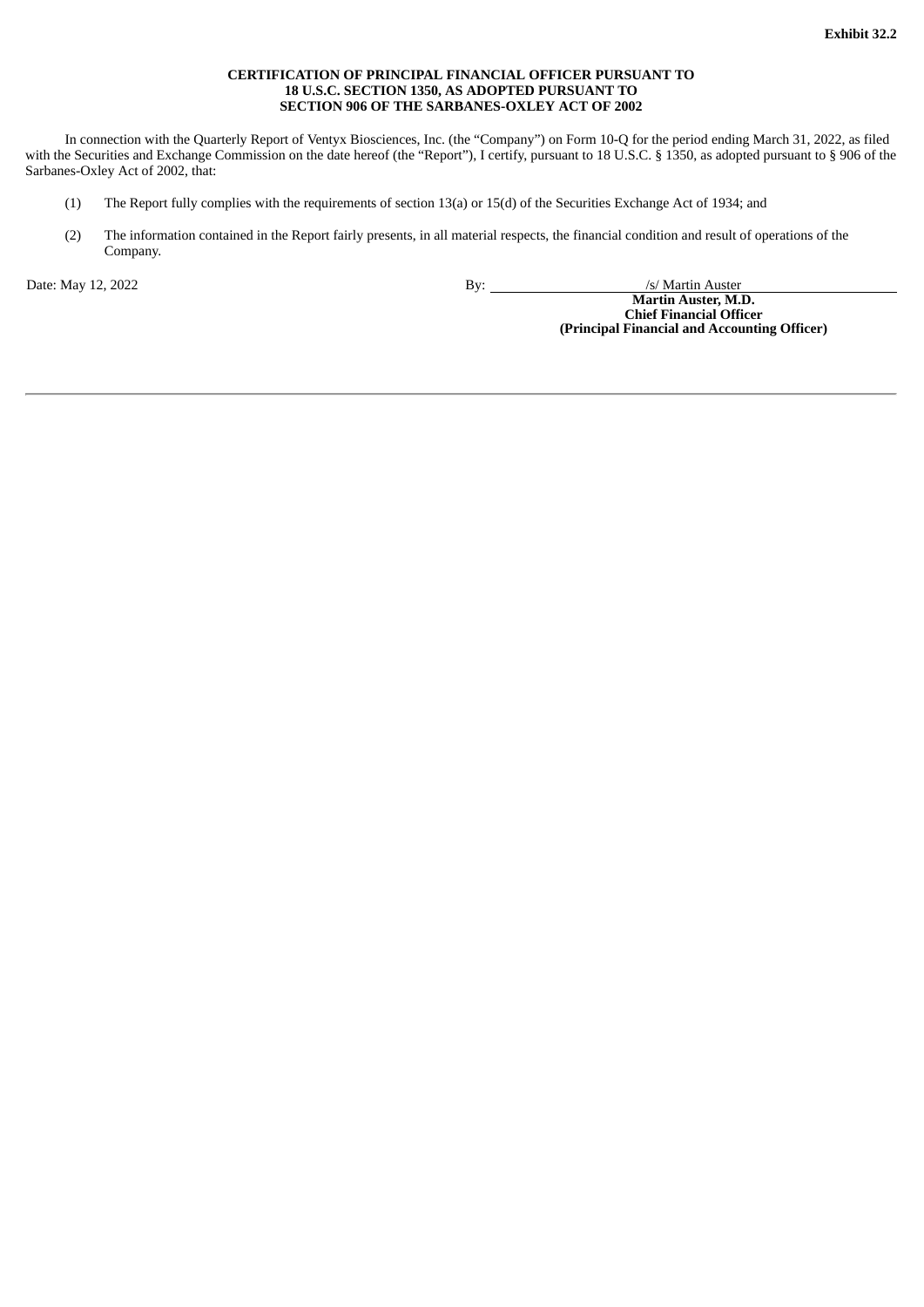**Exhibit 32.2**

**CERTIFICATION OF PRINCIPAL FINANCIAL OFFICER PURSUANT TO 18 U.S.C. SECTION 1350, AS ADOPTED PURSUANT TO SECTION 906 OF THE SARBANES-OXLEY ACT OF 2002**

In connection with the Quarterly Report of Ventyx Biosciences, Inc. (the "Company") on Form 10-Q for the period ending March 31, 2022, as filed with the Securities and Exchange Commission on the date hereof (the "Report"), I certify, pursuant to 18 U.S.C. § 1350, as adopted pursuant to § 906 of the Sarbanes-Oxley Act of 2002, that:

(1) The Report fully complies with the requirements of section 13(a) or 15(d) of the Securities Exchange Act of 1934; and

(2) The information contained in the Report fairly presents, in all material respects, the financial condition and result of operations of the Company.

Date: May 12, 2022

By: /s/ Martin Auster

**Martin Auster, M.D.**
**Chief Financial Officer**
**(Principal Financial and Accounting Officer)**